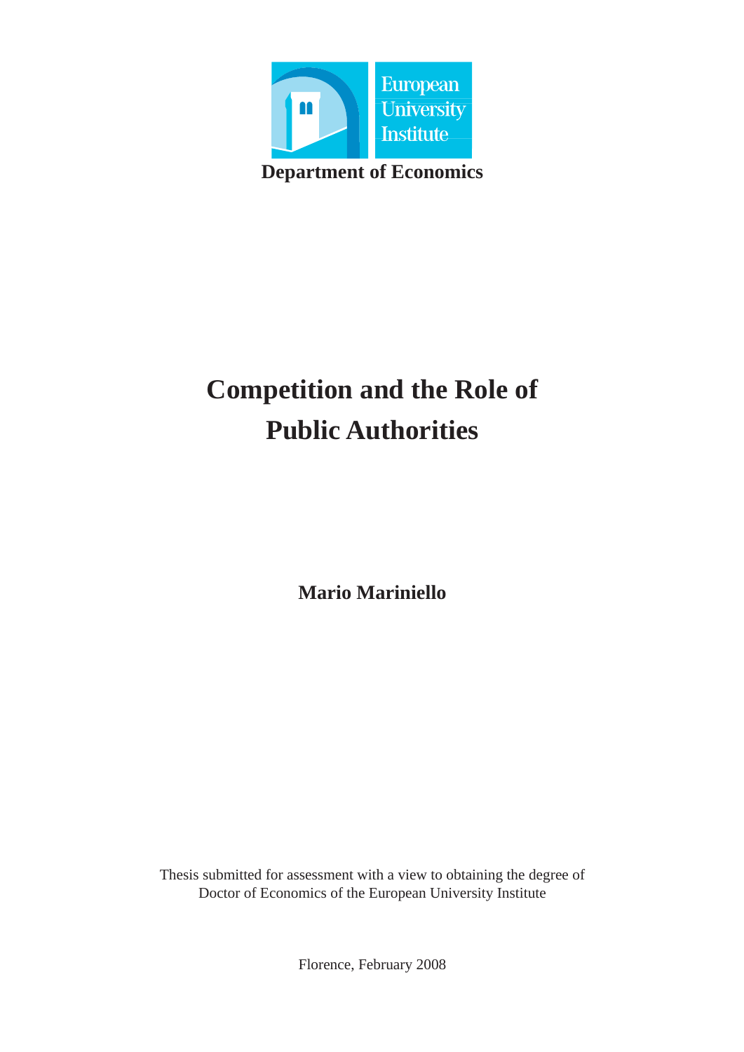European University Institute

**Department of Economics**

# Competition and the Role of Public Authorities

**Mario Mariniello**

Thesis submitted for assessment with a view to obtaining the degree of Doctor of Economics of the European University Institute

Florence, February 2008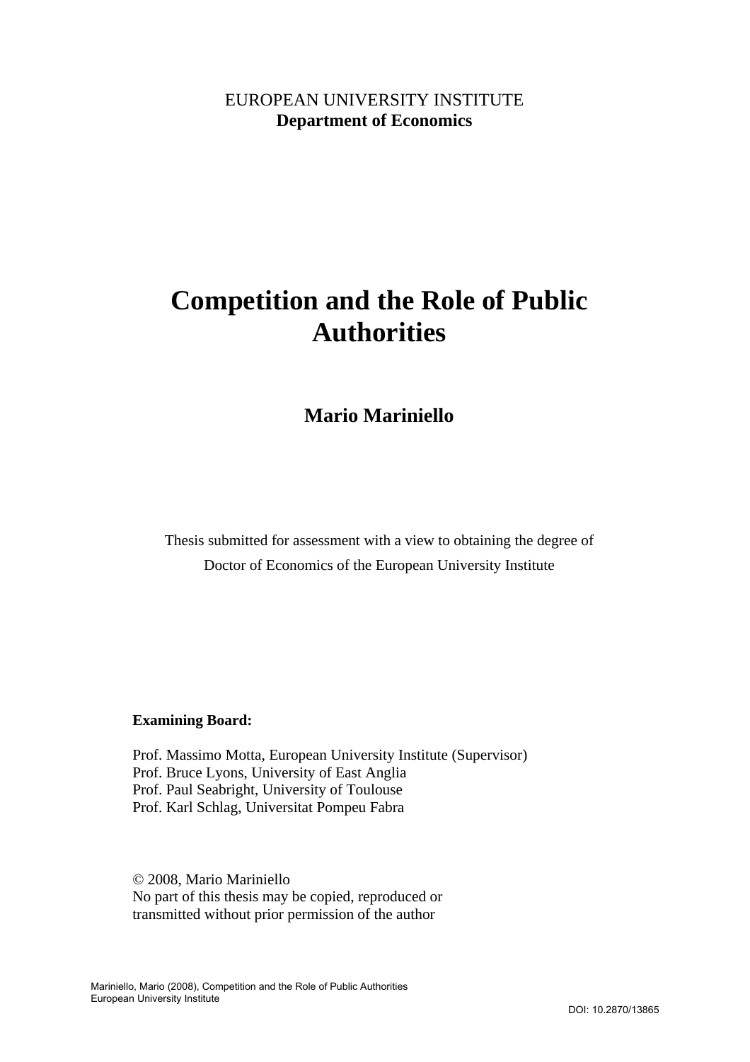EUROPEAN UNIVERSITY INSTITUTE
**Department of Economics**

# Competition and the Role of Public Authorities

## Mario Mariniello

Thesis submitted for assessment with a view to obtaining the degree of Doctor of Economics of the European University Institute

**Examining Board:**

Prof. Massimo Motta, European University Institute (Supervisor)
Prof. Bruce Lyons, University of East Anglia
Prof. Paul Seabright, University of Toulouse
Prof. Karl Schlag, Universitat Pompeu Fabra

© 2008, Mario Mariniello
No part of this thesis may be copied, reproduced or transmitted without prior permission of the author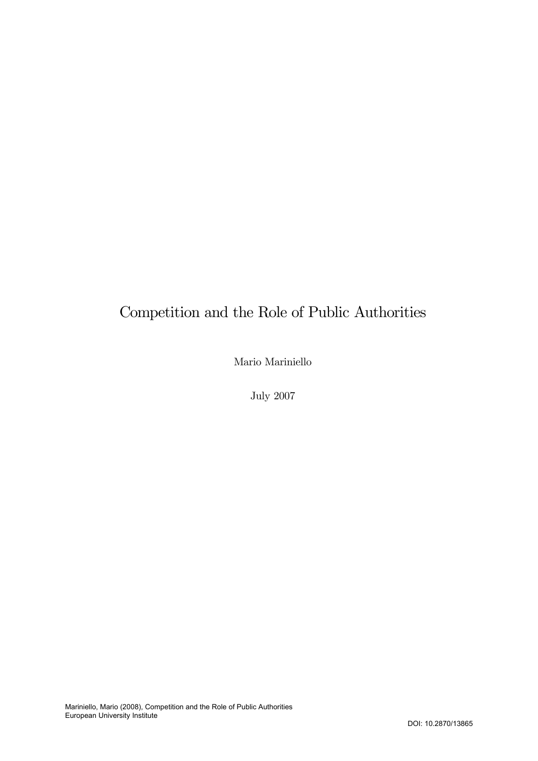# Competition and the Role of Public Authorities

Mario Mariniello

July 2007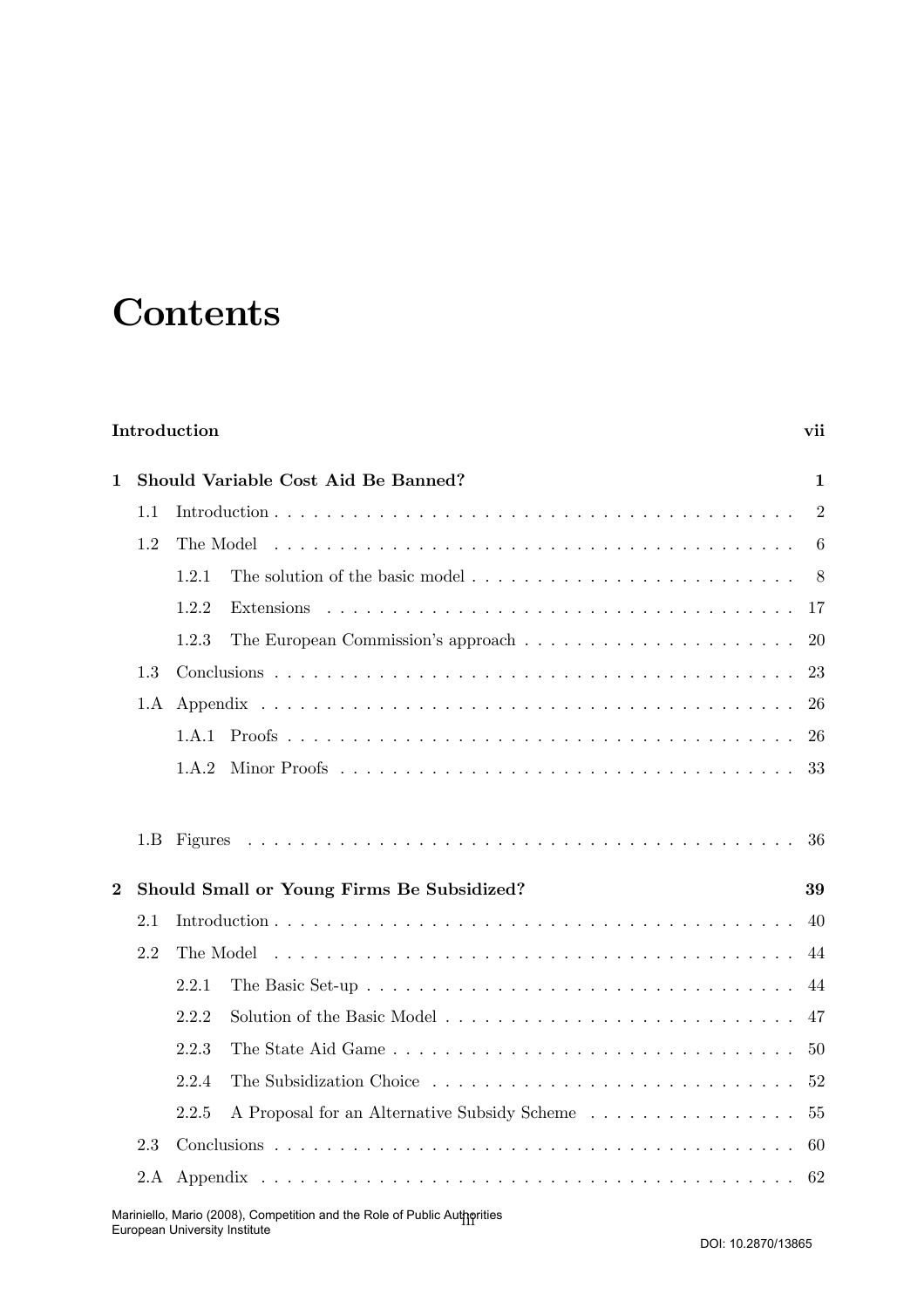# Contents

**Introduction** **vii**

**1 Should Variable Cost Aid Be Banned?** **1**

- 1.1 Introduction . . . . . . . . . . 2
- 1.2 The Model . . . . . . . . . . 6
  - 1.2.1 The solution of the basic model . . . . . . . . . . 8
  - 1.2.2 Extensions . . . . . . . . . . 17
  - 1.2.3 The European Commission's approach . . . . . . . . . . 20
- 1.3 Conclusions . . . . . . . . . . 23
- 1.A Appendix . . . . . . . . . . 26
  - 1.A.1 Proofs . . . . . . . . . . 26
  - 1.A.2 Minor Proofs . . . . . . . . . . 33
- 1.B Figures . . . . . . . . . . 36

**2 Should Small or Young Firms Be Subsidized?** **39**

- 2.1 Introduction . . . . . . . . . . 40
- 2.2 The Model . . . . . . . . . . 44
  - 2.2.1 The Basic Set-up . . . . . . . . . . 44
  - 2.2.2 Solution of the Basic Model . . . . . . . . . . 47
  - 2.2.3 The State Aid Game . . . . . . . . . . 50
  - 2.2.4 The Subsidization Choice . . . . . . . . . . 52
  - 2.2.5 A Proposal for an Alternative Subsidy Scheme . . . . . . . . . . 55
- 2.3 Conclusions . . . . . . . . . . 60
- 2.A Appendix . . . . . . . . . . 62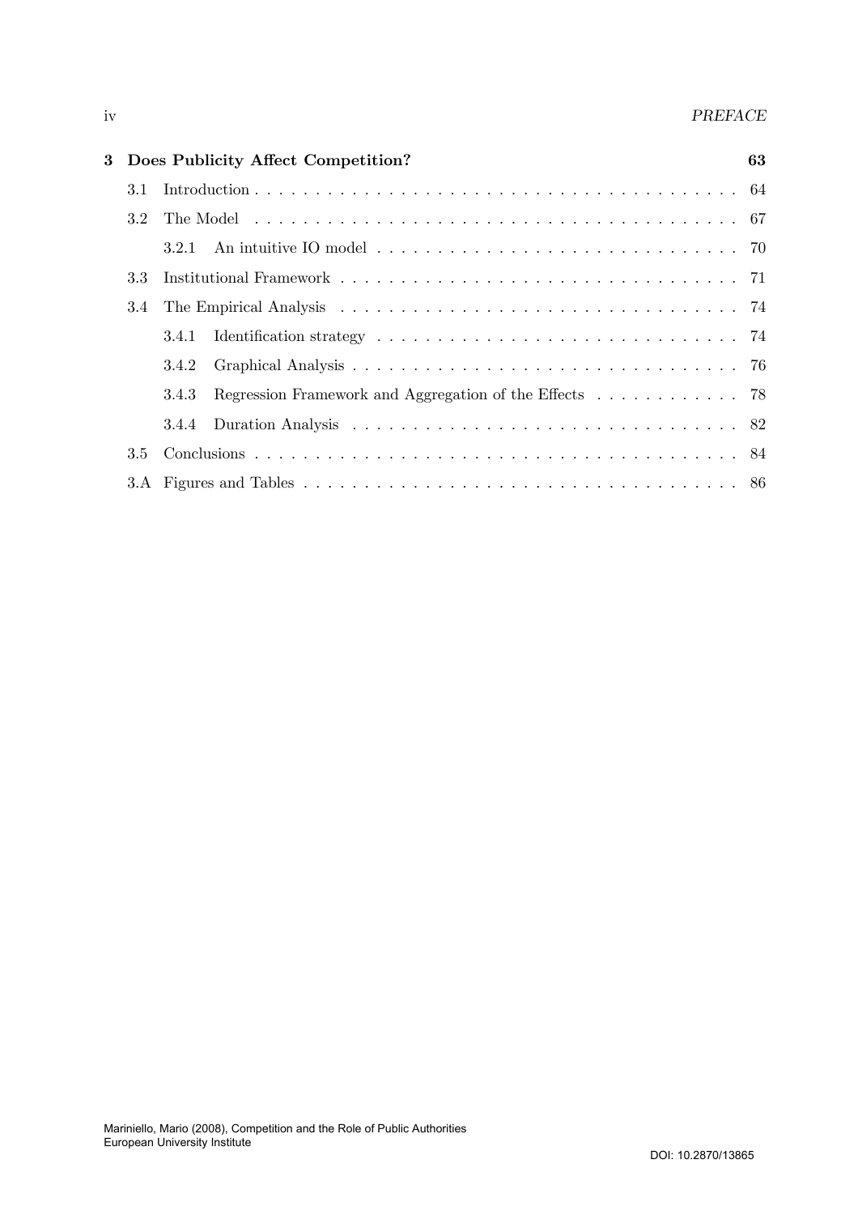**3 Does Publicity Affect Competition? 63**

- 3.1 Introduction . . . . . . . . . . . . . . . . . . . . . . . . . . . . . . . . . . . . . . . . 64
- 3.2 The Model . . . . . . . . . . . . . . . . . . . . . . . . . . . . . . . . . . . . . . . . 67
  - 3.2.1 An intuitive IO model . . . . . . . . . . . . . . . . . . . . . . . . . . . . . . 70
- 3.3 Institutional Framework . . . . . . . . . . . . . . . . . . . . . . . . . . . . . . . . . 71
- 3.4 The Empirical Analysis . . . . . . . . . . . . . . . . . . . . . . . . . . . . . . . . . 74
  - 3.4.1 Identification strategy . . . . . . . . . . . . . . . . . . . . . . . . . . . . . . 74
  - 3.4.2 Graphical Analysis . . . . . . . . . . . . . . . . . . . . . . . . . . . . . . . . 76
  - 3.4.3 Regression Framework and Aggregation of the Effects . . . . . . . . . . . . 78
  - 3.4.4 Duration Analysis . . . . . . . . . . . . . . . . . . . . . . . . . . . . . . . . 82
- 3.5 Conclusions . . . . . . . . . . . . . . . . . . . . . . . . . . . . . . . . . . . . . . . . 84
- 3.A Figures and Tables . . . . . . . . . . . . . . . . . . . . . . . . . . . . . . . . . . . . 86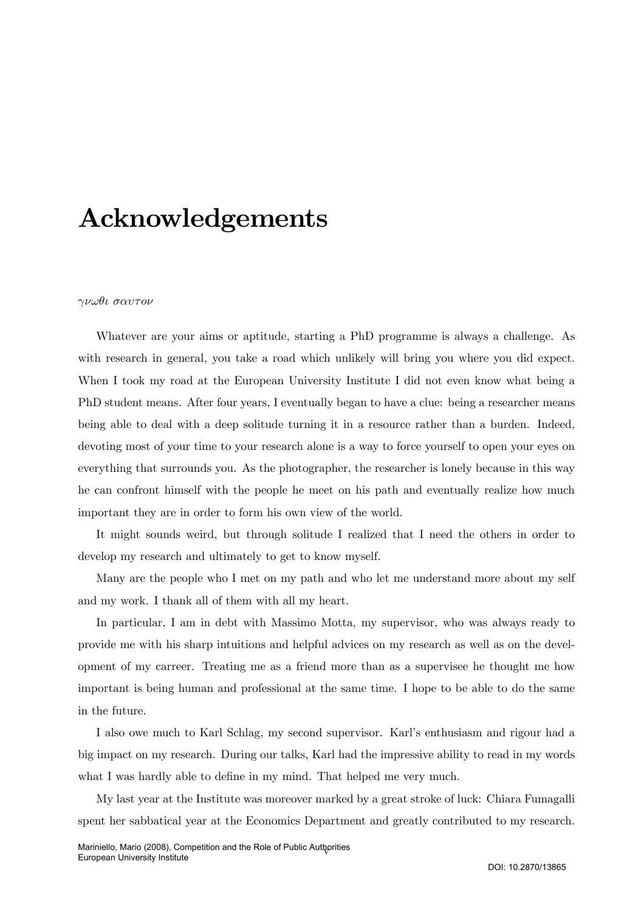# Acknowledgements

*γνωθι σαυτον*

Whatever are your aims or aptitude, starting a PhD programme is always a challenge. As with research in general, you take a road which unlikely will bring you where you did expect. When I took my road at the European University Institute I did not even know what being a PhD student means. After four years, I eventually began to have a clue: being a researcher means being able to deal with a deep solitude turning it in a resource rather than a burden. Indeed, devoting most of your time to your research alone is a way to force yourself to open your eyes on everything that surrounds you. As the photographer, the researcher is lonely because in this way he can confront himself with the people he meet on his path and eventually realize how much important they are in order to form his own view of the world.

It might sounds weird, but through solitude I realized that I need the others in order to develop my research and ultimately to get to know myself.

Many are the people who I met on my path and who let me understand more about my self and my work. I thank all of them with all my heart.

In particular, I am in debt with Massimo Motta, my supervisor, who was always ready to provide me with his sharp intuitions and helpful advices on my research as well as on the development of my carreer. Treating me as a friend more than as a supervisee he thought me how important is being human and professional at the same time. I hope to be able to do the same in the future.

I also owe much to Karl Schlag, my second supervisor. Karl's enthusiasm and rigour had a big impact on my research. During our talks, Karl had the impressive ability to read in my words what I was hardly able to define in my mind. That helped me very much.

My last year at the Institute was moreover marked by a great stroke of luck: Chiara Fumagalli spent her sabbatical year at the Economics Department and greatly contributed to my research.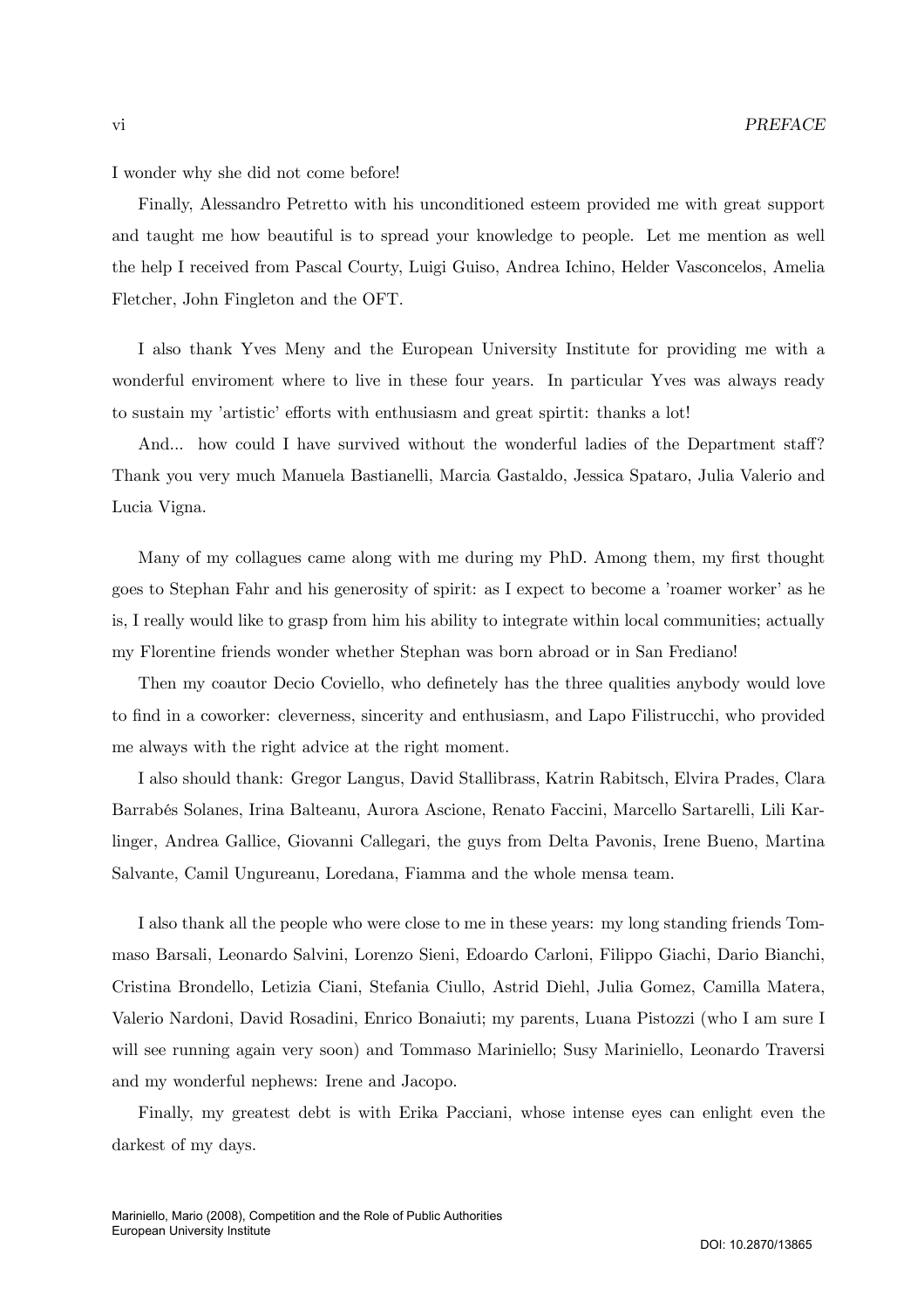I wonder why she did not come before!

Finally, Alessandro Petretto with his unconditioned esteem provided me with great support and taught me how beautiful is to spread your knowledge to people. Let me mention as well the help I received from Pascal Courty, Luigi Guiso, Andrea Ichino, Helder Vasconcelos, Amelia Fletcher, John Fingleton and the OFT.

I also thank Yves Meny and the European University Institute for providing me with a wonderful enviroment where to live in these four years. In particular Yves was always ready to sustain my 'artistic' efforts with enthusiasm and great spirtit: thanks a lot!

And... how could I have survived without the wonderful ladies of the Department staff? Thank you very much Manuela Bastianelli, Marcia Gastaldo, Jessica Spataro, Julia Valerio and Lucia Vigna.

Many of my collagues came along with me during my PhD. Among them, my first thought goes to Stephan Fahr and his generosity of spirit: as I expect to become a 'roamer worker' as he is, I really would like to grasp from him his ability to integrate within local communities; actually my Florentine friends wonder whether Stephan was born abroad or in San Frediano!

Then my coautor Decio Coviello, who definetely has the three qualities anybody would love to find in a coworker: cleverness, sincerity and enthusiasm, and Lapo Filistrucchi, who provided me always with the right advice at the right moment.

I also should thank: Gregor Langus, David Stallibrass, Katrin Rabitsch, Elvira Prades, Clara Barrabés Solanes, Irina Balteanu, Aurora Ascione, Renato Faccini, Marcello Sartarelli, Lili Karlinger, Andrea Gallice, Giovanni Callegari, the guys from Delta Pavonis, Irene Bueno, Martina Salvante, Camil Ungureanu, Loredana, Fiamma and the whole mensa team.

I also thank all the people who were close to me in these years: my long standing friends Tommaso Barsali, Leonardo Salvini, Lorenzo Sieni, Edoardo Carloni, Filippo Giachi, Dario Bianchi, Cristina Brondello, Letizia Ciani, Stefania Ciullo, Astrid Diehl, Julia Gomez, Camilla Matera, Valerio Nardoni, David Rosadini, Enrico Bonaiuti; my parents, Luana Pistozzi (who I am sure I will see running again very soon) and Tommaso Mariniello; Susy Mariniello, Leonardo Traversi and my wonderful nephews: Irene and Jacopo.

Finally, my greatest debt is with Erika Pacciani, whose intense eyes can enlight even the darkest of my days.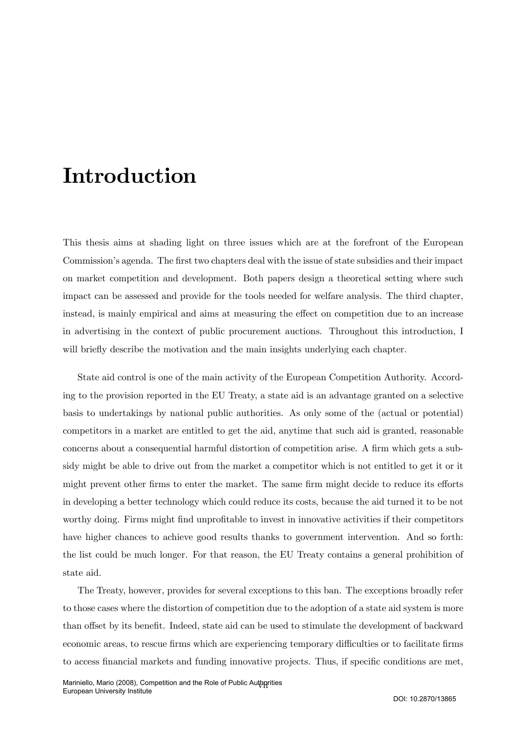# Introduction

This thesis aims at shading light on three issues which are at the forefront of the European Commission's agenda. The first two chapters deal with the issue of state subsidies and their impact on market competition and development. Both papers design a theoretical setting where such impact can be assessed and provide for the tools needed for welfare analysis. The third chapter, instead, is mainly empirical and aims at measuring the effect on competition due to an increase in advertising in the context of public procurement auctions. Throughout this introduction, I will briefly describe the motivation and the main insights underlying each chapter.

State aid control is one of the main activity of the European Competition Authority. According to the provision reported in the EU Treaty, a state aid is an advantage granted on a selective basis to undertakings by national public authorities. As only some of the (actual or potential) competitors in a market are entitled to get the aid, anytime that such aid is granted, reasonable concerns about a consequential harmful distortion of competition arise. A firm which gets a subsidy might be able to drive out from the market a competitor which is not entitled to get it or it might prevent other firms to enter the market. The same firm might decide to reduce its efforts in developing a better technology which could reduce its costs, because the aid turned it to be not worthy doing. Firms might find unprofitable to invest in innovative activities if their competitors have higher chances to achieve good results thanks to government intervention. And so forth: the list could be much longer. For that reason, the EU Treaty contains a general prohibition of state aid.

The Treaty, however, provides for several exceptions to this ban. The exceptions broadly refer to those cases where the distortion of competition due to the adoption of a state aid system is more than offset by its benefit. Indeed, state aid can be used to stimulate the development of backward economic areas, to rescue firms which are experiencing temporary difficulties or to facilitate firms to access financial markets and funding innovative projects. Thus, if specific conditions are met,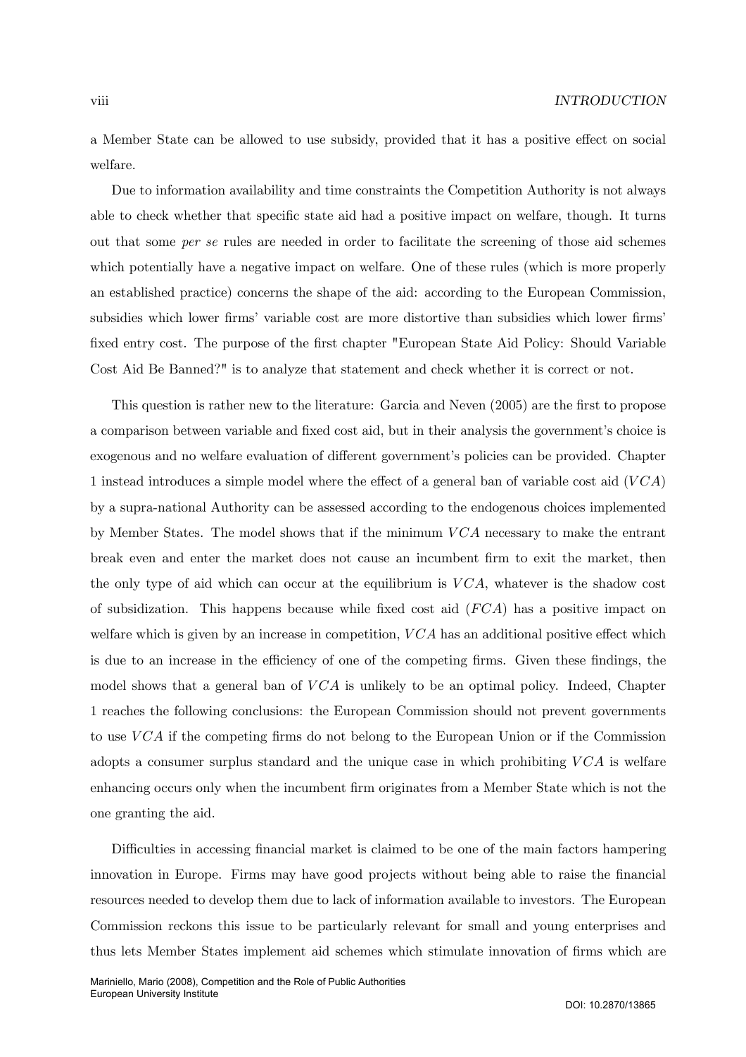a Member State can be allowed to use subsidy, provided that it has a positive effect on social welfare.

Due to information availability and time constraints the Competition Authority is not always able to check whether that specific state aid had a positive impact on welfare, though. It turns out that some *per se* rules are needed in order to facilitate the screening of those aid schemes which potentially have a negative impact on welfare. One of these rules (which is more properly an established practice) concerns the shape of the aid: according to the European Commission, subsidies which lower firms' variable cost are more distortive than subsidies which lower firms' fixed entry cost. The purpose of the first chapter "European State Aid Policy: Should Variable Cost Aid Be Banned?" is to analyze that statement and check whether it is correct or not.

This question is rather new to the literature: Garcia and Neven (2005) are the first to propose a comparison between variable and fixed cost aid, but in their analysis the government's choice is exogenous and no welfare evaluation of different government's policies can be provided. Chapter 1 instead introduces a simple model where the effect of a general ban of variable cost aid ($VCA$) by a supra-national Authority can be assessed according to the endogenous choices implemented by Member States. The model shows that if the minimum $VCA$ necessary to make the entrant break even and enter the market does not cause an incumbent firm to exit the market, then the only type of aid which can occur at the equilibrium is $VCA$, whatever is the shadow cost of subsidization. This happens because while fixed cost aid ($FCA$) has a positive impact on welfare which is given by an increase in competition, $VCA$ has an additional positive effect which is due to an increase in the efficiency of one of the competing firms. Given these findings, the model shows that a general ban of $VCA$ is unlikely to be an optimal policy. Indeed, Chapter 1 reaches the following conclusions: the European Commission should not prevent governments to use $VCA$ if the competing firms do not belong to the European Union or if the Commission adopts a consumer surplus standard and the unique case in which prohibiting $VCA$ is welfare enhancing occurs only when the incumbent firm originates from a Member State which is not the one granting the aid.

Difficulties in accessing financial market is claimed to be one of the main factors hampering innovation in Europe. Firms may have good projects without being able to raise the financial resources needed to develop them due to lack of information available to investors. The European Commission reckons this issue to be particularly relevant for small and young enterprises and thus lets Member States implement aid schemes which stimulate innovation of firms which are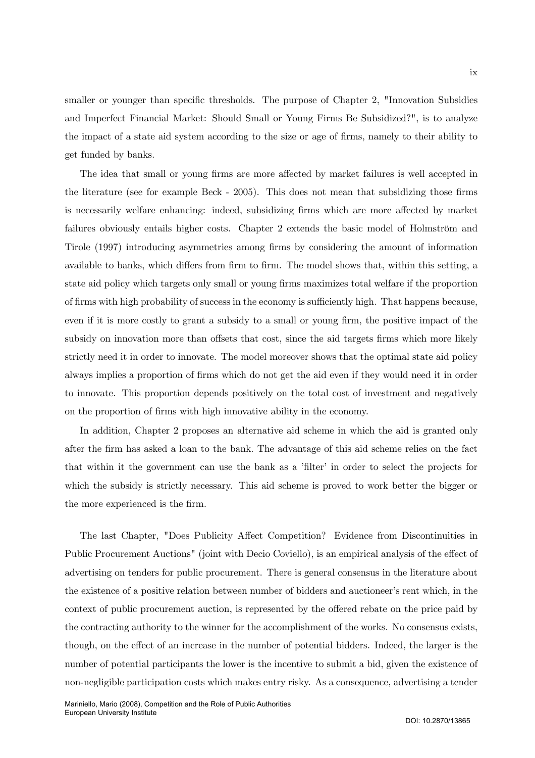smaller or younger than specific thresholds. The purpose of Chapter 2, "Innovation Subsidies and Imperfect Financial Market: Should Small or Young Firms Be Subsidized?", is to analyze the impact of a state aid system according to the size or age of firms, namely to their ability to get funded by banks.

The idea that small or young firms are more affected by market failures is well accepted in the literature (see for example Beck - 2005). This does not mean that subsidizing those firms is necessarily welfare enhancing: indeed, subsidizing firms which are more affected by market failures obviously entails higher costs. Chapter 2 extends the basic model of Holmström and Tirole (1997) introducing asymmetries among firms by considering the amount of information available to banks, which differs from firm to firm. The model shows that, within this setting, a state aid policy which targets only small or young firms maximizes total welfare if the proportion of firms with high probability of success in the economy is sufficiently high. That happens because, even if it is more costly to grant a subsidy to a small or young firm, the positive impact of the subsidy on innovation more than offsets that cost, since the aid targets firms which more likely strictly need it in order to innovate. The model moreover shows that the optimal state aid policy always implies a proportion of firms which do not get the aid even if they would need it in order to innovate. This proportion depends positively on the total cost of investment and negatively on the proportion of firms with high innovative ability in the economy.

In addition, Chapter 2 proposes an alternative aid scheme in which the aid is granted only after the firm has asked a loan to the bank. The advantage of this aid scheme relies on the fact that within it the government can use the bank as a 'filter' in order to select the projects for which the subsidy is strictly necessary. This aid scheme is proved to work better the bigger or the more experienced is the firm.

The last Chapter, "Does Publicity Affect Competition? Evidence from Discontinuities in Public Procurement Auctions" (joint with Decio Coviello), is an empirical analysis of the effect of advertising on tenders for public procurement. There is general consensus in the literature about the existence of a positive relation between number of bidders and auctioneer's rent which, in the context of public procurement auction, is represented by the offered rebate on the price paid by the contracting authority to the winner for the accomplishment of the works. No consensus exists, though, on the effect of an increase in the number of potential bidders. Indeed, the larger is the number of potential participants the lower is the incentive to submit a bid, given the existence of non-negligible participation costs which makes entry risky. As a consequence, advertising a tender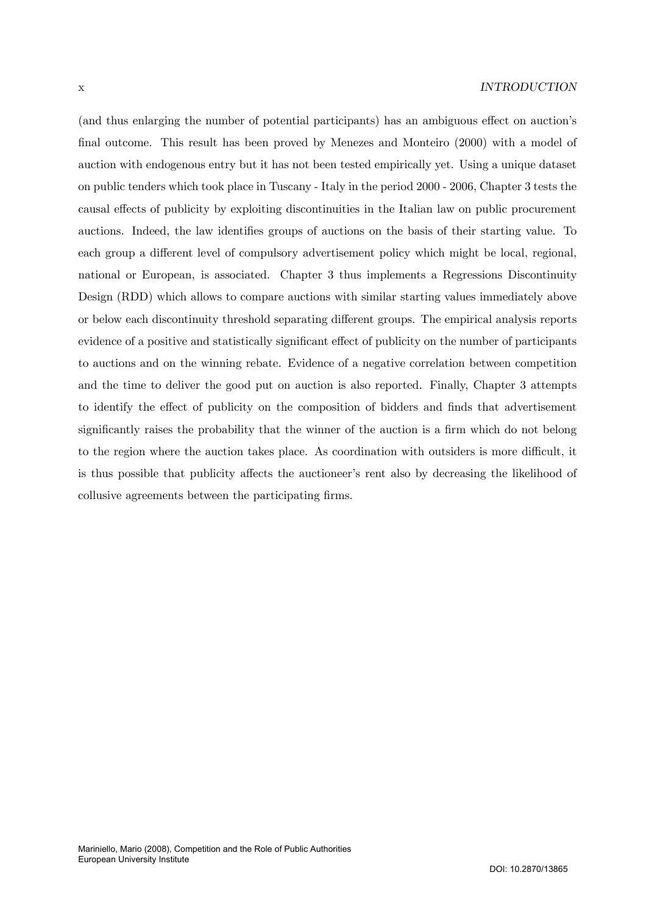(and thus enlarging the number of potential participants) has an ambiguous effect on auction's final outcome. This result has been proved by Menezes and Monteiro (2000) with a model of auction with endogenous entry but it has not been tested empirically yet. Using a unique dataset on public tenders which took place in Tuscany - Italy in the period 2000 - 2006, Chapter 3 tests the causal effects of publicity by exploiting discontinuities in the Italian law on public procurement auctions. Indeed, the law identifies groups of auctions on the basis of their starting value. To each group a different level of compulsory advertisement policy which might be local, regional, national or European, is associated. Chapter 3 thus implements a Regressions Discontinuity Design (RDD) which allows to compare auctions with similar starting values immediately above or below each discontinuity threshold separating different groups. The empirical analysis reports evidence of a positive and statistically significant effect of publicity on the number of participants to auctions and on the winning rebate. Evidence of a negative correlation between competition and the time to deliver the good put on auction is also reported. Finally, Chapter 3 attempts to identify the effect of publicity on the composition of bidders and finds that advertisement significantly raises the probability that the winner of the auction is a firm which do not belong to the region where the auction takes place. As coordination with outsiders is more difficult, it is thus possible that publicity affects the auctioneer's rent also by decreasing the likelihood of collusive agreements between the participating firms.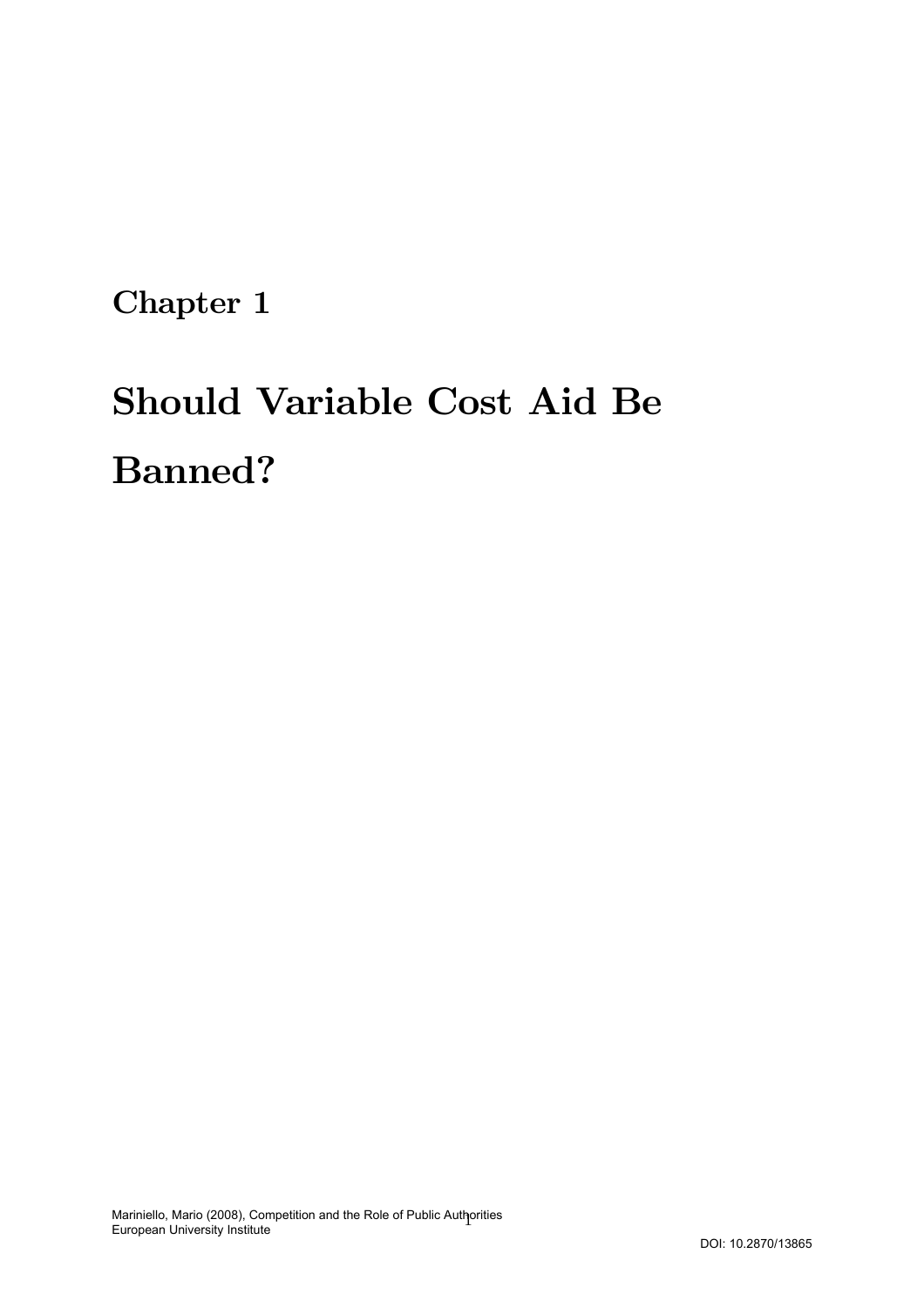# Chapter 1

# Should Variable Cost Aid Be Banned?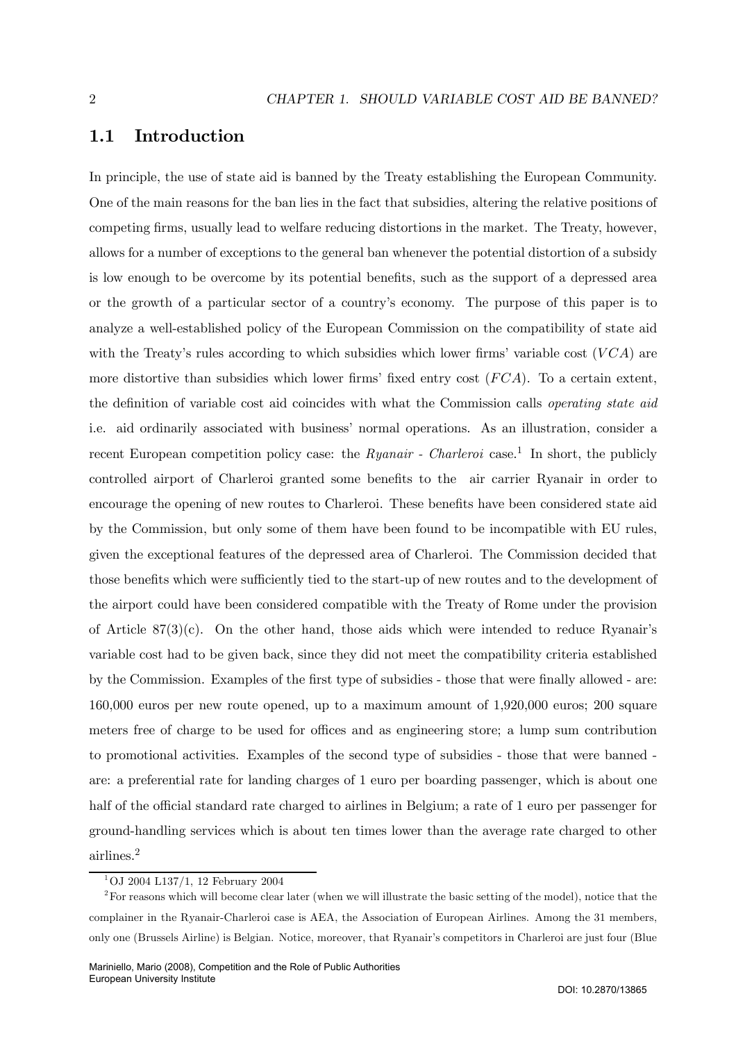## 1.1 Introduction

In principle, the use of state aid is banned by the Treaty establishing the European Community. One of the main reasons for the ban lies in the fact that subsidies, altering the relative positions of competing firms, usually lead to welfare reducing distortions in the market. The Treaty, however, allows for a number of exceptions to the general ban whenever the potential distortion of a subsidy is low enough to be overcome by its potential benefits, such as the support of a depressed area or the growth of a particular sector of a country's economy. The purpose of this paper is to analyze a well-established policy of the European Commission on the compatibility of state aid with the Treaty's rules according to which subsidies which lower firms' variable cost ($VCA$) are more distortive than subsidies which lower firms' fixed entry cost ($FCA$). To a certain extent, the definition of variable cost aid coincides with what the Commission calls *operating state aid* i.e. aid ordinarily associated with business' normal operations. As an illustration, consider a recent European competition policy case: the *Ryanair - Charleroi* case.[1] In short, the publicly controlled airport of Charleroi granted some benefits to the air carrier Ryanair in order to encourage the opening of new routes to Charleroi. These benefits have been considered state aid by the Commission, but only some of them have been found to be incompatible with EU rules, given the exceptional features of the depressed area of Charleroi. The Commission decided that those benefits which were sufficiently tied to the start-up of new routes and to the development of the airport could have been considered compatible with the Treaty of Rome under the provision of Article 87(3)(c). On the other hand, those aids which were intended to reduce Ryanair's variable cost had to be given back, since they did not meet the compatibility criteria established by the Commission. Examples of the first type of subsidies - those that were finally allowed - are: 160,000 euros per new route opened, up to a maximum amount of 1,920,000 euros; 200 square meters free of charge to be used for offices and as engineering store; a lump sum contribution to promotional activities. Examples of the second type of subsidies - those that were banned - are: a preferential rate for landing charges of 1 euro per boarding passenger, which is about one half of the official standard rate charged to airlines in Belgium; a rate of 1 euro per passenger for ground-handling services which is about ten times lower than the average rate charged to other airlines.[2]

[1] OJ 2004 L137/1, 12 February 2004

[2] For reasons which will become clear later (when we will illustrate the basic setting of the model), notice that the complainer in the Ryanair-Charleroi case is AEA, the Association of European Airlines. Among the 31 members, only one (Brussels Airline) is Belgian. Notice, moreover, that Ryanair's competitors in Charleroi are just four (Blue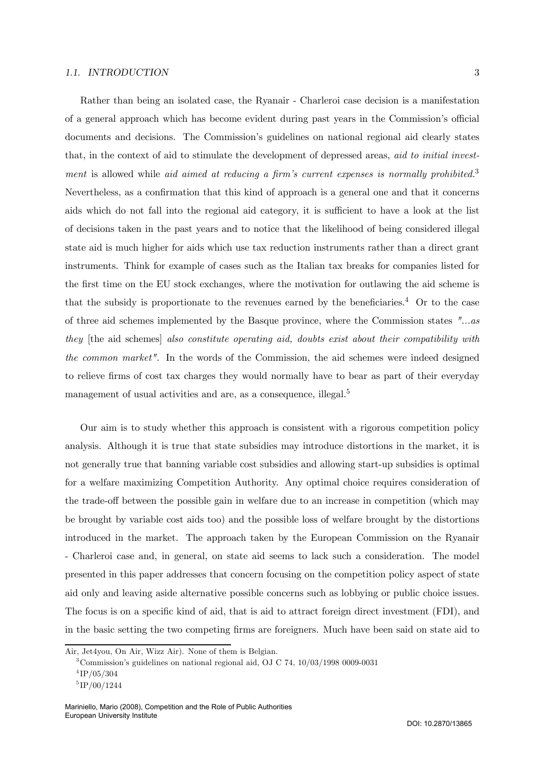Rather than being an isolated case, the Ryanair - Charleroi case decision is a manifestation of a general approach which has become evident during past years in the Commission's official documents and decisions. The Commission's guidelines on national regional aid clearly states that, in the context of aid to stimulate the development of depressed areas, *aid to initial investment* is allowed while *aid aimed at reducing a firm's current expenses is normally prohibited*.[3] Nevertheless, as a confirmation that this kind of approach is a general one and that it concerns aids which do not fall into the regional aid category, it is sufficient to have a look at the list of decisions taken in the past years and to notice that the likelihood of being considered illegal state aid is much higher for aids which use tax reduction instruments rather than a direct grant instruments. Think for example of cases such as the Italian tax breaks for companies listed for the first time on the EU stock exchanges, where the motivation for outlawing the aid scheme is that the subsidy is proportionate to the revenues earned by the beneficiaries.[4] Or to the case of three aid schemes implemented by the Basque province, where the Commission states *"...as they* [the aid schemes] *also constitute operating aid, doubts exist about their compatibility with the common market"*. In the words of the Commission, the aid schemes were indeed designed to relieve firms of cost tax charges they would normally have to bear as part of their everyday management of usual activities and are, as a consequence, illegal.[5]

Our aim is to study whether this approach is consistent with a rigorous competition policy analysis. Although it is true that state subsidies may introduce distortions in the market, it is not generally true that banning variable cost subsidies and allowing start-up subsidies is optimal for a welfare maximizing Competition Authority. Any optimal choice requires consideration of the trade-off between the possible gain in welfare due to an increase in competition (which may be brought by variable cost aids too) and the possible loss of welfare brought by the distortions introduced in the market. The approach taken by the European Commission on the Ryanair - Charleroi case and, in general, on state aid seems to lack such a consideration. The model presented in this paper addresses that concern focusing on the competition policy aspect of state aid only and leaving aside alternative possible concerns such as lobbying or public choice issues. The focus is on a specific kind of aid, that is aid to attract foreign direct investment (FDI), and in the basic setting the two competing firms are foreigners. Much have been said on state aid to

Air, Jet4you, On Air, Wizz Air). None of them is Belgian.

[3] Commission's guidelines on national regional aid, OJ C 74, 10/03/1998 0009-0031

[4] IP/05/304

[5] IP/00/1244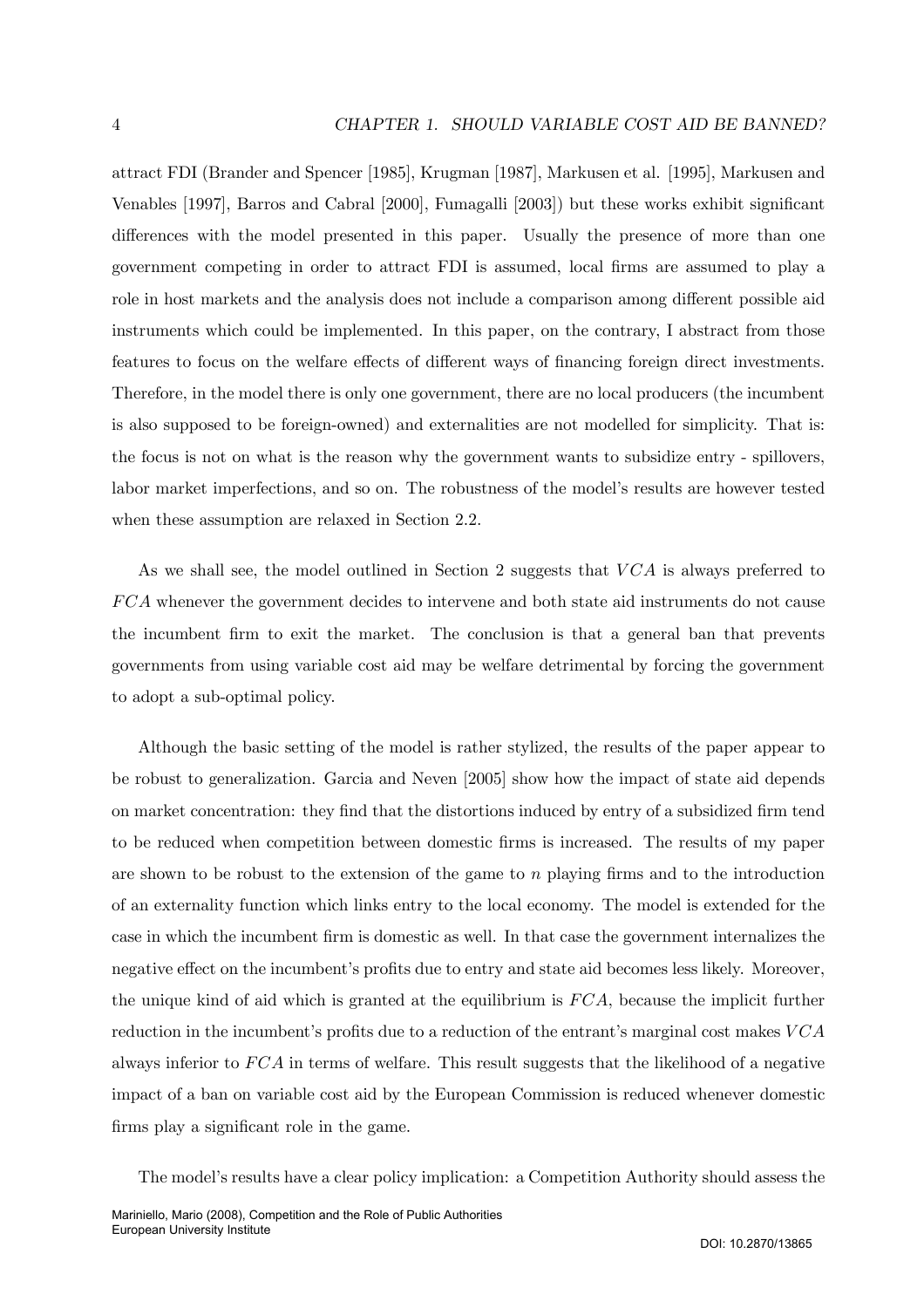attract FDI (Brander and Spencer [1985], Krugman [1987], Markusen et al. [1995], Markusen and Venables [1997], Barros and Cabral [2000], Fumagalli [2003]) but these works exhibit significant differences with the model presented in this paper. Usually the presence of more than one government competing in order to attract FDI is assumed, local firms are assumed to play a role in host markets and the analysis does not include a comparison among different possible aid instruments which could be implemented. In this paper, on the contrary, I abstract from those features to focus on the welfare effects of different ways of financing foreign direct investments. Therefore, in the model there is only one government, there are no local producers (the incumbent is also supposed to be foreign-owned) and externalities are not modelled for simplicity. That is: the focus is not on what is the reason why the government wants to subsidize entry - spillovers, labor market imperfections, and so on. The robustness of the model's results are however tested when these assumption are relaxed in Section 2.2.

As we shall see, the model outlined in Section 2 suggests that $VCA$ is always preferred to $FCA$ whenever the government decides to intervene and both state aid instruments do not cause the incumbent firm to exit the market. The conclusion is that a general ban that prevents governments from using variable cost aid may be welfare detrimental by forcing the government to adopt a sub-optimal policy.

Although the basic setting of the model is rather stylized, the results of the paper appear to be robust to generalization. Garcia and Neven [2005] show how the impact of state aid depends on market concentration: they find that the distortions induced by entry of a subsidized firm tend to be reduced when competition between domestic firms is increased. The results of my paper are shown to be robust to the extension of the game to $n$ playing firms and to the introduction of an externality function which links entry to the local economy. The model is extended for the case in which the incumbent firm is domestic as well. In that case the government internalizes the negative effect on the incumbent's profits due to entry and state aid becomes less likely. Moreover, the unique kind of aid which is granted at the equilibrium is $FCA$, because the implicit further reduction in the incumbent's profits due to a reduction of the entrant's marginal cost makes $VCA$ always inferior to $FCA$ in terms of welfare. This result suggests that the likelihood of a negative impact of a ban on variable cost aid by the European Commission is reduced whenever domestic firms play a significant role in the game.

The model's results have a clear policy implication: a Competition Authority should assess the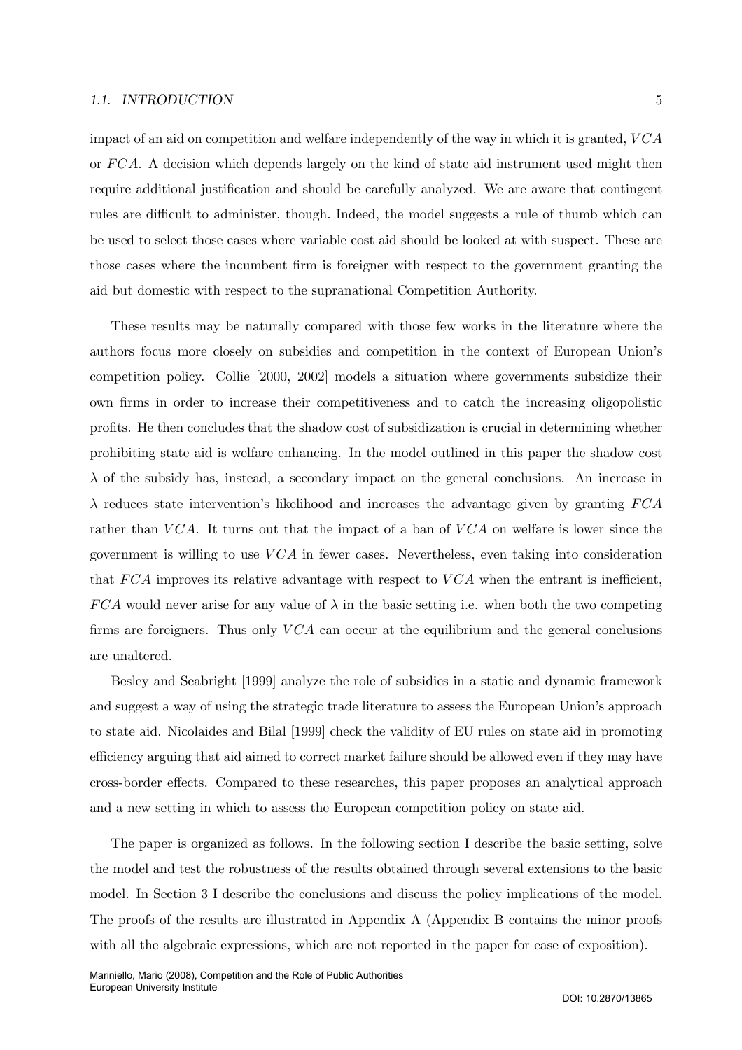impact of an aid on competition and welfare independently of the way in which it is granted, $VCA$ or $FCA$. A decision which depends largely on the kind of state aid instrument used might then require additional justification and should be carefully analyzed. We are aware that contingent rules are difficult to administer, though. Indeed, the model suggests a rule of thumb which can be used to select those cases where variable cost aid should be looked at with suspect. These are those cases where the incumbent firm is foreigner with respect to the government granting the aid but domestic with respect to the supranational Competition Authority.

These results may be naturally compared with those few works in the literature where the authors focus more closely on subsidies and competition in the context of European Union's competition policy. Collie [2000, 2002] models a situation where governments subsidize their own firms in order to increase their competitiveness and to catch the increasing oligopolistic profits. He then concludes that the shadow cost of subsidization is crucial in determining whether prohibiting state aid is welfare enhancing. In the model outlined in this paper the shadow cost $\lambda$ of the subsidy has, instead, a secondary impact on the general conclusions. An increase in $\lambda$ reduces state intervention's likelihood and increases the advantage given by granting $FCA$ rather than $VCA$. It turns out that the impact of a ban of $VCA$ on welfare is lower since the government is willing to use $VCA$ in fewer cases. Nevertheless, even taking into consideration that $FCA$ improves its relative advantage with respect to $VCA$ when the entrant is inefficient, $FCA$ would never arise for any value of $\lambda$ in the basic setting i.e. when both the two competing firms are foreigners. Thus only $VCA$ can occur at the equilibrium and the general conclusions are unaltered.

Besley and Seabright [1999] analyze the role of subsidies in a static and dynamic framework and suggest a way of using the strategic trade literature to assess the European Union's approach to state aid. Nicolaides and Bilal [1999] check the validity of EU rules on state aid in promoting efficiency arguing that aid aimed to correct market failure should be allowed even if they may have cross-border effects. Compared to these researches, this paper proposes an analytical approach and a new setting in which to assess the European competition policy on state aid.

The paper is organized as follows. In the following section I describe the basic setting, solve the model and test the robustness of the results obtained through several extensions to the basic model. In Section 3 I describe the conclusions and discuss the policy implications of the model. The proofs of the results are illustrated in Appendix A (Appendix B contains the minor proofs with all the algebraic expressions, which are not reported in the paper for ease of exposition).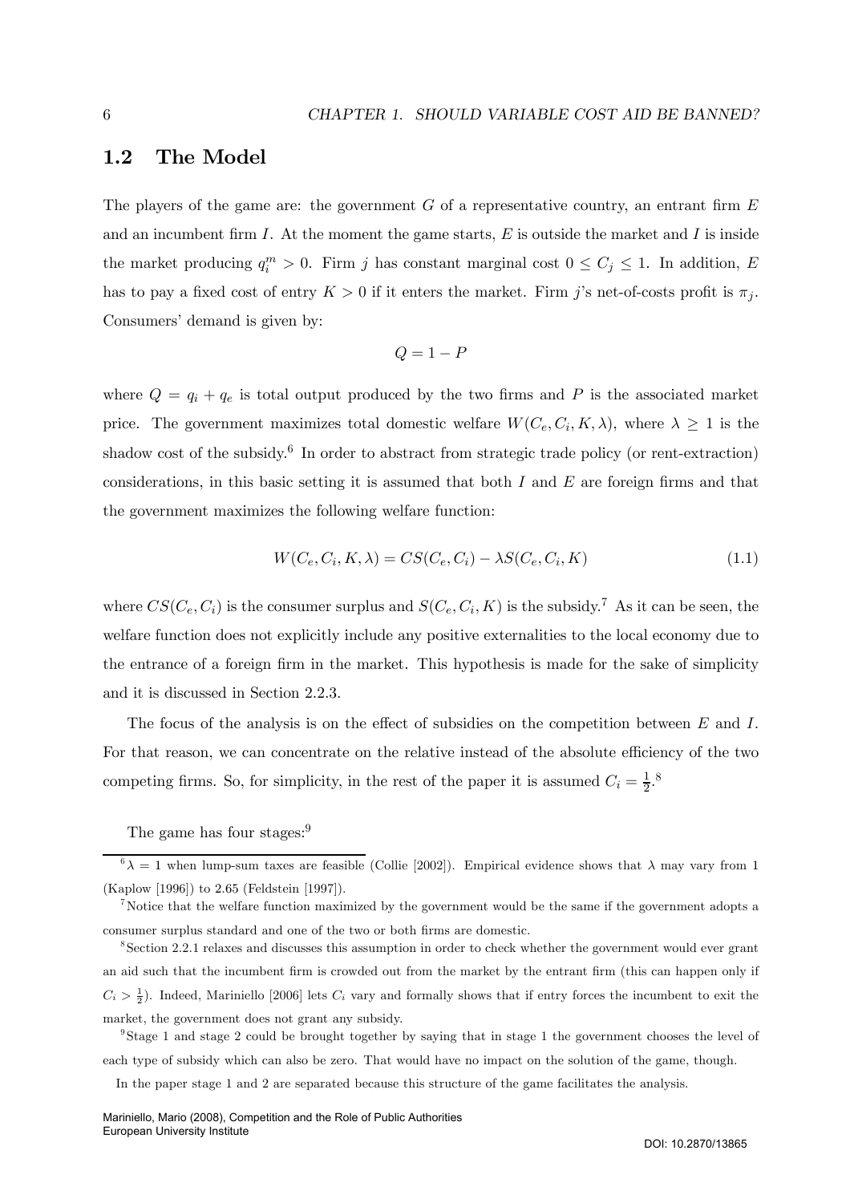## 1.2 The Model

The players of the game are: the government $G$ of a representative country, an entrant firm $E$ and an incumbent firm $I$. At the moment the game starts, $E$ is outside the market and $I$ is inside the market producing $q_i^m > 0$. Firm $j$ has constant marginal cost $0 \leq C_j \leq 1$. In addition, $E$ has to pay a fixed cost of entry $K > 0$ if it enters the market. Firm $j$'s net-of-costs profit is $\pi_j$. Consumers' demand is given by:

$$Q = 1 - P$$

where $Q = q_i + q_e$ is total output produced by the two firms and $P$ is the associated market price. The government maximizes total domestic welfare $W(C_e, C_i, K, \lambda)$, where $\lambda \geq 1$ is the shadow cost of the subsidy.[6] In order to abstract from strategic trade policy (or rent-extraction) considerations, in this basic setting it is assumed that both $I$ and $E$ are foreign firms and that the government maximizes the following welfare function:

$$W(C_e, C_i, K, \lambda) = CS(C_e, C_i) - \lambda S(C_e, C_i, K) \tag{1.1}$$

where $CS(C_e, C_i)$ is the consumer surplus and $S(C_e, C_i, K)$ is the subsidy.[7] As it can be seen, the welfare function does not explicitly include any positive externalities to the local economy due to the entrance of a foreign firm in the market. This hypothesis is made for the sake of simplicity and it is discussed in Section 2.2.3.

The focus of the analysis is on the effect of subsidies on the competition between $E$ and $I$. For that reason, we can concentrate on the relative instead of the absolute efficiency of the two competing firms. So, for simplicity, in the rest of the paper it is assumed $C_i = \frac{1}{2}$.[8]

The game has four stages:[9]

---

[6] $\lambda = 1$ when lump-sum taxes are feasible (Collie [2002]). Empirical evidence shows that $\lambda$ may vary from 1 (Kaplow [1996]) to 2.65 (Feldstein [1997]).

[7] Notice that the welfare function maximized by the government would be the same if the government adopts a consumer surplus standard and one of the two or both firms are domestic.

[8] Section 2.2.1 relaxes and discusses this assumption in order to check whether the government would ever grant an aid such that the incumbent firm is crowded out from the market by the entrant firm (this can happen only if $C_i > \frac{1}{2}$). Indeed, Mariniello [2006] lets $C_i$ vary and formally shows that if entry forces the incumbent to exit the market, the government does not grant any subsidy.

[9] Stage 1 and stage 2 could be brought together by saying that in stage 1 the government chooses the level of each type of subsidy which can also be zero. That would have no impact on the solution of the game, though.

In the paper stage 1 and 2 are separated because this structure of the game facilitates the analysis.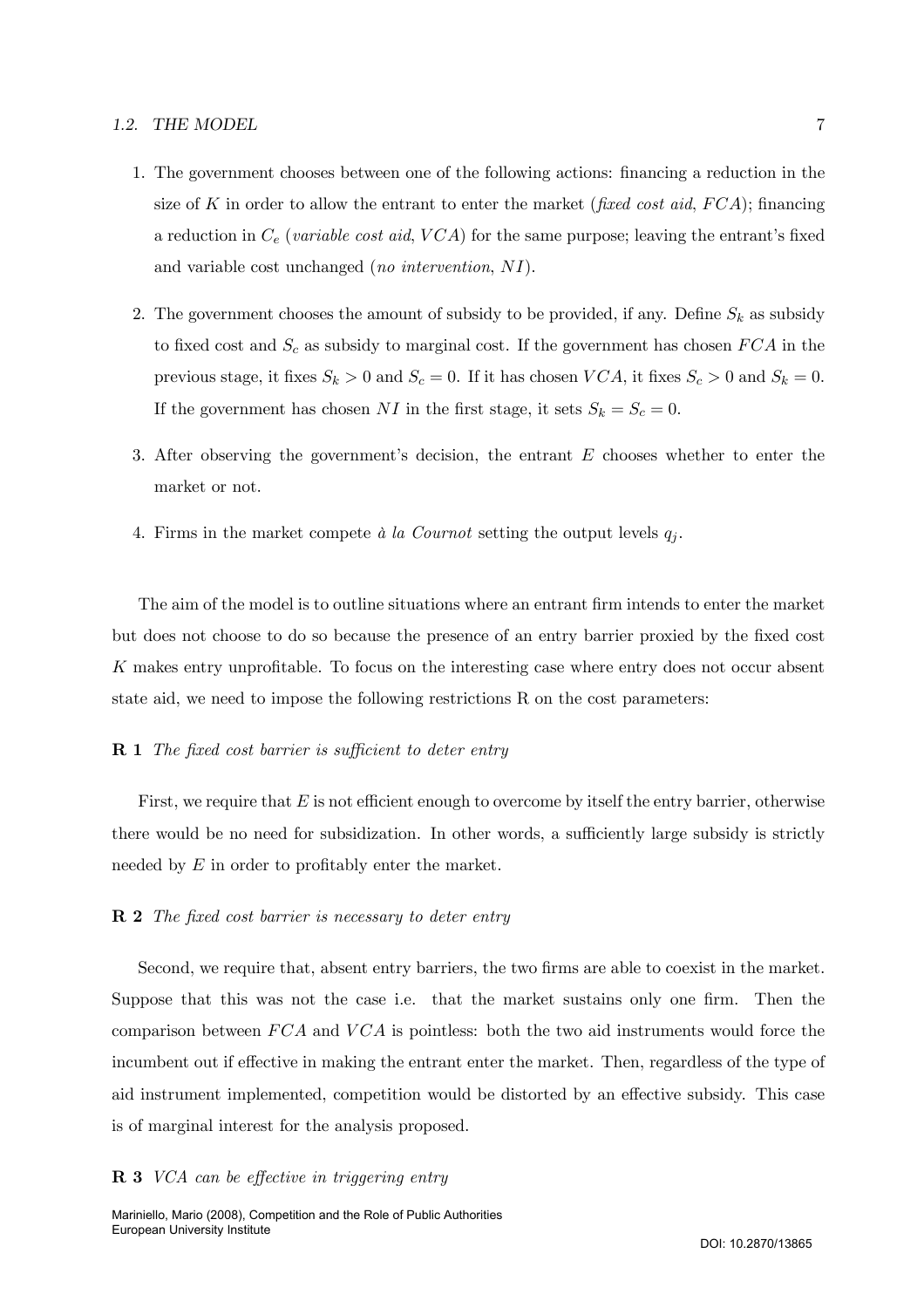1. The government chooses between one of the following actions: financing a reduction in the size of $K$ in order to allow the entrant to enter the market (*fixed cost aid*, $FCA$); financing a reduction in $C_e$ (*variable cost aid*, $VCA$) for the same purpose; leaving the entrant's fixed and variable cost unchanged (*no intervention*, $NI$).

2. The government chooses the amount of subsidy to be provided, if any. Define $S_k$ as subsidy to fixed cost and $S_c$ as subsidy to marginal cost. If the government has chosen $FCA$ in the previous stage, it fixes $S_k > 0$ and $S_c = 0$. If it has chosen $VCA$, it fixes $S_c > 0$ and $S_k = 0$. If the government has chosen $NI$ in the first stage, it sets $S_k = S_c = 0$.

3. After observing the government's decision, the entrant $E$ chooses whether to enter the market or not.

4. Firms in the market compete *à la Cournot* setting the output levels $q_j$.

The aim of the model is to outline situations where an entrant firm intends to enter the market but does not choose to do so because the presence of an entry barrier proxied by the fixed cost $K$ makes entry unprofitable. To focus on the interesting case where entry does not occur absent state aid, we need to impose the following restrictions R on the cost parameters:

**R 1** *The fixed cost barrier is sufficient to deter entry*

First, we require that $E$ is not efficient enough to overcome by itself the entry barrier, otherwise there would be no need for subsidization. In other words, a sufficiently large subsidy is strictly needed by $E$ in order to profitably enter the market.

**R 2** *The fixed cost barrier is necessary to deter entry*

Second, we require that, absent entry barriers, the two firms are able to coexist in the market. Suppose that this was not the case i.e. that the market sustains only one firm. Then the comparison between $FCA$ and $VCA$ is pointless: both the two aid instruments would force the incumbent out if effective in making the entrant enter the market. Then, regardless of the type of aid instrument implemented, competition would be distorted by an effective subsidy. This case is of marginal interest for the analysis proposed.

**R 3** *VCA can be effective in triggering entry*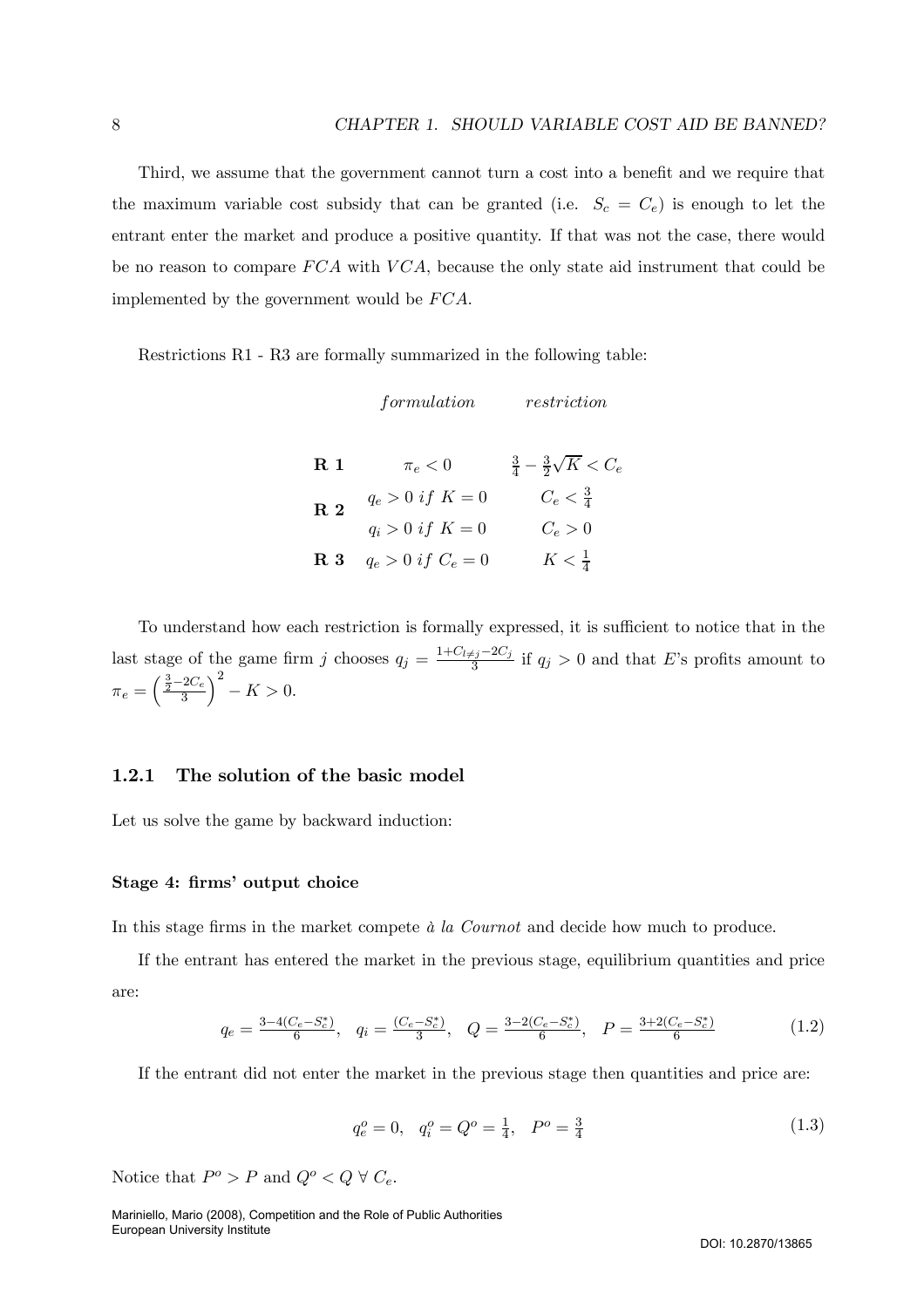Third, we assume that the government cannot turn a cost into a benefit and we require that the maximum variable cost subsidy that can be granted (i.e. $S_c = C_e$) is enough to let the entrant enter the market and produce a positive quantity. If that was not the case, there would be no reason to compare $FCA$ with $VCA$, because the only state aid instrument that could be implemented by the government would be $FCA$.

Restrictions R1 - R3 are formally summarized in the following table:

| | *formulation* | *restriction* |
|---|---|---|
| **R 1** | $\pi_e < 0$ | $\frac{3}{4} - \frac{3}{2}\sqrt{K} < C_e$ |
| **R 2** | $q_e > 0 \; if \; K = 0$ | $C_e < \frac{3}{4}$ |
| | $q_i > 0 \; if \; K = 0$ | $C_e > 0$ |
| **R 3** | $q_e > 0 \; if \; C_e = 0$ | $K < \frac{1}{4}$ |

To understand how each restriction is formally expressed, it is sufficient to notice that in the last stage of the game firm $j$ chooses $q_j = \frac{1+C_{l \neq j}-2C_j}{3}$ if $q_j > 0$ and that $E$'s profits amount to $\pi_e = \left(\frac{\frac{3}{2}-2C_e}{3}\right)^2 - K > 0$.

### 1.2.1 The solution of the basic model

Let us solve the game by backward induction:

#### Stage 4: firms' output choice

In this stage firms in the market compete *à la Cournot* and decide how much to produce.

If the entrant has entered the market in the previous stage, equilibrium quantities and price are:

$$q_e = \frac{3-4(C_e-S_c^*)}{6}, \quad q_i = \frac{(C_e-S_c^*)}{3}, \quad Q = \frac{3-2(C_e-S_c^*)}{6}, \quad P = \frac{3+2(C_e-S_c^*)}{6} \tag{1.2}$$

If the entrant did not enter the market in the previous stage then quantities and price are:

$$q_e^o = 0, \quad q_i^o = Q^o = \frac{1}{4}, \quad P^o = \frac{3}{4} \tag{1.3}$$

Notice that $P^o > P$ and $Q^o < Q \; \forall \; C_e$.

Mariniello, Mario (2008), Competition and the Role of Public Authorities
European University Institute

DOI: 10.2870/13865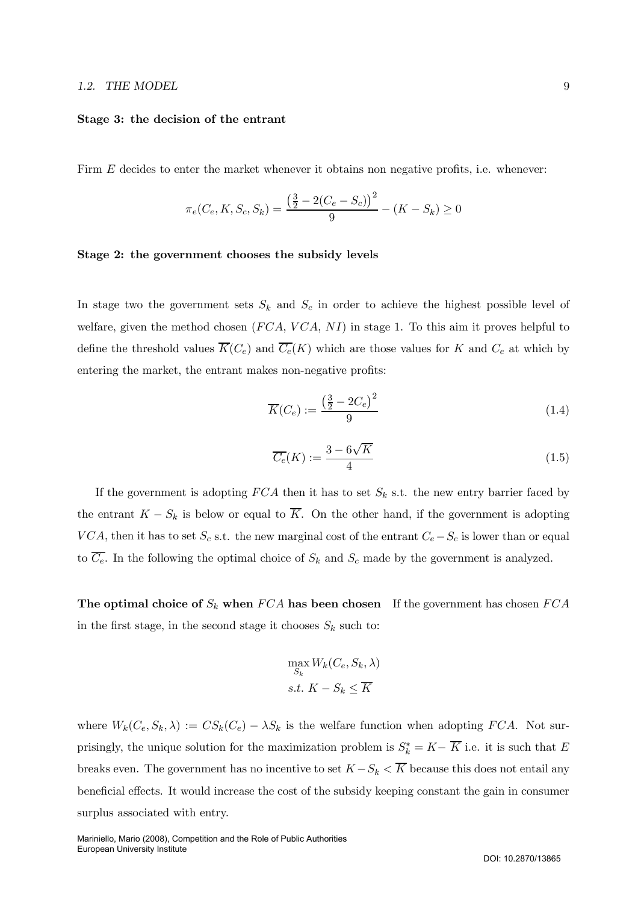**Stage 3: the decision of the entrant**

Firm $E$ decides to enter the market whenever it obtains non negative profits, i.e. whenever:

$$\pi_e(C_e, K, S_c, S_k) = \frac{\left(\frac{3}{2} - 2(C_e - S_c)\right)^2}{9} - (K - S_k) \geq 0$$

**Stage 2: the government chooses the subsidy levels**

In stage two the government sets $S_k$ and $S_c$ in order to achieve the highest possible level of welfare, given the method chosen ($FCA$, $VCA$, $NI$) in stage 1. To this aim it proves helpful to define the threshold values $\overline{K}(C_e)$ and $\overline{C_e}(K)$ which are those values for $K$ and $C_e$ at which by entering the market, the entrant makes non-negative profits:

$$\overline{K}(C_e) := \frac{\left(\frac{3}{2} - 2C_e\right)^2}{9} \tag{1.4}$$

$$\overline{C_e}(K) := \frac{3 - 6\sqrt{K}}{4} \tag{1.5}$$

If the government is adopting $FCA$ then it has to set $S_k$ s.t. the new entry barrier faced by the entrant $K - S_k$ is below or equal to $\overline{K}$. On the other hand, if the government is adopting $VCA$, then it has to set $S_c$ s.t. the new marginal cost of the entrant $C_e - S_c$ is lower than or equal to $\overline{C_e}$. In the following the optimal choice of $S_k$ and $S_c$ made by the government is analyzed.

**The optimal choice of $S_k$ when $FCA$ has been chosen** If the government has chosen $FCA$ in the first stage, in the second stage it chooses $S_k$ such to:

$$\max_{S_k} W_k(C_e, S_k, \lambda)$$
$$s.t. \; K - S_k \leq \overline{K}$$

where $W_k(C_e, S_k, \lambda) := CS_k(C_e) - \lambda S_k$ is the welfare function when adopting $FCA$. Not surprisingly, the unique solution for the maximization problem is $S_k^* = K - \overline{K}$ i.e. it is such that $E$ breaks even. The government has no incentive to set $K - S_k < \overline{K}$ because this does not entail any beneficial effects. It would increase the cost of the subsidy keeping constant the gain in consumer surplus associated with entry.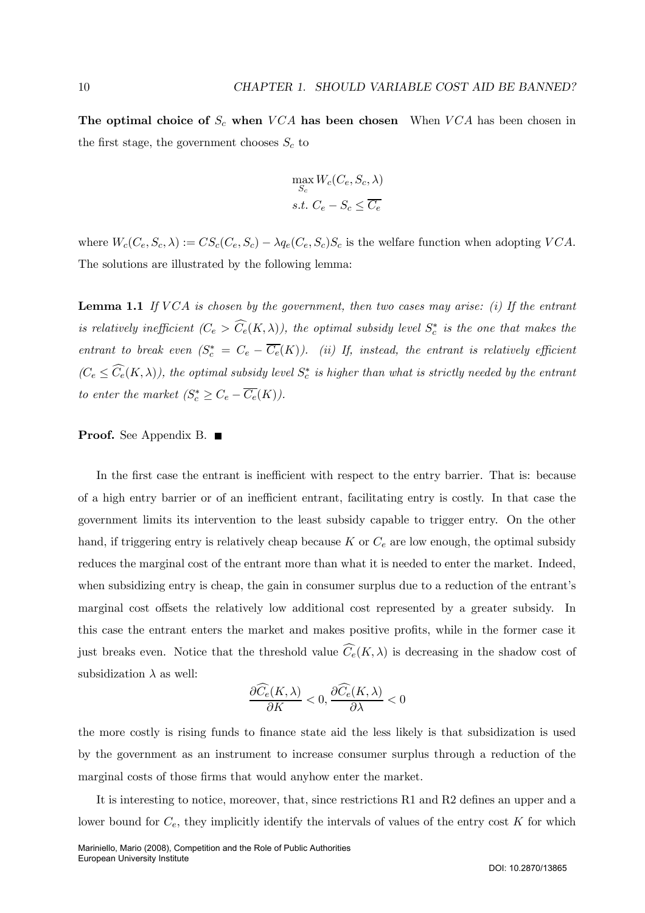**The optimal choice of $S_c$ when $VCA$ has been chosen** When $VCA$ has been chosen in the first stage, the government chooses $S_c$ to

$$\max_{S_c} W_c(C_e, S_c, \lambda)$$
$$s.t.\ C_e - S_c \leq \overline{C_e}$$

where $W_c(C_e, S_c, \lambda) := CS_c(C_e, S_c) - \lambda q_e(C_e, S_c)S_c$ is the welfare function when adopting $VCA$. The solutions are illustrated by the following lemma:

**Lemma 1.1** *If $VCA$ is chosen by the government, then two cases may arise: (i) If the entrant is relatively inefficient ($C_e > \widehat{C_e}(K, \lambda)$), the optimal subsidy level $S_c^*$ is the one that makes the entrant to break even ($S_c^* = C_e - \overline{C_e}(K)$). (ii) If, instead, the entrant is relatively efficient ($C_e \leq \widehat{C_e}(K, \lambda)$), the optimal subsidy level $S_c^*$ is higher than what is strictly needed by the entrant to enter the market ($S_c^* \geq C_e - \overline{C_e}(K)$).*

**Proof.** See Appendix B. ∎

In the first case the entrant is inefficient with respect to the entry barrier. That is: because of a high entry barrier or of an inefficient entrant, facilitating entry is costly. In that case the government limits its intervention to the least subsidy capable to trigger entry. On the other hand, if triggering entry is relatively cheap because $K$ or $C_e$ are low enough, the optimal subsidy reduces the marginal cost of the entrant more than what it is needed to enter the market. Indeed, when subsidizing entry is cheap, the gain in consumer surplus due to a reduction of the entrant's marginal cost offsets the relatively low additional cost represented by a greater subsidy. In this case the entrant enters the market and makes positive profits, while in the former case it just breaks even. Notice that the threshold value $\widehat{C_e}(K, \lambda)$ is decreasing in the shadow cost of subsidization $\lambda$ as well:

$$\frac{\partial \widehat{C_e}(K, \lambda)}{\partial K} < 0, \frac{\partial \widehat{C_e}(K, \lambda)}{\partial \lambda} < 0$$

the more costly is rising funds to finance state aid the less likely is that subsidization is used by the government as an instrument to increase consumer surplus through a reduction of the marginal costs of those firms that would anyhow enter the market.

It is interesting to notice, moreover, that, since restrictions R1 and R2 defines an upper and a lower bound for $C_e$, they implicitly identify the intervals of values of the entry cost $K$ for which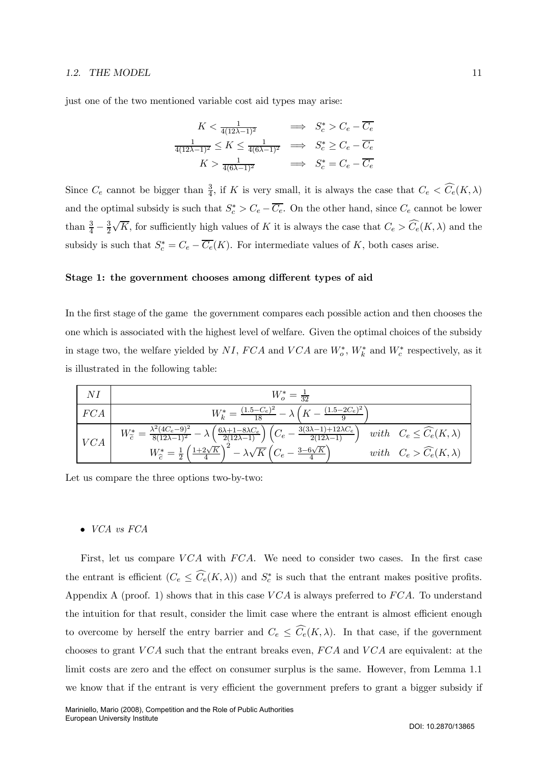just one of the two mentioned variable cost aid types may arise:

$$
\begin{array}{rcl}
K < \frac{1}{4(12\lambda-1)^2} & \Longrightarrow & S_c^* > C_e - \overline{C_e} \\
\frac{1}{4(12\lambda-1)^2} \leq K \leq \frac{1}{4(6\lambda-1)^2} & \Longrightarrow & S_c^* \geq C_e - \overline{C_e} \\
K > \frac{1}{4(6\lambda-1)^2} & \Longrightarrow & S_c^* = C_e - \overline{C_e}
\end{array}
$$

Since $C_e$ cannot be bigger than $\frac{3}{4}$, if $K$ is very small, it is always the case that $C_e < \widehat{C_e}(K, \lambda)$ and the optimal subsidy is such that $S_c^* > C_e - \overline{C_e}$. On the other hand, since $C_e$ cannot be lower than $\frac{3}{4} - \frac{3}{2}\sqrt{K}$, for sufficiently high values of $K$ it is always the case that $C_e > \widehat{C_e}(K, \lambda)$ and the subsidy is such that $S_c^* = C_e - \overline{C_e}(K)$. For intermediate values of $K$, both cases arise.

**Stage 1: the government chooses among different types of aid**

In the first stage of the game the government compares each possible action and then chooses the one which is associated with the highest level of welfare. Given the optimal choices of the subsidy in stage two, the welfare yielded by $NI$, $FCA$ and $VCA$ are $W_o^*$, $W_k^*$ and $W_c^*$ respectively, as it is illustrated in the following table:

| | |
|---|---|
| $NI$ | $W_o^* = \frac{1}{32}$ |
| $FCA$ | $W_k^* = \frac{(1.5-C_e)^2}{18} - \lambda\left(K - \frac{(1.5-2C_e)^2}{9}\right)$ |
| $VCA$ | $W_{\tilde{c}}^* = \frac{\lambda^2(4C_e-9)^2}{8(12\lambda-1)^2} - \lambda\left(\frac{6\lambda+1-8\lambda C_e}{2(12\lambda-1)}\right)\left(C_e - \frac{3(3\lambda-1)+12\lambda C_e}{2(12\lambda-1)}\right)$ *with* $C_e \leq \widehat{C_e}(K, \lambda)$ <br> $W_{\widehat{c}}^* = \frac{1}{2}\left(\frac{1+2\sqrt{K}}{4}\right)^2 - \lambda\sqrt{K}\left(C_e - \frac{3-6\sqrt{K}}{4}\right)$ *with* $C_e > \widehat{C_e}(K, \lambda)$ |

Let us compare the three options two-by-two:

- *VCA vs FCA*

First, let us compare $VCA$ with $FCA$. We need to consider two cases. In the first case the entrant is efficient ($C_e \leq \widehat{C_e}(K, \lambda)$) and $S_c^*$ is such that the entrant makes positive profits. Appendix A (proof. 1) shows that in this case $VCA$ is always preferred to $FCA$. To understand the intuition for that result, consider the limit case where the entrant is almost efficient enough to overcome by herself the entry barrier and $C_e \leq \widehat{C_e}(K, \lambda)$. In that case, if the government chooses to grant $VCA$ such that the entrant breaks even, $FCA$ and $VCA$ are equivalent: at the limit costs are zero and the effect on consumer surplus is the same. However, from Lemma 1.1 we know that if the entrant is very efficient the government prefers to grant a bigger subsidy if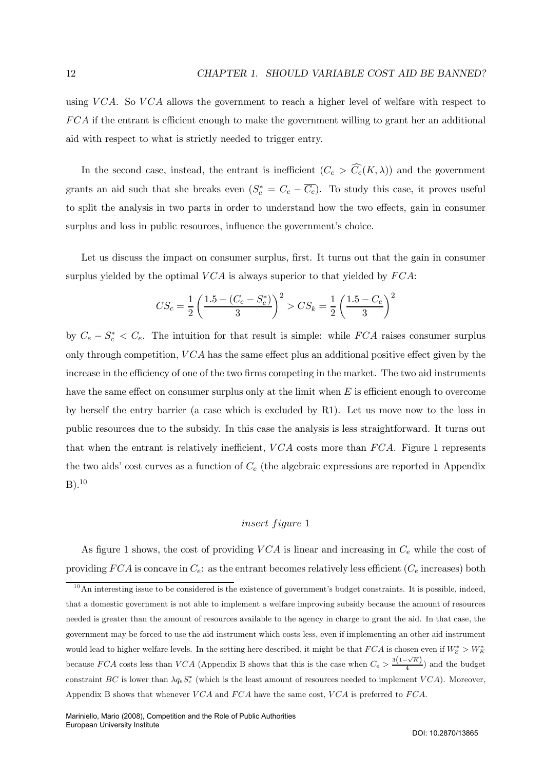using $VCA$. So $VCA$ allows the government to reach a higher level of welfare with respect to $FCA$ if the entrant is efficient enough to make the government willing to grant her an additional aid with respect to what is strictly needed to trigger entry.

In the second case, instead, the entrant is inefficient ($C_e > \widehat{C_e}(K, \lambda)$) and the government grants an aid such that she breaks even ($S_c^* = C_e - \overline{C_e}$). To study this case, it proves useful to split the analysis in two parts in order to understand how the two effects, gain in consumer surplus and loss in public resources, influence the government's choice.

Let us discuss the impact on consumer surplus, first. It turns out that the gain in consumer surplus yielded by the optimal $VCA$ is always superior to that yielded by $FCA$:

$$CS_c = \frac{1}{2}\left(\frac{1.5 - (C_e - S_c^*)}{3}\right)^2 > CS_k = \frac{1}{2}\left(\frac{1.5 - C_e}{3}\right)^2$$

by $C_e - S_c^* < C_e$. The intuition for that result is simple: while $FCA$ raises consumer surplus only through competition, $VCA$ has the same effect plus an additional positive effect given by the increase in the efficiency of one of the two firms competing in the market. The two aid instruments have the same effect on consumer surplus only at the limit when $E$ is efficient enough to overcome by herself the entry barrier (a case which is excluded by R1). Let us move now to the loss in public resources due to the subsidy. In this case the analysis is less straightforward. It turns out that when the entrant is relatively inefficient, $VCA$ costs more than $FCA$. Figure 1 represents the two aids' cost curves as a function of $C_e$ (the algebraic expressions are reported in Appendix B).[10]

*insert figure* 1

As figure 1 shows, the cost of providing $VCA$ is linear and increasing in $C_e$ while the cost of providing $FCA$ is concave in $C_e$: as the entrant becomes relatively less efficient ($C_e$ increases) both

[10] An interesting issue to be considered is the existence of government's budget constraints. It is possible, indeed, that a domestic government is not able to implement a welfare improving subsidy because the amount of resources needed is greater than the amount of resources available to the agency in charge to grant the aid. In that case, the government may be forced to use the aid instrument which costs less, even if implementing an other aid instrument would lead to higher welfare levels. In the setting here described, it might be that $FCA$ is chosen even if $W_{\bar{c}}^* > W_K^*$ because $FCA$ costs less than $VCA$ (Appendix B shows that this is the case when $C_e > \frac{3(1-\sqrt{K})}{4}$) and the budget constraint $BC$ is lower than $\lambda q_e S_c^*$ (which is the least amount of resources needed to implement $VCA$). Moreover, Appendix B shows that whenever $VCA$ and $FCA$ have the same cost, $VCA$ is preferred to $FCA$.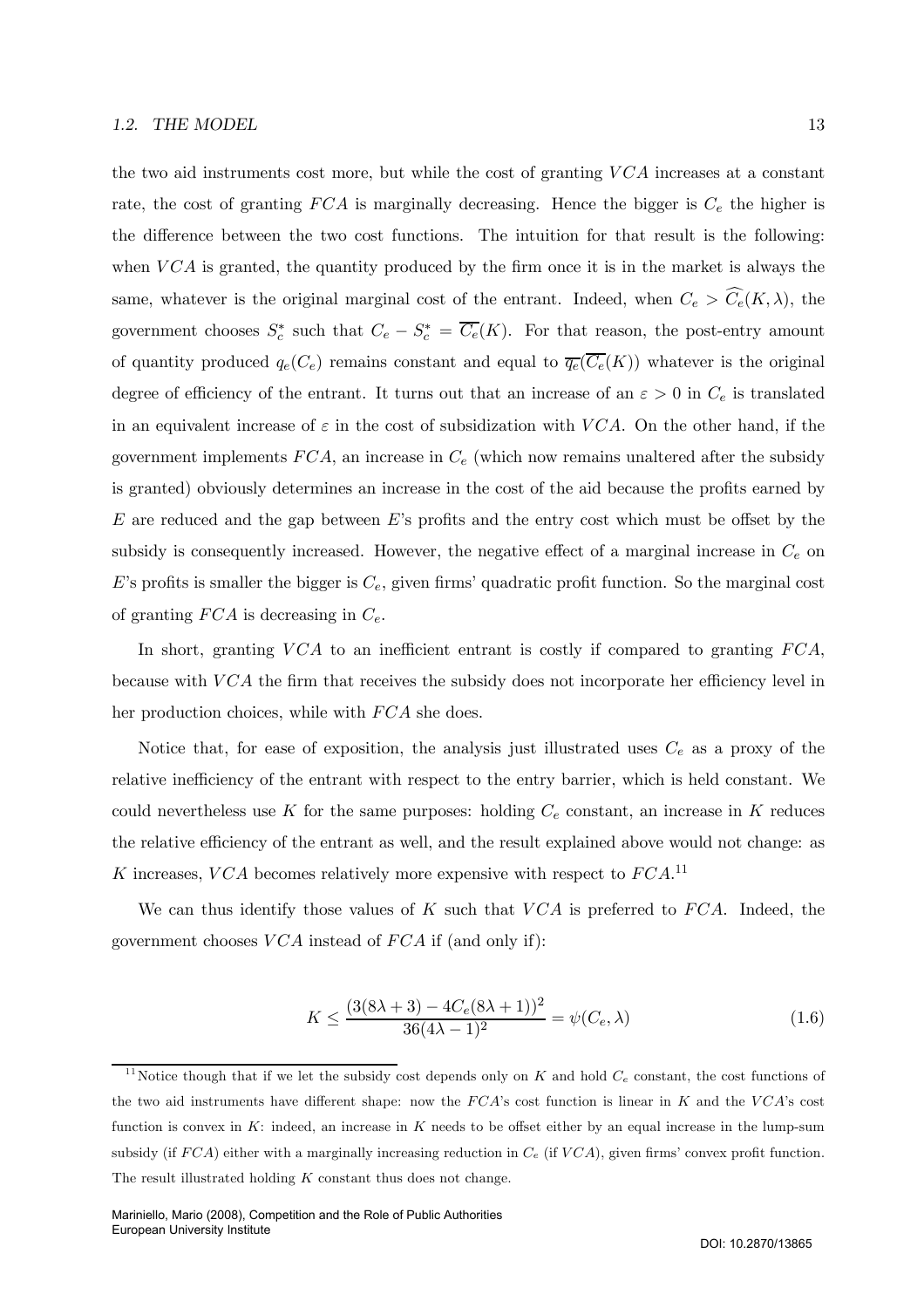the two aid instruments cost more, but while the cost of granting $VCA$ increases at a constant rate, the cost of granting $FCA$ is marginally decreasing. Hence the bigger is $C_e$ the higher is the difference between the two cost functions. The intuition for that result is the following: when $VCA$ is granted, the quantity produced by the firm once it is in the market is always the same, whatever is the original marginal cost of the entrant. Indeed, when $C_e > \widehat{C_e}(K, \lambda)$, the government chooses $S_c^*$ such that $C_e - S_c^* = \overline{C_e}(K)$. For that reason, the post-entry amount of quantity produced $q_e(C_e)$ remains constant and equal to $\overline{q_e}(\overline{C_e}(K))$ whatever is the original degree of efficiency of the entrant. It turns out that an increase of an $\varepsilon > 0$ in $C_e$ is translated in an equivalent increase of $\varepsilon$ in the cost of subsidization with $VCA$. On the other hand, if the government implements $FCA$, an increase in $C_e$ (which now remains unaltered after the subsidy is granted) obviously determines an increase in the cost of the aid because the profits earned by $E$ are reduced and the gap between $E$'s profits and the entry cost which must be offset by the subsidy is consequently increased. However, the negative effect of a marginal increase in $C_e$ on $E$'s profits is smaller the bigger is $C_e$, given firms' quadratic profit function. So the marginal cost of granting $FCA$ is decreasing in $C_e$.

In short, granting $VCA$ to an inefficient entrant is costly if compared to granting $FCA$, because with $VCA$ the firm that receives the subsidy does not incorporate her efficiency level in her production choices, while with $FCA$ she does.

Notice that, for ease of exposition, the analysis just illustrated uses $C_e$ as a proxy of the relative inefficiency of the entrant with respect to the entry barrier, which is held constant. We could nevertheless use $K$ for the same purposes: holding $C_e$ constant, an increase in $K$ reduces the relative efficiency of the entrant as well, and the result explained above would not change: as $K$ increases, $VCA$ becomes relatively more expensive with respect to $FCA$.[11]

We can thus identify those values of $K$ such that $VCA$ is preferred to $FCA$. Indeed, the government chooses $VCA$ instead of $FCA$ if (and only if):

$$K \leq \frac{(3(8\lambda + 3) - 4C_e(8\lambda + 1))^2}{36(4\lambda - 1)^2} = \psi(C_e, \lambda) \tag{1.6}$$

[11] Notice though that if we let the subsidy cost depends only on $K$ and hold $C_e$ constant, the cost functions of the two aid instruments have different shape: now the $FCA$'s cost function is linear in $K$ and the $VCA$'s cost function is convex in $K$: indeed, an increase in $K$ needs to be offset either by an equal increase in the lump-sum subsidy (if $FCA$) either with a marginally increasing reduction in $C_e$ (if $VCA$), given firms' convex profit function. The result illustrated holding $K$ constant thus does not change.

Mariniello, Mario (2008), Competition and the Role of Public Authorities
European University Institute

DOI: 10.2870/13865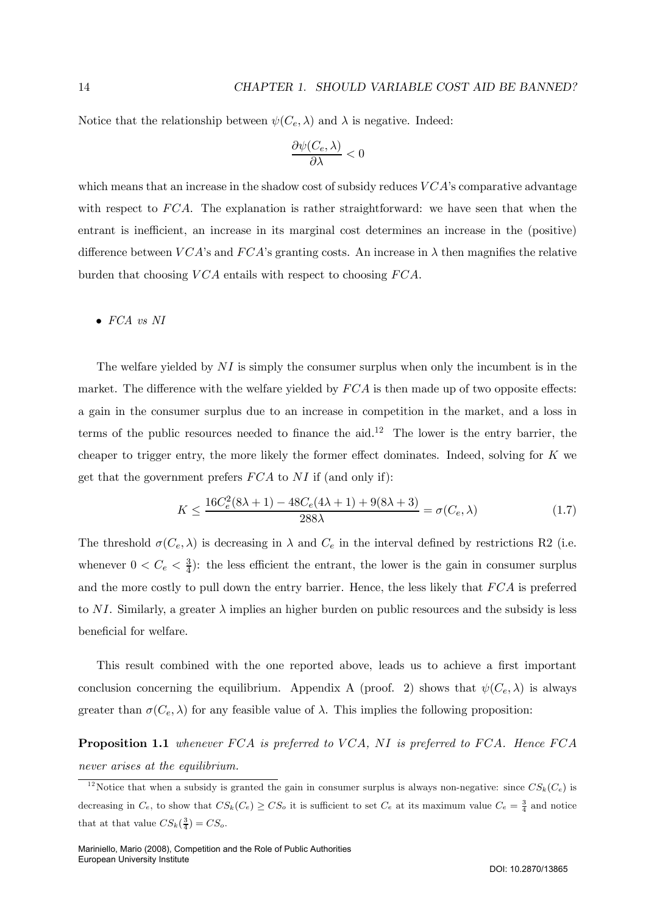Notice that the relationship between $\psi(C_e, \lambda)$ and $\lambda$ is negative. Indeed:

$$\frac{\partial \psi(C_e, \lambda)}{\partial \lambda} < 0$$

which means that an increase in the shadow cost of subsidy reduces $VCA$'s comparative advantage with respect to $FCA$. The explanation is rather straightforward: we have seen that when the entrant is inefficient, an increase in its marginal cost determines an increase in the (positive) difference between $VCA$'s and $FCA$'s granting costs. An increase in $\lambda$ then magnifies the relative burden that choosing $VCA$ entails with respect to choosing $FCA$.

- *FCA vs NI*

The welfare yielded by $NI$ is simply the consumer surplus when only the incumbent is in the market. The difference with the welfare yielded by $FCA$ is then made up of two opposite effects: a gain in the consumer surplus due to an increase in competition in the market, and a loss in terms of the public resources needed to finance the aid.[12] The lower is the entry barrier, the cheaper to trigger entry, the more likely the former effect dominates. Indeed, solving for $K$ we get that the government prefers $FCA$ to $NI$ if (and only if):

$$K \leq \frac{16C_e^2(8\lambda + 1) - 48C_e(4\lambda + 1) + 9(8\lambda + 3)}{288\lambda} = \sigma(C_e, \lambda) \tag{1.7}$$

The threshold $\sigma(C_e, \lambda)$ is decreasing in $\lambda$ and $C_e$ in the interval defined by restrictions R2 (i.e. whenever $0 < C_e < \frac{3}{4}$): the less efficient the entrant, the lower is the gain in consumer surplus and the more costly to pull down the entry barrier. Hence, the less likely that $FCA$ is preferred to $NI$. Similarly, a greater $\lambda$ implies an higher burden on public resources and the subsidy is less beneficial for welfare.

This result combined with the one reported above, leads us to achieve a first important conclusion concerning the equilibrium. Appendix A (proof. 2) shows that $\psi(C_e, \lambda)$ is always greater than $\sigma(C_e, \lambda)$ for any feasible value of $\lambda$. This implies the following proposition:

**Proposition 1.1** *whenever FCA is preferred to VCA, NI is preferred to FCA. Hence FCA never arises at the equilibrium.*

[12] Notice that when a subsidy is granted the gain in consumer surplus is always non-negative: since $CS_k(C_e)$ is decreasing in $C_e$, to show that $CS_k(C_e) \geq CS_o$ it is sufficient to set $C_e$ at its maximum value $C_e = \frac{3}{4}$ and notice that at that value $CS_k(\frac{3}{4}) = CS_o$.

Mariniello, Mario (2008), Competition and the Role of Public Authorities
European University Institute

DOI: 10.2870/13865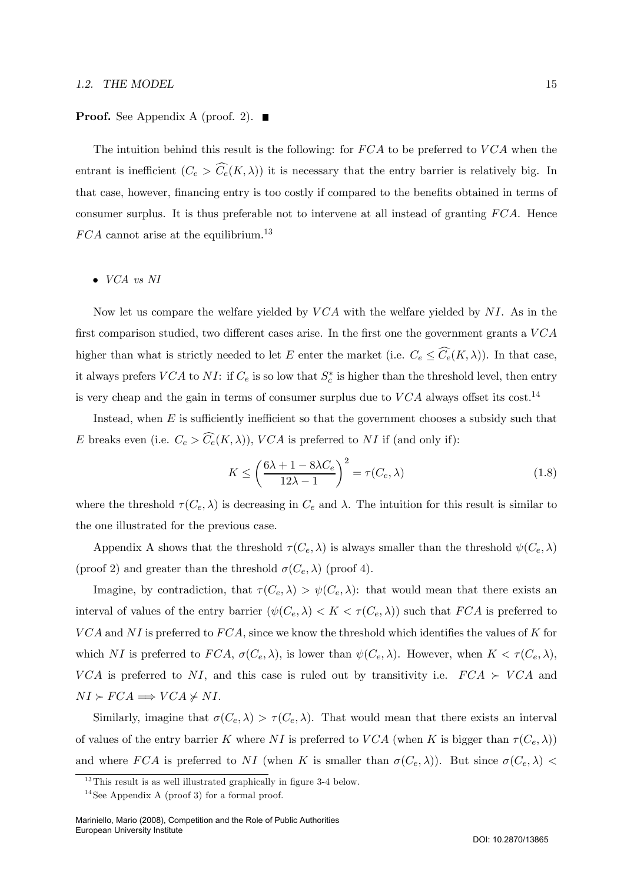**Proof.** See Appendix A (proof. 2). ■

The intuition behind this result is the following: for $FCA$ to be preferred to $VCA$ when the entrant is inefficient ($C_e > \widehat{C_e}(K, \lambda)$) it is necessary that the entry barrier is relatively big. In that case, however, financing entry is too costly if compared to the benefits obtained in terms of consumer surplus. It is thus preferable not to intervene at all instead of granting $FCA$. Hence $FCA$ cannot arise at the equilibrium.[13]

- *VCA vs NI*

Now let us compare the welfare yielded by $VCA$ with the welfare yielded by $NI$. As in the first comparison studied, two different cases arise. In the first one the government grants a $VCA$ higher than what is strictly needed to let $E$ enter the market (i.e. $C_e \leq \widehat{C_e}(K, \lambda)$). In that case, it always prefers $VCA$ to $NI$: if $C_e$ is so low that $S_c^*$ is higher than the threshold level, then entry is very cheap and the gain in terms of consumer surplus due to $VCA$ always offset its cost.[14]

Instead, when $E$ is sufficiently inefficient so that the government chooses a subsidy such that $E$ breaks even (i.e. $C_e > \widehat{C_e}(K, \lambda)$), $VCA$ is preferred to $NI$ if (and only if):

$$K \leq \left(\frac{6\lambda + 1 - 8\lambda C_e}{12\lambda - 1}\right)^2 = \tau(C_e, \lambda) \tag{1.8}$$

where the threshold $\tau(C_e, \lambda)$ is decreasing in $C_e$ and $\lambda$. The intuition for this result is similar to the one illustrated for the previous case.

Appendix A shows that the threshold $\tau(C_e, \lambda)$ is always smaller than the threshold $\psi(C_e, \lambda)$ (proof 2) and greater than the threshold $\sigma(C_e, \lambda)$ (proof 4).

Imagine, by contradiction, that $\tau(C_e, \lambda) > \psi(C_e, \lambda)$: that would mean that there exists an interval of values of the entry barrier ($\psi(C_e, \lambda) < K < \tau(C_e, \lambda)$) such that $FCA$ is preferred to $VCA$ and $NI$ is preferred to $FCA$, since we know the threshold which identifies the values of $K$ for which $NI$ is preferred to $FCA$, $\sigma(C_e, \lambda)$, is lower than $\psi(C_e, \lambda)$. However, when $K < \tau(C_e, \lambda)$, $VCA$ is preferred to $NI$, and this case is ruled out by transitivity i.e. $FCA \succ VCA$ and $NI \succ FCA \Longrightarrow VCA \nsucc NI$.

Similarly, imagine that $\sigma(C_e, \lambda) > \tau(C_e, \lambda)$. That would mean that there exists an interval of values of the entry barrier $K$ where $NI$ is preferred to $VCA$ (when $K$ is bigger than $\tau(C_e, \lambda)$) and where $FCA$ is preferred to $NI$ (when $K$ is smaller than $\sigma(C_e, \lambda)$). But since $\sigma(C_e, \lambda) <$

[13] This result is as well illustrated graphically in figure 3-4 below.

[14] See Appendix A (proof 3) for a formal proof.

Mariniello, Mario (2008), Competition and the Role of Public Authorities
European University Institute

DOI: 10.2870/13865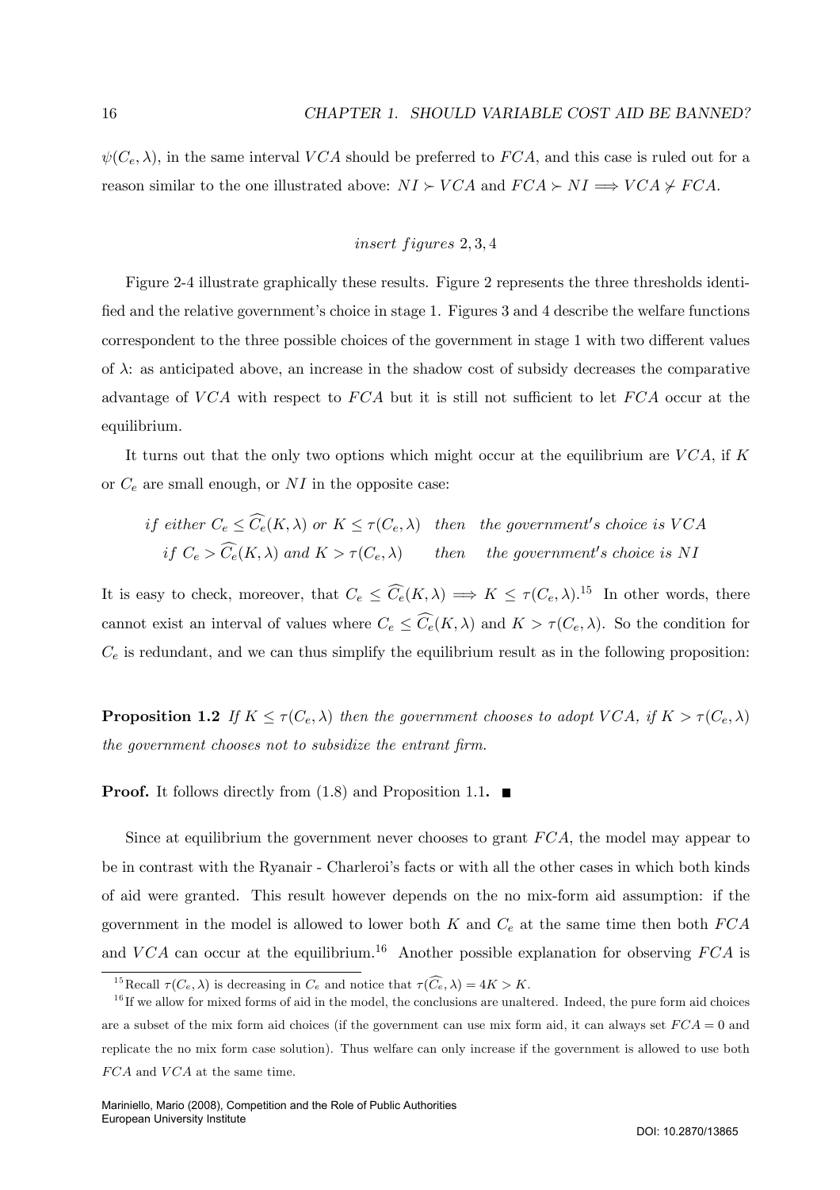$\psi(C_e, \lambda)$, in the same interval $VCA$ should be preferred to $FCA$, and this case is ruled out for a reason similar to the one illustrated above: $NI \succ VCA$ and $FCA \succ NI \Longrightarrow VCA \nsucc FCA$.

*insert figures* $2, 3, 4$

Figure 2-4 illustrate graphically these results. Figure 2 represents the three thresholds identified and the relative government's choice in stage 1. Figures 3 and 4 describe the welfare functions correspondent to the three possible choices of the government in stage 1 with two different values of $\lambda$: as anticipated above, an increase in the shadow cost of subsidy decreases the comparative advantage of $VCA$ with respect to $FCA$ but it is still not sufficient to let $FCA$ occur at the equilibrium.

It turns out that the only two options which might occur at the equilibrium are $VCA$, if $K$ or $C_e$ are small enough, or $NI$ in the opposite case:

$$\begin{array}{lll} \textit{if either } C_e \leq \widehat{C_e}(K, \lambda) \textit{ or } K \leq \tau(C_e, \lambda) & \textit{then} & \textit{the government's choice is } VCA \\ \textit{if } C_e > \widehat{C_e}(K, \lambda) \textit{ and } K > \tau(C_e, \lambda) & \textit{then} & \textit{the government's choice is } NI \end{array}$$

It is easy to check, moreover, that $C_e \leq \widehat{C_e}(K, \lambda) \Longrightarrow K \leq \tau(C_e, \lambda)$.[15] In other words, there cannot exist an interval of values where $C_e \leq \widehat{C_e}(K, \lambda)$ and $K > \tau(C_e, \lambda)$. So the condition for $C_e$ is redundant, and we can thus simplify the equilibrium result as in the following proposition:

**Proposition 1.2** *If $K \leq \tau(C_e, \lambda)$ then the government chooses to adopt $VCA$, if $K > \tau(C_e, \lambda)$ the government chooses not to subsidize the entrant firm.*

**Proof.** It follows directly from (1.8) and Proposition 1.1. ■

Since at equilibrium the government never chooses to grant $FCA$, the model may appear to be in contrast with the Ryanair - Charleroi's facts or with all the other cases in which both kinds of aid were granted. This result however depends on the no mix-form aid assumption: if the government in the model is allowed to lower both $K$ and $C_e$ at the same time then both $FCA$ and $VCA$ can occur at the equilibrium.[16] Another possible explanation for observing $FCA$ is

[15] Recall $\tau(C_e, \lambda)$ is decreasing in $C_e$ and notice that $\tau(\widehat{C_e}, \lambda) = 4K > K$.

[16] If we allow for mixed forms of aid in the model, the conclusions are unaltered. Indeed, the pure form aid choices are a subset of the mix form aid choices (if the government can use mix form aid, it can always set $FCA = 0$ and replicate the no mix form case solution). Thus welfare can only increase if the government is allowed to use both $FCA$ and $VCA$ at the same time.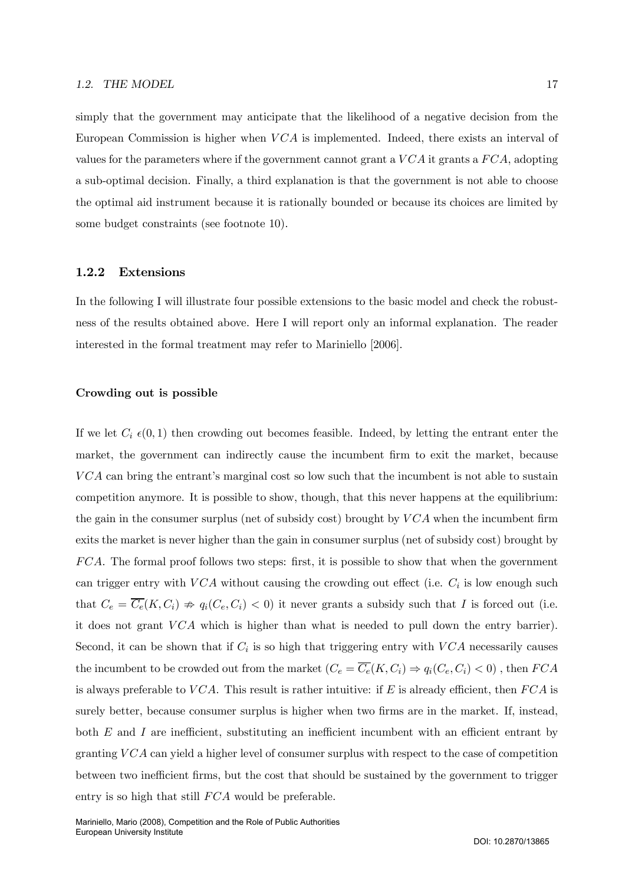simply that the government may anticipate that the likelihood of a negative decision from the European Commission is higher when $VCA$ is implemented. Indeed, there exists an interval of values for the parameters where if the government cannot grant a $VCA$ it grants a $FCA$, adopting a sub-optimal decision. Finally, a third explanation is that the government is not able to choose the optimal aid instrument because it is rationally bounded or because its choices are limited by some budget constraints (see footnote 10).

### 1.2.2 Extensions

In the following I will illustrate four possible extensions to the basic model and check the robustness of the results obtained above. Here I will report only an informal explanation. The reader interested in the formal treatment may refer to Mariniello [2006].

#### Crowding out is possible

If we let $C_i \,\epsilon (0, 1)$ then crowding out becomes feasible. Indeed, by letting the entrant enter the market, the government can indirectly cause the incumbent firm to exit the market, because $VCA$ can bring the entrant's marginal cost so low such that the incumbent is not able to sustain competition anymore. It is possible to show, though, that this never happens at the equilibrium: the gain in the consumer surplus (net of subsidy cost) brought by $VCA$ when the incumbent firm exits the market is never higher than the gain in consumer surplus (net of subsidy cost) brought by $FCA$. The formal proof follows two steps: first, it is possible to show that when the government can trigger entry with $VCA$ without causing the crowding out effect (i.e. $C_i$ is low enough such that $C_e = \overline{C_e}(K, C_i) \nRightarrow q_i(C_e, C_i) < 0$) it never grants a subsidy such that $I$ is forced out (i.e. it does not grant $VCA$ which is higher than what is needed to pull down the entry barrier). Second, it can be shown that if $C_i$ is so high that triggering entry with $VCA$ necessarily causes the incumbent to be crowded out from the market ($C_e = \overline{C_e}(K, C_i) \Rightarrow q_i(C_e, C_i) < 0$) , then $FCA$ is always preferable to $VCA$. This result is rather intuitive: if $E$ is already efficient, then $FCA$ is surely better, because consumer surplus is higher when two firms are in the market. If, instead, both $E$ and $I$ are inefficient, substituting an inefficient incumbent with an efficient entrant by granting $VCA$ can yield a higher level of consumer surplus with respect to the case of competition between two inefficient firms, but the cost that should be sustained by the government to trigger entry is so high that still $FCA$ would be preferable.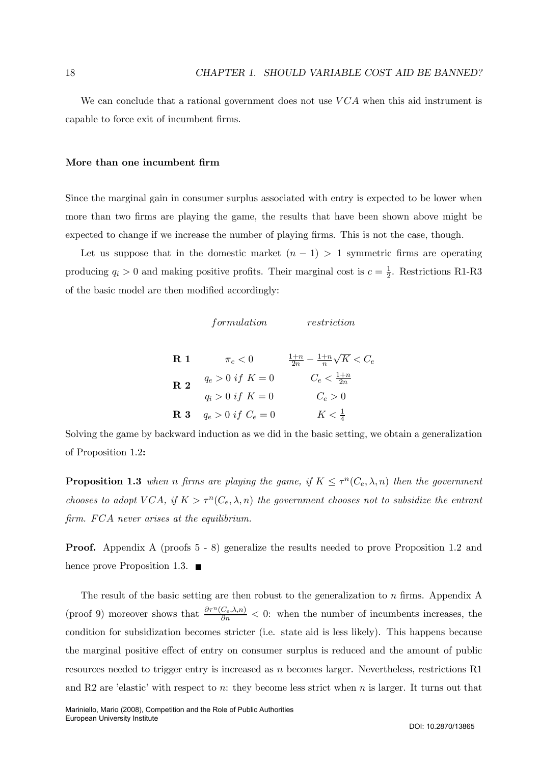We can conclude that a rational government does not use $VCA$ when this aid instrument is capable to force exit of incumbent firms.

### More than one incumbent firm

Since the marginal gain in consumer surplus associated with entry is expected to be lower when more than two firms are playing the game, the results that have been shown above might be expected to change if we increase the number of playing firms. This is not the case, though.

Let us suppose that in the domestic market $(n-1) > 1$ symmetric firms are operating producing $q_i > 0$ and making positive profits. Their marginal cost is $c = \frac{1}{2}$. Restrictions R1-R3 of the basic model are then modified accordingly:

| | $formulation$ | $restriction$ |
|---|---|---|
| **R 1** | $\pi_e < 0$ | $\frac{1+n}{2n} - \frac{1+n}{n}\sqrt{K} < C_e$ |
| **R 2** | $q_e > 0 \; if \; K = 0$ | $C_e < \frac{1+n}{2n}$ |
| | $q_i > 0 \; if \; K = 0$ | $C_e > 0$ |
| **R 3** | $q_e > 0 \; if \; C_e = 0$ | $K < \frac{1}{4}$ |

Solving the game by backward induction as we did in the basic setting, we obtain a generalization of Proposition 1.2**:**

**Proposition 1.3** *when n firms are playing the game, if $K \leq \tau^n(C_e, \lambda, n)$ then the government chooses to adopt $VCA$, if $K > \tau^n(C_e, \lambda, n)$ the government chooses not to subsidize the entrant firm. $FCA$ never arises at the equilibrium.*

**Proof.** Appendix A (proofs 5 - 8) generalize the results needed to prove Proposition 1.2 and hence prove Proposition 1.3. ■

The result of the basic setting are then robust to the generalization to $n$ firms. Appendix A (proof 9) moreover shows that $\frac{\partial \tau^n(C_e,\lambda,n)}{\partial n} < 0$: when the number of incumbents increases, the condition for subsidization becomes stricter (i.e. state aid is less likely). This happens because the marginal positive effect of entry on consumer surplus is reduced and the amount of public resources needed to trigger entry is increased as $n$ becomes larger. Nevertheless, restrictions R1 and R2 are 'elastic' with respect to $n$: they become less strict when $n$ is larger. It turns out that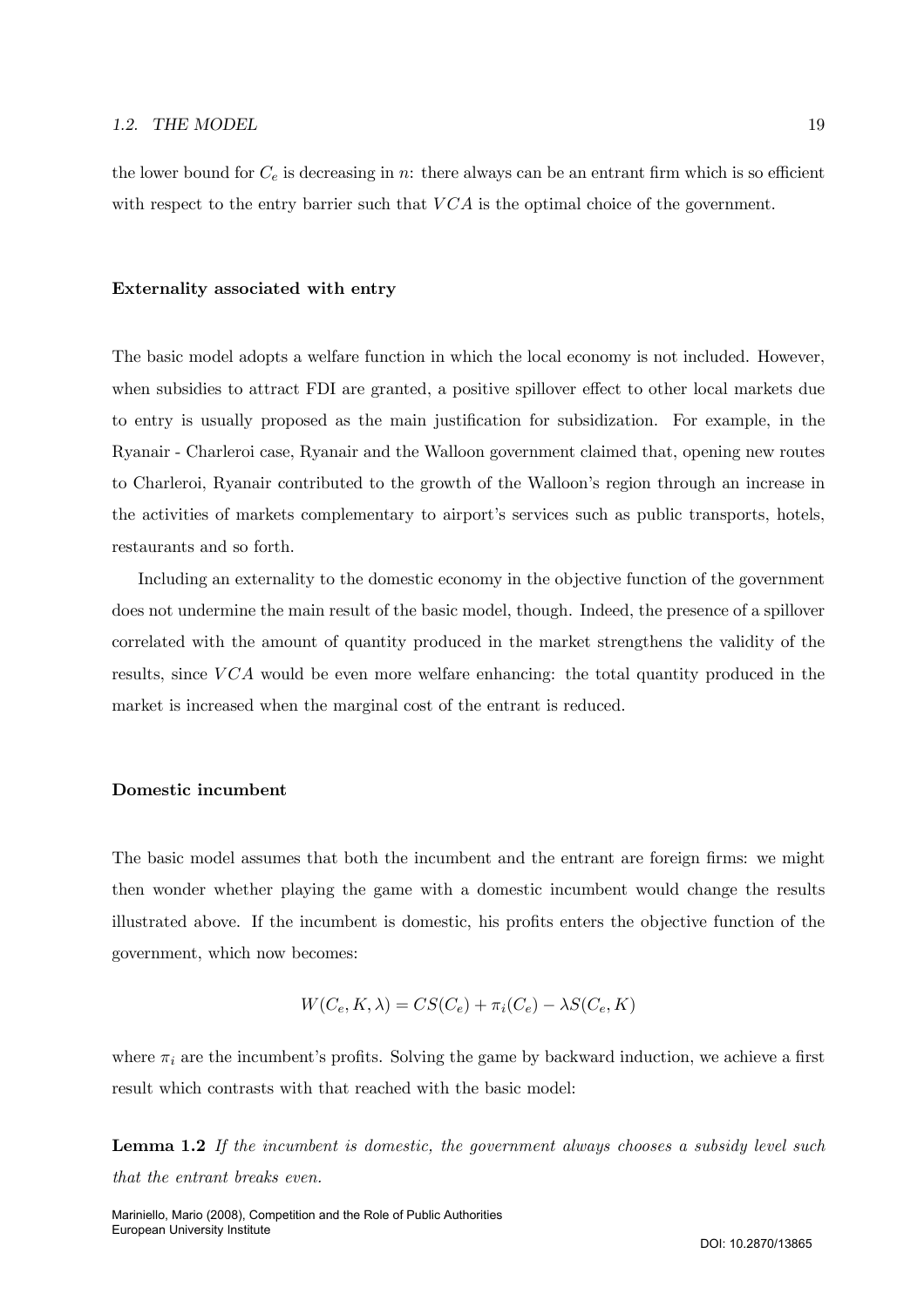the lower bound for $C_e$ is decreasing in $n$: there always can be an entrant firm which is so efficient with respect to the entry barrier such that $VCA$ is the optimal choice of the government.

**Externality associated with entry**

The basic model adopts a welfare function in which the local economy is not included. However, when subsidies to attract FDI are granted, a positive spillover effect to other local markets due to entry is usually proposed as the main justification for subsidization. For example, in the Ryanair - Charleroi case, Ryanair and the Walloon government claimed that, opening new routes to Charleroi, Ryanair contributed to the growth of the Walloon's region through an increase in the activities of markets complementary to airport's services such as public transports, hotels, restaurants and so forth.

Including an externality to the domestic economy in the objective function of the government does not undermine the main result of the basic model, though. Indeed, the presence of a spillover correlated with the amount of quantity produced in the market strengthens the validity of the results, since $VCA$ would be even more welfare enhancing: the total quantity produced in the market is increased when the marginal cost of the entrant is reduced.

**Domestic incumbent**

The basic model assumes that both the incumbent and the entrant are foreign firms: we might then wonder whether playing the game with a domestic incumbent would change the results illustrated above. If the incumbent is domestic, his profits enters the objective function of the government, which now becomes:

$$W(C_e, K, \lambda) = CS(C_e) + \pi_i(C_e) - \lambda S(C_e, K)$$

where $\pi_i$ are the incumbent's profits. Solving the game by backward induction, we achieve a first result which contrasts with that reached with the basic model:

**Lemma 1.2** *If the incumbent is domestic, the government always chooses a subsidy level such that the entrant breaks even.*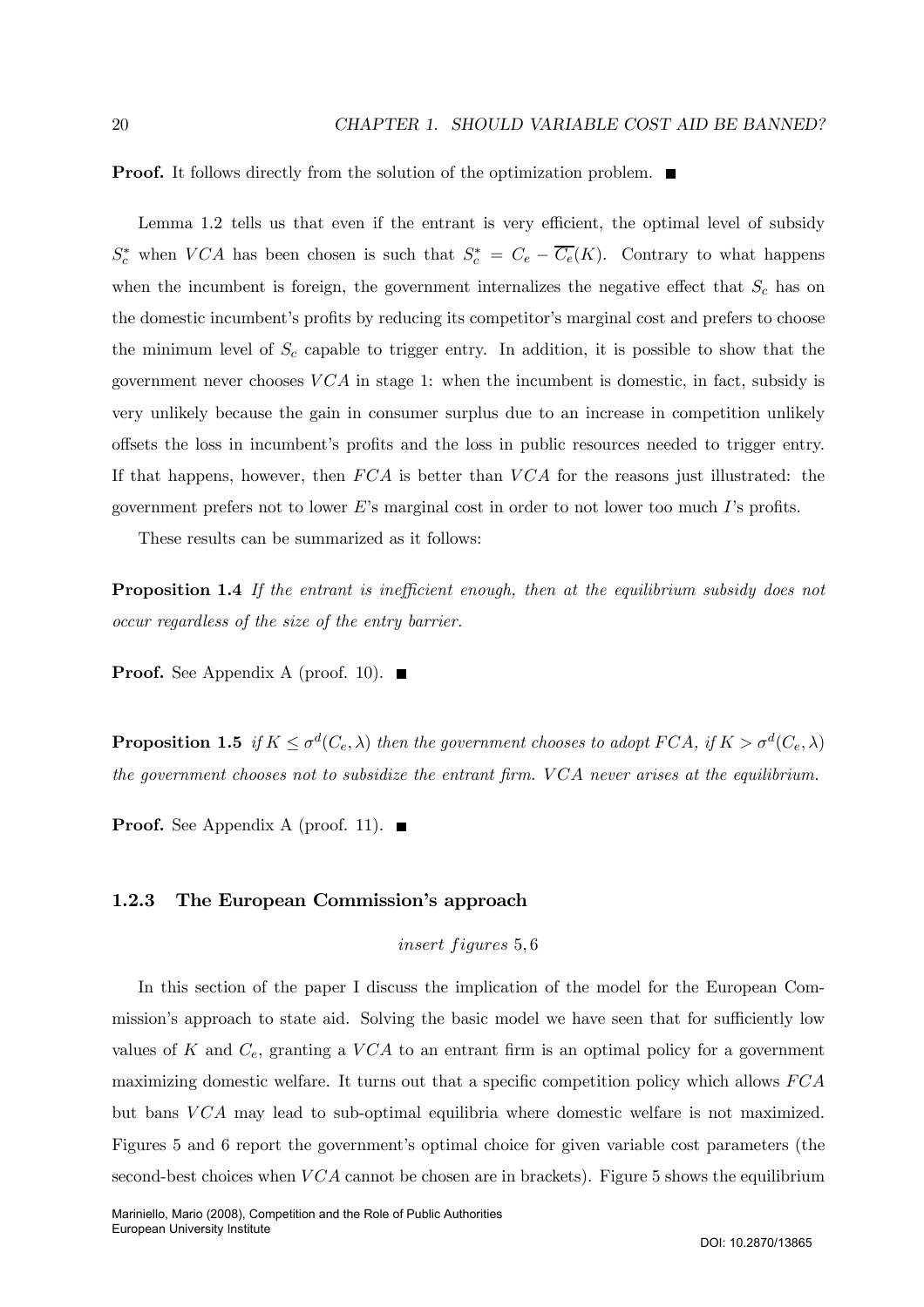**Proof.** It follows directly from the solution of the optimization problem. ■

Lemma 1.2 tells us that even if the entrant is very efficient, the optimal level of subsidy $S_c^*$ when $VCA$ has been chosen is such that $S_c^* = C_e - \overline{C_e}(K)$. Contrary to what happens when the incumbent is foreign, the government internalizes the negative effect that $S_c$ has on the domestic incumbent's profits by reducing its competitor's marginal cost and prefers to choose the minimum level of $S_c$ capable to trigger entry. In addition, it is possible to show that the government never chooses $VCA$ in stage 1: when the incumbent is domestic, in fact, subsidy is very unlikely because the gain in consumer surplus due to an increase in competition unlikely offsets the loss in incumbent's profits and the loss in public resources needed to trigger entry. If that happens, however, then $FCA$ is better than $VCA$ for the reasons just illustrated: the government prefers not to lower $E$'s marginal cost in order to not lower too much $I$'s profits.

These results can be summarized as it follows:

**Proposition 1.4** *If the entrant is inefficient enough, then at the equilibrium subsidy does not occur regardless of the size of the entry barrier.*

**Proof.** See Appendix A (proof. 10). ■

**Proposition 1.5** *if $K \leq \sigma^d(C_e, \lambda)$ then the government chooses to adopt $FCA$, if $K > \sigma^d(C_e, \lambda)$ the government chooses not to subsidize the entrant firm. $VCA$ never arises at the equilibrium.*

**Proof.** See Appendix A (proof. 11). ■

### 1.2.3 The European Commission's approach

*insert figures* 5, 6

In this section of the paper I discuss the implication of the model for the European Commission's approach to state aid. Solving the basic model we have seen that for sufficiently low values of $K$ and $C_e$, granting a $VCA$ to an entrant firm is an optimal policy for a government maximizing domestic welfare. It turns out that a specific competition policy which allows $FCA$ but bans $VCA$ may lead to sub-optimal equilibria where domestic welfare is not maximized. Figures 5 and 6 report the government's optimal choice for given variable cost parameters (the second-best choices when $VCA$ cannot be chosen are in brackets). Figure 5 shows the equilibrium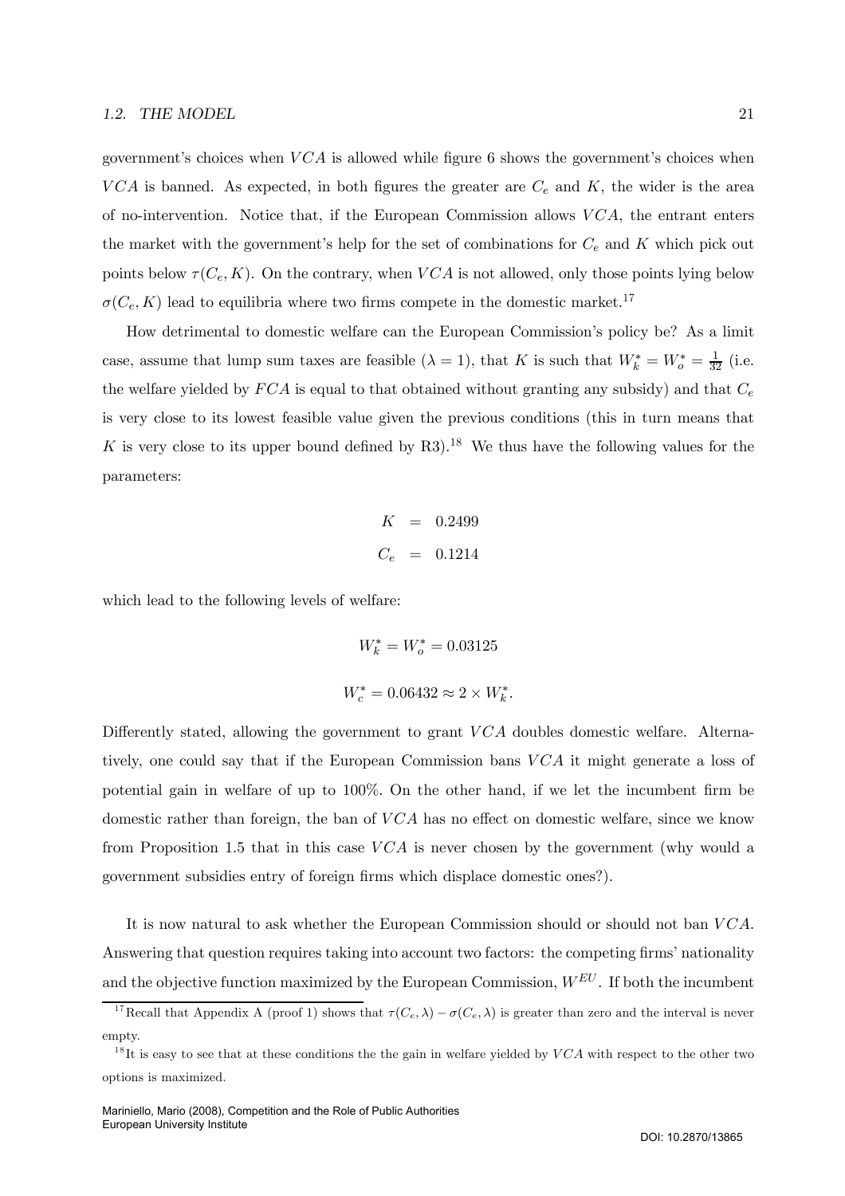government's choices when $VCA$ is allowed while figure 6 shows the government's choices when $VCA$ is banned. As expected, in both figures the greater are $C_e$ and $K$, the wider is the area of no-intervention. Notice that, if the European Commission allows $VCA$, the entrant enters the market with the government's help for the set of combinations for $C_e$ and $K$ which pick out points below $\tau(C_e, K)$. On the contrary, when $VCA$ is not allowed, only those points lying below $\sigma(C_e, K)$ lead to equilibria where two firms compete in the domestic market.[17]

How detrimental to domestic welfare can the European Commission's policy be? As a limit case, assume that lump sum taxes are feasible ($\lambda = 1$), that $K$ is such that $W_k^* = W_o^* = \frac{1}{32}$ (i.e. the welfare yielded by $FCA$ is equal to that obtained without granting any subsidy) and that $C_e$ is very close to its lowest feasible value given the previous conditions (this in turn means that $K$ is very close to its upper bound defined by R3).[18] We thus have the following values for the parameters:

$$
\begin{aligned}
K &= 0.2499 \\
C_e &= 0.1214
\end{aligned}
$$

which lead to the following levels of welfare:

$$W_k^* = W_o^* = 0.03125$$

$$W_c^* = 0.06432 \approx 2 \times W_k^*.$$

Differently stated, allowing the government to grant $VCA$ doubles domestic welfare. Alternatively, one could say that if the European Commission bans $VCA$ it might generate a loss of potential gain in welfare of up to 100%. On the other hand, if we let the incumbent firm be domestic rather than foreign, the ban of $VCA$ has no effect on domestic welfare, since we know from Proposition 1.5 that in this case $VCA$ is never chosen by the government (why would a government subsidies entry of foreign firms which displace domestic ones?).

It is now natural to ask whether the European Commission should or should not ban $VCA$. Answering that question requires taking into account two factors: the competing firms' nationality and the objective function maximized by the European Commission, $W^{EU}$. If both the incumbent

[17] Recall that Appendix A (proof 1) shows that $\tau(C_e, \lambda) - \sigma(C_e, \lambda)$ is greater than zero and the interval is never empty.

[18] It is easy to see that at these conditions the the gain in welfare yielded by $VCA$ with respect to the other two options is maximized.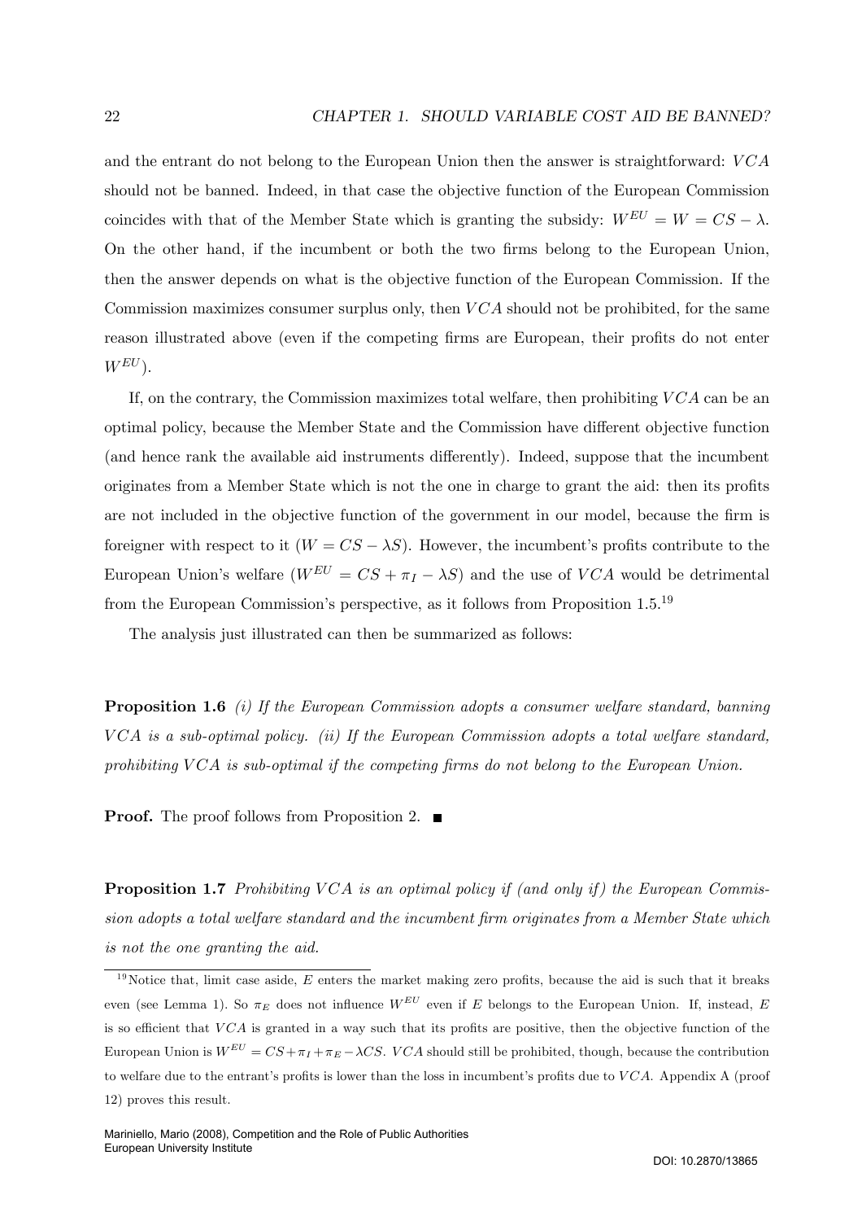and the entrant do not belong to the European Union then the answer is straightforward: $VCA$ should not be banned. Indeed, in that case the objective function of the European Commission coincides with that of the Member State which is granting the subsidy: $W^{EU} = W = CS - \lambda$. On the other hand, if the incumbent or both the two firms belong to the European Union, then the answer depends on what is the objective function of the European Commission. If the Commission maximizes consumer surplus only, then $VCA$ should not be prohibited, for the same reason illustrated above (even if the competing firms are European, their profits do not enter $W^{EU}$).

If, on the contrary, the Commission maximizes total welfare, then prohibiting $VCA$ can be an optimal policy, because the Member State and the Commission have different objective function (and hence rank the available aid instruments differently). Indeed, suppose that the incumbent originates from a Member State which is not the one in charge to grant the aid: then its profits are not included in the objective function of the government in our model, because the firm is foreigner with respect to it ($W = CS - \lambda S$). However, the incumbent's profits contribute to the European Union's welfare ($W^{EU} = CS + \pi_I - \lambda S$) and the use of $VCA$ would be detrimental from the European Commission's perspective, as it follows from Proposition 1.5.[19]

The analysis just illustrated can then be summarized as follows:

**Proposition 1.6** *(i) If the European Commission adopts a consumer welfare standard, banning $VCA$ is a sub-optimal policy. (ii) If the European Commission adopts a total welfare standard, prohibiting $VCA$ is sub-optimal if the competing firms do not belong to the European Union.*

**Proof.** The proof follows from Proposition 2. ■

**Proposition 1.7** *Prohibiting $VCA$ is an optimal policy if (and only if) the European Commission adopts a total welfare standard and the incumbent firm originates from a Member State which is not the one granting the aid.*

---

[19] Notice that, limit case aside, $E$ enters the market making zero profits, because the aid is such that it breaks even (see Lemma 1). So $\pi_E$ does not influence $W^{EU}$ even if $E$ belongs to the European Union. If, instead, $E$ is so efficient that $VCA$ is granted in a way such that its profits are positive, then the objective function of the European Union is $W^{EU} = CS + \pi_I + \pi_E - \lambda CS$. $VCA$ should still be prohibited, though, because the contribution to welfare due to the entrant's profits is lower than the loss in incumbent's profits due to $VCA$. Appendix A (proof 12) proves this result.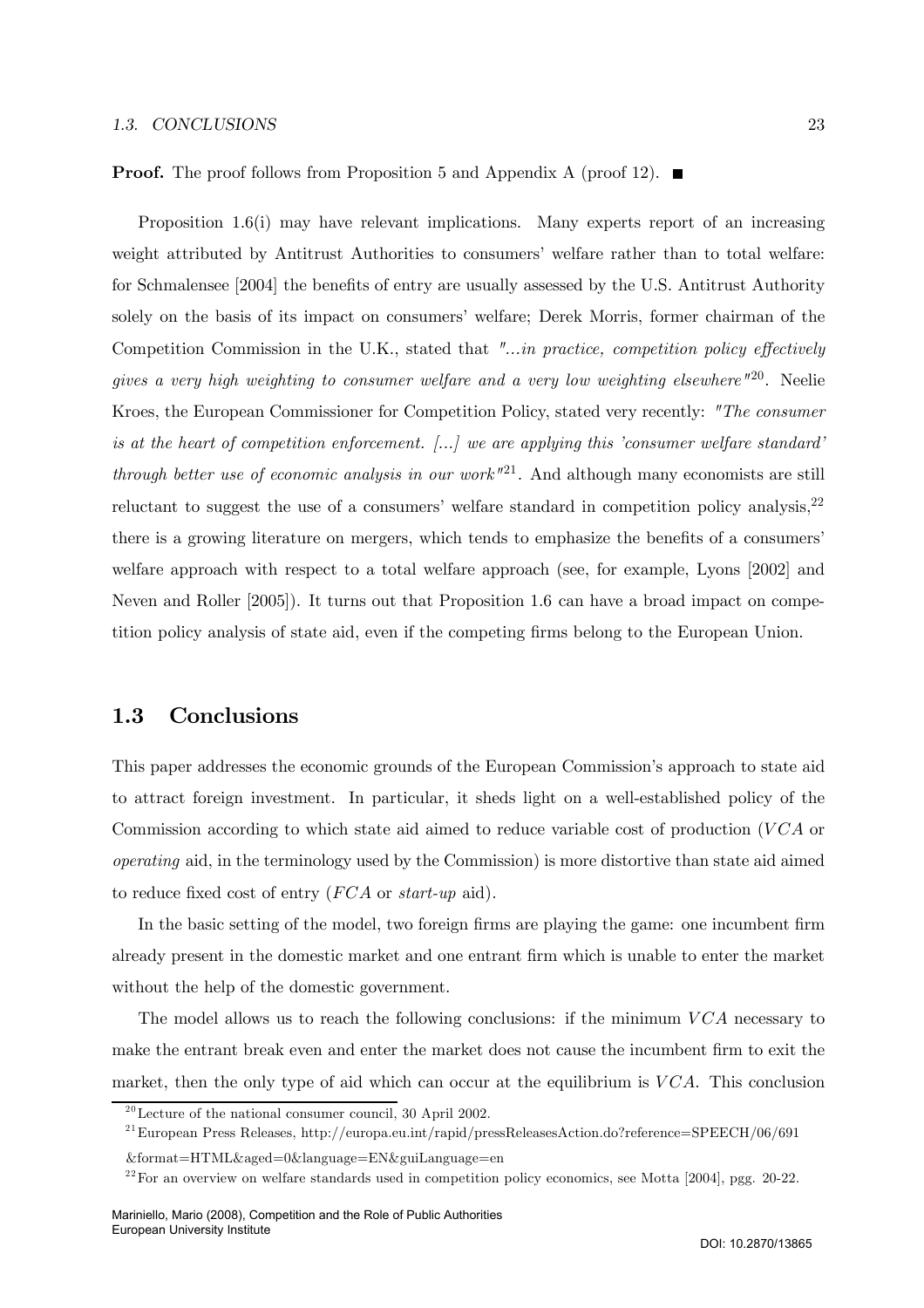**Proof.** The proof follows from Proposition 5 and Appendix A (proof 12). ■

Proposition 1.6(i) may have relevant implications. Many experts report of an increasing weight attributed by Antitrust Authorities to consumers' welfare rather than to total welfare: for Schmalensee [2004] the benefits of entry are usually assessed by the U.S. Antitrust Authority solely on the basis of its impact on consumers' welfare; Derek Morris, former chairman of the Competition Commission in the U.K., stated that *"...in practice, competition policy effectively gives a very high weighting to consumer welfare and a very low weighting elsewhere"*[20]. Neelie Kroes, the European Commissioner for Competition Policy, stated very recently: *"The consumer is at the heart of competition enforcement. [...] we are applying this 'consumer welfare standard' through better use of economic analysis in our work"*[21]. And although many economists are still reluctant to suggest the use of a consumers' welfare standard in competition policy analysis,[22] there is a growing literature on mergers, which tends to emphasize the benefits of a consumers' welfare approach with respect to a total welfare approach (see, for example, Lyons [2002] and Neven and Roller [2005]). It turns out that Proposition 1.6 can have a broad impact on competition policy analysis of state aid, even if the competing firms belong to the European Union.

## 1.3 Conclusions

This paper addresses the economic grounds of the European Commission's approach to state aid to attract foreign investment. In particular, it sheds light on a well-established policy of the Commission according to which state aid aimed to reduce variable cost of production ($VCA$ or *operating* aid, in the terminology used by the Commission) is more distortive than state aid aimed to reduce fixed cost of entry ($FCA$ or *start-up* aid).

In the basic setting of the model, two foreign firms are playing the game: one incumbent firm already present in the domestic market and one entrant firm which is unable to enter the market without the help of the domestic government.

The model allows us to reach the following conclusions: if the minimum $VCA$ necessary to make the entrant break even and enter the market does not cause the incumbent firm to exit the market, then the only type of aid which can occur at the equilibrium is $VCA$. This conclusion

[20] Lecture of the national consumer council, 30 April 2002.

[21] European Press Releases, http://europa.eu.int/rapid/pressReleasesAction.do?reference=SPEECH/06/691 &format=HTML&aged=0&language=EN&guiLanguage=en

[22] For an overview on welfare standards used in competition policy economics, see Motta [2004], pgg. 20-22.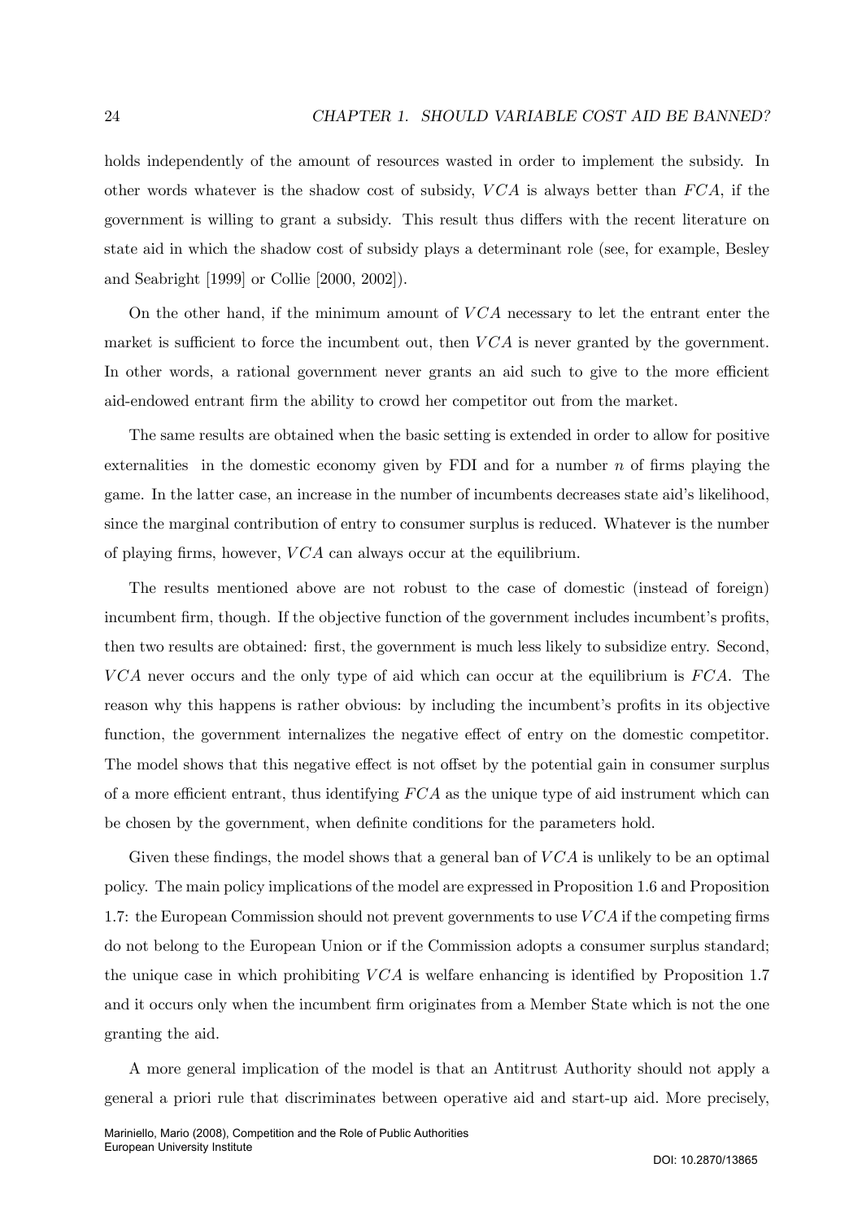holds independently of the amount of resources wasted in order to implement the subsidy. In other words whatever is the shadow cost of subsidy, $VCA$ is always better than $FCA$, if the government is willing to grant a subsidy. This result thus differs with the recent literature on state aid in which the shadow cost of subsidy plays a determinant role (see, for example, Besley and Seabright [1999] or Collie [2000, 2002]).

On the other hand, if the minimum amount of $VCA$ necessary to let the entrant enter the market is sufficient to force the incumbent out, then $VCA$ is never granted by the government. In other words, a rational government never grants an aid such to give to the more efficient aid-endowed entrant firm the ability to crowd her competitor out from the market.

The same results are obtained when the basic setting is extended in order to allow for positive externalities in the domestic economy given by FDI and for a number $n$ of firms playing the game. In the latter case, an increase in the number of incumbents decreases state aid's likelihood, since the marginal contribution of entry to consumer surplus is reduced. Whatever is the number of playing firms, however, $VCA$ can always occur at the equilibrium.

The results mentioned above are not robust to the case of domestic (instead of foreign) incumbent firm, though. If the objective function of the government includes incumbent's profits, then two results are obtained: first, the government is much less likely to subsidize entry. Second, $VCA$ never occurs and the only type of aid which can occur at the equilibrium is $FCA$. The reason why this happens is rather obvious: by including the incumbent's profits in its objective function, the government internalizes the negative effect of entry on the domestic competitor. The model shows that this negative effect is not offset by the potential gain in consumer surplus of a more efficient entrant, thus identifying $FCA$ as the unique type of aid instrument which can be chosen by the government, when definite conditions for the parameters hold.

Given these findings, the model shows that a general ban of $VCA$ is unlikely to be an optimal policy. The main policy implications of the model are expressed in Proposition 1.6 and Proposition 1.7: the European Commission should not prevent governments to use $VCA$ if the competing firms do not belong to the European Union or if the Commission adopts a consumer surplus standard; the unique case in which prohibiting $VCA$ is welfare enhancing is identified by Proposition 1.7 and it occurs only when the incumbent firm originates from a Member State which is not the one granting the aid.

A more general implication of the model is that an Antitrust Authority should not apply a general a priori rule that discriminates between operative aid and start-up aid. More precisely,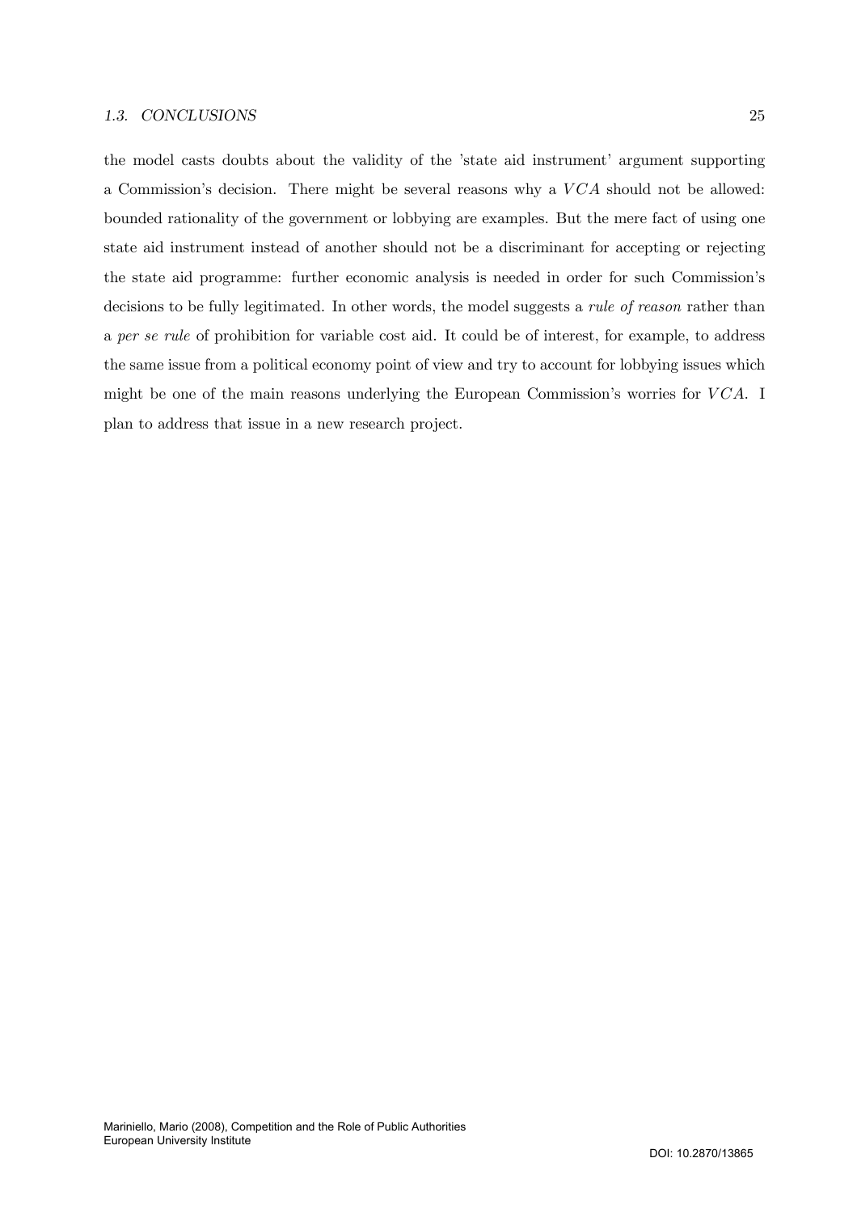the model casts doubts about the validity of the 'state aid instrument' argument supporting a Commission's decision. There might be several reasons why a $VCA$ should not be allowed: bounded rationality of the government or lobbying are examples. But the mere fact of using one state aid instrument instead of another should not be a discriminant for accepting or rejecting the state aid programme: further economic analysis is needed in order for such Commission's decisions to be fully legitimated. In other words, the model suggests a *rule of reason* rather than a *per se rule* of prohibition for variable cost aid. It could be of interest, for example, to address the same issue from a political economy point of view and try to account for lobbying issues which might be one of the main reasons underlying the European Commission's worries for $VCA$. I plan to address that issue in a new research project.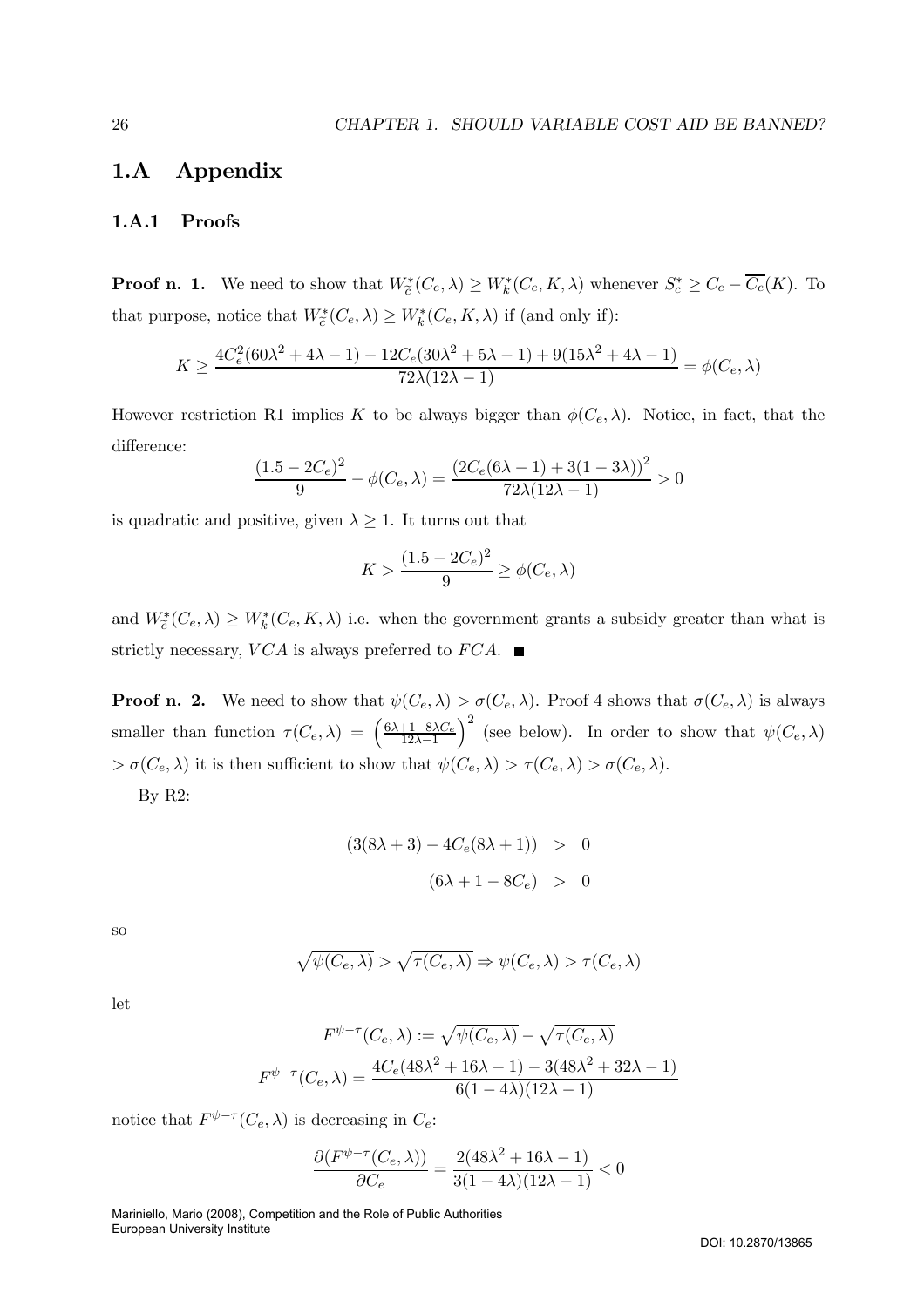## 1.A Appendix

### 1.A.1 Proofs

**Proof n. 1.** We need to show that $W^*_{\tilde{c}}(C_e, \lambda) \geq W^*_k(C_e, K, \lambda)$ whenever $S^*_c \geq C_e - \overline{C_e}(K)$. To that purpose, notice that $W^*_{\tilde{c}}(C_e, \lambda) \geq W^*_k(C_e, K, \lambda)$ if (and only if):

$$K \geq \frac{4C_e^2(60\lambda^2 + 4\lambda - 1) - 12C_e(30\lambda^2 + 5\lambda - 1) + 9(15\lambda^2 + 4\lambda - 1)}{72\lambda(12\lambda - 1)} = \phi(C_e, \lambda)$$

However restriction R1 implies $K$ to be always bigger than $\phi(C_e, \lambda)$. Notice, in fact, that the difference:

$$\frac{(1.5 - 2C_e)^2}{9} - \phi(C_e, \lambda) = \frac{(2C_e(6\lambda - 1) + 3(1 - 3\lambda))^2}{72\lambda(12\lambda - 1)} > 0$$

is quadratic and positive, given $\lambda \geq 1$. It turns out that

$$K > \frac{(1.5 - 2C_e)^2}{9} \geq \phi(C_e, \lambda)$$

and $W^*_{\tilde{c}}(C_e, \lambda) \geq W^*_k(C_e, K, \lambda)$ i.e. when the government grants a subsidy greater than what is strictly necessary, $VCA$ is always preferred to $FCA$. ∎

**Proof n. 2.** We need to show that $\psi(C_e, \lambda) > \sigma(C_e, \lambda)$. Proof 4 shows that $\sigma(C_e, \lambda)$ is always smaller than function $\tau(C_e, \lambda) = \left(\frac{6\lambda + 1 - 8\lambda C_e}{12\lambda - 1}\right)^2$ (see below). In order to show that $\psi(C_e, \lambda) > \sigma(C_e, \lambda)$ it is then sufficient to show that $\psi(C_e, \lambda) > \tau(C_e, \lambda) > \sigma(C_e, \lambda)$.

By R2:

$$\begin{aligned} (3(8\lambda + 3) - 4C_e(8\lambda + 1)) &> 0 \\ (6\lambda + 1 - 8C_e) &> 0 \end{aligned}$$

so

$$\sqrt{\psi(C_e, \lambda)} > \sqrt{\tau(C_e, \lambda)} \Rightarrow \psi(C_e, \lambda) > \tau(C_e, \lambda)$$

let

$$F^{\psi - \tau}(C_e, \lambda) := \sqrt{\psi(C_e, \lambda)} - \sqrt{\tau(C_e, \lambda)}$$

$$F^{\psi - \tau}(C_e, \lambda) = \frac{4C_e(48\lambda^2 + 16\lambda - 1) - 3(48\lambda^2 + 32\lambda - 1)}{6(1 - 4\lambda)(12\lambda - 1)}$$

notice that $F^{\psi - \tau}(C_e, \lambda)$ is decreasing in $C_e$:

$$\frac{\partial(F^{\psi - \tau}(C_e, \lambda))}{\partial C_e} = \frac{2(48\lambda^2 + 16\lambda - 1)}{3(1 - 4\lambda)(12\lambda - 1)} < 0$$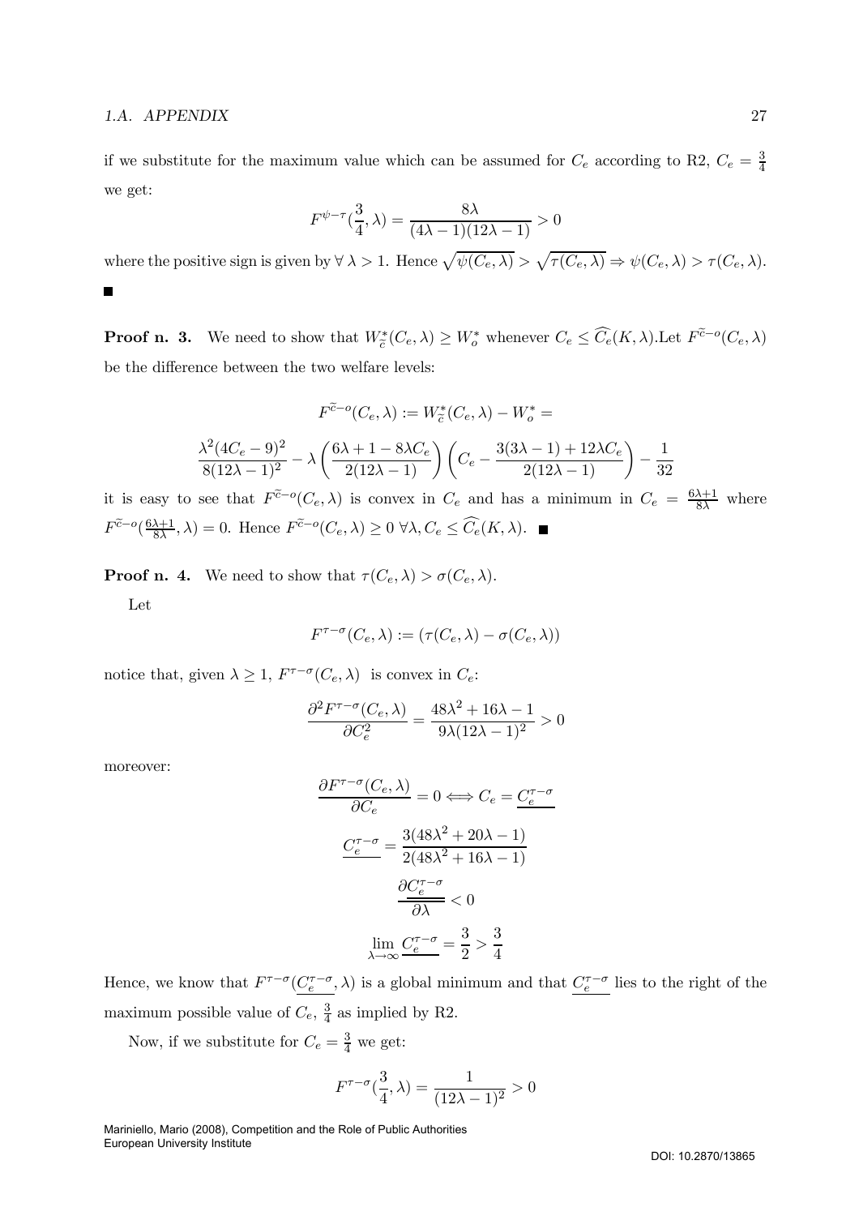if we substitute for the maximum value which can be assumed for $C_e$ according to R2, $C_e = \frac{3}{4}$ we get:

$$F^{\psi-\tau}(\frac{3}{4}, \lambda) = \frac{8\lambda}{(4\lambda-1)(12\lambda-1)} > 0$$

where the positive sign is given by $\forall\ \lambda > 1$. Hence $\sqrt{\psi(C_e, \lambda)} > \sqrt{\tau(C_e, \lambda)} \Rightarrow \psi(C_e, \lambda) > \tau(C_e, \lambda)$. ■

**Proof n. 3.** We need to show that $W^*_{\tilde{c}}(C_e, \lambda) \geq W^*_o$ whenever $C_e \leq \widehat{C_e}(K, \lambda)$.Let $F^{\tilde{c}-o}(C_e, \lambda)$ be the difference between the two welfare levels:

$$F^{\tilde{c}-o}(C_e, \lambda) := W^*_{\tilde{c}}(C_e, \lambda) - W^*_o =$$

$$\frac{\lambda^2(4C_e-9)^2}{8(12\lambda-1)^2} - \lambda\left(\frac{6\lambda+1-8\lambda C_e}{2(12\lambda-1)}\right)\left(C_e - \frac{3(3\lambda-1)+12\lambda C_e}{2(12\lambda-1)}\right) - \frac{1}{32}$$

it is easy to see that $F^{\tilde{c}-o}(C_e, \lambda)$ is convex in $C_e$ and has a minimum in $C_e = \frac{6\lambda+1}{8\lambda}$ where $F^{\tilde{c}-o}(\frac{6\lambda+1}{8\lambda}, \lambda) = 0$. Hence $F^{\tilde{c}-o}(C_e, \lambda) \geq 0\ \forall \lambda, C_e \leq \widehat{C_e}(K, \lambda)$. ■

**Proof n. 4.** We need to show that $\tau(C_e, \lambda) > \sigma(C_e, \lambda)$.

Let

$$F^{\tau-\sigma}(C_e, \lambda) := (\tau(C_e, \lambda) - \sigma(C_e, \lambda))$$

notice that, given $\lambda \geq 1$, $F^{\tau-\sigma}(C_e, \lambda)$ is convex in $C_e$:

$$\frac{\partial^2 F^{\tau-\sigma}(C_e, \lambda)}{\partial C_e^2} = \frac{48\lambda^2+16\lambda-1}{9\lambda(12\lambda-1)^2} > 0$$

moreover:

$$\frac{\partial F^{\tau-\sigma}(C_e, \lambda)}{\partial C_e} = 0 \Longleftrightarrow C_e = \underline{C_e^{\tau-\sigma}}$$

$$\underline{C_e^{\tau-\sigma}} = \frac{3(48\lambda^2+20\lambda-1)}{2(48\lambda^2+16\lambda-1)}$$

$$\frac{\partial \underline{C_e^{\tau-\sigma}}}{\partial \lambda} < 0$$

$$\lim_{\lambda\to\infty} \underline{C_e^{\tau-\sigma}} = \frac{3}{2} > \frac{3}{4}$$

Hence, we know that $F^{\tau-\sigma}(\underline{C_e^{\tau-\sigma}}, \lambda)$ is a global minimum and that $\underline{C_e^{\tau-\sigma}}$ lies to the right of the maximum possible value of $C_e$, $\frac{3}{4}$ as implied by R2.

Now, if we substitute for $C_e = \frac{3}{4}$ we get:

$$F^{\tau-\sigma}(\frac{3}{4}, \lambda) = \frac{1}{(12\lambda-1)^2} > 0$$

Mariniello, Mario (2008), Competition and the Role of Public Authorities
European University Institute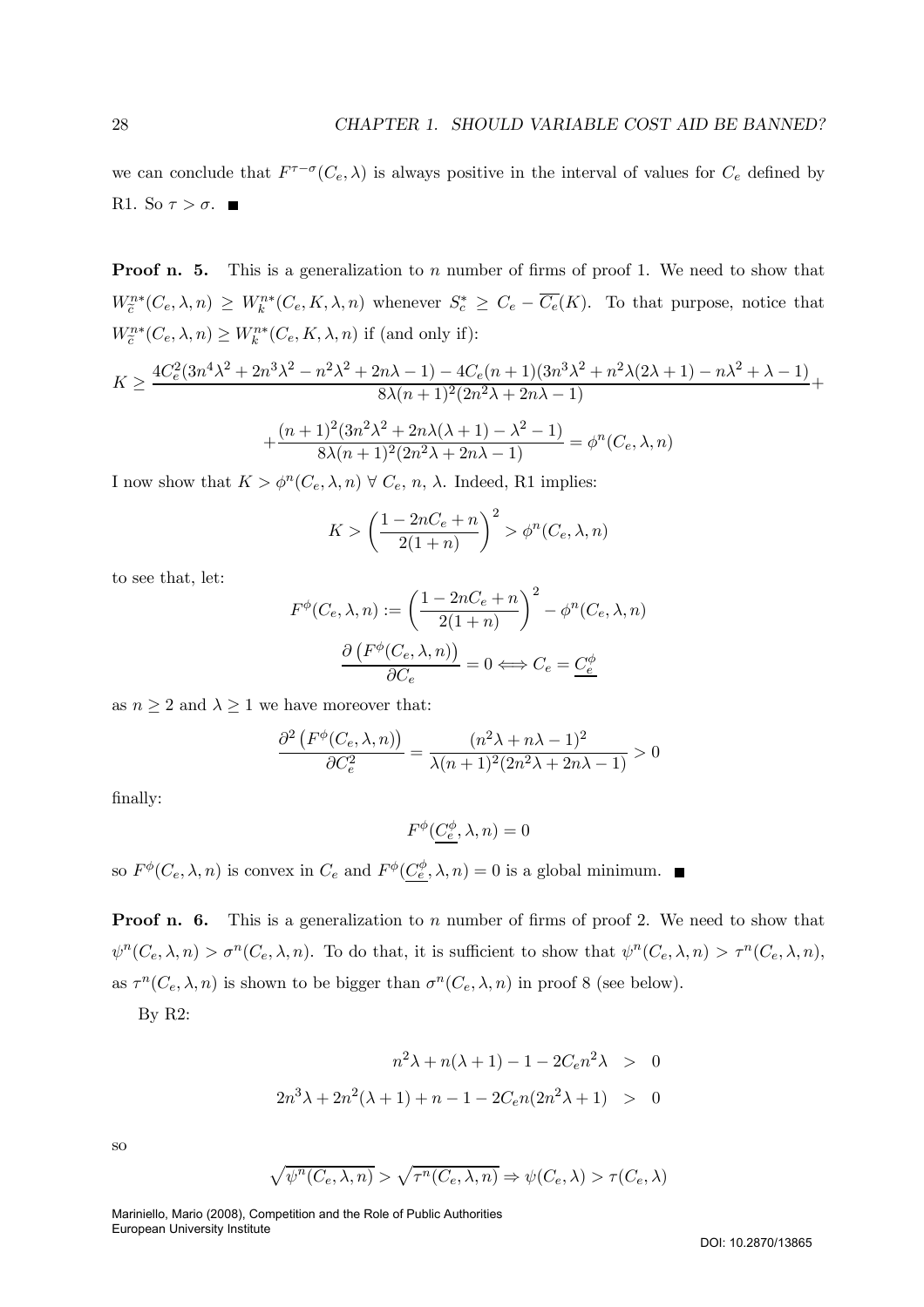we can conclude that $F^{\tau-\sigma}(C_e, \lambda)$ is always positive in the interval of values for $C_e$ defined by R1. So $\tau > \sigma$. ■

**Proof n. 5.** This is a generalization to $n$ number of firms of proof 1. We need to show that $W_{\bar{c}}^{n*}(C_e, \lambda, n) \geq W_k^{n*}(C_e, K, \lambda, n)$ whenever $S_c^* \geq C_e - \overline{C_e}(K)$. To that purpose, notice that $W_{\bar{c}}^{n*}(C_e, \lambda, n) \geq W_k^{n*}(C_e, K, \lambda, n)$ if (and only if):

$$K \geq \frac{4C_e^2(3n^4\lambda^2 + 2n^3\lambda^2 - n^2\lambda^2 + 2n\lambda - 1) - 4C_e(n+1)(3n^3\lambda^2 + n^2\lambda(2\lambda+1) - n\lambda^2 + \lambda - 1)}{8\lambda(n+1)^2(2n^2\lambda + 2n\lambda - 1)} +$$

$$+ \frac{(n+1)^2(3n^2\lambda^2 + 2n\lambda(\lambda+1) - \lambda^2 - 1)}{8\lambda(n+1)^2(2n^2\lambda + 2n\lambda - 1)} = \phi^n(C_e, \lambda, n)$$

I now show that $K > \phi^n(C_e, \lambda, n) \; \forall \; C_e, \, n, \, \lambda$. Indeed, R1 implies:

$$K > \left(\frac{1 - 2nC_e + n}{2(1+n)}\right)^2 > \phi^n(C_e, \lambda, n)$$

to see that, let:

$$F^{\phi}(C_e, \lambda, n) := \left(\frac{1 - 2nC_e + n}{2(1+n)}\right)^2 - \phi^n(C_e, \lambda, n)$$

$$\frac{\partial \left(F^{\phi}(C_e, \lambda, n)\right)}{\partial C_e} = 0 \Longleftrightarrow C_e = \underline{C_e^{\phi}}$$

as $n \geq 2$ and $\lambda \geq 1$ we have moreover that:

$$\frac{\partial^2 \left(F^{\phi}(C_e, \lambda, n)\right)}{\partial C_e^2} = \frac{(n^2\lambda + n\lambda - 1)^2}{\lambda(n+1)^2(2n^2\lambda + 2n\lambda - 1)} > 0$$

finally:

$$F^{\phi}(\underline{C_e^{\phi}}, \lambda, n) = 0$$

so $F^{\phi}(C_e, \lambda, n)$ is convex in $C_e$ and $F^{\phi}(\underline{C_e^{\phi}}, \lambda, n) = 0$ is a global minimum. ■

**Proof n. 6.** This is a generalization to $n$ number of firms of proof 2. We need to show that $\psi^n(C_e, \lambda, n) > \sigma^n(C_e, \lambda, n)$. To do that, it is sufficient to show that $\psi^n(C_e, \lambda, n) > \tau^n(C_e, \lambda, n)$, as $\tau^n(C_e, \lambda, n)$ is shown to be bigger than $\sigma^n(C_e, \lambda, n)$ in proof 8 (see below).

By R2:

$$n^2\lambda + n(\lambda + 1) - 1 - 2C_e n^2\lambda \;\; > \;\; 0$$

$$2n^3\lambda + 2n^2(\lambda + 1) + n - 1 - 2C_e n(2n^2\lambda + 1) \;\; > \;\; 0$$

so

$$\sqrt{\psi^n(C_e, \lambda, n)} > \sqrt{\tau^n(C_e, \lambda, n)} \Rightarrow \psi(C_e, \lambda) > \tau(C_e, \lambda)$$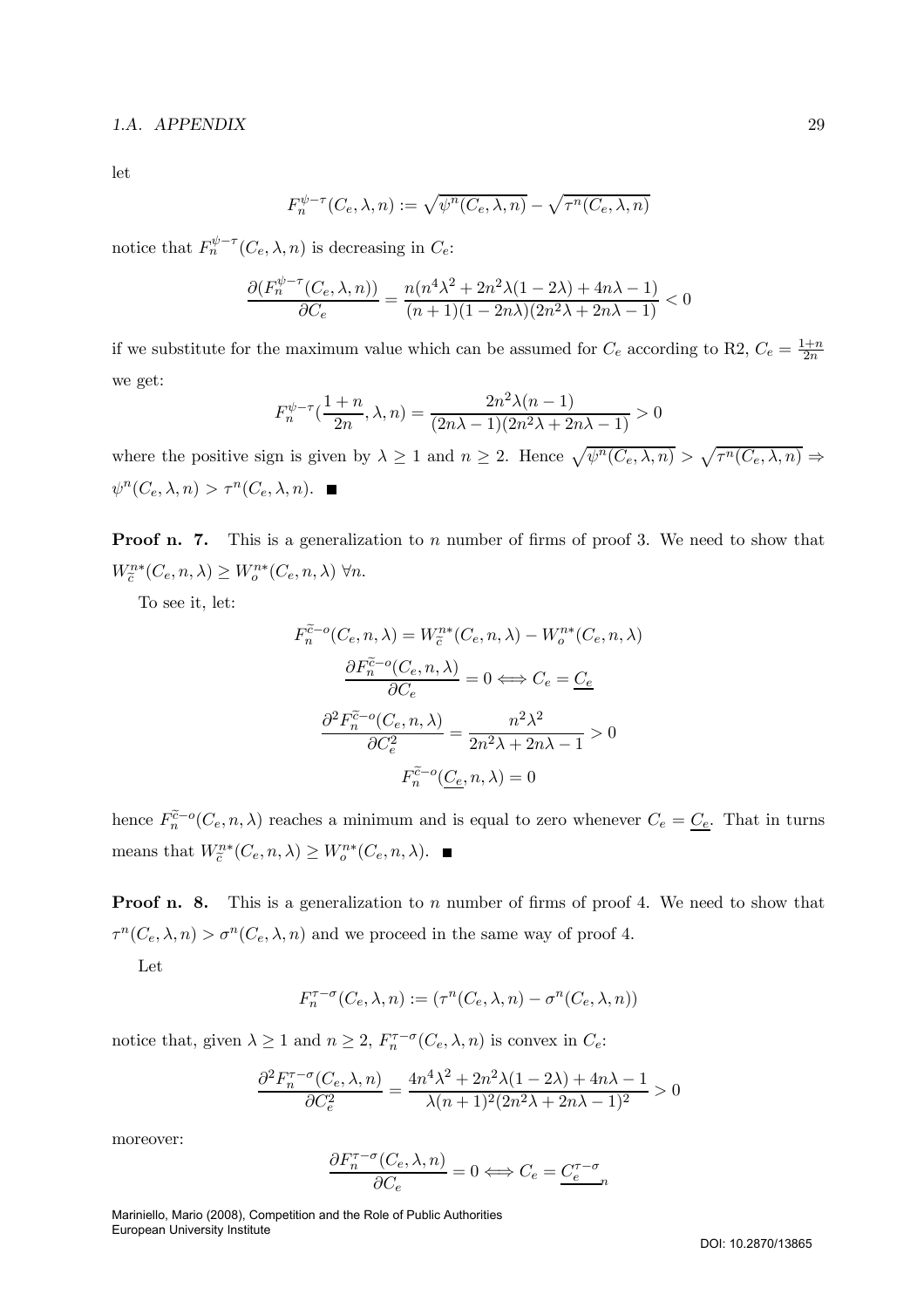let

$$F_n^{\psi-\tau}(C_e, \lambda, n) := \sqrt{\psi^n(C_e, \lambda, n)} - \sqrt{\tau^n(C_e, \lambda, n)}$$

notice that $F_n^{\psi-\tau}(C_e, \lambda, n)$ is decreasing in $C_e$:

$$\frac{\partial(F_n^{\psi-\tau}(C_e, \lambda, n))}{\partial C_e} = \frac{n(n^4\lambda^2 + 2n^2\lambda(1-2\lambda) + 4n\lambda - 1)}{(n+1)(1-2n\lambda)(2n^2\lambda + 2n\lambda - 1)} < 0$$

if we substitute for the maximum value which can be assumed for $C_e$ according to R2, $C_e = \frac{1+n}{2n}$ we get:

$$F_n^{\psi-\tau}(\frac{1+n}{2n}, \lambda, n) = \frac{2n^2\lambda(n-1)}{(2n\lambda-1)(2n^2\lambda + 2n\lambda - 1)} > 0$$

where the positive sign is given by $\lambda \geq 1$ and $n \geq 2$. Hence $\sqrt{\psi^n(C_e, \lambda, n)} > \sqrt{\tau^n(C_e, \lambda, n)} \Rightarrow \psi^n(C_e, \lambda, n) > \tau^n(C_e, \lambda, n)$. ■

**Proof n. 7.** This is a generalization to $n$ number of firms of proof 3. We need to show that $W_{\tilde{c}}^{n*}(C_e, n, \lambda) \geq W_o^{n*}(C_e, n, \lambda)\ \forall n$.

To see it, let:

$$F_n^{\tilde{c}-o}(C_e, n, \lambda) = W_{\tilde{c}}^{n*}(C_e, n, \lambda) - W_o^{n*}(C_e, n, \lambda)$$

$$\frac{\partial F_n^{\tilde{c}-o}(C_e, n, \lambda)}{\partial C_e} = 0 \Longleftrightarrow C_e = \underline{C_e}$$

$$\frac{\partial^2 F_n^{\tilde{c}-o}(C_e, n, \lambda)}{\partial C_e^2} = \frac{n^2\lambda^2}{2n^2\lambda + 2n\lambda - 1} > 0$$

$$F_n^{\tilde{c}-o}(\underline{C_e}, n, \lambda) = 0$$

hence $F_n^{\tilde{c}-o}(C_e, n, \lambda)$ reaches a minimum and is equal to zero whenever $C_e = \underline{C_e}$. That in turns means that $W_{\tilde{c}}^{n*}(C_e, n, \lambda) \geq W_o^{n*}(C_e, n, \lambda)$. ■

**Proof n. 8.** This is a generalization to $n$ number of firms of proof 4. We need to show that $\tau^n(C_e, \lambda, n) > \sigma^n(C_e, \lambda, n)$ and we proceed in the same way of proof 4.

Let

$$F_n^{\tau-\sigma}(C_e, \lambda, n) := (\tau^n(C_e, \lambda, n) - \sigma^n(C_e, \lambda, n))$$

notice that, given $\lambda \geq 1$ and $n \geq 2$, $F_n^{\tau-\sigma}(C_e, \lambda, n)$ is convex in $C_e$:

$$\frac{\partial^2 F_n^{\tau-\sigma}(C_e, \lambda, n)}{\partial C_e^2} = \frac{4n^4\lambda^2 + 2n^2\lambda(1-2\lambda) + 4n\lambda - 1}{\lambda(n+1)^2(2n^2\lambda + 2n\lambda - 1)^2} > 0$$

moreover:

$$\frac{\partial F_n^{\tau-\sigma}(C_e, \lambda, n)}{\partial C_e} = 0 \Longleftrightarrow C_e = \underline{C_e^{\tau-\sigma}}_n$$

Mariniello, Mario (2008), Competition and the Role of Public Authorities
European University Institute

DOI: 10.2870/13865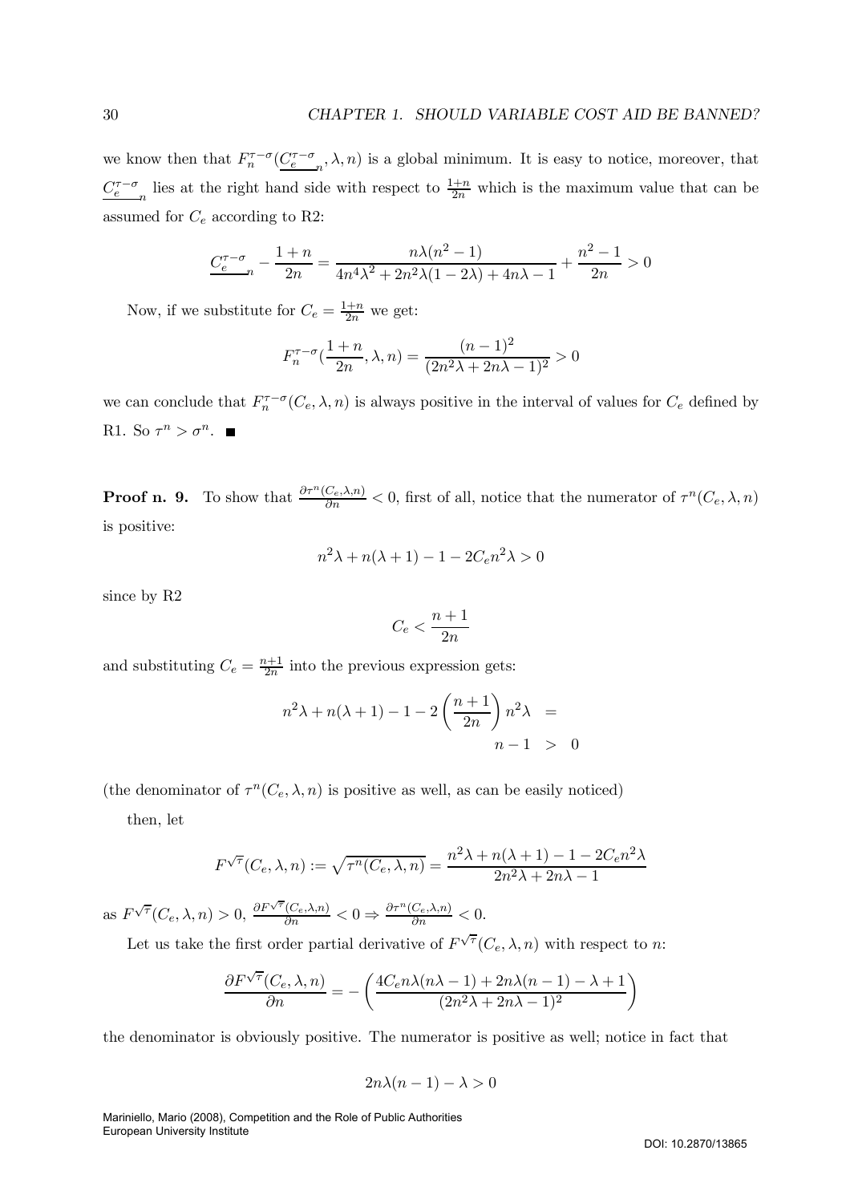we know then that $F_n^{\tau-\sigma}(\underline{C_e^{\tau-\sigma}}_n, \lambda, n)$ is a global minimum. It is easy to notice, moreover, that $\underline{C_e^{\tau-\sigma}}_n$ lies at the right hand side with respect to $\frac{1+n}{2n}$ which is the maximum value that can be assumed for $C_e$ according to R2:

$$\underline{C_e^{\tau-\sigma}}_n - \frac{1+n}{2n} = \frac{n\lambda(n^2-1)}{4n^4\lambda^2 + 2n^2\lambda(1-2\lambda) + 4n\lambda - 1} + \frac{n^2-1}{2n} > 0$$

Now, if we substitute for $C_e = \frac{1+n}{2n}$ we get:

$$F_n^{\tau-\sigma}(\frac{1+n}{2n}, \lambda, n) = \frac{(n-1)^2}{(2n^2\lambda + 2n\lambda - 1)^2} > 0$$

we can conclude that $F_n^{\tau-\sigma}(C_e, \lambda, n)$ is always positive in the interval of values for $C_e$ defined by R1. So $\tau^n > \sigma^n$. ■

**Proof n. 9.** To show that $\frac{\partial \tau^n(C_e,\lambda,n)}{\partial n} < 0$, first of all, notice that the numerator of $\tau^n(C_e, \lambda, n)$ is positive:

$$n^2\lambda + n(\lambda+1) - 1 - 2C_e n^2\lambda > 0$$

since by R2

$$C_e < \frac{n+1}{2n}$$

and substituting $C_e = \frac{n+1}{2n}$ into the previous expression gets:

$$\begin{aligned} n^2\lambda + n(\lambda+1) - 1 - 2\left(\frac{n+1}{2n}\right)n^2\lambda &= \\ n-1 &> 0 \end{aligned}$$

(the denominator of $\tau^n(C_e, \lambda, n)$ is positive as well, as can be easily noticed)

then, let

$$F^{\sqrt{\tau}}(C_e, \lambda, n) := \sqrt{\tau^n(C_e, \lambda, n)} = \frac{n^2\lambda + n(\lambda+1) - 1 - 2C_e n^2\lambda}{2n^2\lambda + 2n\lambda - 1}$$

as $F^{\sqrt{\tau}}(C_e, \lambda, n) > 0$, $\frac{\partial F^{\sqrt{\tau}}(C_e,\lambda,n)}{\partial n} < 0 \Rightarrow \frac{\partial \tau^n(C_e,\lambda,n)}{\partial n} < 0$.

Let us take the first order partial derivative of $F^{\sqrt{\tau}}(C_e, \lambda, n)$ with respect to $n$:

$$\frac{\partial F^{\sqrt{\tau}}(C_e, \lambda, n)}{\partial n} = -\left(\frac{4C_e n\lambda(n\lambda - 1) + 2n\lambda(n-1) - \lambda + 1}{(2n^2\lambda + 2n\lambda - 1)^2}\right)$$

the denominator is obviously positive. The numerator is positive as well; notice in fact that

$$2n\lambda(n-1) - \lambda > 0$$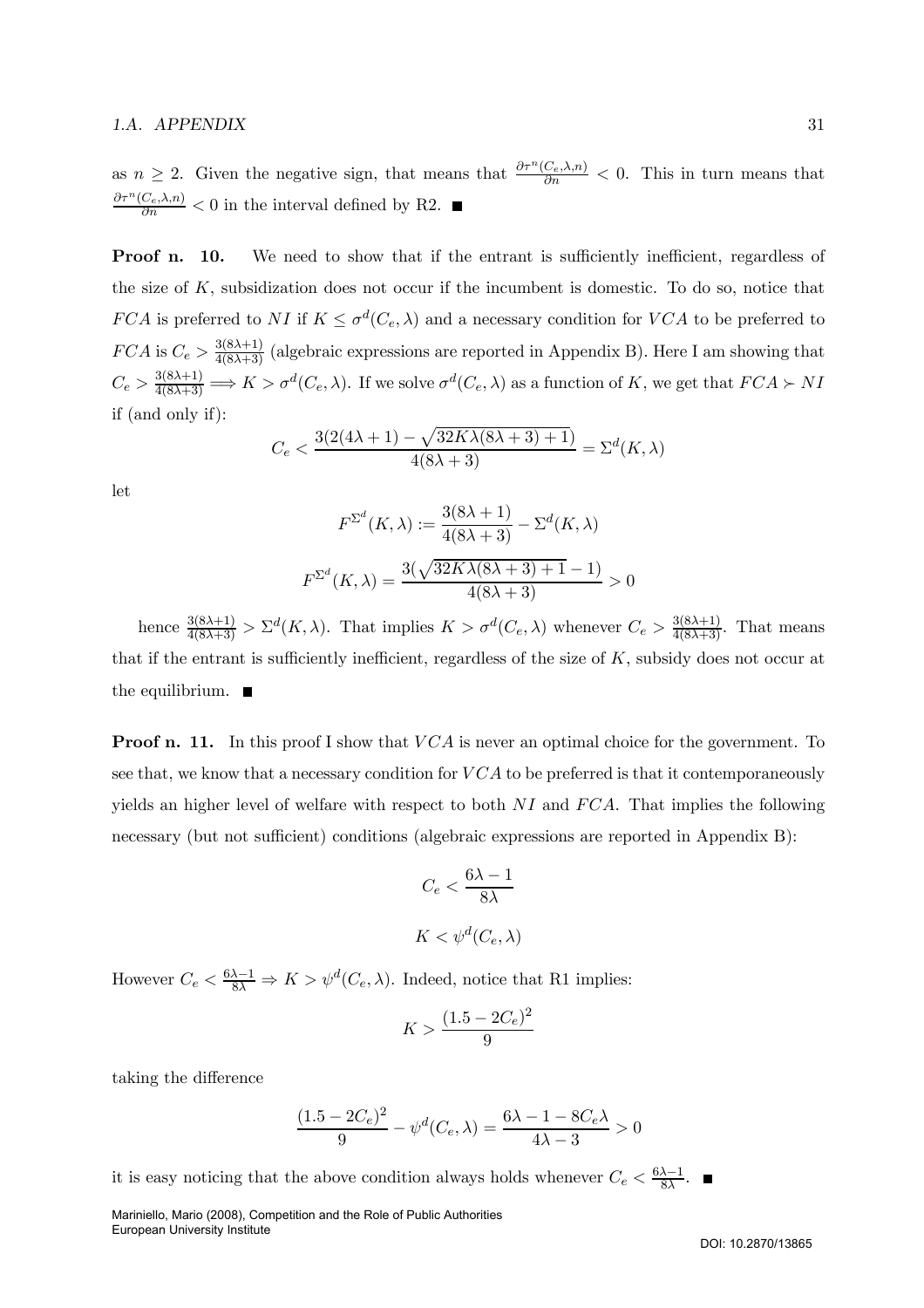as $n \geq 2$. Given the negative sign, that means that $\frac{\partial \tau^n(C_e,\lambda,n)}{\partial n} < 0$. This in turn means that $\frac{\partial \tau^n(C_e,\lambda,n)}{\partial n} < 0$ in the interval defined by R2. ■

**Proof n. 10.** We need to show that if the entrant is sufficiently inefficient, regardless of the size of $K$, subsidization does not occur if the incumbent is domestic. To do so, notice that $FCA$ is preferred to $NI$ if $K \leq \sigma^d(C_e, \lambda)$ and a necessary condition for $VCA$ to be preferred to $FCA$ is $C_e > \frac{3(8\lambda+1)}{4(8\lambda+3)}$ (algebraic expressions are reported in Appendix B). Here I am showing that $C_e > \frac{3(8\lambda+1)}{4(8\lambda+3)} \Longrightarrow K > \sigma^d(C_e, \lambda)$. If we solve $\sigma^d(C_e, \lambda)$ as a function of $K$, we get that $FCA \succ NI$ if (and only if):

$$C_e < \frac{3(2(4\lambda+1) - \sqrt{32K\lambda(8\lambda+3)+1})}{4(8\lambda+3)} = \Sigma^d(K, \lambda)$$

let

$$F^{\Sigma^d}(K, \lambda) := \frac{3(8\lambda+1)}{4(8\lambda+3)} - \Sigma^d(K, \lambda)$$

$$F^{\Sigma^d}(K, \lambda) = \frac{3(\sqrt{32K\lambda(8\lambda+3)+1} - 1)}{4(8\lambda+3)} > 0$$

hence $\frac{3(8\lambda+1)}{4(8\lambda+3)} > \Sigma^d(K, \lambda)$. That implies $K > \sigma^d(C_e, \lambda)$ whenever $C_e > \frac{3(8\lambda+1)}{4(8\lambda+3)}$. That means that if the entrant is sufficiently inefficient, regardless of the size of $K$, subsidy does not occur at the equilibrium. ■

**Proof n. 11.** In this proof I show that $VCA$ is never an optimal choice for the government. To see that, we know that a necessary condition for $VCA$ to be preferred is that it contemporaneously yields an higher level of welfare with respect to both $NI$ and $FCA$. That implies the following necessary (but not sufficient) conditions (algebraic expressions are reported in Appendix B):

$$C_e < \frac{6\lambda - 1}{8\lambda}$$

$$K < \psi^d(C_e, \lambda)$$

However $C_e < \frac{6\lambda-1}{8\lambda} \Rightarrow K > \psi^d(C_e, \lambda)$. Indeed, notice that R1 implies:

$$K > \frac{(1.5 - 2C_e)^2}{9}$$

taking the difference

$$\frac{(1.5 - 2C_e)^2}{9} - \psi^d(C_e, \lambda) = \frac{6\lambda - 1 - 8C_e\lambda}{4\lambda - 3} > 0$$

it is easy noticing that the above condition always holds whenever $C_e < \frac{6\lambda-1}{8\lambda}$. ■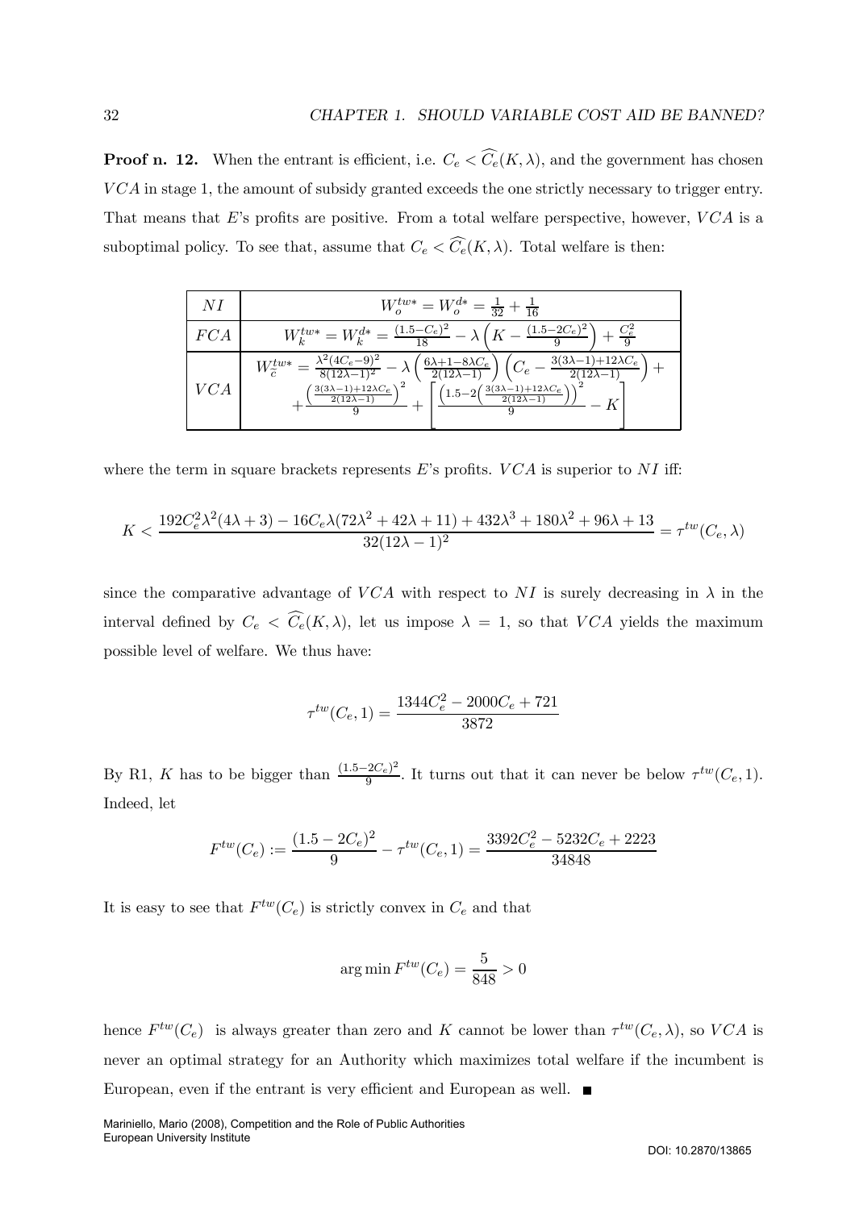**Proof n. 12.** When the entrant is efficient, i.e. $C_e < \widehat{C_e}(K, \lambda)$, and the government has chosen $VCA$ in stage 1, the amount of subsidy granted exceeds the one strictly necessary to trigger entry. That means that $E$'s profits are positive. From a total welfare perspective, however, $VCA$ is a suboptimal policy. To see that, assume that $C_e < \widehat{C_e}(K, \lambda)$. Total welfare is then:

| | |
|---|---|
| $NI$ | $W_o^{tw*} = W_o^{d*} = \frac{1}{32} + \frac{1}{16}$ |
| $FCA$ | $W_k^{tw*} = W_k^{d*} = \frac{(1.5-C_e)^2}{18} - \lambda\left(K - \frac{(1.5-2C_e)^2}{9}\right) + \frac{C_e^2}{9}$ |
| $VCA$ | $W_{\tilde{c}}^{tw*} = \frac{\lambda^2(4C_e-9)^2}{8(12\lambda-1)^2} - \lambda\left(\frac{6\lambda+1-8\lambda C_e}{2(12\lambda-1)}\right)\left(C_e - \frac{3(3\lambda-1)+12\lambda C_e}{2(12\lambda-1)}\right) + \frac{\left(\frac{3(3\lambda-1)+12\lambda C_e}{2(12\lambda-1)}\right)^2}{9} + \left[\frac{\left(1.5-2\left(\frac{3(3\lambda-1)+12\lambda C_e}{2(12\lambda-1)}\right)\right)^2}{9} - K\right]$ |

where the term in square brackets represents $E$'s profits. $VCA$ is superior to $NI$ iff:

$$K < \frac{192C_e^2\lambda^2(4\lambda+3) - 16C_e\lambda(72\lambda^2+42\lambda+11) + 432\lambda^3 + 180\lambda^2 + 96\lambda + 13}{32(12\lambda-1)^2} = \tau^{tw}(C_e, \lambda)$$

since the comparative advantage of $VCA$ with respect to $NI$ is surely decreasing in $\lambda$ in the interval defined by $C_e < \widehat{C_e}(K, \lambda)$, let us impose $\lambda = 1$, so that $VCA$ yields the maximum possible level of welfare. We thus have:

$$\tau^{tw}(C_e, 1) = \frac{1344C_e^2 - 2000C_e + 721}{3872}$$

By R1, $K$ has to be bigger than $\frac{(1.5-2C_e)^2}{9}$. It turns out that it can never be below $\tau^{tw}(C_e, 1)$. Indeed, let

$$F^{tw}(C_e) := \frac{(1.5-2C_e)^2}{9} - \tau^{tw}(C_e, 1) = \frac{3392C_e^2 - 5232C_e + 2223}{34848}$$

It is easy to see that $F^{tw}(C_e)$ is strictly convex in $C_e$ and that

$$\arg\min F^{tw}(C_e) = \frac{5}{848} > 0$$

hence $F^{tw}(C_e)$ is always greater than zero and $K$ cannot be lower than $\tau^{tw}(C_e, \lambda)$, so $VCA$ is never an optimal strategy for an Authority which maximizes total welfare if the incumbent is European, even if the entrant is very efficient and European as well. ■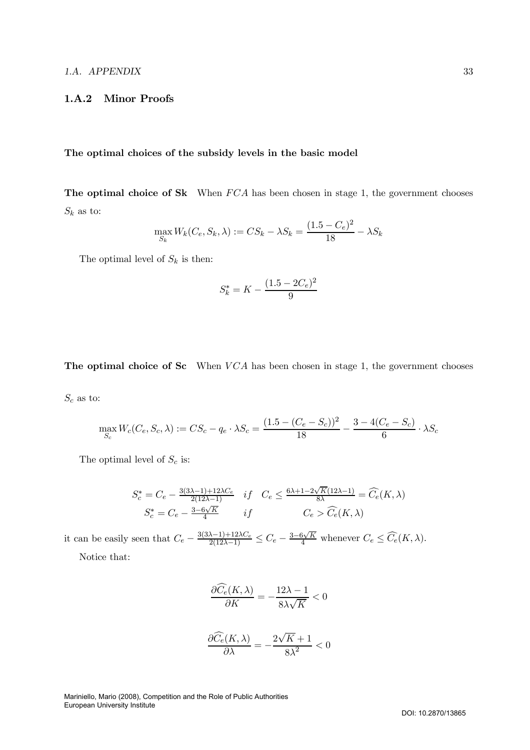### 1.A.2 Minor Proofs

**The optimal choices of the subsidy levels in the basic model**

**The optimal choice of Sk** When $FCA$ has been chosen in stage 1, the government chooses $S_k$ as to:

$$\max_{S_k} W_k(C_e, S_k, \lambda) := CS_k - \lambda S_k = \frac{(1.5 - C_e)^2}{18} - \lambda S_k$$

The optimal level of $S_k$ is then:

$$S_k^* = K - \frac{(1.5 - 2C_e)^2}{9}$$

**The optimal choice of Sc** When $VCA$ has been chosen in stage 1, the government chooses $S_c$ as to:

$$\max_{S_c} W_c(C_e, S_c, \lambda) := CS_c - q_e \cdot \lambda S_c = \frac{(1.5 - (C_e - S_c))^2}{18} - \frac{3 - 4(C_e - S_c)}{6} \cdot \lambda S_c$$

The optimal level of $S_c$ is:

$$\begin{array}{lll} S_c^* = C_e - \frac{3(3\lambda-1)+12\lambda C_e}{2(12\lambda-1)} & if & C_e \leq \frac{6\lambda+1-2\sqrt{K}(12\lambda-1)}{8\lambda} = \widehat{C_e}(K,\lambda) \\ S_c^* = C_e - \frac{3-6\sqrt{K}}{4} & if & C_e > \widehat{C_e}(K,\lambda) \end{array}$$

it can be easily seen that $C_e - \frac{3(3\lambda-1)+12\lambda C_e}{2(12\lambda-1)} \leq C_e - \frac{3-6\sqrt{K}}{4}$ whenever $C_e \leq \widehat{C_e}(K,\lambda)$.

Notice that:

$$\frac{\partial \widehat{C_e}(K,\lambda)}{\partial K} = -\frac{12\lambda - 1}{8\lambda\sqrt{K}} < 0$$

$$\frac{\partial \widehat{C_e}(K,\lambda)}{\partial \lambda} = -\frac{2\sqrt{K}+1}{8\lambda^2} < 0$$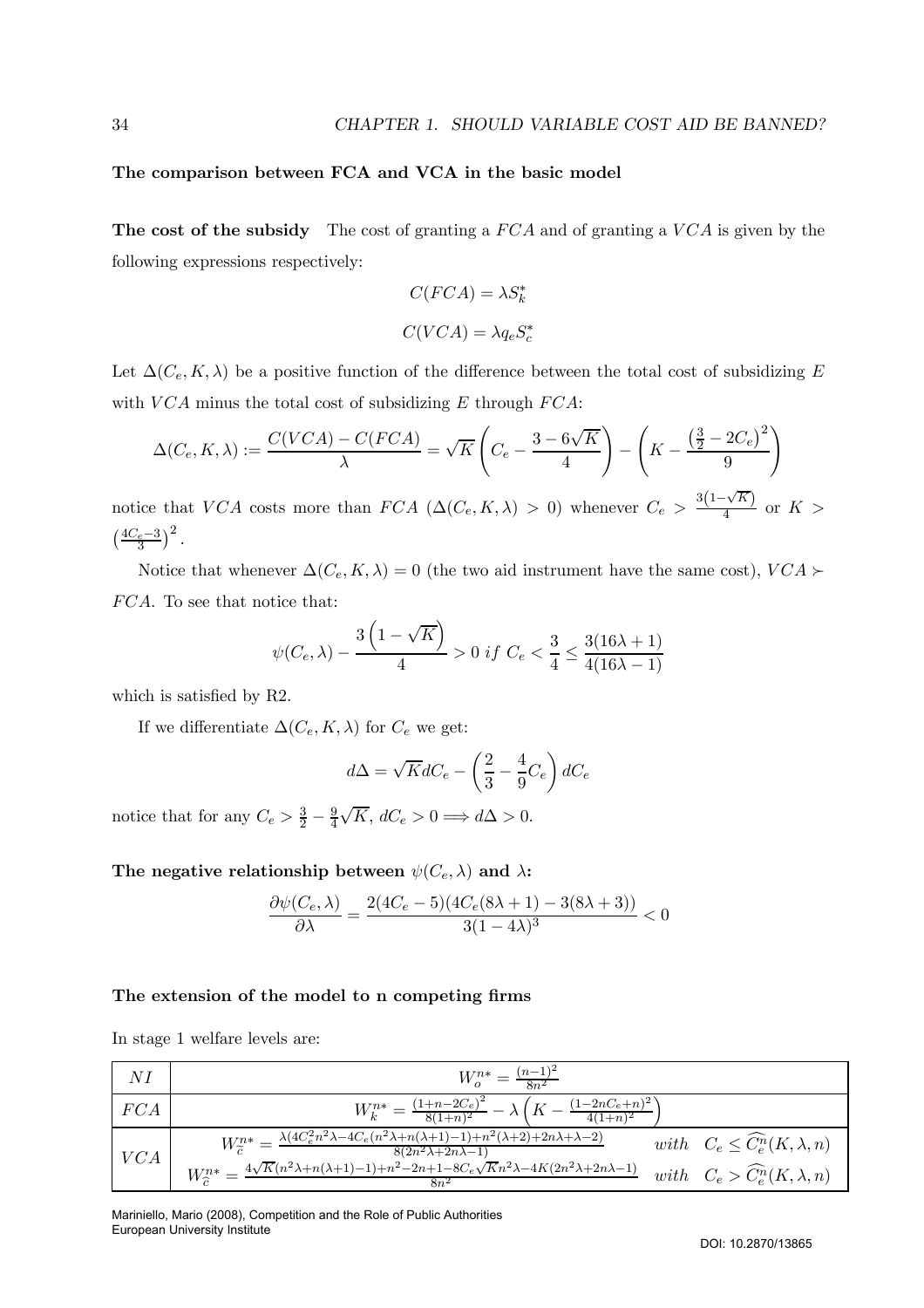**The comparison between FCA and VCA in the basic model**

**The cost of the subsidy** The cost of granting a $FCA$ and of granting a $VCA$ is given by the following expressions respectively:

$$C(FCA) = \lambda S_k^*$$

$$C(VCA) = \lambda q_e S_c^*$$

Let $\Delta(C_e, K, \lambda)$ be a positive function of the difference between the total cost of subsidizing $E$ with $VCA$ minus the total cost of subsidizing $E$ through $FCA$:

$$\Delta(C_e, K, \lambda) := \frac{C(VCA) - C(FCA)}{\lambda} = \sqrt{K}\left(C_e - \frac{3 - 6\sqrt{K}}{4}\right) - \left(K - \frac{\left(\frac{3}{2} - 2C_e\right)^2}{9}\right)$$

notice that $VCA$ costs more than $FCA$ ($\Delta(C_e, K, \lambda) > 0$) whenever $C_e > \frac{3(1-\sqrt{K})}{4}$ or $K > \left(\frac{4C_e - 3}{3}\right)^2$.

Notice that whenever $\Delta(C_e, K, \lambda) = 0$ (the two aid instrument have the same cost), $VCA \succ FCA$. To see that notice that:

$$\psi(C_e, \lambda) - \frac{3\left(1 - \sqrt{K}\right)}{4} > 0 \ if \ C_e < \frac{3}{4} \leq \frac{3(16\lambda + 1)}{4(16\lambda - 1)}$$

which is satisfied by R2.

If we differentiate $\Delta(C_e, K, \lambda)$ for $C_e$ we get:

$$d\Delta = \sqrt{K}dC_e - \left(\frac{2}{3} - \frac{4}{9}C_e\right)dC_e$$

notice that for any $C_e > \frac{3}{2} - \frac{9}{4}\sqrt{K}$, $dC_e > 0 \Longrightarrow d\Delta > 0$.

**The negative relationship between $\psi(C_e, \lambda)$ and $\lambda$:**

$$\frac{\partial \psi(C_e, \lambda)}{\partial \lambda} = \frac{2(4C_e - 5)(4C_e(8\lambda + 1) - 3(8\lambda + 3))}{3(1 - 4\lambda)^3} < 0$$

**The extension of the model to n competing firms**

In stage 1 welfare levels are:

| | |
|---|---|
| $NI$ | $W_o^{n*} = \frac{(n-1)^2}{8n^2}$ |
| $FCA$ | $W_k^{n*} = \frac{(1+n-2C_e)^2}{8(1+n)^2} - \lambda\left(K - \frac{(1-2nC_e+n)^2}{4(1+n)^2}\right)$ |
| $VCA$ | $W_{\tilde{c}}^{n*} = \frac{\lambda(4C_e^2n^2\lambda - 4C_e(n^2\lambda + n(\lambda+1)-1) + n^2(\lambda+2) + 2n\lambda + \lambda - 2)}{8(2n^2\lambda + 2n\lambda - 1)}$ $\quad with \quad C_e \leq \widehat{C_e^n}(K, \lambda, n)$ <br> $W_{\tilde{c}}^{n*} = \frac{4\sqrt{K}(n^2\lambda + n(\lambda+1)-1) + n^2 - 2n + 1 - 8C_e\sqrt{K}n^2\lambda - 4K(2n^2\lambda + 2n\lambda - 1)}{8n^2}$ $\quad with \quad C_e > \widehat{C_e^n}(K, \lambda, n)$ |

Mariniello, Mario (2008), Competition and the Role of Public Authorities
European University Institute

DOI: 10.2870/13865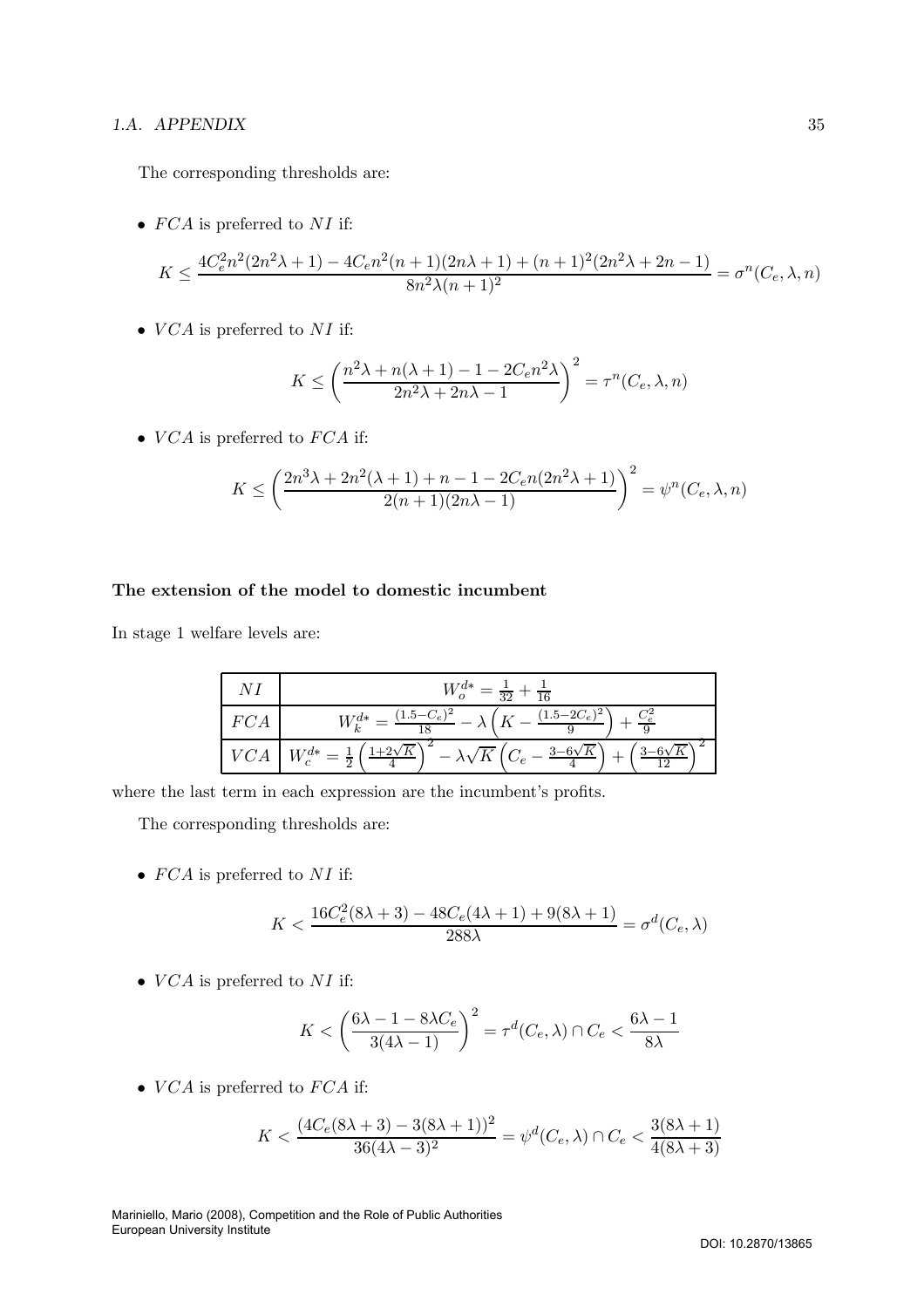The corresponding thresholds are:

- $FCA$ is preferred to $NI$ if:

$$K \leq \frac{4C_e^2 n^2(2n^2\lambda + 1) - 4C_e n^2(n+1)(2n\lambda + 1) + (n+1)^2(2n^2\lambda + 2n - 1)}{8n^2\lambda(n+1)^2} = \sigma^n(C_e, \lambda, n)$$

- $VCA$ is preferred to $NI$ if:

$$K \leq \left(\frac{n^2\lambda + n(\lambda+1) - 1 - 2C_e n^2\lambda}{2n^2\lambda + 2n\lambda - 1}\right)^2 = \tau^n(C_e, \lambda, n)$$

- $VCA$ is preferred to $FCA$ if:

$$K \leq \left(\frac{2n^3\lambda + 2n^2(\lambda+1) + n - 1 - 2C_e n(2n^2\lambda + 1)}{2(n+1)(2n\lambda - 1)}\right)^2 = \psi^n(C_e, \lambda, n)$$

**The extension of the model to domestic incumbent**

In stage 1 welfare levels are:

| | |
|---|---|
| $NI$ | $W_o^{d*} = \frac{1}{32} + \frac{1}{16}$ |
| $FCA$ | $W_k^{d*} = \frac{(1.5-C_e)^2}{18} - \lambda\left(K - \frac{(1.5-2C_e)^2}{9}\right) + \frac{C_e^2}{9}$ |
| $VCA$ | $W_c^{d*} = \frac{1}{2}\left(\frac{1+2\sqrt{K}}{4}\right)^2 - \lambda\sqrt{K}\left(C_e - \frac{3-6\sqrt{K}}{4}\right) + \left(\frac{3-6\sqrt{K}}{12}\right)^2$ |

where the last term in each expression are the incumbent's profits.

The corresponding thresholds are:

- $FCA$ is preferred to $NI$ if:

$$K < \frac{16C_e^2(8\lambda+3) - 48C_e(4\lambda+1) + 9(8\lambda+1)}{288\lambda} = \sigma^d(C_e, \lambda)$$

- $VCA$ is preferred to $NI$ if:

$$K < \left(\frac{6\lambda - 1 - 8\lambda C_e}{3(4\lambda - 1)}\right)^2 = \tau^d(C_e, \lambda) \cap C_e < \frac{6\lambda - 1}{8\lambda}$$

- $VCA$ is preferred to $FCA$ if:

$$K < \frac{(4C_e(8\lambda+3) - 3(8\lambda+1))^2}{36(4\lambda-3)^2} = \psi^d(C_e, \lambda) \cap C_e < \frac{3(8\lambda+1)}{4(8\lambda+3)}$$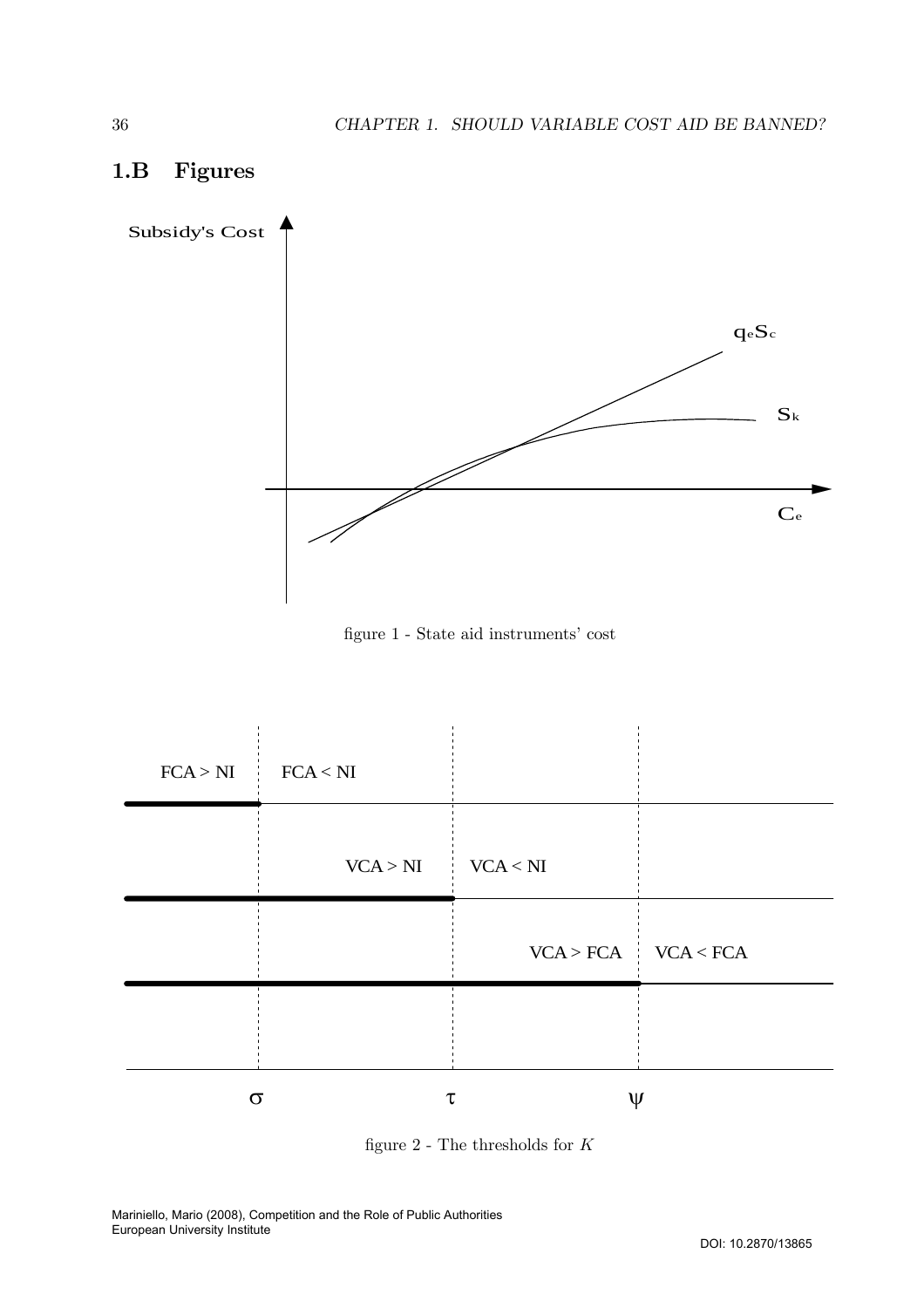## 1.B Figures

figure 1 - State aid instruments' cost

figure 2 - The thresholds for $K$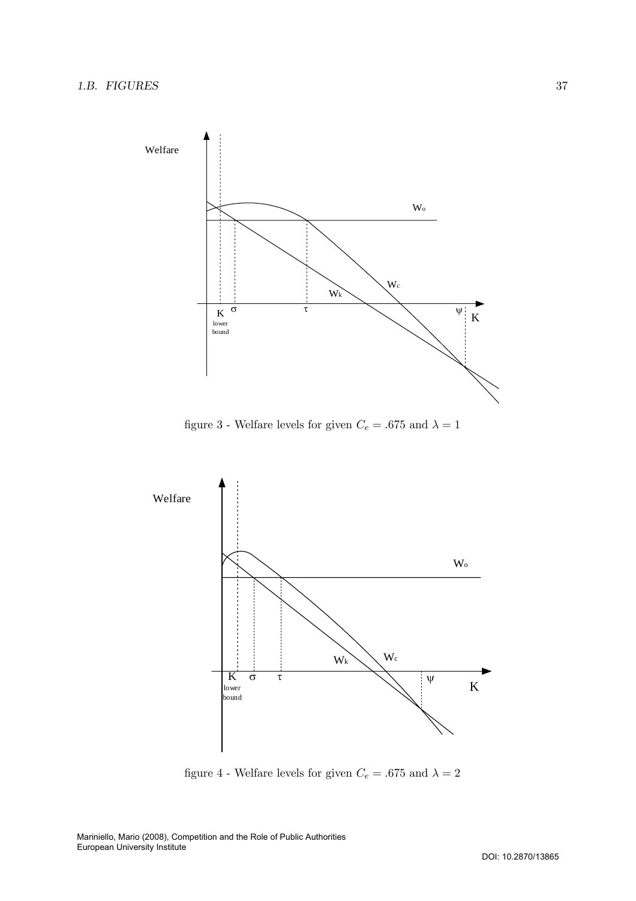figure 3 - Welfare levels for given $C_e = .675$ and $\lambda = 1$

figure 4 - Welfare levels for given $C_e = .675$ and $\lambda = 2$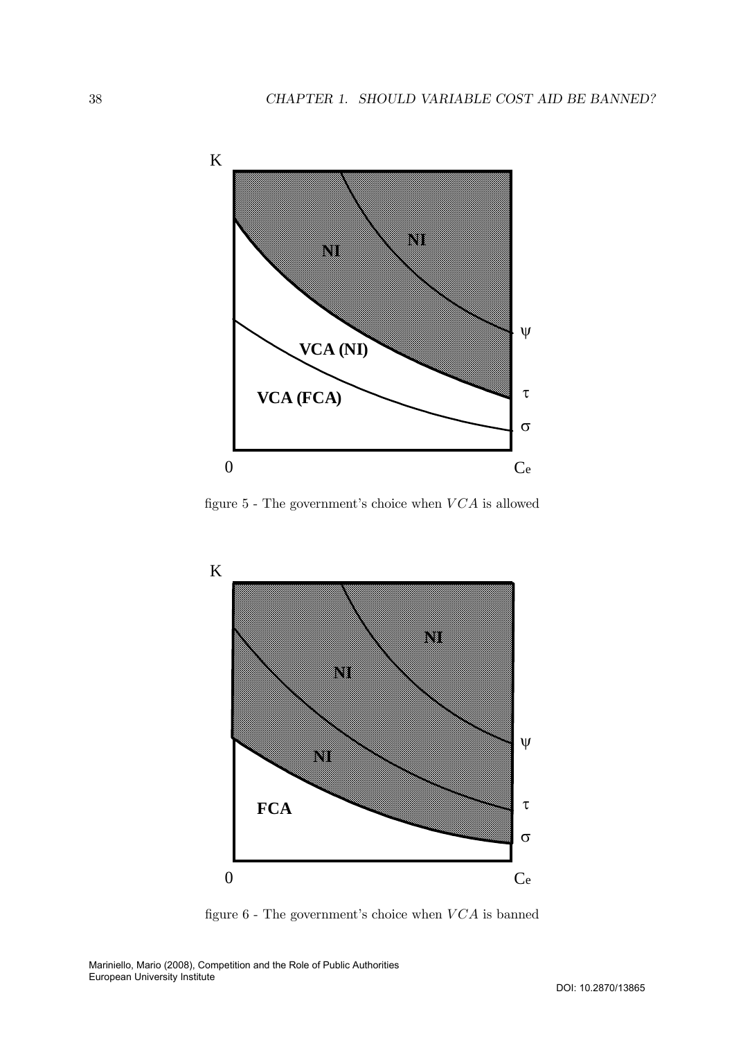K

NI

NI

VCA (NI)

VCA (FCA)

ψ

τ

σ

0

Ce

figure 5 - The government's choice when $VCA$ is allowed

K

NI

NI

NI

FCA

ψ

τ

σ

0

Ce

figure 6 - The government's choice when $VCA$ is banned

Mariniello, Mario (2008), Competition and the Role of Public Authorities
European University Institute

DOI: 10.2870/13865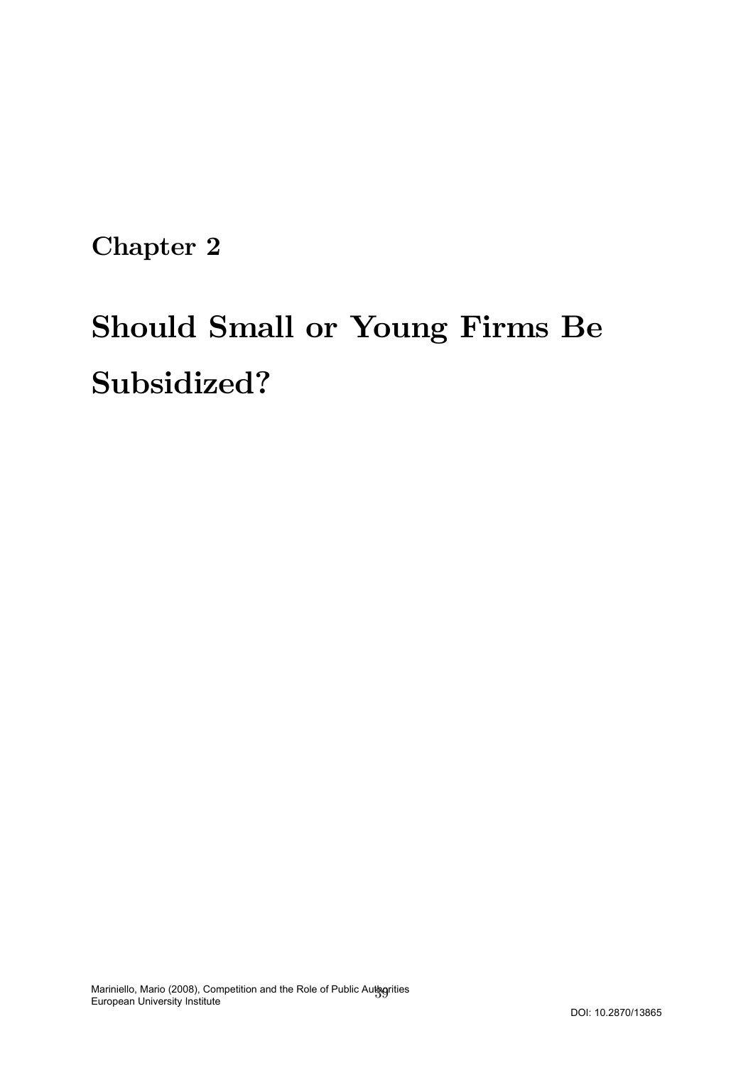# Chapter 2

# Should Small or Young Firms Be Subsidized?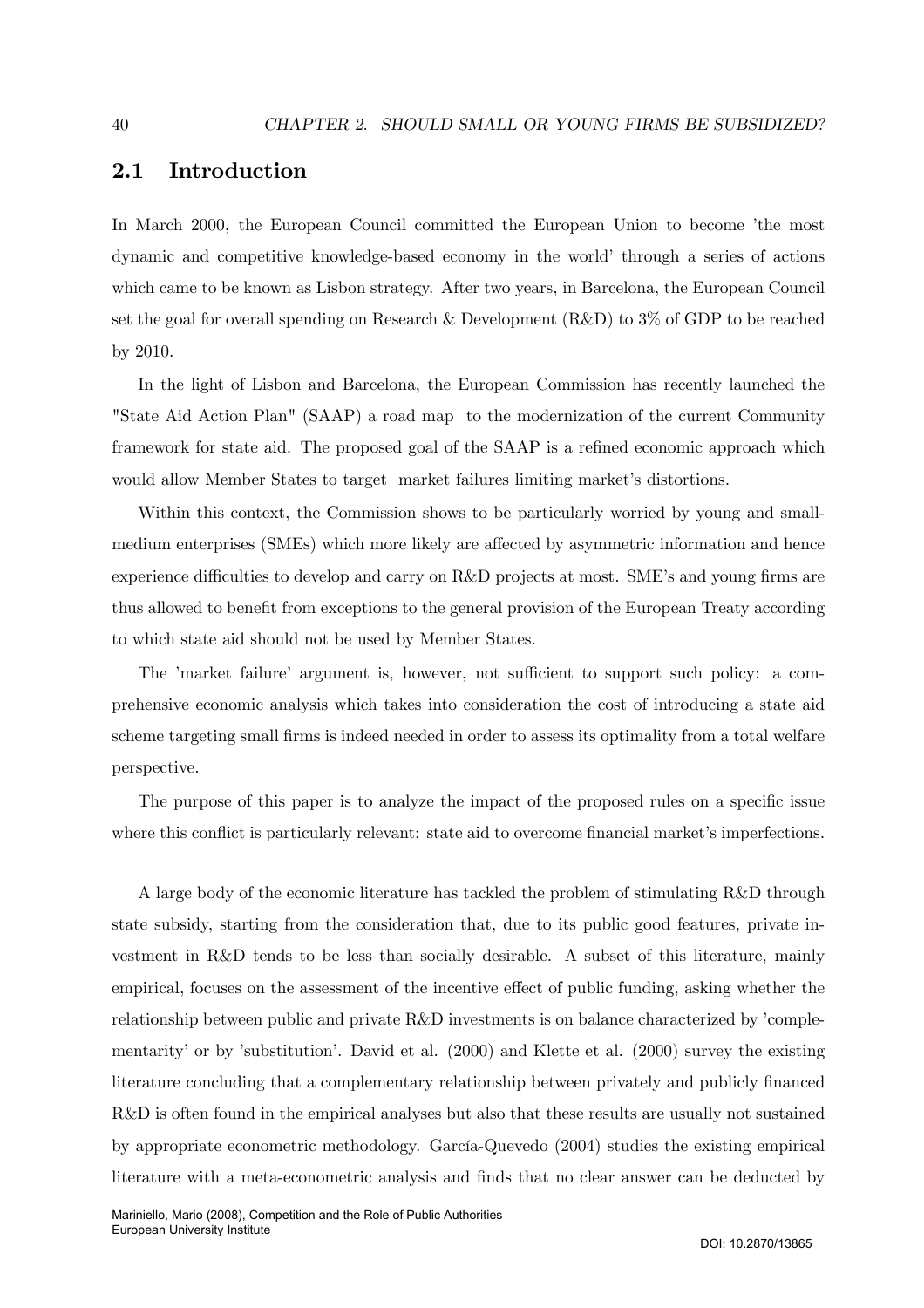## 2.1 Introduction

In March 2000, the European Council committed the European Union to become 'the most dynamic and competitive knowledge-based economy in the world' through a series of actions which came to be known as Lisbon strategy. After two years, in Barcelona, the European Council set the goal for overall spending on Research & Development (R&D) to 3% of GDP to be reached by 2010.

In the light of Lisbon and Barcelona, the European Commission has recently launched the "State Aid Action Plan" (SAAP) a road map to the modernization of the current Community framework for state aid. The proposed goal of the SAAP is a refined economic approach which would allow Member States to target market failures limiting market's distortions.

Within this context, the Commission shows to be particularly worried by young and small-medium enterprises (SMEs) which more likely are affected by asymmetric information and hence experience difficulties to develop and carry on R&D projects at most. SME's and young firms are thus allowed to benefit from exceptions to the general provision of the European Treaty according to which state aid should not be used by Member States.

The 'market failure' argument is, however, not sufficient to support such policy: a comprehensive economic analysis which takes into consideration the cost of introducing a state aid scheme targeting small firms is indeed needed in order to assess its optimality from a total welfare perspective.

The purpose of this paper is to analyze the impact of the proposed rules on a specific issue where this conflict is particularly relevant: state aid to overcome financial market's imperfections.

A large body of the economic literature has tackled the problem of stimulating R&D through state subsidy, starting from the consideration that, due to its public good features, private investment in R&D tends to be less than socially desirable. A subset of this literature, mainly empirical, focuses on the assessment of the incentive effect of public funding, asking whether the relationship between public and private R&D investments is on balance characterized by 'complementarity' or by 'substitution'. David et al. (2000) and Klette et al. (2000) survey the existing literature concluding that a complementary relationship between privately and publicly financed R&D is often found in the empirical analyses but also that these results are usually not sustained by appropriate econometric methodology. García-Quevedo (2004) studies the existing empirical literature with a meta-econometric analysis and finds that no clear answer can be deducted by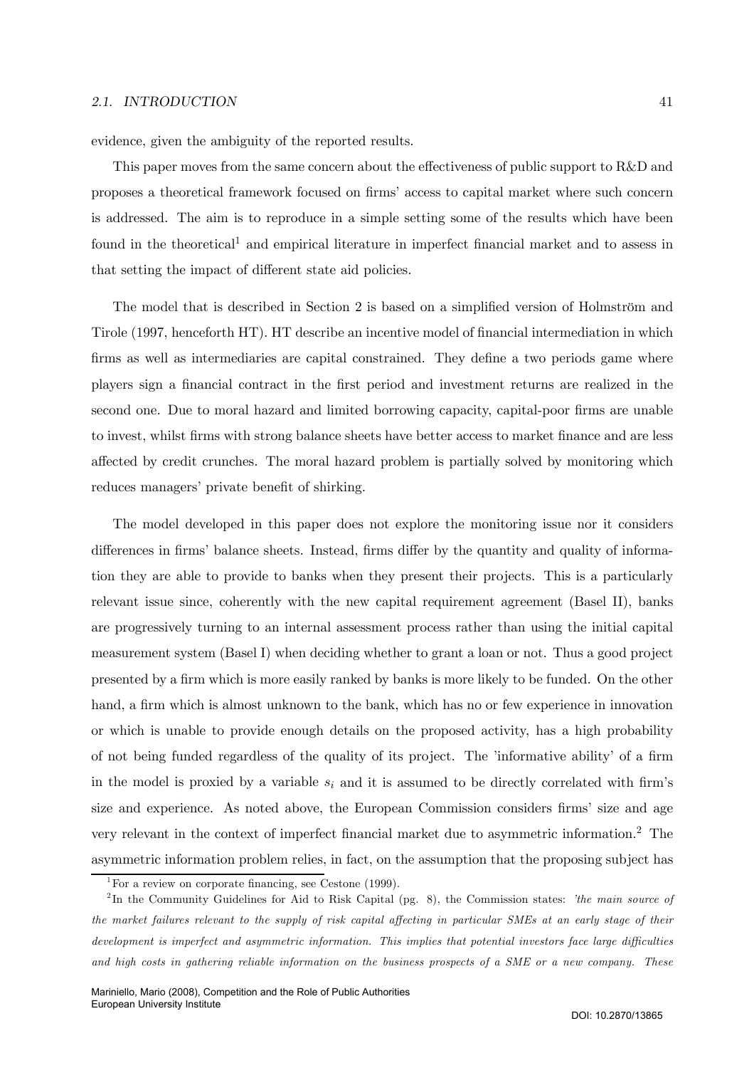evidence, given the ambiguity of the reported results.

This paper moves from the same concern about the effectiveness of public support to R&D and proposes a theoretical framework focused on firms' access to capital market where such concern is addressed. The aim is to reproduce in a simple setting some of the results which have been found in the theoretical[1] and empirical literature in imperfect financial market and to assess in that setting the impact of different state aid policies.

The model that is described in Section 2 is based on a simplified version of Holmström and Tirole (1997, henceforth HT). HT describe an incentive model of financial intermediation in which firms as well as intermediaries are capital constrained. They define a two periods game where players sign a financial contract in the first period and investment returns are realized in the second one. Due to moral hazard and limited borrowing capacity, capital-poor firms are unable to invest, whilst firms with strong balance sheets have better access to market finance and are less affected by credit crunches. The moral hazard problem is partially solved by monitoring which reduces managers' private benefit of shirking.

The model developed in this paper does not explore the monitoring issue nor it considers differences in firms' balance sheets. Instead, firms differ by the quantity and quality of information they are able to provide to banks when they present their projects. This is a particularly relevant issue since, coherently with the new capital requirement agreement (Basel II), banks are progressively turning to an internal assessment process rather than using the initial capital measurement system (Basel I) when deciding whether to grant a loan or not. Thus a good project presented by a firm which is more easily ranked by banks is more likely to be funded. On the other hand, a firm which is almost unknown to the bank, which has no or few experience in innovation or which is unable to provide enough details on the proposed activity, has a high probability of not being funded regardless of the quality of its project. The 'informative ability' of a firm in the model is proxied by a variable $s_i$ and it is assumed to be directly correlated with firm's size and experience. As noted above, the European Commission considers firms' size and age very relevant in the context of imperfect financial market due to asymmetric information.[2] The asymmetric information problem relies, in fact, on the assumption that the proposing subject has

[1] For a review on corporate financing, see Cestone (1999).

[2] In the Community Guidelines for Aid to Risk Capital (pg. 8), the Commission states: *'the main source of the market failures relevant to the supply of risk capital affecting in particular SMEs at an early stage of their development is imperfect and asymmetric information. This implies that potential investors face large difficulties and high costs in gathering reliable information on the business prospects of a SME or a new company. These*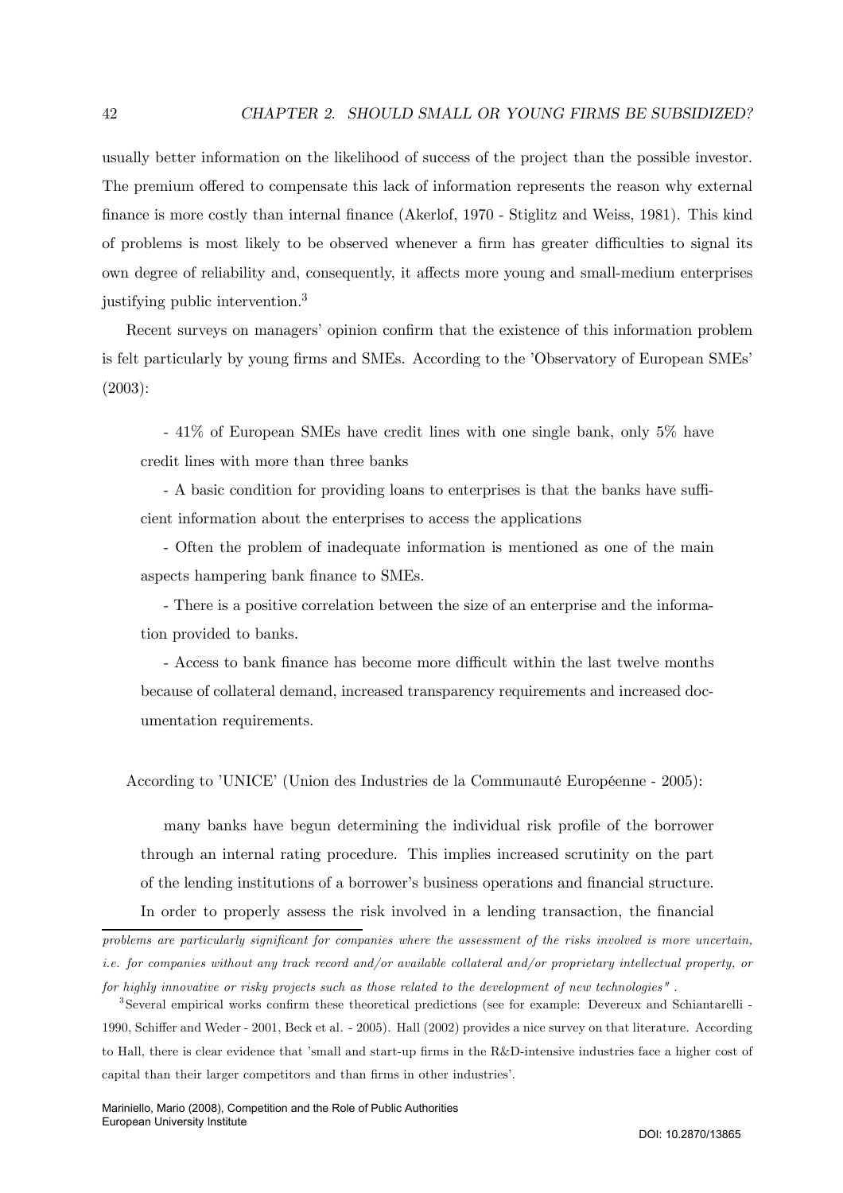usually better information on the likelihood of success of the project than the possible investor. The premium offered to compensate this lack of information represents the reason why external finance is more costly than internal finance (Akerlof, 1970 - Stiglitz and Weiss, 1981). This kind of problems is most likely to be observed whenever a firm has greater difficulties to signal its own degree of reliability and, consequently, it affects more young and small-medium enterprises justifying public intervention.[3]

Recent surveys on managers' opinion confirm that the existence of this information problem is felt particularly by young firms and SMEs. According to the 'Observatory of European SMEs' (2003):

> - 41% of European SMEs have credit lines with one single bank, only 5% have credit lines with more than three banks
>
> - A basic condition for providing loans to enterprises is that the banks have sufficient information about the enterprises to access the applications
>
> - Often the problem of inadequate information is mentioned as one of the main aspects hampering bank finance to SMEs.
>
> - There is a positive correlation between the size of an enterprise and the information provided to banks.
>
> - Access to bank finance has become more difficult within the last twelve months because of collateral demand, increased transparency requirements and increased documentation requirements.

According to 'UNICE' (Union des Industries de la Communauté Européenne - 2005):

> many banks have begun determining the individual risk profile of the borrower through an internal rating procedure. This implies increased scrutinity on the part of the lending institutions of a borrower's business operations and financial structure. In order to properly assess the risk involved in a lending transaction, the financial

---

*problems are particularly significant for companies where the assessment of the risks involved is more uncertain, i.e. for companies without any track record and/or available collateral and/or proprietary intellectual property, or for highly innovative or risky projects such as those related to the development of new technologies".*

[3] Several empirical works confirm these theoretical predictions (see for example: Devereux and Schiantarelli - 1990, Schiffer and Weder - 2001, Beck et al. - 2005). Hall (2002) provides a nice survey on that literature. According to Hall, there is clear evidence that 'small and start-up firms in the R&D-intensive industries face a higher cost of capital than their larger competitors and than firms in other industries'.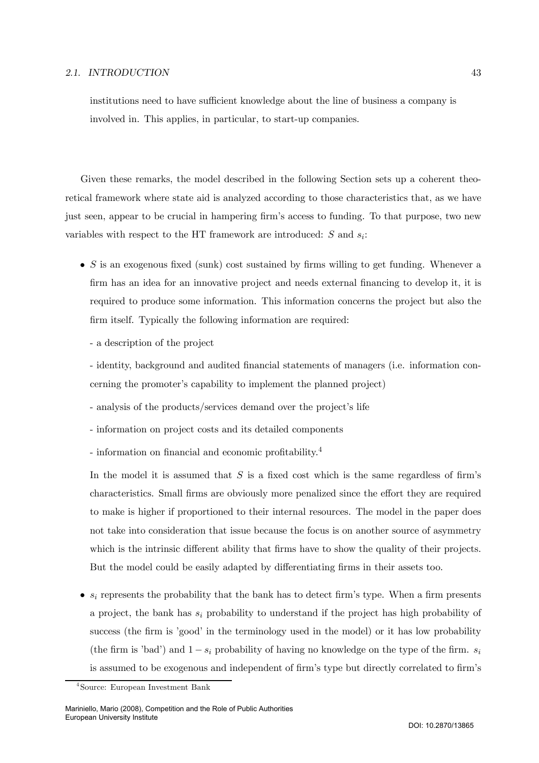institutions need to have sufficient knowledge about the line of business a company is involved in. This applies, in particular, to start-up companies.

Given these remarks, the model described in the following Section sets up a coherent theoretical framework where state aid is analyzed according to those characteristics that, as we have just seen, appear to be crucial in hampering firm's access to funding. To that purpose, two new variables with respect to the HT framework are introduced: $S$ and $s_i$:

- $S$ is an exogenous fixed (sunk) cost sustained by firms willing to get funding. Whenever a firm has an idea for an innovative project and needs external financing to develop it, it is required to produce some information. This information concerns the project but also the firm itself. Typically the following information are required:

  - a description of the project

  - identity, background and audited financial statements of managers (i.e. information concerning the promoter's capability to implement the planned project)

  - analysis of the products/services demand over the project's life

  - information on project costs and its detailed components

  - information on financial and economic profitability.[4]

  In the model it is assumed that $S$ is a fixed cost which is the same regardless of firm's characteristics. Small firms are obviously more penalized since the effort they are required to make is higher if proportioned to their internal resources. The model in the paper does not take into consideration that issue because the focus is on another source of asymmetry which is the intrinsic different ability that firms have to show the quality of their projects. But the model could be easily adapted by differentiating firms in their assets too.

- $s_i$ represents the probability that the bank has to detect firm's type. When a firm presents a project, the bank has $s_i$ probability to understand if the project has high probability of success (the firm is 'good' in the terminology used in the model) or it has low probability (the firm is 'bad') and $1 - s_i$ probability of having no knowledge on the type of the firm. $s_i$ is assumed to be exogenous and independent of firm's type but directly correlated to firm's

[4] Source: European Investment Bank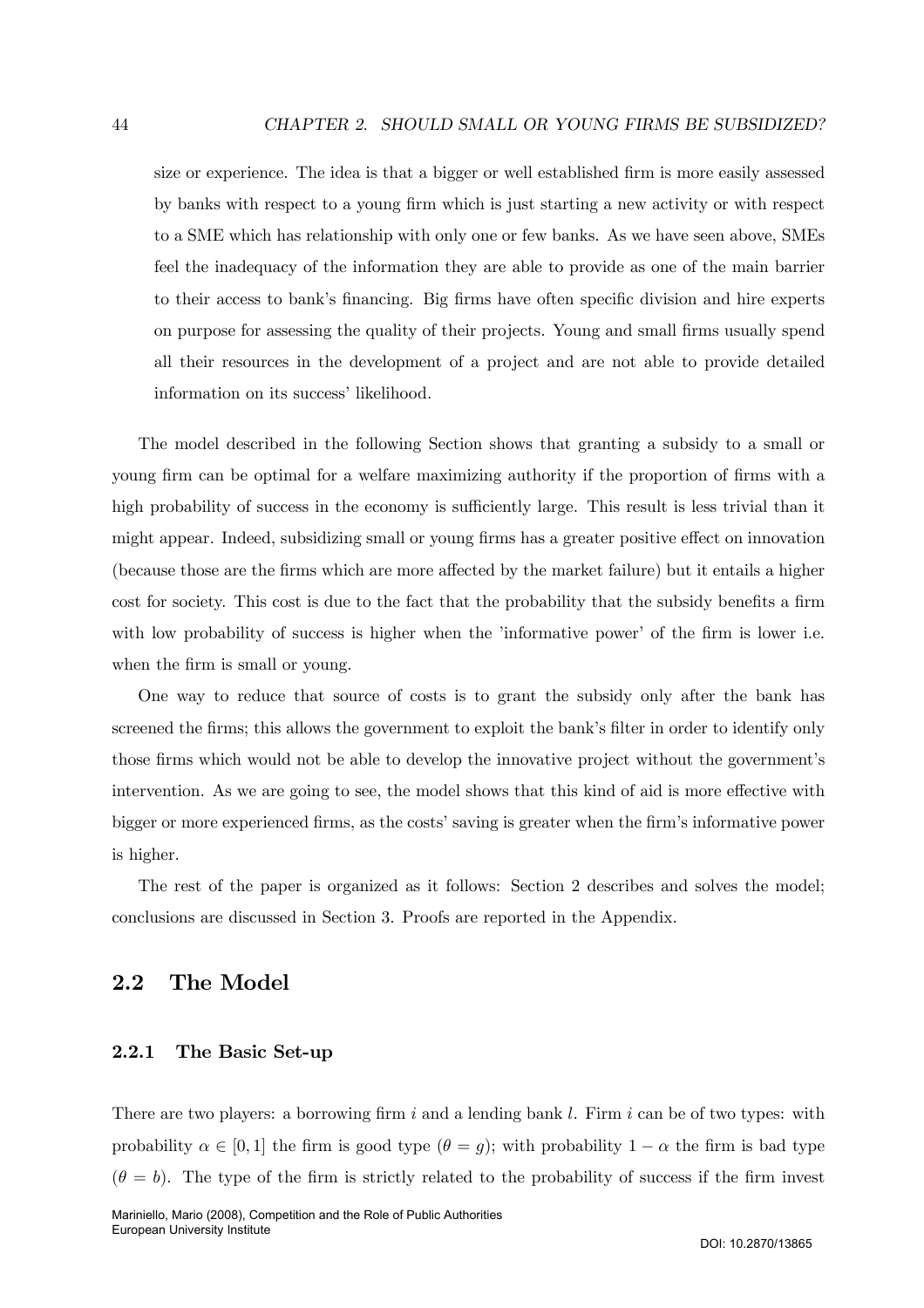size or experience. The idea is that a bigger or well established firm is more easily assessed by banks with respect to a young firm which is just starting a new activity or with respect to a SME which has relationship with only one or few banks. As we have seen above, SMEs feel the inadequacy of the information they are able to provide as one of the main barrier to their access to bank's financing. Big firms have often specific division and hire experts on purpose for assessing the quality of their projects. Young and small firms usually spend all their resources in the development of a project and are not able to provide detailed information on its success' likelihood.

The model described in the following Section shows that granting a subsidy to a small or young firm can be optimal for a welfare maximizing authority if the proportion of firms with a high probability of success in the economy is sufficiently large. This result is less trivial than it might appear. Indeed, subsidizing small or young firms has a greater positive effect on innovation (because those are the firms which are more affected by the market failure) but it entails a higher cost for society. This cost is due to the fact that the probability that the subsidy benefits a firm with low probability of success is higher when the 'informative power' of the firm is lower i.e. when the firm is small or young.

One way to reduce that source of costs is to grant the subsidy only after the bank has screened the firms; this allows the government to exploit the bank's filter in order to identify only those firms which would not be able to develop the innovative project without the government's intervention. As we are going to see, the model shows that this kind of aid is more effective with bigger or more experienced firms, as the costs' saving is greater when the firm's informative power is higher.

The rest of the paper is organized as it follows: Section 2 describes and solves the model; conclusions are discussed in Section 3. Proofs are reported in the Appendix.

## 2.2 The Model

### 2.2.1 The Basic Set-up

There are two players: a borrowing firm $i$ and a lending bank $l$. Firm $i$ can be of two types: with probability $\alpha \in [0, 1]$ the firm is good type ($\theta = g$); with probability $1 - \alpha$ the firm is bad type ($\theta = b$). The type of the firm is strictly related to the probability of success if the firm invest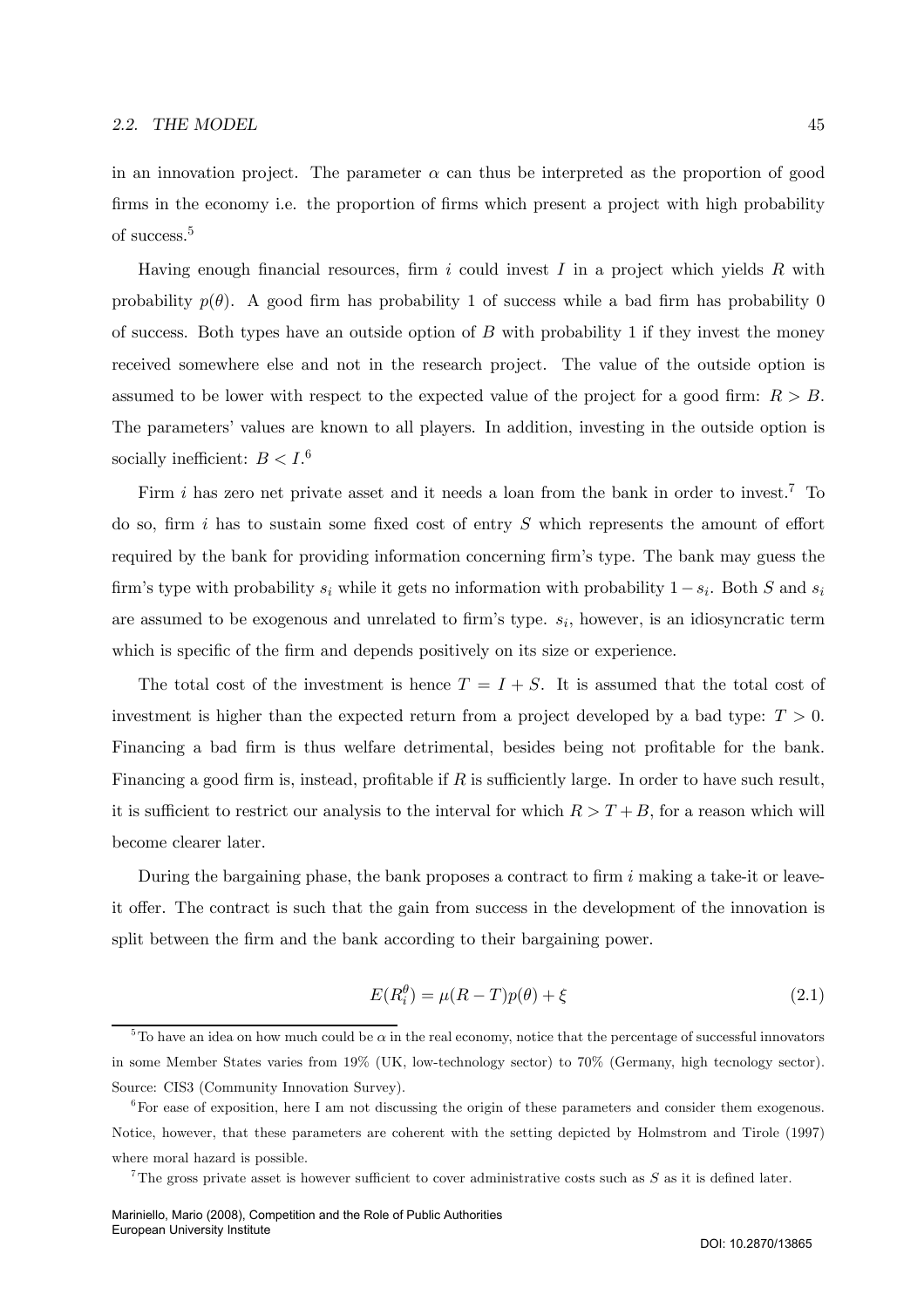in an innovation project. The parameter $\alpha$ can thus be interpreted as the proportion of good firms in the economy i.e. the proportion of firms which present a project with high probability of success.[5]

Having enough financial resources, firm $i$ could invest $I$ in a project which yields $R$ with probability $p(\theta)$. A good firm has probability 1 of success while a bad firm has probability 0 of success. Both types have an outside option of $B$ with probability 1 if they invest the money received somewhere else and not in the research project. The value of the outside option is assumed to be lower with respect to the expected value of the project for a good firm: $R > B$. The parameters' values are known to all players. In addition, investing in the outside option is socially inefficient: $B < I$.[6]

Firm $i$ has zero net private asset and it needs a loan from the bank in order to invest.[7] To do so, firm $i$ has to sustain some fixed cost of entry $S$ which represents the amount of effort required by the bank for providing information concerning firm's type. The bank may guess the firm's type with probability $s_i$ while it gets no information with probability $1 - s_i$. Both $S$ and $s_i$ are assumed to be exogenous and unrelated to firm's type. $s_i$, however, is an idiosyncratic term which is specific of the firm and depends positively on its size or experience.

The total cost of the investment is hence $T = I + S$. It is assumed that the total cost of investment is higher than the expected return from a project developed by a bad type: $T > 0$. Financing a bad firm is thus welfare detrimental, besides being not profitable for the bank. Financing a good firm is, instead, profitable if $R$ is sufficiently large. In order to have such result, it is sufficient to restrict our analysis to the interval for which $R > T + B$, for a reason which will become clearer later.

During the bargaining phase, the bank proposes a contract to firm $i$ making a take-it or leave-it offer. The contract is such that the gain from success in the development of the innovation is split between the firm and the bank according to their bargaining power.

$$E(R_i^{\theta}) = \mu(R - T)p(\theta) + \xi \tag{2.1}$$

---

[5] To have an idea on how much could be $\alpha$ in the real economy, notice that the percentage of successful innovators in some Member States varies from 19% (UK, low-technology sector) to 70% (Germany, high tecnology sector). Source: CIS3 (Community Innovation Survey).

[6] For ease of exposition, here I am not discussing the origin of these parameters and consider them exogenous. Notice, however, that these parameters are coherent with the setting depicted by Holmstrom and Tirole (1997) where moral hazard is possible.

[7] The gross private asset is however sufficient to cover administrative costs such as $S$ as it is defined later.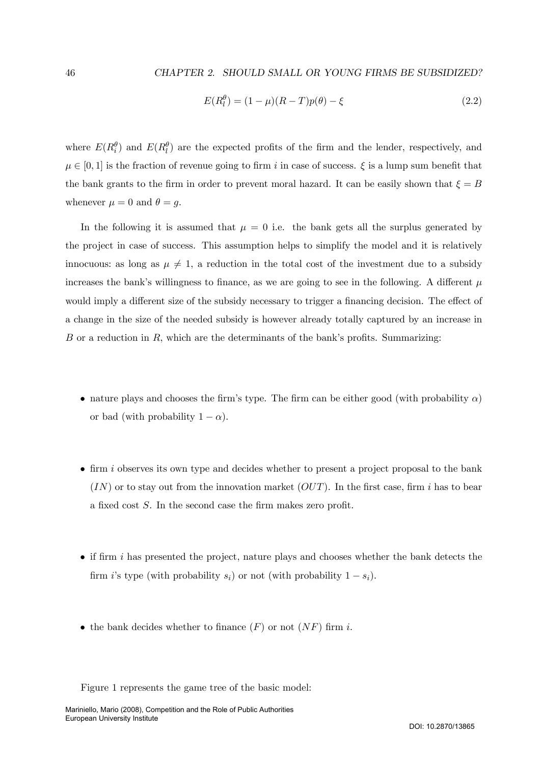$$E(R_l^\theta) = (1-\mu)(R-T)p(\theta) - \xi \tag{2.2}$$

where $E(R_i^\theta)$ and $E(R_l^\theta)$ are the expected profits of the firm and the lender, respectively, and $\mu \in [0,1]$ is the fraction of revenue going to firm $i$ in case of success. $\xi$ is a lump sum benefit that the bank grants to the firm in order to prevent moral hazard. It can be easily shown that $\xi = B$ whenever $\mu = 0$ and $\theta = g$.

In the following it is assumed that $\mu = 0$ i.e. the bank gets all the surplus generated by the project in case of success. This assumption helps to simplify the model and it is relatively innocuous: as long as $\mu \neq 1$, a reduction in the total cost of the investment due to a subsidy increases the bank's willingness to finance, as we are going to see in the following. A different $\mu$ would imply a different size of the subsidy necessary to trigger a financing decision. The effect of a change in the size of the needed subsidy is however already totally captured by an increase in $B$ or a reduction in $R$, which are the determinants of the bank's profits. Summarizing:

- nature plays and chooses the firm's type. The firm can be either good (with probability $\alpha$) or bad (with probability $1-\alpha$).

- firm $i$ observes its own type and decides whether to present a project proposal to the bank ($IN$) or to stay out from the innovation market ($OUT$). In the first case, firm $i$ has to bear a fixed cost $S$. In the second case the firm makes zero profit.

- if firm $i$ has presented the project, nature plays and chooses whether the bank detects the firm $i$'s type (with probability $s_i$) or not (with probability $1-s_i$).

- the bank decides whether to finance ($F$) or not ($NF$) firm $i$.

Figure 1 represents the game tree of the basic model: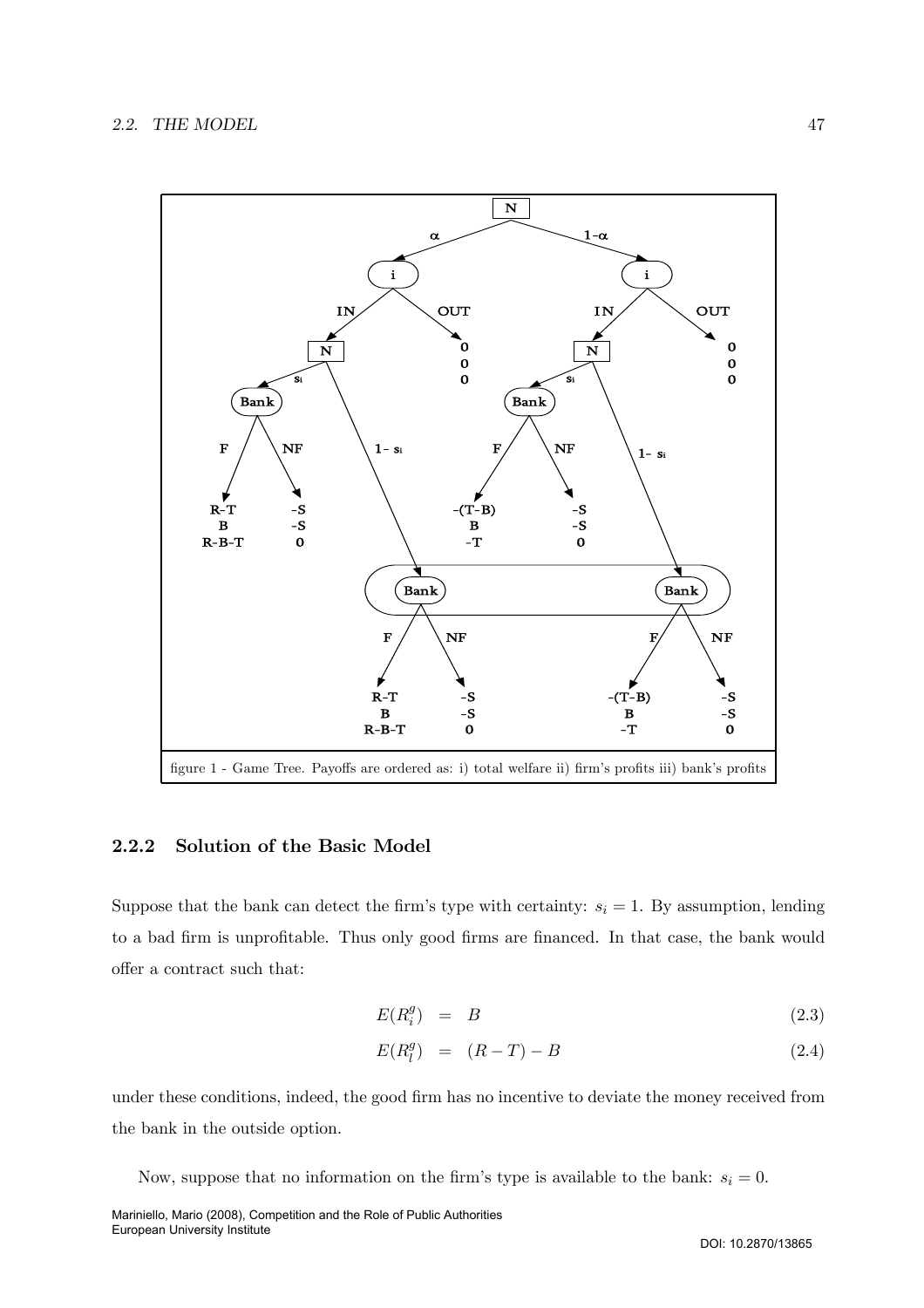figure 1 - Game Tree. Payoffs are ordered as: i) total welfare ii) firm's profits iii) bank's profits

### 2.2.2 Solution of the Basic Model

Suppose that the bank can detect the firm's type with certainty: $s_i = 1$. By assumption, lending to a bad firm is unprofitable. Thus only good firms are financed. In that case, the bank would offer a contract such that:

$$E(R_i^g) = B \tag{2.3}$$

$$E(R_l^g) = (R - T) - B \tag{2.4}$$

under these conditions, indeed, the good firm has no incentive to deviate the money received from the bank in the outside option.

Now, suppose that no information on the firm's type is available to the bank: $s_i = 0$.

Mariniello, Mario (2008), Competition and the Role of Public Authorities
European University Institute

DOI: 10.2870/13865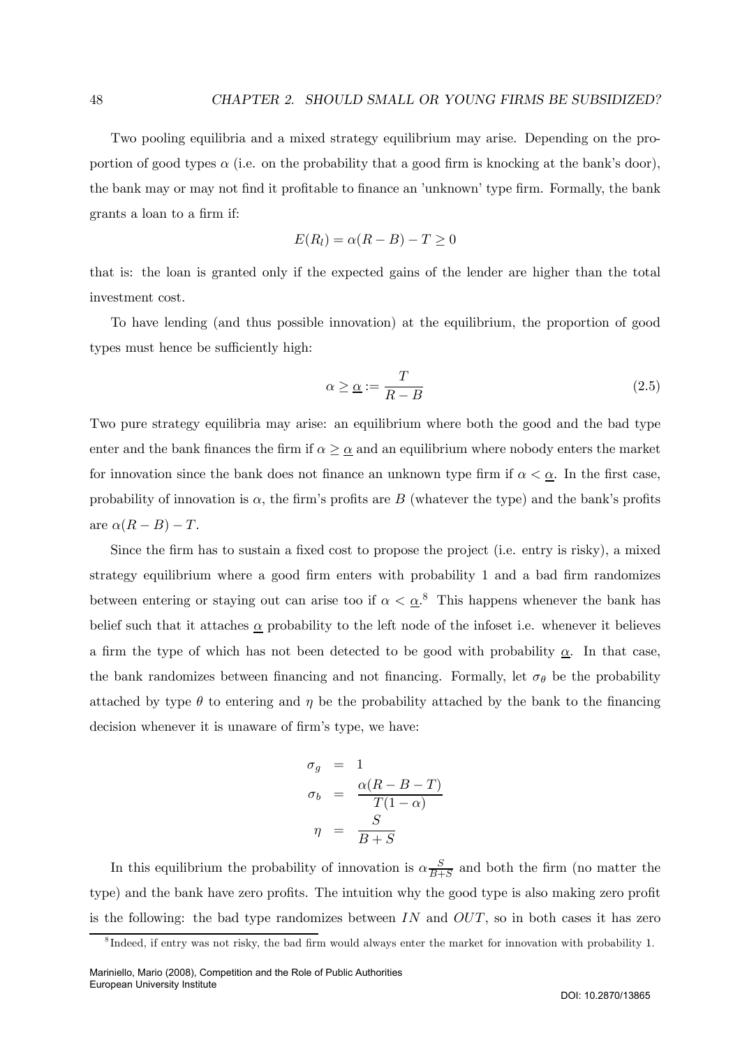Two pooling equilibria and a mixed strategy equilibrium may arise. Depending on the proportion of good types $\alpha$ (i.e. on the probability that a good firm is knocking at the bank's door), the bank may or may not find it profitable to finance an 'unknown' type firm. Formally, the bank grants a loan to a firm if:

$$E(R_l) = \alpha(R - B) - T \geq 0$$

that is: the loan is granted only if the expected gains of the lender are higher than the total investment cost.

To have lending (and thus possible innovation) at the equilibrium, the proportion of good types must hence be sufficiently high:

$$\alpha \geq \underline{\alpha} := \frac{T}{R - B} \tag{2.5}$$

Two pure strategy equilibria may arise: an equilibrium where both the good and the bad type enter and the bank finances the firm if $\alpha \geq \underline{\alpha}$ and an equilibrium where nobody enters the market for innovation since the bank does not finance an unknown type firm if $\alpha < \underline{\alpha}$. In the first case, probability of innovation is $\alpha$, the firm's profits are $B$ (whatever the type) and the bank's profits are $\alpha(R - B) - T$.

Since the firm has to sustain a fixed cost to propose the project (i.e. entry is risky), a mixed strategy equilibrium where a good firm enters with probability 1 and a bad firm randomizes between entering or staying out can arise too if $\alpha < \underline{\alpha}$.[8] This happens whenever the bank has belief such that it attaches $\underline{\alpha}$ probability to the left node of the infoset i.e. whenever it believes a firm the type of which has not been detected to be good with probability $\underline{\alpha}$. In that case, the bank randomizes between financing and not financing. Formally, let $\sigma_\theta$ be the probability attached by type $\theta$ to entering and $\eta$ be the probability attached by the bank to the financing decision whenever it is unaware of firm's type, we have:

$$\begin{aligned}
\sigma_g &= 1 \\
\sigma_b &= \frac{\alpha(R - B - T)}{T(1 - \alpha)} \\
\eta &= \frac{S}{B + S}
\end{aligned}$$

In this equilibrium the probability of innovation is $\alpha\frac{S}{B+S}$ and both the firm (no matter the type) and the bank have zero profits. The intuition why the good type is also making zero profit is the following: the bad type randomizes between $IN$ and $OUT$, so in both cases it has zero

[8] Indeed, if entry was not risky, the bad firm would always enter the market for innovation with probability 1.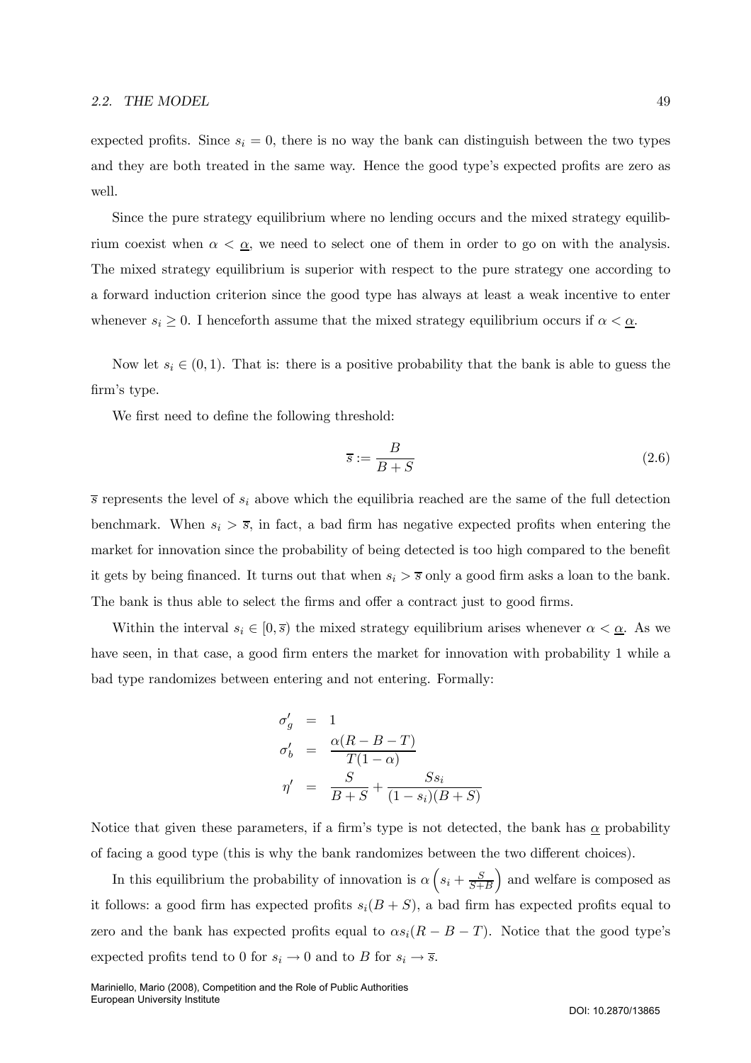expected profits. Since $s_i = 0$, there is no way the bank can distinguish between the two types and they are both treated in the same way. Hence the good type's expected profits are zero as well.

Since the pure strategy equilibrium where no lending occurs and the mixed strategy equilibrium coexist when $\alpha < \underline{\alpha}$, we need to select one of them in order to go on with the analysis. The mixed strategy equilibrium is superior with respect to the pure strategy one according to a forward induction criterion since the good type has always at least a weak incentive to enter whenever $s_i \geq 0$. I henceforth assume that the mixed strategy equilibrium occurs if $\alpha < \underline{\alpha}$.

Now let $s_i \in (0, 1)$. That is: there is a positive probability that the bank is able to guess the firm's type.

We first need to define the following threshold:

$$\overline{s} := \frac{B}{B + S} \tag{2.6}$$

$\overline{s}$ represents the level of $s_i$ above which the equilibria reached are the same of the full detection benchmark. When $s_i > \overline{s}$, in fact, a bad firm has negative expected profits when entering the market for innovation since the probability of being detected is too high compared to the benefit it gets by being financed. It turns out that when $s_i > \overline{s}$ only a good firm asks a loan to the bank. The bank is thus able to select the firms and offer a contract just to good firms.

Within the interval $s_i \in [0, \overline{s})$ the mixed strategy equilibrium arises whenever $\alpha < \underline{\alpha}$. As we have seen, in that case, a good firm enters the market for innovation with probability 1 while a bad type randomizes between entering and not entering. Formally:

$$\begin{aligned}
\sigma'_g &= 1 \\
\sigma'_b &= \frac{\alpha(R - B - T)}{T(1 - \alpha)} \\
\eta' &= \frac{S}{B + S} + \frac{S s_i}{(1 - s_i)(B + S)}
\end{aligned}$$

Notice that given these parameters, if a firm's type is not detected, the bank has $\underline{\alpha}$ probability of facing a good type (this is why the bank randomizes between the two different choices).

In this equilibrium the probability of innovation is $\alpha \left( s_i + \frac{S}{S+B} \right)$ and welfare is composed as it follows: a good firm has expected profits $s_i(B + S)$, a bad firm has expected profits equal to zero and the bank has expected profits equal to $\alpha s_i(R - B - T)$. Notice that the good type's expected profits tend to 0 for $s_i \to 0$ and to $B$ for $s_i \to \overline{s}$.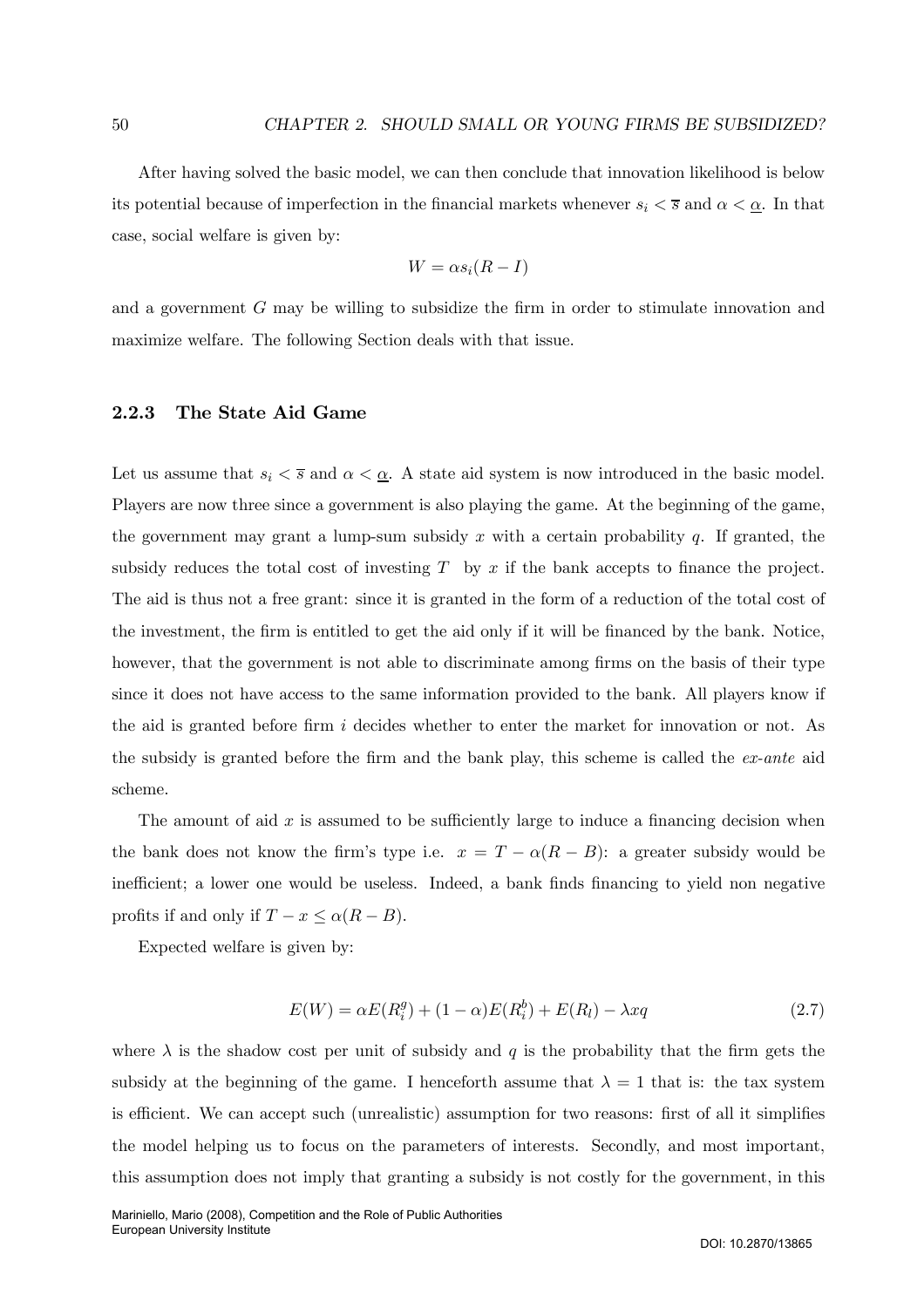After having solved the basic model, we can then conclude that innovation likelihood is below its potential because of imperfection in the financial markets whenever $s_i < \overline{s}$ and $\alpha < \underline{\alpha}$. In that case, social welfare is given by:

$$W = \alpha s_i (R - I)$$

and a government $G$ may be willing to subsidize the firm in order to stimulate innovation and maximize welfare. The following Section deals with that issue.

### 2.2.3 The State Aid Game

Let us assume that $s_i < \overline{s}$ and $\alpha < \underline{\alpha}$. A state aid system is now introduced in the basic model. Players are now three since a government is also playing the game. At the beginning of the game, the government may grant a lump-sum subsidy $x$ with a certain probability $q$. If granted, the subsidy reduces the total cost of investing $T$ by $x$ if the bank accepts to finance the project. The aid is thus not a free grant: since it is granted in the form of a reduction of the total cost of the investment, the firm is entitled to get the aid only if it will be financed by the bank. Notice, however, that the government is not able to discriminate among firms on the basis of their type since it does not have access to the same information provided to the bank. All players know if the aid is granted before firm $i$ decides whether to enter the market for innovation or not. As the subsidy is granted before the firm and the bank play, this scheme is called the *ex-ante* aid scheme.

The amount of aid $x$ is assumed to be sufficiently large to induce a financing decision when the bank does not know the firm's type i.e. $x = T - \alpha(R - B)$: a greater subsidy would be inefficient; a lower one would be useless. Indeed, a bank finds financing to yield non negative profits if and only if $T - x \leq \alpha(R - B)$.

Expected welfare is given by:

$$E(W) = \alpha E(R_i^g) + (1 - \alpha) E(R_i^b) + E(R_l) - \lambda x q \tag{2.7}$$

where $\lambda$ is the shadow cost per unit of subsidy and $q$ is the probability that the firm gets the subsidy at the beginning of the game. I henceforth assume that $\lambda = 1$ that is: the tax system is efficient. We can accept such (unrealistic) assumption for two reasons: first of all it simplifies the model helping us to focus on the parameters of interests. Secondly, and most important, this assumption does not imply that granting a subsidy is not costly for the government, in this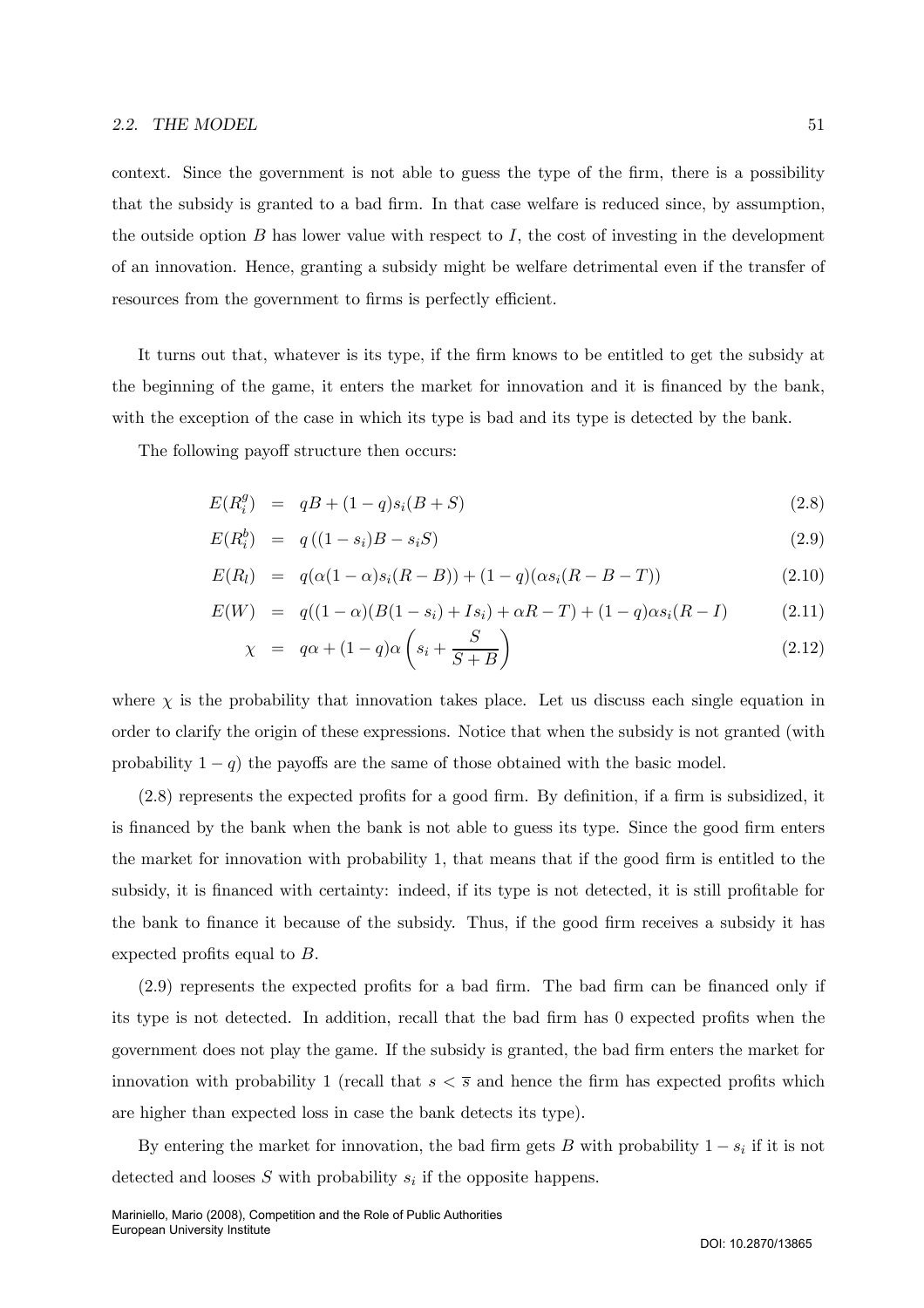context. Since the government is not able to guess the type of the firm, there is a possibility that the subsidy is granted to a bad firm. In that case welfare is reduced since, by assumption, the outside option $B$ has lower value with respect to $I$, the cost of investing in the development of an innovation. Hence, granting a subsidy might be welfare detrimental even if the transfer of resources from the government to firms is perfectly efficient.

It turns out that, whatever is its type, if the firm knows to be entitled to get the subsidy at the beginning of the game, it enters the market for innovation and it is financed by the bank, with the exception of the case in which its type is bad and its type is detected by the bank.

The following payoff structure then occurs:

$$E(R_i^g) = qB + (1-q)s_i(B+S) \tag{2.8}$$

$$E(R_i^b) = q\left((1-s_i)B - s_i S\right) \tag{2.9}$$

$$E(R_l) = q(\alpha(1-\alpha)s_i(R-B)) + (1-q)(\alpha s_i(R-B-T)) \tag{2.10}$$

$$E(W) = q((1-\alpha)(B(1-s_i)+Is_i)+\alpha R - T) + (1-q)\alpha s_i(R-I) \tag{2.11}$$

$$\chi = q\alpha + (1-q)\alpha\left(s_i + \frac{S}{S+B}\right) \tag{2.12}$$

where $\chi$ is the probability that innovation takes place. Let us discuss each single equation in order to clarify the origin of these expressions. Notice that when the subsidy is not granted (with probability $1-q$) the payoffs are the same of those obtained with the basic model.

(2.8) represents the expected profits for a good firm. By definition, if a firm is subsidized, it is financed by the bank when the bank is not able to guess its type. Since the good firm enters the market for innovation with probability 1, that means that if the good firm is entitled to the subsidy, it is financed with certainty: indeed, if its type is not detected, it is still profitable for the bank to finance it because of the subsidy. Thus, if the good firm receives a subsidy it has expected profits equal to $B$.

(2.9) represents the expected profits for a bad firm. The bad firm can be financed only if its type is not detected. In addition, recall that the bad firm has 0 expected profits when the government does not play the game. If the subsidy is granted, the bad firm enters the market for innovation with probability 1 (recall that $s < \overline{s}$ and hence the firm has expected profits which are higher than expected loss in case the bank detects its type).

By entering the market for innovation, the bad firm gets $B$ with probability $1-s_i$ if it is not detected and looses $S$ with probability $s_i$ if the opposite happens.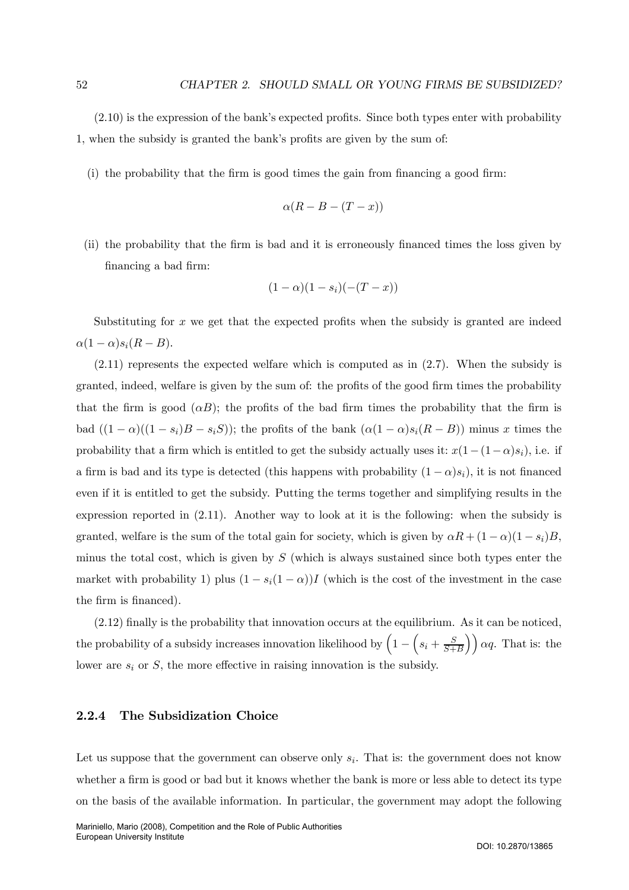(2.10) is the expression of the bank's expected profits. Since both types enter with probability 1, when the subsidy is granted the bank's profits are given by the sum of:

(i) the probability that the firm is good times the gain from financing a good firm:

$$\alpha(R - B - (T - x))$$

(ii) the probability that the firm is bad and it is erroneously financed times the loss given by financing a bad firm:

$$(1 - \alpha)(1 - s_i)(-(T - x))$$

Substituting for $x$ we get that the expected profits when the subsidy is granted are indeed $\alpha(1-\alpha)s_i(R - B)$.

(2.11) represents the expected welfare which is computed as in (2.7). When the subsidy is granted, indeed, welfare is given by the sum of: the profits of the good firm times the probability that the firm is good ($\alpha B$); the profits of the bad firm times the probability that the firm is bad ($(1-\alpha)((1-s_i)B - s_i S)$); the profits of the bank ($\alpha(1-\alpha)s_i(R-B)$) minus $x$ times the probability that a firm which is entitled to get the subsidy actually uses it: $x(1-(1-\alpha)s_i)$, i.e. if a firm is bad and its type is detected (this happens with probability $(1-\alpha)s_i$), it is not financed even if it is entitled to get the subsidy. Putting the terms together and simplifying results in the expression reported in (2.11). Another way to look at it is the following: when the subsidy is granted, welfare is the sum of the total gain for society, which is given by $\alpha R + (1-\alpha)(1-s_i)B$, minus the total cost, which is given by $S$ (which is always sustained since both types enter the market with probability 1) plus $(1 - s_i(1-\alpha))I$ (which is the cost of the investment in the case the firm is financed).

(2.12) finally is the probability that innovation occurs at the equilibrium. As it can be noticed, the probability of a subsidy increases innovation likelihood by $\left(1 - \left(s_i + \frac{S}{S+B}\right)\right)\alpha q$. That is: the lower are $s_i$ or $S$, the more effective in raising innovation is the subsidy.

### 2.2.4 The Subsidization Choice

Let us suppose that the government can observe only $s_i$. That is: the government does not know whether a firm is good or bad but it knows whether the bank is more or less able to detect its type on the basis of the available information. In particular, the government may adopt the following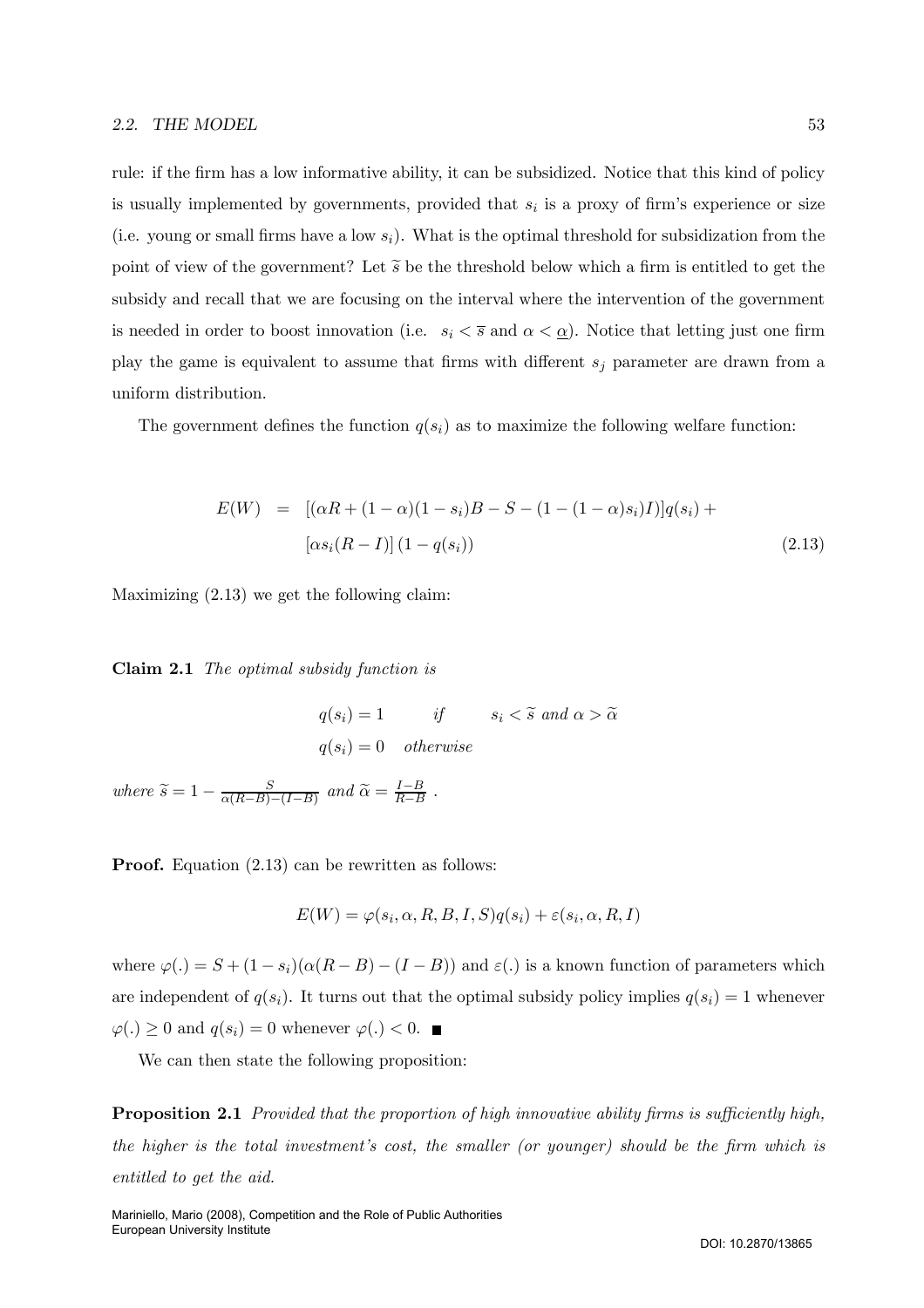rule: if the firm has a low informative ability, it can be subsidized. Notice that this kind of policy is usually implemented by governments, provided that $s_i$ is a proxy of firm's experience or size (i.e. young or small firms have a low $s_i$). What is the optimal threshold for subsidization from the point of view of the government? Let $\widetilde{s}$ be the threshold below which a firm is entitled to get the subsidy and recall that we are focusing on the interval where the intervention of the government is needed in order to boost innovation (i.e. $s_i < \overline{s}$ and $\alpha < \underline{\alpha}$). Notice that letting just one firm play the game is equivalent to assume that firms with different $s_j$ parameter are drawn from a uniform distribution.

The government defines the function $q(s_i)$ as to maximize the following welfare function:

$$
\begin{aligned}
E(W) &= [(\alpha R + (1-\alpha)(1-s_i)B - S - (1-(1-\alpha)s_i)I)]q(s_i) + \\
&\quad [\alpha s_i(R-I)]\,(1-q(s_i))
\end{aligned}
\tag{2.13}
$$

Maximizing (2.13) we get the following claim:

**Claim 2.1** *The optimal subsidy function is*

$$
\begin{aligned}
q(s_i) &= 1 \qquad \textit{if} \qquad s_i < \widetilde{s} \textit{ and } \alpha > \widetilde{\alpha} \\
q(s_i) &= 0 \quad \textit{otherwise}
\end{aligned}
$$

*where* $\widetilde{s} = 1 - \frac{S}{\alpha(R-B)-(I-B)}$ *and* $\widetilde{\alpha} = \frac{I-B}{R-B}$ .

**Proof.** Equation (2.13) can be rewritten as follows:

$$
E(W) = \varphi(s_i, \alpha, R, B, I, S)q(s_i) + \varepsilon(s_i, \alpha, R, I)
$$

where $\varphi(.) = S + (1-s_i)(\alpha(R-B)-(I-B))$ and $\varepsilon(.)$ is a known function of parameters which are independent of $q(s_i)$. It turns out that the optimal subsidy policy implies $q(s_i) = 1$ whenever $\varphi(.) \geq 0$ and $q(s_i) = 0$ whenever $\varphi(.) < 0$. ■

We can then state the following proposition:

**Proposition 2.1** *Provided that the proportion of high innovative ability firms is sufficiently high, the higher is the total investment's cost, the smaller (or younger) should be the firm which is entitled to get the aid.*

Mariniello, Mario (2008), Competition and the Role of Public Authorities
European University Institute

DOI: 10.2870/13865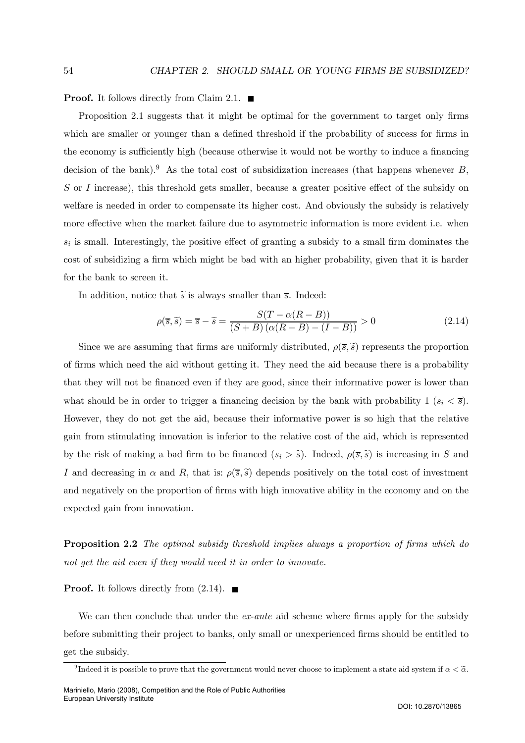**Proof.** It follows directly from Claim 2.1. ■

Proposition 2.1 suggests that it might be optimal for the government to target only firms which are smaller or younger than a defined threshold if the probability of success for firms in the economy is sufficiently high (because otherwise it would not be worthy to induce a financing decision of the bank).[9] As the total cost of subsidization increases (that happens whenever $B$, $S$ or $I$ increase), this threshold gets smaller, because a greater positive effect of the subsidy on welfare is needed in order to compensate its higher cost. And obviously the subsidy is relatively more effective when the market failure due to asymmetric information is more evident i.e. when $s_i$ is small. Interestingly, the positive effect of granting a subsidy to a small firm dominates the cost of subsidizing a firm which might be bad with an higher probability, given that it is harder for the bank to screen it.

In addition, notice that $\widetilde{s}$ is always smaller than $\overline{s}$. Indeed:

$$\rho(\overline{s}, \widetilde{s}) = \overline{s} - \widetilde{s} = \frac{S(T - \alpha(R - B))}{(S + B)(\alpha(R - B) - (I - B))} > 0 \tag{2.14}$$

Since we are assuming that firms are uniformly distributed, $\rho(\overline{s}, \widetilde{s})$ represents the proportion of firms which need the aid without getting it. They need the aid because there is a probability that they will not be financed even if they are good, since their informative power is lower than what should be in order to trigger a financing decision by the bank with probability 1 ($s_i < \overline{s}$). However, they do not get the aid, because their informative power is so high that the relative gain from stimulating innovation is inferior to the relative cost of the aid, which is represented by the risk of making a bad firm to be financed ($s_i > \widetilde{s}$). Indeed, $\rho(\overline{s}, \widetilde{s})$ is increasing in $S$ and $I$ and decreasing in $\alpha$ and $R$, that is: $\rho(\overline{s}, \widetilde{s})$ depends positively on the total cost of investment and negatively on the proportion of firms with high innovative ability in the economy and on the expected gain from innovation.

**Proposition 2.2** *The optimal subsidy threshold implies always a proportion of firms which do not get the aid even if they would need it in order to innovate.*

**Proof.** It follows directly from (2.14). ■

We can then conclude that under the *ex-ante* aid scheme where firms apply for the subsidy before submitting their project to banks, only small or unexperienced firms should be entitled to get the subsidy.

[9] Indeed it is possible to prove that the government would never choose to implement a state aid system if $\alpha < \widetilde{\alpha}$.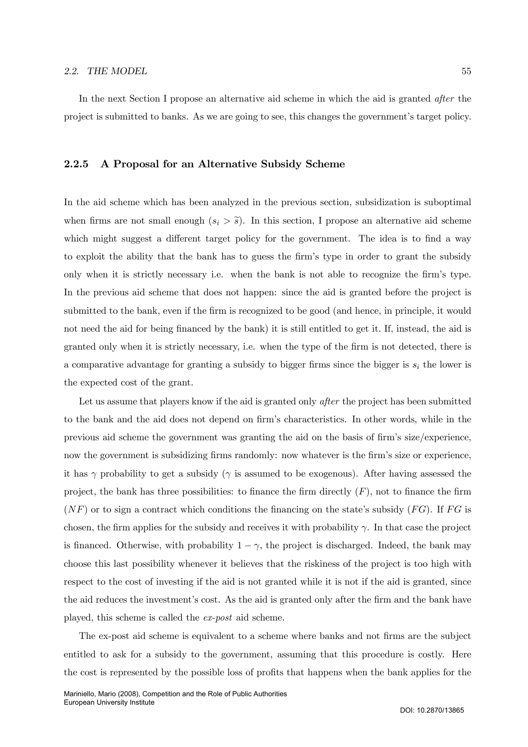In the next Section I propose an alternative aid scheme in which the aid is granted *after* the project is submitted to banks. As we are going to see, this changes the government's target policy.

### 2.2.5 A Proposal for an Alternative Subsidy Scheme

In the aid scheme which has been analyzed in the previous section, subsidization is suboptimal when firms are not small enough ($s_i > \widetilde{s}$). In this section, I propose an alternative aid scheme which might suggest a different target policy for the government. The idea is to find a way to exploit the ability that the bank has to guess the firm's type in order to grant the subsidy only when it is strictly necessary i.e. when the bank is not able to recognize the firm's type. In the previous aid scheme that does not happen: since the aid is granted before the project is submitted to the bank, even if the firm is recognized to be good (and hence, in principle, it would not need the aid for being financed by the bank) it is still entitled to get it. If, instead, the aid is granted only when it is strictly necessary, i.e. when the type of the firm is not detected, there is a comparative advantage for granting a subsidy to bigger firms since the bigger is $s_i$ the lower is the expected cost of the grant.

Let us assume that players know if the aid is granted only *after* the project has been submitted to the bank and the aid does not depend on firm's characteristics. In other words, while in the previous aid scheme the government was granting the aid on the basis of firm's size/experience, now the government is subsidizing firms randomly: now whatever is the firm's size or experience, it has $\gamma$ probability to get a subsidy ($\gamma$ is assumed to be exogenous). After having assessed the project, the bank has three possibilities: to finance the firm directly ($F$), not to finance the firm ($NF$) or to sign a contract which conditions the financing on the state's subsidy ($FG$). If $FG$ is chosen, the firm applies for the subsidy and receives it with probability $\gamma$. In that case the project is financed. Otherwise, with probability $1 - \gamma$, the project is discharged. Indeed, the bank may choose this last possibility whenever it believes that the riskiness of the project is too high with respect to the cost of investing if the aid is not granted while it is not if the aid is granted, since the aid reduces the investment's cost. As the aid is granted only after the firm and the bank have played, this scheme is called the *ex-post* aid scheme.

The ex-post aid scheme is equivalent to a scheme where banks and not firms are the subject entitled to ask for a subsidy to the government, assuming that this procedure is costly. Here the cost is represented by the possible loss of profits that happens when the bank applies for the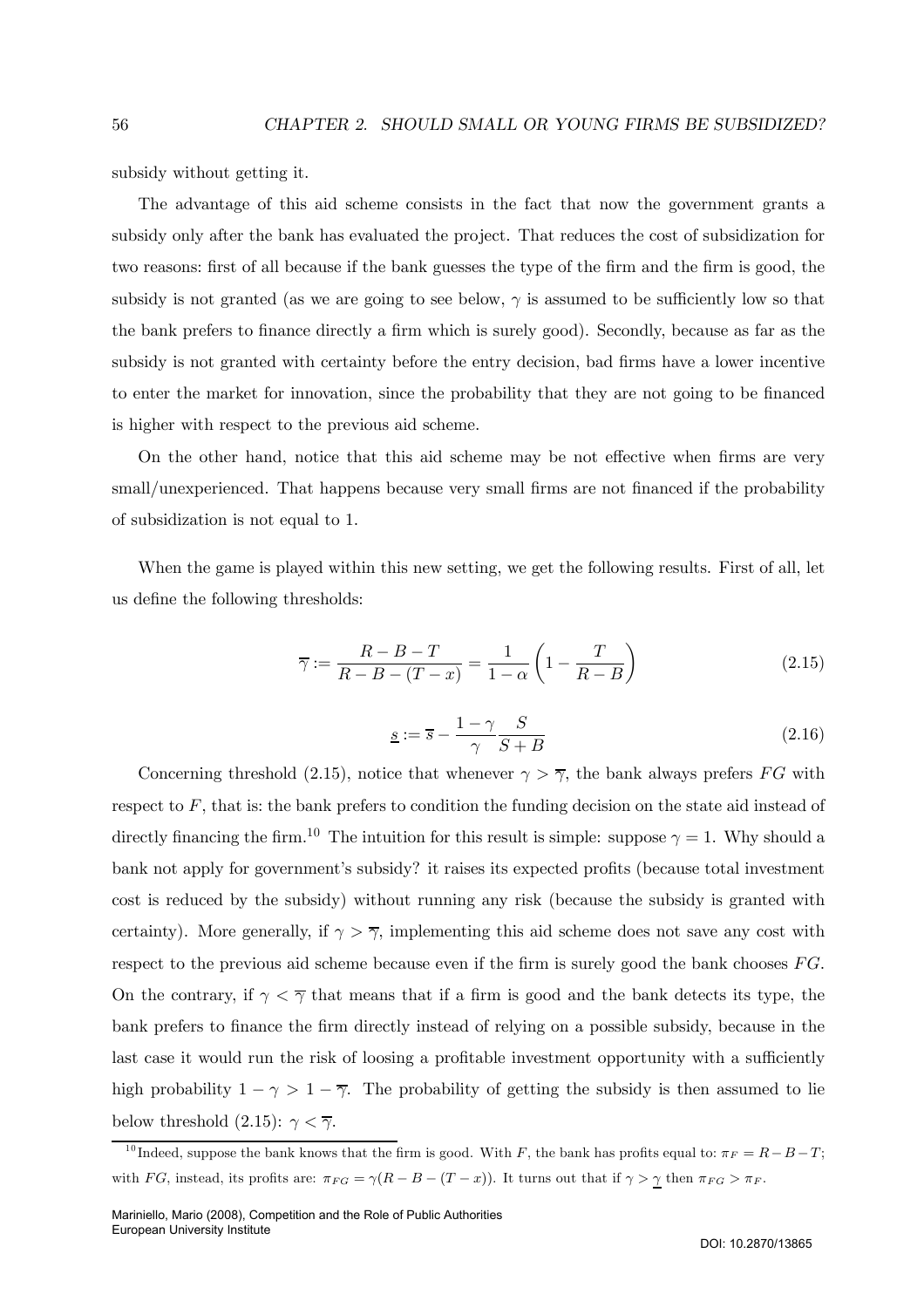subsidy without getting it.

The advantage of this aid scheme consists in the fact that now the government grants a subsidy only after the bank has evaluated the project. That reduces the cost of subsidization for two reasons: first of all because if the bank guesses the type of the firm and the firm is good, the subsidy is not granted (as we are going to see below, $\gamma$ is assumed to be sufficiently low so that the bank prefers to finance directly a firm which is surely good). Secondly, because as far as the subsidy is not granted with certainty before the entry decision, bad firms have a lower incentive to enter the market for innovation, since the probability that they are not going to be financed is higher with respect to the previous aid scheme.

On the other hand, notice that this aid scheme may be not effective when firms are very small/unexperienced. That happens because very small firms are not financed if the probability of subsidization is not equal to 1.

When the game is played within this new setting, we get the following results. First of all, let us define the following thresholds:

$$\overline{\gamma} := \frac{R - B - T}{R - B - (T - x)} = \frac{1}{1 - \alpha}\left(1 - \frac{T}{R - B}\right) \tag{2.15}$$

$$\underline{s} := \overline{s} - \frac{1 - \gamma}{\gamma}\frac{S}{S + B} \tag{2.16}$$

Concerning threshold (2.15), notice that whenever $\gamma > \overline{\gamma}$, the bank always prefers $FG$ with respect to $F$, that is: the bank prefers to condition the funding decision on the state aid instead of directly financing the firm.[10] The intuition for this result is simple: suppose $\gamma = 1$. Why should a bank not apply for government's subsidy? it raises its expected profits (because total investment cost is reduced by the subsidy) without running any risk (because the subsidy is granted with certainty). More generally, if $\gamma > \overline{\gamma}$, implementing this aid scheme does not save any cost with respect to the previous aid scheme because even if the firm is surely good the bank chooses $FG$. On the contrary, if $\gamma < \overline{\gamma}$ that means that if a firm is good and the bank detects its type, the bank prefers to finance the firm directly instead of relying on a possible subsidy, because in the last case it would run the risk of loosing a profitable investment opportunity with a sufficiently high probability $1 - \gamma > 1 - \overline{\gamma}$. The probability of getting the subsidy is then assumed to lie below threshold (2.15): $\gamma < \overline{\gamma}$.

[10] Indeed, suppose the bank knows that the firm is good. With $F$, the bank has profits equal to: $\pi_F = R - B - T$; with $FG$, instead, its profits are: $\pi_{FG} = \gamma(R - B - (T - x))$. It turns out that if $\gamma > \underline{\gamma}$ then $\pi_{FG} > \pi_F$.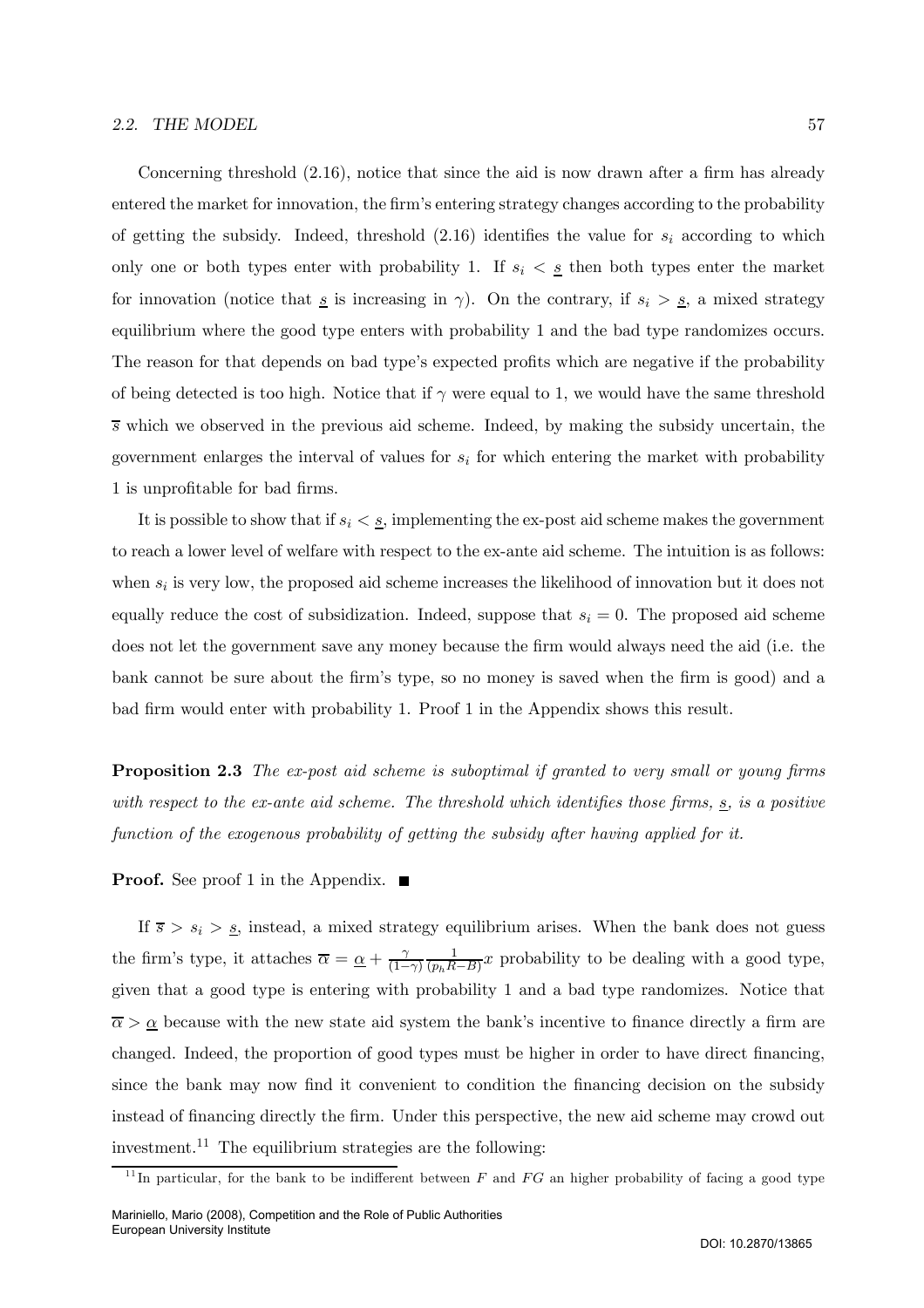Concerning threshold (2.16), notice that since the aid is now drawn after a firm has already entered the market for innovation, the firm's entering strategy changes according to the probability of getting the subsidy. Indeed, threshold (2.16) identifies the value for $s_i$ according to which only one or both types enter with probability 1. If $s_i < \underline{s}$ then both types enter the market for innovation (notice that $\underline{s}$ is increasing in $\gamma$). On the contrary, if $s_i > \underline{s}$, a mixed strategy equilibrium where the good type enters with probability 1 and the bad type randomizes occurs. The reason for that depends on bad type's expected profits which are negative if the probability of being detected is too high. Notice that if $\gamma$ were equal to 1, we would have the same threshold $\overline{s}$ which we observed in the previous aid scheme. Indeed, by making the subsidy uncertain, the government enlarges the interval of values for $s_i$ for which entering the market with probability 1 is unprofitable for bad firms.

It is possible to show that if $s_i < \underline{s}$, implementing the ex-post aid scheme makes the government to reach a lower level of welfare with respect to the ex-ante aid scheme. The intuition is as follows: when $s_i$ is very low, the proposed aid scheme increases the likelihood of innovation but it does not equally reduce the cost of subsidization. Indeed, suppose that $s_i = 0$. The proposed aid scheme does not let the government save any money because the firm would always need the aid (i.e. the bank cannot be sure about the firm's type, so no money is saved when the firm is good) and a bad firm would enter with probability 1. Proof 1 in the Appendix shows this result.

**Proposition 2.3** *The ex-post aid scheme is suboptimal if granted to very small or young firms with respect to the ex-ante aid scheme. The threshold which identifies those firms,* $\underline{s}$*, is a positive function of the exogenous probability of getting the subsidy after having applied for it.*

**Proof.** See proof 1 in the Appendix. ∎

If $\overline{s} > s_i > \underline{s}$, instead, a mixed strategy equilibrium arises. When the bank does not guess the firm's type, it attaches $\overline{\alpha} = \underline{\alpha} + \frac{\gamma}{(1-\gamma)} \frac{1}{(p_h R - B)} x$ probability to be dealing with a good type, given that a good type is entering with probability 1 and a bad type randomizes. Notice that $\overline{\alpha} > \underline{\alpha}$ because with the new state aid system the bank's incentive to finance directly a firm are changed. Indeed, the proportion of good types must be higher in order to have direct financing, since the bank may now find it convenient to condition the financing decision on the subsidy instead of financing directly the firm. Under this perspective, the new aid scheme may crowd out investment.[11] The equilibrium strategies are the following:

[11] In particular, for the bank to be indifferent between $F$ and $FG$ an higher probability of facing a good type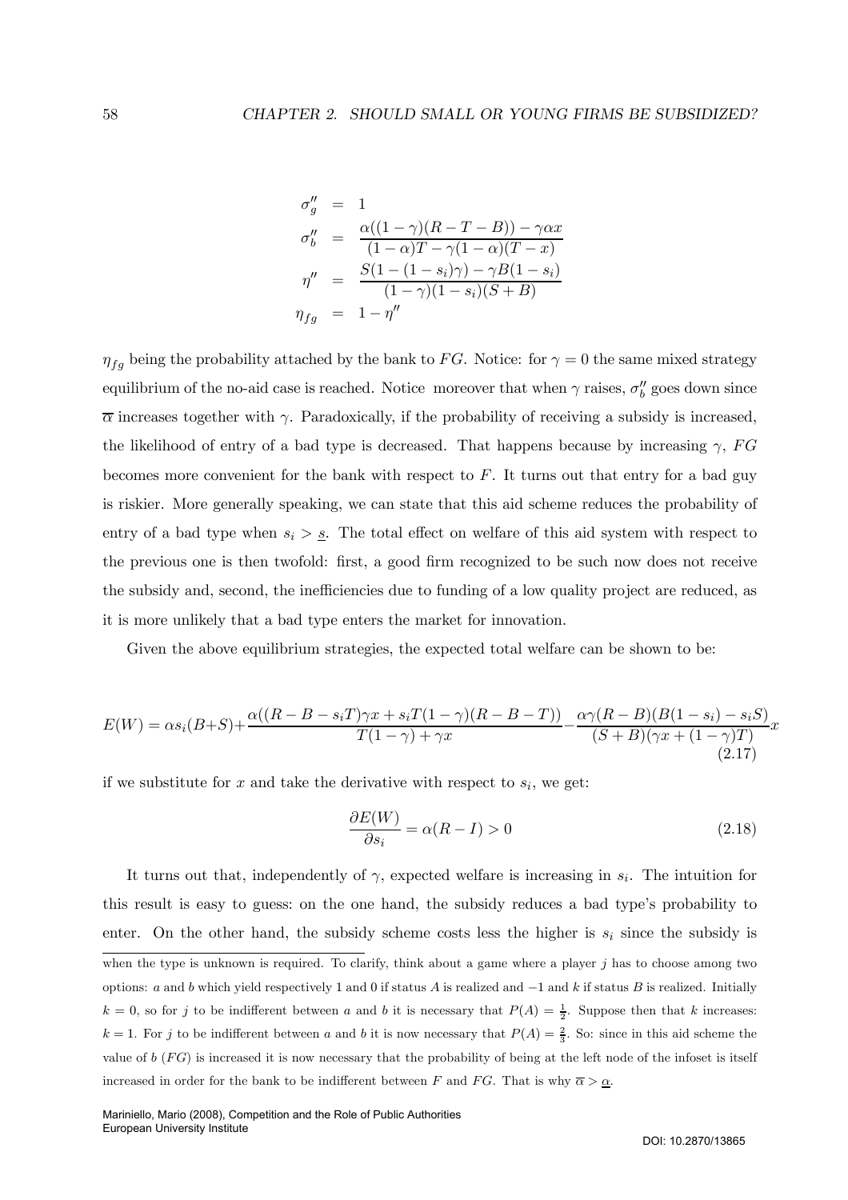$$
\begin{aligned}
\sigma_g'' &= 1 \\
\sigma_b'' &= \frac{\alpha((1-\gamma)(R-T-B)) - \gamma\alpha x}{(1-\alpha)T - \gamma(1-\alpha)(T-x)} \\
\eta'' &= \frac{S(1-(1-s_i)\gamma) - \gamma B(1-s_i)}{(1-\gamma)(1-s_i)(S+B)} \\
\eta_{fg} &= 1-\eta''
\end{aligned}
$$

$\eta_{fg}$ being the probability attached by the bank to $FG$. Notice: for $\gamma = 0$ the same mixed strategy equilibrium of the no-aid case is reached. Notice moreover that when $\gamma$ raises, $\sigma_b''$ goes down since $\overline{\alpha}$ increases together with $\gamma$. Paradoxically, if the probability of receiving a subsidy is increased, the likelihood of entry of a bad type is decreased. That happens because by increasing $\gamma$, $FG$ becomes more convenient for the bank with respect to $F$. It turns out that entry for a bad guy is riskier. More generally speaking, we can state that this aid scheme reduces the probability of entry of a bad type when $s_i > \underline{s}$. The total effect on welfare of this aid system with respect to the previous one is then twofold: first, a good firm recognized to be such now does not receive the subsidy and, second, the inefficiencies due to funding of a low quality project are reduced, as it is more unlikely that a bad type enters the market for innovation.

Given the above equilibrium strategies, the expected total welfare can be shown to be:

$$
E(W) = \alpha s_i(B+S) + \frac{\alpha((R-B-s_iT)\gamma x + s_iT(1-\gamma)(R-B-T))}{T(1-\gamma)+\gamma x} - \frac{\alpha\gamma(R-B)(B(1-s_i)-s_iS)}{(S+B)(\gamma x + (1-\gamma)T)}x \tag{2.17}
$$

if we substitute for $x$ and take the derivative with respect to $s_i$, we get:

$$
\frac{\partial E(W)}{\partial s_i} = \alpha(R-I) > 0 \tag{2.18}
$$

It turns out that, independently of $\gamma$, expected welfare is increasing in $s_i$. The intuition for this result is easy to guess: on the one hand, the subsidy reduces a bad type's probability to enter. On the other hand, the subsidy scheme costs less the higher is $s_i$ since the subsidy is

---

when the type is unknown is required. To clarify, think about a game where a player $j$ has to choose among two options: $a$ and $b$ which yield respectively 1 and 0 if status $A$ is realized and $-1$ and $k$ if status $B$ is realized. Initially $k = 0$, so for $j$ to be indifferent between $a$ and $b$ it is necessary that $P(A) = \frac{1}{2}$. Suppose then that $k$ increases: $k = 1$. For $j$ to be indifferent between $a$ and $b$ it is now necessary that $P(A) = \frac{2}{3}$. So: since in this aid scheme the value of $b$ ($FG$) is increased it is now necessary that the probability of being at the left node of the infoset is itself increased in order for the bank to be indifferent between $F$ and $FG$. That is why $\overline{\alpha} > \underline{\alpha}$.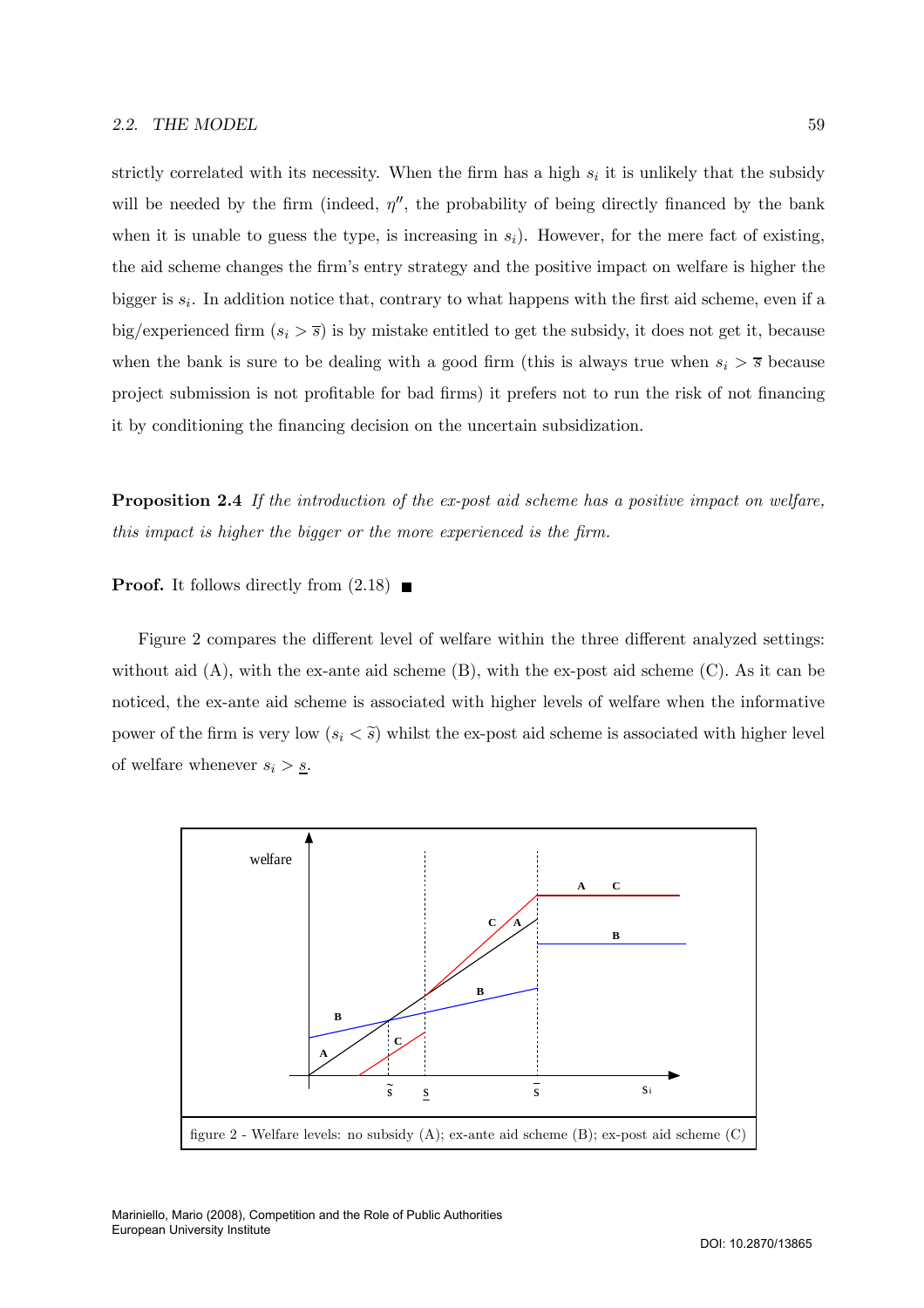strictly correlated with its necessity. When the firm has a high $s_i$ it is unlikely that the subsidy will be needed by the firm (indeed, $\eta''$, the probability of being directly financed by the bank when it is unable to guess the type, is increasing in $s_i$). However, for the mere fact of existing, the aid scheme changes the firm's entry strategy and the positive impact on welfare is higher the bigger is $s_i$. In addition notice that, contrary to what happens with the first aid scheme, even if a big/experienced firm ($s_i > \overline{s}$) is by mistake entitled to get the subsidy, it does not get it, because when the bank is sure to be dealing with a good firm (this is always true when $s_i > \overline{s}$ because project submission is not profitable for bad firms) it prefers not to run the risk of not financing it by conditioning the financing decision on the uncertain subsidization.

**Proposition 2.4** *If the introduction of the ex-post aid scheme has a positive impact on welfare, this impact is higher the bigger or the more experienced is the firm.*

**Proof.** It follows directly from (2.18) ■

Figure 2 compares the different level of welfare within the three different analyzed settings: without aid (A), with the ex-ante aid scheme (B), with the ex-post aid scheme (C). As it can be noticed, the ex-ante aid scheme is associated with higher levels of welfare when the informative power of the firm is very low ($s_i < \widetilde{s}$) whilst the ex-post aid scheme is associated with higher level of welfare whenever $s_i > \underline{s}$.

figure 2 - Welfare levels: no subsidy (A); ex-ante aid scheme (B); ex-post aid scheme (C)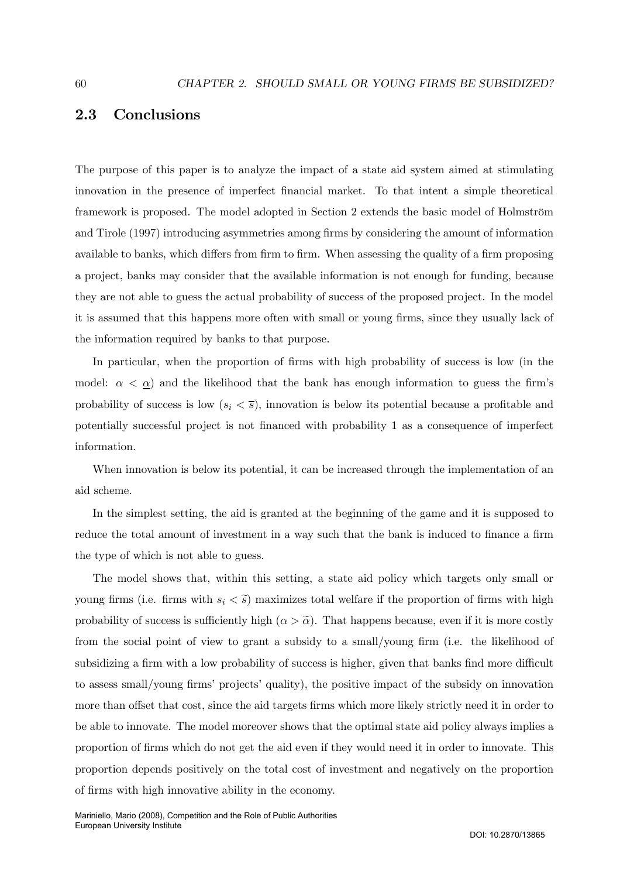## 2.3 Conclusions

The purpose of this paper is to analyze the impact of a state aid system aimed at stimulating innovation in the presence of imperfect financial market. To that intent a simple theoretical framework is proposed. The model adopted in Section 2 extends the basic model of Holmström and Tirole (1997) introducing asymmetries among firms by considering the amount of information available to banks, which differs from firm to firm. When assessing the quality of a firm proposing a project, banks may consider that the available information is not enough for funding, because they are not able to guess the actual probability of success of the proposed project. In the model it is assumed that this happens more often with small or young firms, since they usually lack of the information required by banks to that purpose.

In particular, when the proportion of firms with high probability of success is low (in the model: $\alpha < \underline{\alpha}$) and the likelihood that the bank has enough information to guess the firm's probability of success is low ($s_i < \overline{s}$), innovation is below its potential because a profitable and potentially successful project is not financed with probability 1 as a consequence of imperfect information.

When innovation is below its potential, it can be increased through the implementation of an aid scheme.

In the simplest setting, the aid is granted at the beginning of the game and it is supposed to reduce the total amount of investment in a way such that the bank is induced to finance a firm the type of which is not able to guess.

The model shows that, within this setting, a state aid policy which targets only small or young firms (i.e. firms with $s_i < \widetilde{s}$) maximizes total welfare if the proportion of firms with high probability of success is sufficiently high ($\alpha > \widetilde{\alpha}$). That happens because, even if it is more costly from the social point of view to grant a subsidy to a small/young firm (i.e. the likelihood of subsidizing a firm with a low probability of success is higher, given that banks find more difficult to assess small/young firms' projects' quality), the positive impact of the subsidy on innovation more than offset that cost, since the aid targets firms which more likely strictly need it in order to be able to innovate. The model moreover shows that the optimal state aid policy always implies a proportion of firms which do not get the aid even if they would need it in order to innovate. This proportion depends positively on the total cost of investment and negatively on the proportion of firms with high innovative ability in the economy.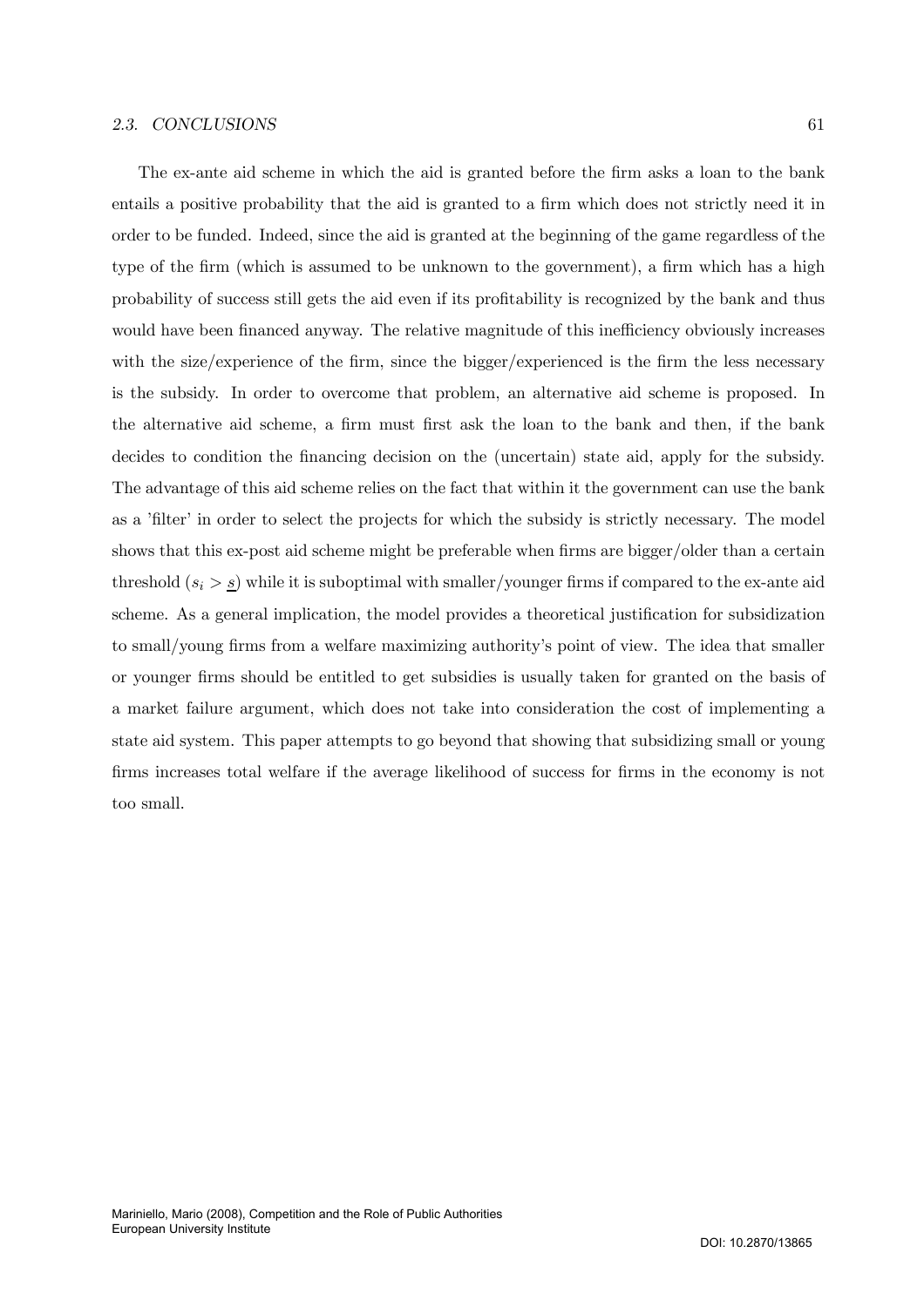The ex-ante aid scheme in which the aid is granted before the firm asks a loan to the bank entails a positive probability that the aid is granted to a firm which does not strictly need it in order to be funded. Indeed, since the aid is granted at the beginning of the game regardless of the type of the firm (which is assumed to be unknown to the government), a firm which has a high probability of success still gets the aid even if its profitability is recognized by the bank and thus would have been financed anyway. The relative magnitude of this inefficiency obviously increases with the size/experience of the firm, since the bigger/experienced is the firm the less necessary is the subsidy. In order to overcome that problem, an alternative aid scheme is proposed. In the alternative aid scheme, a firm must first ask the loan to the bank and then, if the bank decides to condition the financing decision on the (uncertain) state aid, apply for the subsidy. The advantage of this aid scheme relies on the fact that within it the government can use the bank as a 'filter' in order to select the projects for which the subsidy is strictly necessary. The model shows that this ex-post aid scheme might be preferable when firms are bigger/older than a certain threshold ($s_i > \underline{s}$) while it is suboptimal with smaller/younger firms if compared to the ex-ante aid scheme. As a general implication, the model provides a theoretical justification for subsidization to small/young firms from a welfare maximizing authority's point of view. The idea that smaller or younger firms should be entitled to get subsidies is usually taken for granted on the basis of a market failure argument, which does not take into consideration the cost of implementing a state aid system. This paper attempts to go beyond that showing that subsidizing small or young firms increases total welfare if the average likelihood of success for firms in the economy is not too small.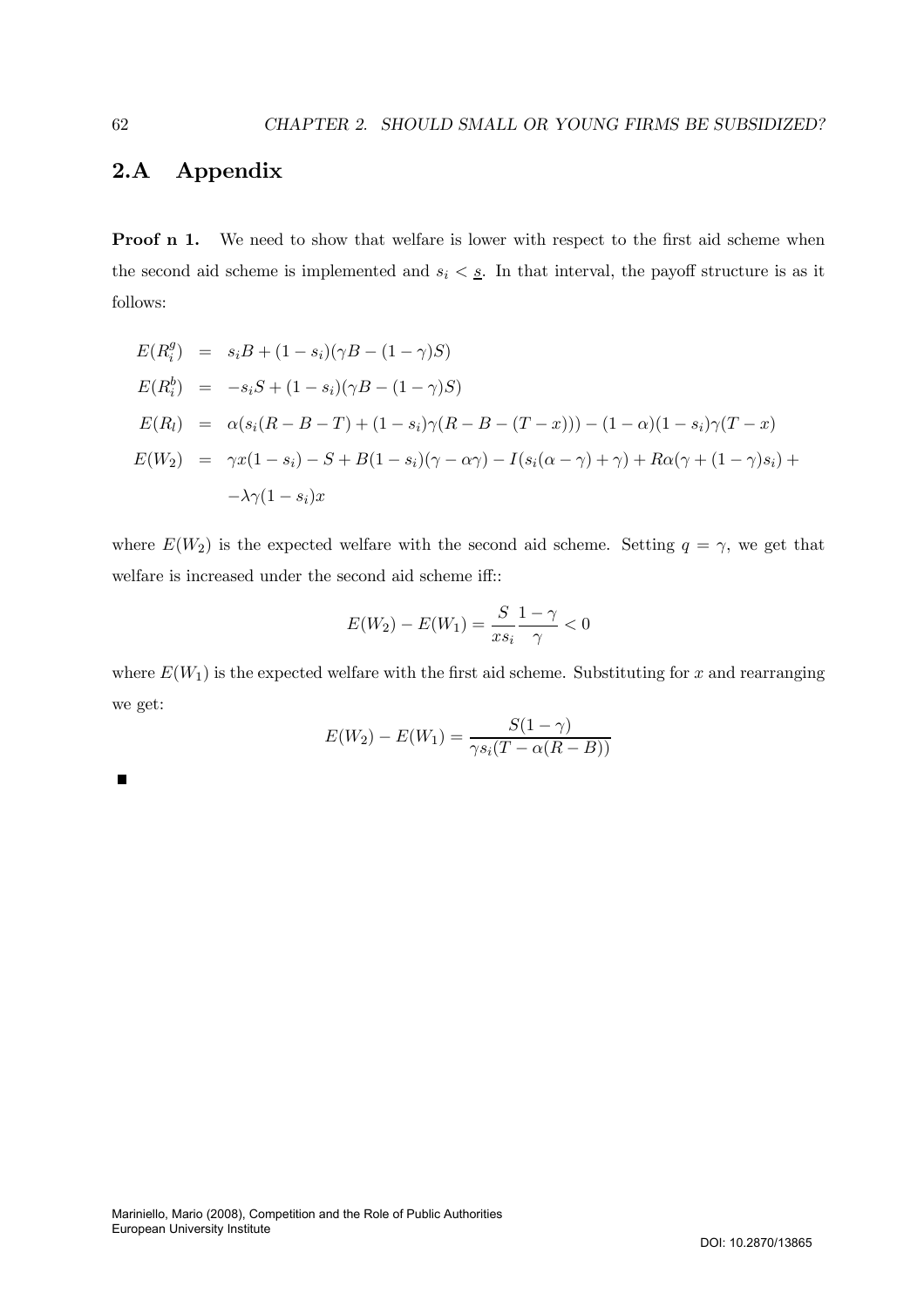## 2.A Appendix

**Proof n 1.** We need to show that welfare is lower with respect to the first aid scheme when the second aid scheme is implemented and $s_i < \underline{s}$. In that interval, the payoff structure is as it follows:

$$
\begin{aligned}
E(R_i^g) &= s_i B + (1 - s_i)(\gamma B - (1 - \gamma) S) \\
E(R_i^b) &= -s_i S + (1 - s_i)(\gamma B - (1 - \gamma) S) \\
E(R_l) &= \alpha(s_i(R - B - T) + (1 - s_i)\gamma(R - B - (T - x))) - (1 - \alpha)(1 - s_i)\gamma(T - x) \\
E(W_2) &= \gamma x(1 - s_i) - S + B(1 - s_i)(\gamma - \alpha\gamma) - I(s_i(\alpha - \gamma) + \gamma) + R\alpha(\gamma + (1 - \gamma)s_i) + \\
&\quad -\lambda\gamma(1 - s_i)x
\end{aligned}
$$

where $E(W_2)$ is the expected welfare with the second aid scheme. Setting $q = \gamma$, we get that welfare is increased under the second aid scheme iff::

$$
E(W_2) - E(W_1) = \frac{S}{x s_i}\frac{1 - \gamma}{\gamma} < 0
$$

where $E(W_1)$ is the expected welfare with the first aid scheme. Substituting for $x$ and rearranging we get:

$$
E(W_2) - E(W_1) = \frac{S(1 - \gamma)}{\gamma s_i (T - \alpha(R - B))}
$$

■

Mariniello, Mario (2008), Competition and the Role of Public Authorities
European University Institute

DOI: 10.2870/13865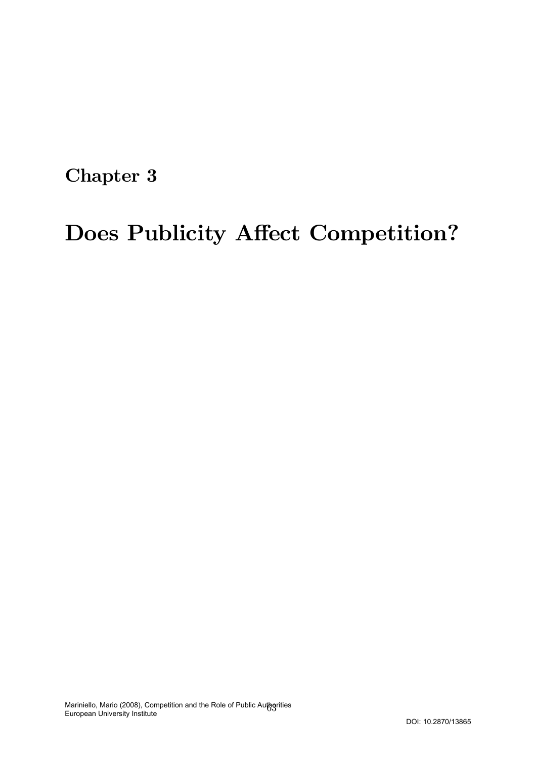# Chapter 3

# Does Publicity Affect Competition?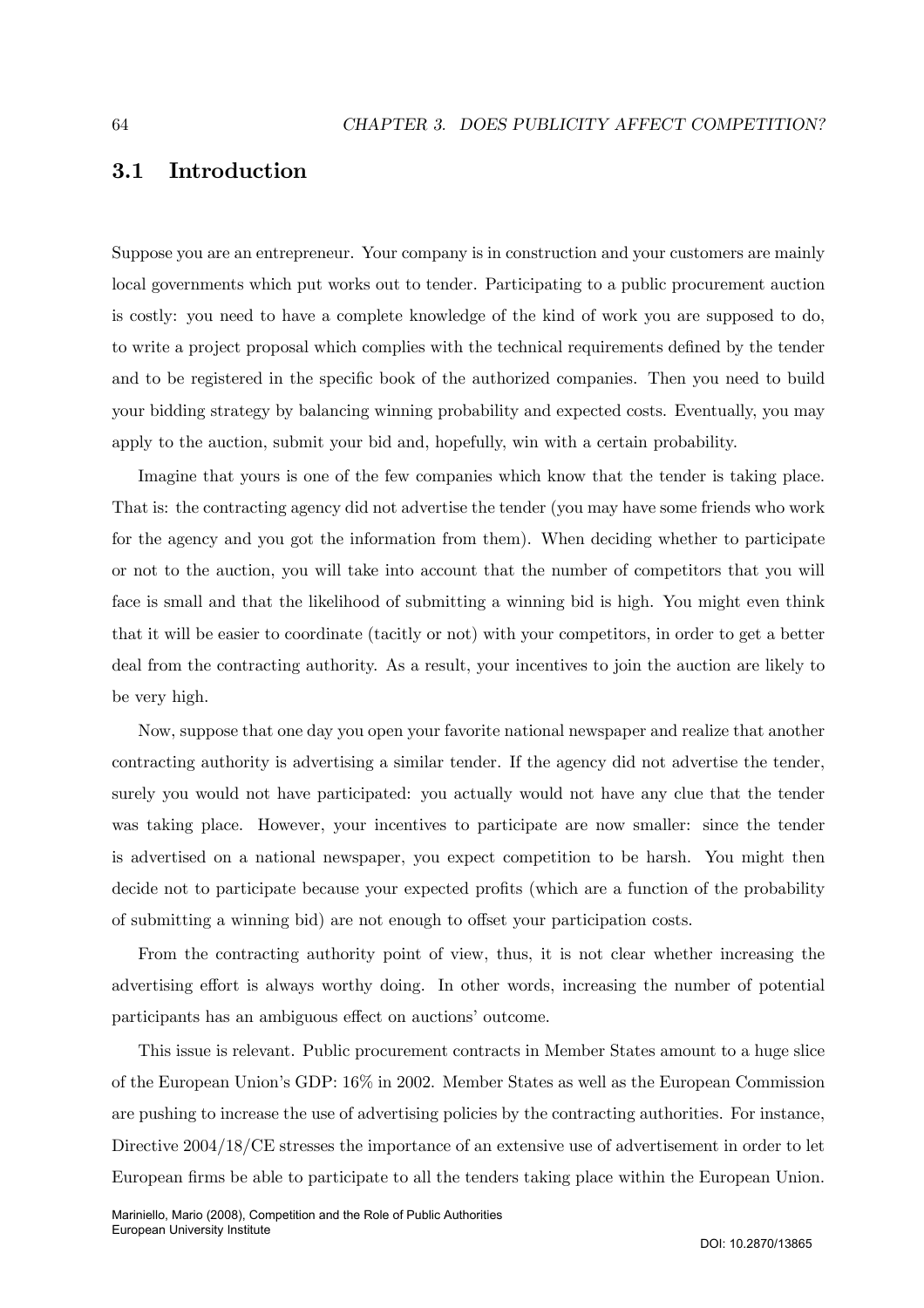## 3.1 Introduction

Suppose you are an entrepreneur. Your company is in construction and your customers are mainly local governments which put works out to tender. Participating to a public procurement auction is costly: you need to have a complete knowledge of the kind of work you are supposed to do, to write a project proposal which complies with the technical requirements defined by the tender and to be registered in the specific book of the authorized companies. Then you need to build your bidding strategy by balancing winning probability and expected costs. Eventually, you may apply to the auction, submit your bid and, hopefully, win with a certain probability.

Imagine that yours is one of the few companies which know that the tender is taking place. That is: the contracting agency did not advertise the tender (you may have some friends who work for the agency and you got the information from them). When deciding whether to participate or not to the auction, you will take into account that the number of competitors that you will face is small and that the likelihood of submitting a winning bid is high. You might even think that it will be easier to coordinate (tacitly or not) with your competitors, in order to get a better deal from the contracting authority. As a result, your incentives to join the auction are likely to be very high.

Now, suppose that one day you open your favorite national newspaper and realize that another contracting authority is advertising a similar tender. If the agency did not advertise the tender, surely you would not have participated: you actually would not have any clue that the tender was taking place. However, your incentives to participate are now smaller: since the tender is advertised on a national newspaper, you expect competition to be harsh. You might then decide not to participate because your expected profits (which are a function of the probability of submitting a winning bid) are not enough to offset your participation costs.

From the contracting authority point of view, thus, it is not clear whether increasing the advertising effort is always worthy doing. In other words, increasing the number of potential participants has an ambiguous effect on auctions' outcome.

This issue is relevant. Public procurement contracts in Member States amount to a huge slice of the European Union's GDP: 16% in 2002. Member States as well as the European Commission are pushing to increase the use of advertising policies by the contracting authorities. For instance, Directive 2004/18/CE stresses the importance of an extensive use of advertisement in order to let European firms be able to participate to all the tenders taking place within the European Union.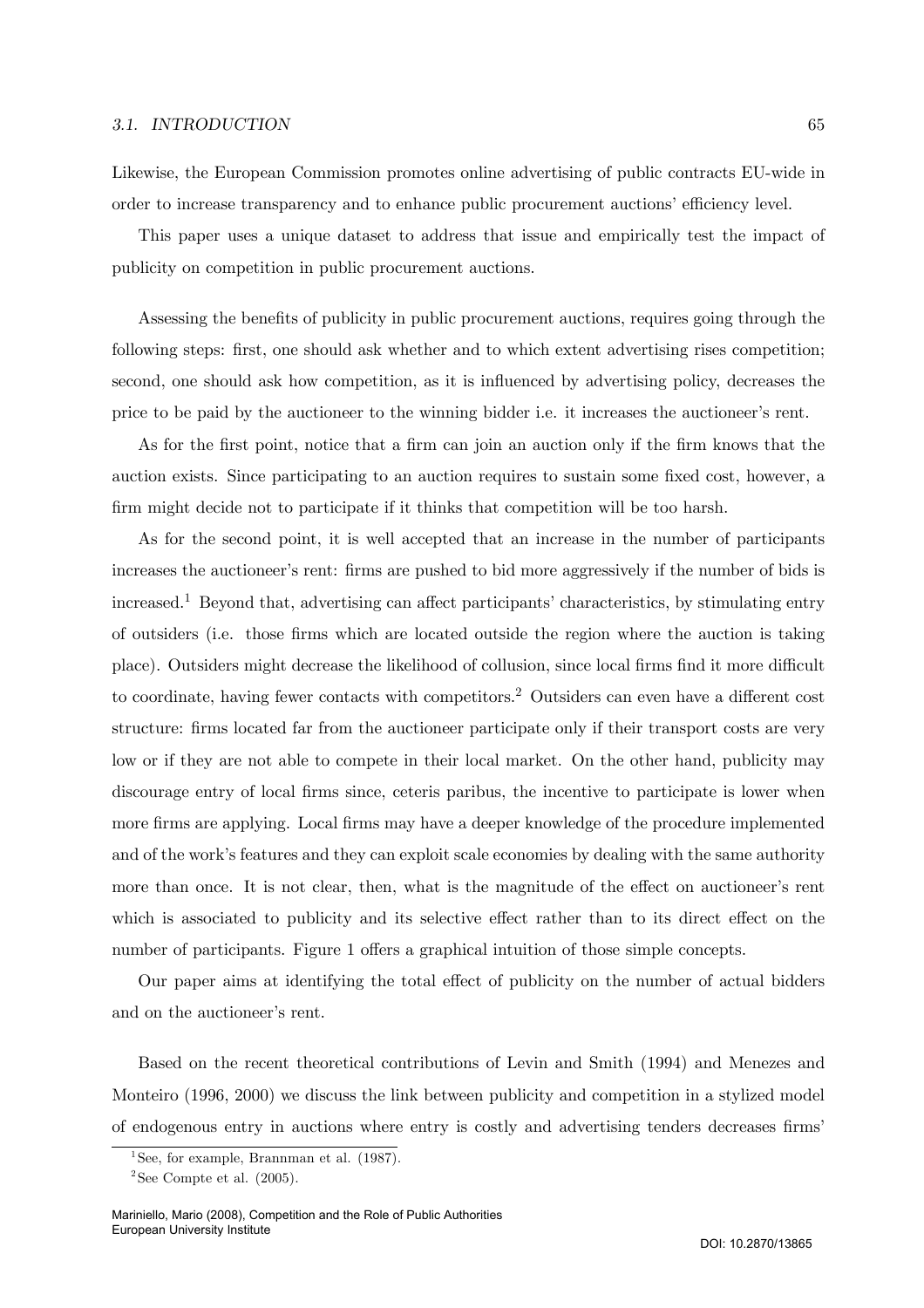Likewise, the European Commission promotes online advertising of public contracts EU-wide in order to increase transparency and to enhance public procurement auctions' efficiency level.

This paper uses a unique dataset to address that issue and empirically test the impact of publicity on competition in public procurement auctions.

Assessing the benefits of publicity in public procurement auctions, requires going through the following steps: first, one should ask whether and to which extent advertising rises competition; second, one should ask how competition, as it is influenced by advertising policy, decreases the price to be paid by the auctioneer to the winning bidder i.e. it increases the auctioneer's rent.

As for the first point, notice that a firm can join an auction only if the firm knows that the auction exists. Since participating to an auction requires to sustain some fixed cost, however, a firm might decide not to participate if it thinks that competition will be too harsh.

As for the second point, it is well accepted that an increase in the number of participants increases the auctioneer's rent: firms are pushed to bid more aggressively if the number of bids is increased.[1] Beyond that, advertising can affect participants' characteristics, by stimulating entry of outsiders (i.e. those firms which are located outside the region where the auction is taking place). Outsiders might decrease the likelihood of collusion, since local firms find it more difficult to coordinate, having fewer contacts with competitors.[2] Outsiders can even have a different cost structure: firms located far from the auctioneer participate only if their transport costs are very low or if they are not able to compete in their local market. On the other hand, publicity may discourage entry of local firms since, ceteris paribus, the incentive to participate is lower when more firms are applying. Local firms may have a deeper knowledge of the procedure implemented and of the work's features and they can exploit scale economies by dealing with the same authority more than once. It is not clear, then, what is the magnitude of the effect on auctioneer's rent which is associated to publicity and its selective effect rather than to its direct effect on the number of participants. Figure 1 offers a graphical intuition of those simple concepts.

Our paper aims at identifying the total effect of publicity on the number of actual bidders and on the auctioneer's rent.

Based on the recent theoretical contributions of Levin and Smith (1994) and Menezes and Monteiro (1996, 2000) we discuss the link between publicity and competition in a stylized model of endogenous entry in auctions where entry is costly and advertising tenders decreases firms'

[1] See, for example, Brannman et al. (1987).

[2] See Compte et al. (2005).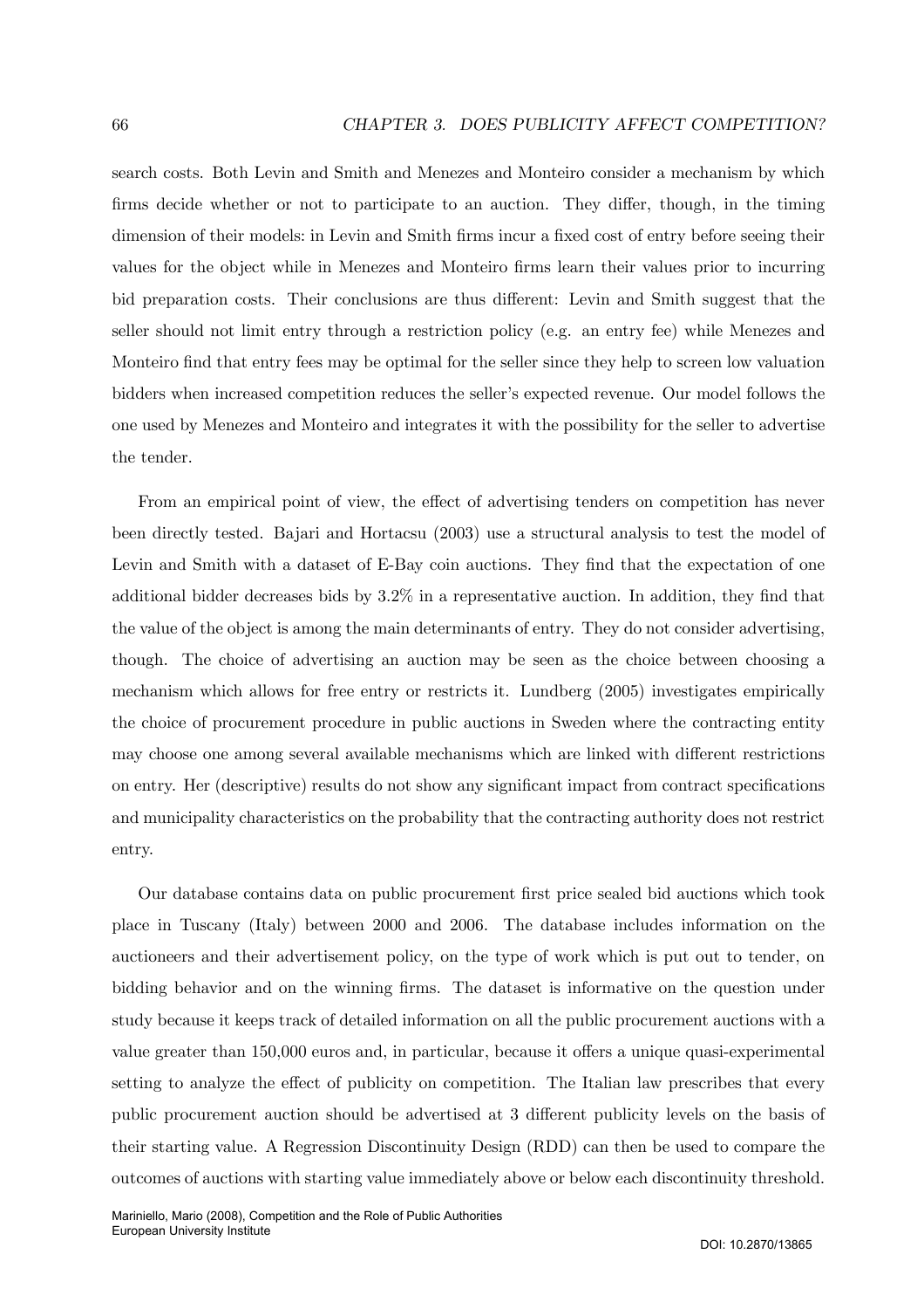search costs. Both Levin and Smith and Menezes and Monteiro consider a mechanism by which firms decide whether or not to participate to an auction. They differ, though, in the timing dimension of their models: in Levin and Smith firms incur a fixed cost of entry before seeing their values for the object while in Menezes and Monteiro firms learn their values prior to incurring bid preparation costs. Their conclusions are thus different: Levin and Smith suggest that the seller should not limit entry through a restriction policy (e.g. an entry fee) while Menezes and Monteiro find that entry fees may be optimal for the seller since they help to screen low valuation bidders when increased competition reduces the seller's expected revenue. Our model follows the one used by Menezes and Monteiro and integrates it with the possibility for the seller to advertise the tender.

From an empirical point of view, the effect of advertising tenders on competition has never been directly tested. Bajari and Hortacsu (2003) use a structural analysis to test the model of Levin and Smith with a dataset of E-Bay coin auctions. They find that the expectation of one additional bidder decreases bids by 3.2% in a representative auction. In addition, they find that the value of the object is among the main determinants of entry. They do not consider advertising, though. The choice of advertising an auction may be seen as the choice between choosing a mechanism which allows for free entry or restricts it. Lundberg (2005) investigates empirically the choice of procurement procedure in public auctions in Sweden where the contracting entity may choose one among several available mechanisms which are linked with different restrictions on entry. Her (descriptive) results do not show any significant impact from contract specifications and municipality characteristics on the probability that the contracting authority does not restrict entry.

Our database contains data on public procurement first price sealed bid auctions which took place in Tuscany (Italy) between 2000 and 2006. The database includes information on the auctioneers and their advertisement policy, on the type of work which is put out to tender, on bidding behavior and on the winning firms. The dataset is informative on the question under study because it keeps track of detailed information on all the public procurement auctions with a value greater than 150,000 euros and, in particular, because it offers a unique quasi-experimental setting to analyze the effect of publicity on competition. The Italian law prescribes that every public procurement auction should be advertised at 3 different publicity levels on the basis of their starting value. A Regression Discontinuity Design (RDD) can then be used to compare the outcomes of auctions with starting value immediately above or below each discontinuity threshold.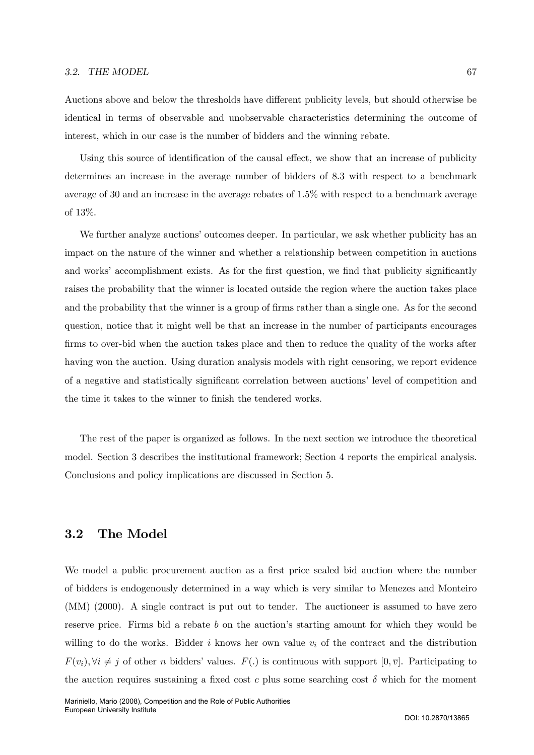Auctions above and below the thresholds have different publicity levels, but should otherwise be identical in terms of observable and unobservable characteristics determining the outcome of interest, which in our case is the number of bidders and the winning rebate.

Using this source of identification of the causal effect, we show that an increase of publicity determines an increase in the average number of bidders of 8.3 with respect to a benchmark average of 30 and an increase in the average rebates of 1.5% with respect to a benchmark average of 13%.

We further analyze auctions' outcomes deeper. In particular, we ask whether publicity has an impact on the nature of the winner and whether a relationship between competition in auctions and works' accomplishment exists. As for the first question, we find that publicity significantly raises the probability that the winner is located outside the region where the auction takes place and the probability that the winner is a group of firms rather than a single one. As for the second question, notice that it might well be that an increase in the number of participants encourages firms to over-bid when the auction takes place and then to reduce the quality of the works after having won the auction. Using duration analysis models with right censoring, we report evidence of a negative and statistically significant correlation between auctions' level of competition and the time it takes to the winner to finish the tendered works.

The rest of the paper is organized as follows. In the next section we introduce the theoretical model. Section 3 describes the institutional framework; Section 4 reports the empirical analysis. Conclusions and policy implications are discussed in Section 5.

## 3.2 The Model

We model a public procurement auction as a first price sealed bid auction where the number of bidders is endogenously determined in a way which is very similar to Menezes and Monteiro (MM) (2000). A single contract is put out to tender. The auctioneer is assumed to have zero reserve price. Firms bid a rebate $b$ on the auction's starting amount for which they would be willing to do the works. Bidder $i$ knows her own value $v_i$ of the contract and the distribution $F(v_i), \forall i \neq j$ of other $n$ bidders' values. $F(.)$ is continuous with support $[0, \overline{v}]$. Participating to the auction requires sustaining a fixed cost $c$ plus some searching cost $\delta$ which for the moment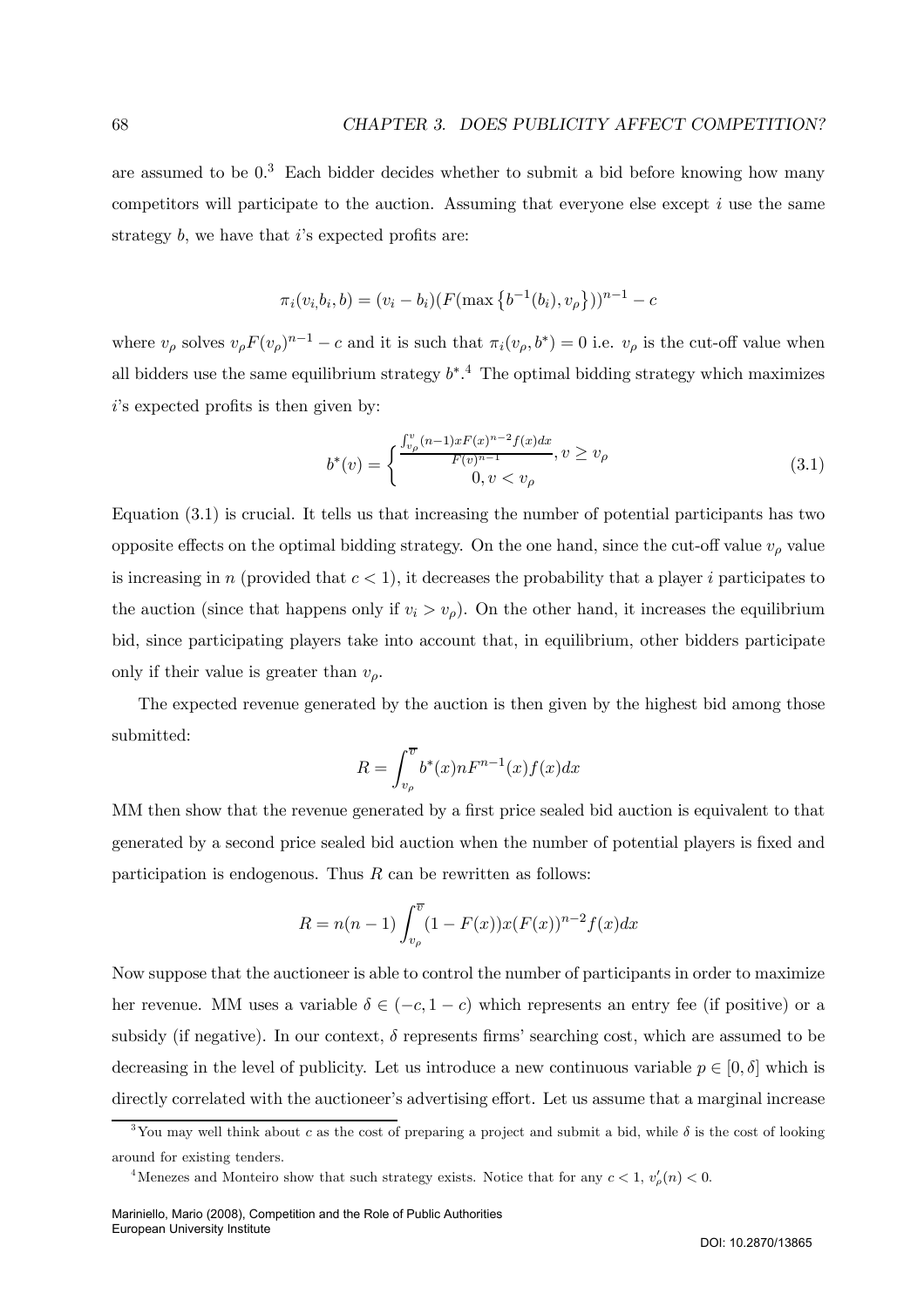are assumed to be 0.[3] Each bidder decides whether to submit a bid before knowing how many competitors will participate to the auction. Assuming that everyone else except $i$ use the same strategy $b$, we have that $i$'s expected profits are:

$$\pi_i(v_i, b_i, b) = (v_i - b_i)(F(\max\left\{b^{-1}(b_i), v_\rho\right\}))^{n-1} - c$$

where $v_\rho$ solves $v_\rho F(v_\rho)^{n-1} - c$ and it is such that $\pi_i(v_\rho, b^*) = 0$ i.e. $v_\rho$ is the cut-off value when all bidders use the same equilibrium strategy $b^*$.[4] The optimal bidding strategy which maximizes $i$'s expected profits is then given by:

$$b^*(v) = \begin{cases} \frac{\int_{v_\rho}^{v}(n-1)xF(x)^{n-2}f(x)dx}{F(v)^{n-1}}, v \geq v_\rho \\ 0, v < v_\rho \end{cases} \tag{3.1}$$

Equation (3.1) is crucial. It tells us that increasing the number of potential participants has two opposite effects on the optimal bidding strategy. On the one hand, since the cut-off value $v_\rho$ value is increasing in $n$ (provided that $c < 1$), it decreases the probability that a player $i$ participates to the auction (since that happens only if $v_i > v_\rho$). On the other hand, it increases the equilibrium bid, since participating players take into account that, in equilibrium, other bidders participate only if their value is greater than $v_\rho$.

The expected revenue generated by the auction is then given by the highest bid among those submitted:

$$R = \int_{v_\rho}^{\overline{v}} b^*(x)nF^{n-1}(x)f(x)dx$$

MM then show that the revenue generated by a first price sealed bid auction is equivalent to that generated by a second price sealed bid auction when the number of potential players is fixed and participation is endogenous. Thus $R$ can be rewritten as follows:

$$R = n(n-1)\int_{v_\rho}^{\overline{v}}(1 - F(x))x(F(x))^{n-2}f(x)dx$$

Now suppose that the auctioneer is able to control the number of participants in order to maximize her revenue. MM uses a variable $\delta \in (-c, 1-c)$ which represents an entry fee (if positive) or a subsidy (if negative). In our context, $\delta$ represents firms' searching cost, which are assumed to be decreasing in the level of publicity. Let us introduce a new continuous variable $p \in [0, \delta]$ which is directly correlated with the auctioneer's advertising effort. Let us assume that a marginal increase

[3] You may well think about $c$ as the cost of preparing a project and submit a bid, while $\delta$ is the cost of looking around for existing tenders.

[4] Menezes and Monteiro show that such strategy exists. Notice that for any $c < 1$, $v'_\rho(n) < 0$.

Mariniello, Mario (2008), Competition and the Role of Public Authorities
European University Institute

DOI: 10.2870/13865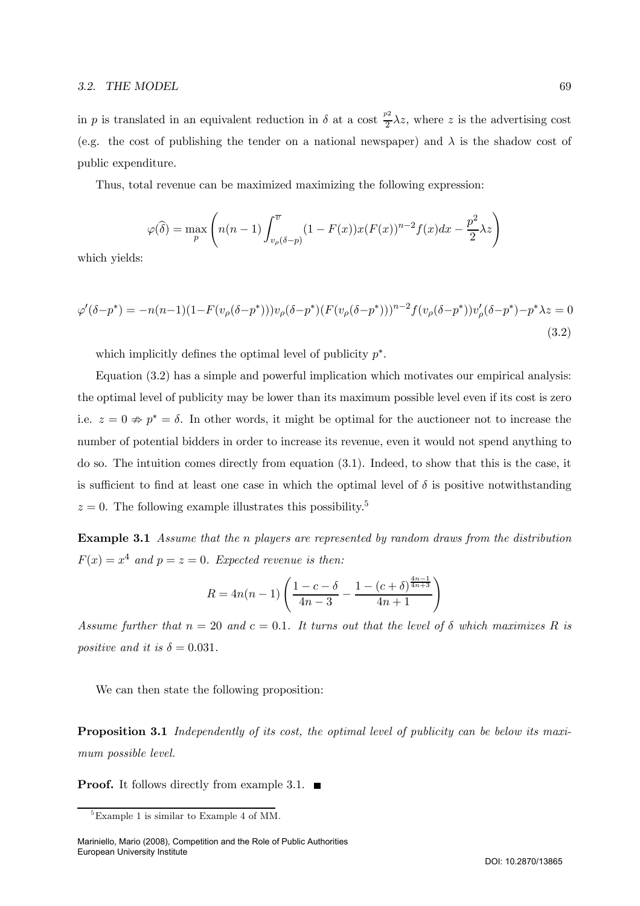in $p$ is translated in an equivalent reduction in $\delta$ at a cost $\frac{p^2}{2}\lambda z$, where $z$ is the advertising cost (e.g. the cost of publishing the tender on a national newspaper) and $\lambda$ is the shadow cost of public expenditure.

Thus, total revenue can be maximized maximizing the following expression:

$$\varphi(\widehat{\delta}) = \max_{p} \left( n(n-1) \int_{v_\rho(\delta-p)}^{\overline{v}} (1-F(x))x(F(x))^{n-2} f(x)dx - \frac{p^2}{2}\lambda z \right)$$

which yields:

$$\varphi'(\delta-p^*) = -n(n-1)(1-F(v_\rho(\delta-p^*)))v_\rho(\delta-p^*)(F(v_\rho(\delta-p^*)))^{n-2} f(v_\rho(\delta-p^*))v'_\rho(\delta-p^*) - p^*\lambda z = 0 \tag{3.2}$$

which implicitly defines the optimal level of publicity $p^*$.

Equation (3.2) has a simple and powerful implication which motivates our empirical analysis: the optimal level of publicity may be lower than its maximum possible level even if its cost is zero i.e. $z = 0 \nRightarrow p^* = \delta$. In other words, it might be optimal for the auctioneer not to increase the number of potential bidders in order to increase its revenue, even it would not spend anything to do so. The intuition comes directly from equation (3.1). Indeed, to show that this is the case, it is sufficient to find at least one case in which the optimal level of $\delta$ is positive notwithstanding $z = 0$. The following example illustrates this possibility.[5]

**Example 3.1** *Assume that the n players are represented by random draws from the distribution $F(x) = x^4$ and $p = z = 0$. Expected revenue is then:*

$$R = 4n(n-1)\left( \frac{1-c-\delta}{4n-3} - \frac{1-(c+\delta)^{\frac{4n-1}{4n+3}}}{4n+1} \right)$$

*Assume further that $n = 20$ and $c = 0.1$. It turns out that the level of $\delta$ which maximizes $R$ is positive and it is $\delta = 0.031$.*

We can then state the following proposition:

**Proposition 3.1** *Independently of its cost, the optimal level of publicity can be below its maximum possible level.*

**Proof.** It follows directly from example 3.1. ∎

[5] Example 1 is similar to Example 4 of MM.

Mariniello, Mario (2008), Competition and the Role of Public Authorities
European University Institute

DOI: 10.2870/13865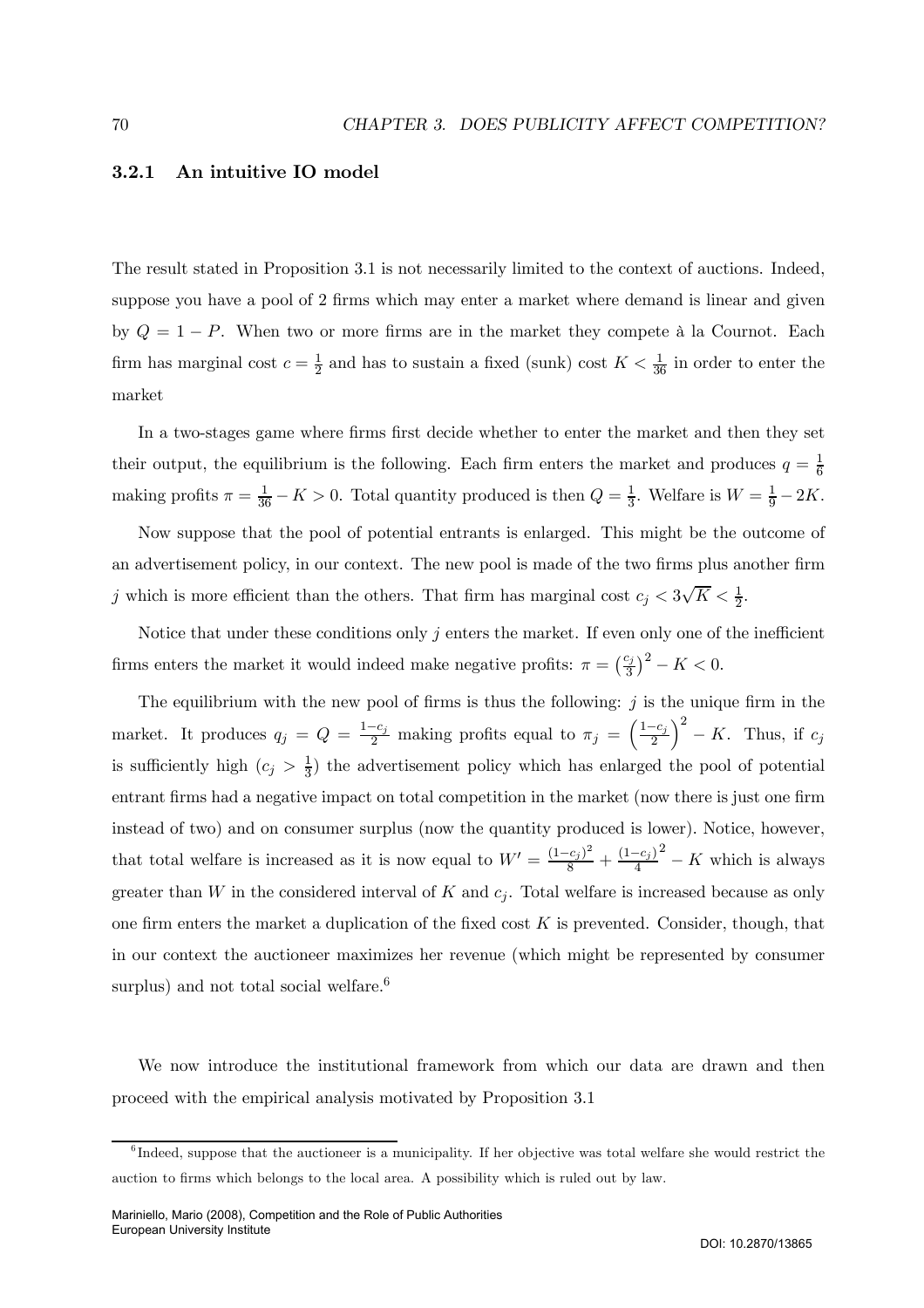### 3.2.1 An intuitive IO model

The result stated in Proposition 3.1 is not necessarily limited to the context of auctions. Indeed, suppose you have a pool of 2 firms which may enter a market where demand is linear and given by $Q = 1 - P$. When two or more firms are in the market they compete à la Cournot. Each firm has marginal cost $c = \frac{1}{2}$ and has to sustain a fixed (sunk) cost $K < \frac{1}{36}$ in order to enter the market

In a two-stages game where firms first decide whether to enter the market and then they set their output, the equilibrium is the following. Each firm enters the market and produces $q = \frac{1}{6}$ making profits $\pi = \frac{1}{36} - K > 0$. Total quantity produced is then $Q = \frac{1}{3}$. Welfare is $W = \frac{1}{9} - 2K$.

Now suppose that the pool of potential entrants is enlarged. This might be the outcome of an advertisement policy, in our context. The new pool is made of the two firms plus another firm $j$ which is more efficient than the others. That firm has marginal cost $c_j < 3\sqrt{K} < \frac{1}{2}$.

Notice that under these conditions only $j$ enters the market. If even only one of the inefficient firms enters the market it would indeed make negative profits: $\pi = \left(\frac{c_j}{3}\right)^2 - K < 0$.

The equilibrium with the new pool of firms is thus the following: $j$ is the unique firm in the market. It produces $q_j = Q = \frac{1-c_j}{2}$ making profits equal to $\pi_j = \left(\frac{1-c_j}{2}\right)^2 - K$. Thus, if $c_j$ is sufficiently high ($c_j > \frac{1}{3}$) the advertisement policy which has enlarged the pool of potential entrant firms had a negative impact on total competition in the market (now there is just one firm instead of two) and on consumer surplus (now the quantity produced is lower). Notice, however, that total welfare is increased as it is now equal to $W' = \frac{(1-c_j)^2}{8} + \frac{(1-c_j)^2}{4} - K$ which is always greater than $W$ in the considered interval of $K$ and $c_j$. Total welfare is increased because as only one firm enters the market a duplication of the fixed cost $K$ is prevented. Consider, though, that in our context the auctioneer maximizes her revenue (which might be represented by consumer surplus) and not total social welfare.[6]

We now introduce the institutional framework from which our data are drawn and then proceed with the empirical analysis motivated by Proposition 3.1

[6] Indeed, suppose that the auctioneer is a municipality. If her objective was total welfare she would restrict the auction to firms which belongs to the local area. A possibility which is ruled out by law.

Mariniello, Mario (2008), Competition and the Role of Public Authorities
European University Institute

DOI: 10.2870/13865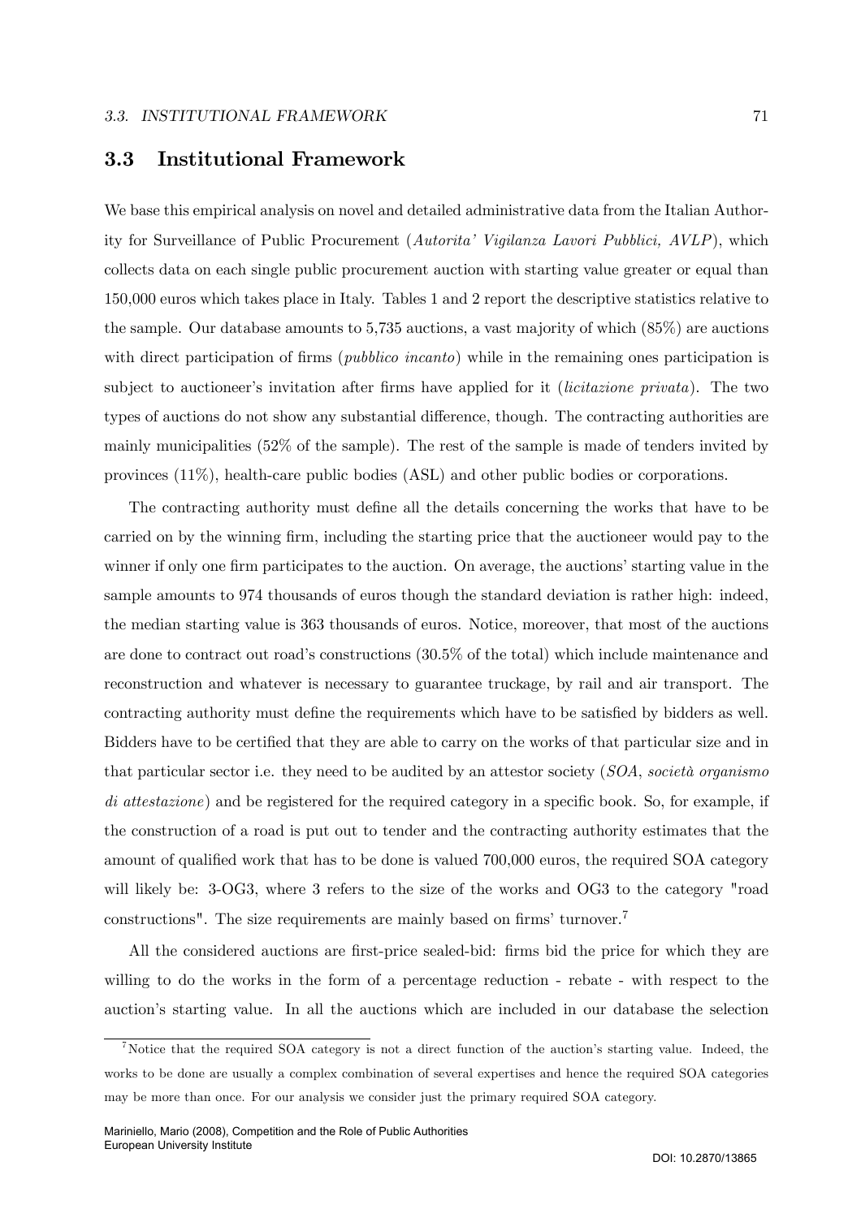## 3.3 Institutional Framework

We base this empirical analysis on novel and detailed administrative data from the Italian Authority for Surveillance of Public Procurement (*Autorita' Vigilanza Lavori Pubblici, AVLP*), which collects data on each single public procurement auction with starting value greater or equal than 150,000 euros which takes place in Italy. Tables 1 and 2 report the descriptive statistics relative to the sample. Our database amounts to 5,735 auctions, a vast majority of which (85%) are auctions with direct participation of firms (*pubblico incanto*) while in the remaining ones participation is subject to auctioneer's invitation after firms have applied for it (*licitazione privata*). The two types of auctions do not show any substantial difference, though. The contracting authorities are mainly municipalities (52% of the sample). The rest of the sample is made of tenders invited by provinces (11%), health-care public bodies (ASL) and other public bodies or corporations.

The contracting authority must define all the details concerning the works that have to be carried on by the winning firm, including the starting price that the auctioneer would pay to the winner if only one firm participates to the auction. On average, the auctions' starting value in the sample amounts to 974 thousands of euros though the standard deviation is rather high: indeed, the median starting value is 363 thousands of euros. Notice, moreover, that most of the auctions are done to contract out road's constructions (30.5% of the total) which include maintenance and reconstruction and whatever is necessary to guarantee truckage, by rail and air transport. The contracting authority must define the requirements which have to be satisfied by bidders as well. Bidders have to be certified that they are able to carry on the works of that particular size and in that particular sector i.e. they need to be audited by an attestor society (*SOA*, *società organismo di attestazione*) and be registered for the required category in a specific book. So, for example, if the construction of a road is put out to tender and the contracting authority estimates that the amount of qualified work that has to be done is valued 700,000 euros, the required SOA category will likely be: 3-OG3, where 3 refers to the size of the works and OG3 to the category "road constructions". The size requirements are mainly based on firms' turnover.[7]

All the considered auctions are first-price sealed-bid: firms bid the price for which they are willing to do the works in the form of a percentage reduction - rebate - with respect to the auction's starting value. In all the auctions which are included in our database the selection

[7] Notice that the required SOA category is not a direct function of the auction's starting value. Indeed, the works to be done are usually a complex combination of several expertises and hence the required SOA categories may be more than once. For our analysis we consider just the primary required SOA category.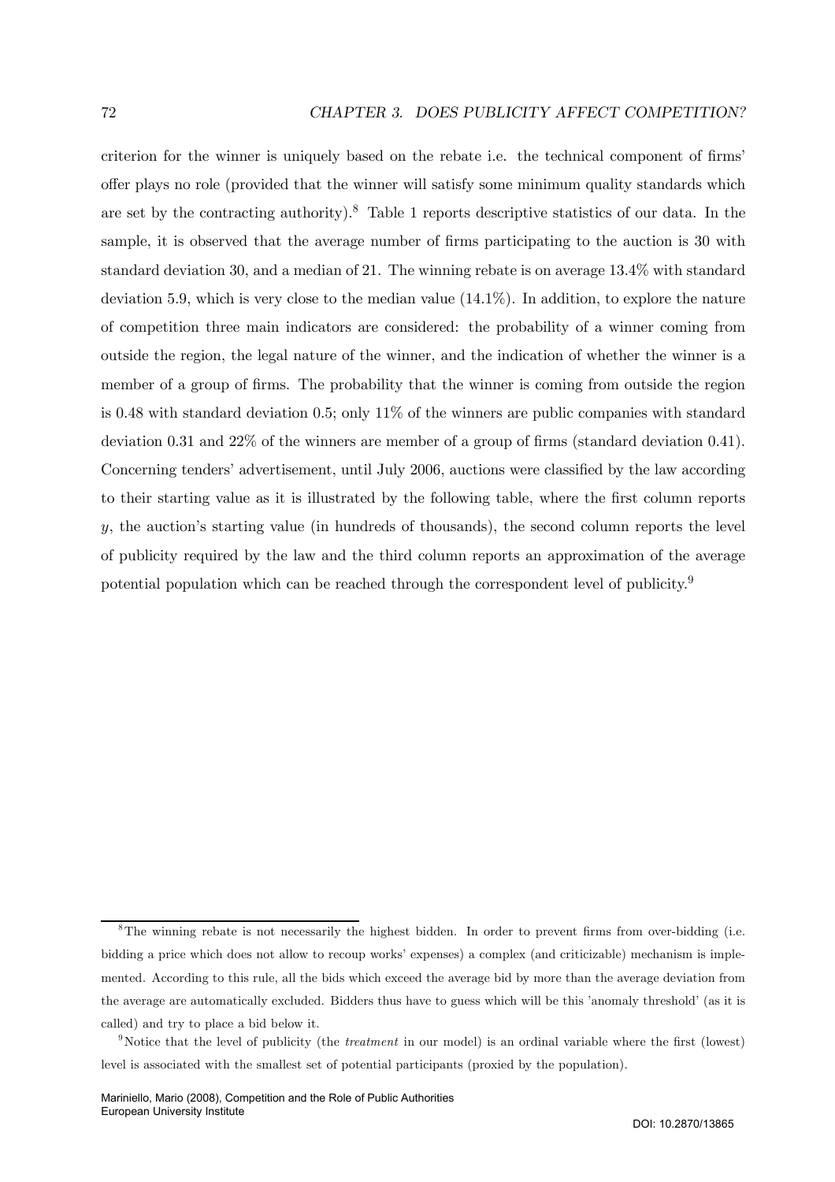criterion for the winner is uniquely based on the rebate i.e. the technical component of firms' offer plays no role (provided that the winner will satisfy some minimum quality standards which are set by the contracting authority).[8] Table 1 reports descriptive statistics of our data. In the sample, it is observed that the average number of firms participating to the auction is 30 with standard deviation 30, and a median of 21. The winning rebate is on average 13.4% with standard deviation 5.9, which is very close to the median value (14.1%). In addition, to explore the nature of competition three main indicators are considered: the probability of a winner coming from outside the region, the legal nature of the winner, and the indication of whether the winner is a member of a group of firms. The probability that the winner is coming from outside the region is 0.48 with standard deviation 0.5; only 11% of the winners are public companies with standard deviation 0.31 and 22% of the winners are member of a group of firms (standard deviation 0.41). Concerning tenders' advertisement, until July 2006, auctions were classified by the law according to their starting value as it is illustrated by the following table, where the first column reports $y$, the auction's starting value (in hundreds of thousands), the second column reports the level of publicity required by the law and the third column reports an approximation of the average potential population which can be reached through the correspondent level of publicity.[9]

---

[8] The winning rebate is not necessarily the highest bidden. In order to prevent firms from over-bidding (i.e. bidding a price which does not allow to recoup works' expenses) a complex (and criticizable) mechanism is implemented. According to this rule, all the bids which exceed the average bid by more than the average deviation from the average are automatically excluded. Bidders thus have to guess which will be this 'anomaly threshold' (as it is called) and try to place a bid below it.

[9] Notice that the level of publicity (the *treatment* in our model) is an ordinal variable where the first (lowest) level is associated with the smallest set of potential participants (proxied by the population).

Mariniello, Mario (2008), Competition and the Role of Public Authorities
European University Institute

DOI: 10.2870/13865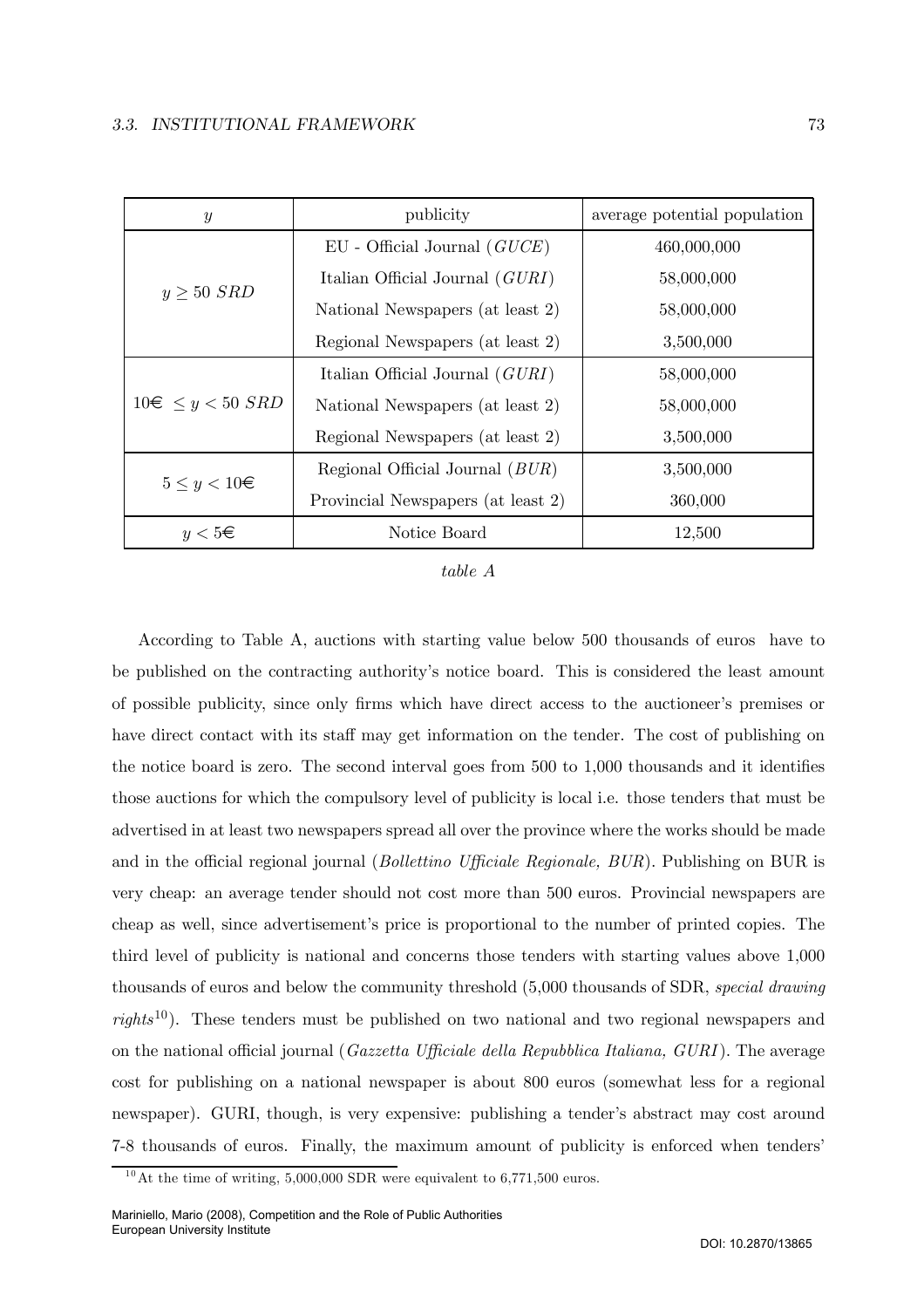| $y$ | publicity | average potential population |
|---|---|---|
| $y \geq 50\ SRD$ | EU - Official Journal (*GUCE*) | 460,000,000 |
| | Italian Official Journal (*GURI*) | 58,000,000 |
| | National Newspapers (at least 2) | 58,000,000 |
| | Regional Newspapers (at least 2) | 3,500,000 |
| $10€ \leq y < 50\ SRD$ | Italian Official Journal (*GURI*) | 58,000,000 |
| | National Newspapers (at least 2) | 58,000,000 |
| | Regional Newspapers (at least 2) | 3,500,000 |
| $5 \leq y < 10€$ | Regional Official Journal (*BUR*) | 3,500,000 |
| | Provincial Newspapers (at least 2) | 360,000 |
| $y < 5€$ | Notice Board | 12,500 |

*table A*

According to Table A, auctions with starting value below 500 thousands of euros have to be published on the contracting authority's notice board. This is considered the least amount of possible publicity, since only firms which have direct access to the auctioneer's premises or have direct contact with its staff may get information on the tender. The cost of publishing on the notice board is zero. The second interval goes from 500 to 1,000 thousands and it identifies those auctions for which the compulsory level of publicity is local i.e. those tenders that must be advertised in at least two newspapers spread all over the province where the works should be made and in the official regional journal (*Bollettino Ufficiale Regionale, BUR*). Publishing on BUR is very cheap: an average tender should not cost more than 500 euros. Provincial newspapers are cheap as well, since advertisement's price is proportional to the number of printed copies. The third level of publicity is national and concerns those tenders with starting values above 1,000 thousands of euros and below the community threshold (5,000 thousands of SDR, *special drawing rights*[10]). These tenders must be published on two national and two regional newspapers and on the national official journal (*Gazzetta Ufficiale della Repubblica Italiana, GURI*). The average cost for publishing on a national newspaper is about 800 euros (somewhat less for a regional newspaper). GURI, though, is very expensive: publishing a tender's abstract may cost around 7-8 thousands of euros. Finally, the maximum amount of publicity is enforced when tenders'

[10] At the time of writing, 5,000,000 SDR were equivalent to 6,771,500 euros.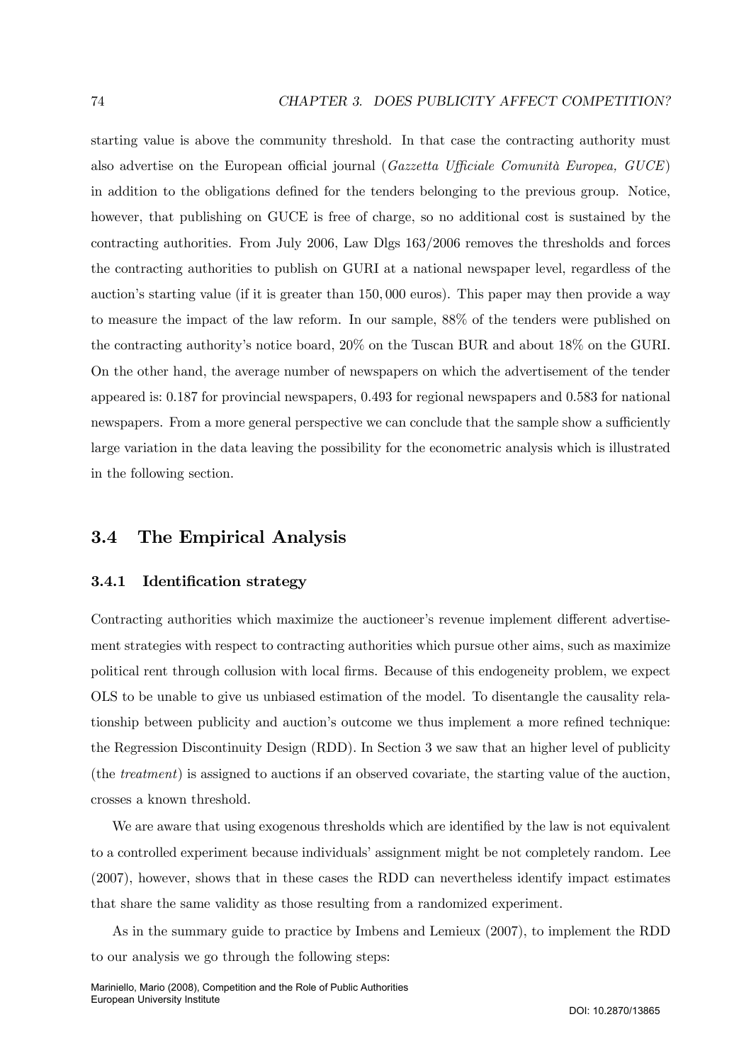starting value is above the community threshold. In that case the contracting authority must also advertise on the European official journal (*Gazzetta Ufficiale Comunità Europea, GUCE*) in addition to the obligations defined for the tenders belonging to the previous group. Notice, however, that publishing on GUCE is free of charge, so no additional cost is sustained by the contracting authorities. From July 2006, Law Dlgs 163/2006 removes the thresholds and forces the contracting authorities to publish on GURI at a national newspaper level, regardless of the auction's starting value (if it is greater than 150,000 euros). This paper may then provide a way to measure the impact of the law reform. In our sample, 88% of the tenders were published on the contracting authority's notice board, 20% on the Tuscan BUR and about 18% on the GURI. On the other hand, the average number of newspapers on which the advertisement of the tender appeared is: 0.187 for provincial newspapers, 0.493 for regional newspapers and 0.583 for national newspapers. From a more general perspective we can conclude that the sample show a sufficiently large variation in the data leaving the possibility for the econometric analysis which is illustrated in the following section.

## 3.4 The Empirical Analysis

### 3.4.1 Identification strategy

Contracting authorities which maximize the auctioneer's revenue implement different advertisement strategies with respect to contracting authorities which pursue other aims, such as maximize political rent through collusion with local firms. Because of this endogeneity problem, we expect OLS to be unable to give us unbiased estimation of the model. To disentangle the causality relationship between publicity and auction's outcome we thus implement a more refined technique: the Regression Discontinuity Design (RDD). In Section 3 we saw that an higher level of publicity (the *treatment*) is assigned to auctions if an observed covariate, the starting value of the auction, crosses a known threshold.

We are aware that using exogenous thresholds which are identified by the law is not equivalent to a controlled experiment because individuals' assignment might be not completely random. Lee (2007), however, shows that in these cases the RDD can nevertheless identify impact estimates that share the same validity as those resulting from a randomized experiment.

As in the summary guide to practice by Imbens and Lemieux (2007), to implement the RDD to our analysis we go through the following steps: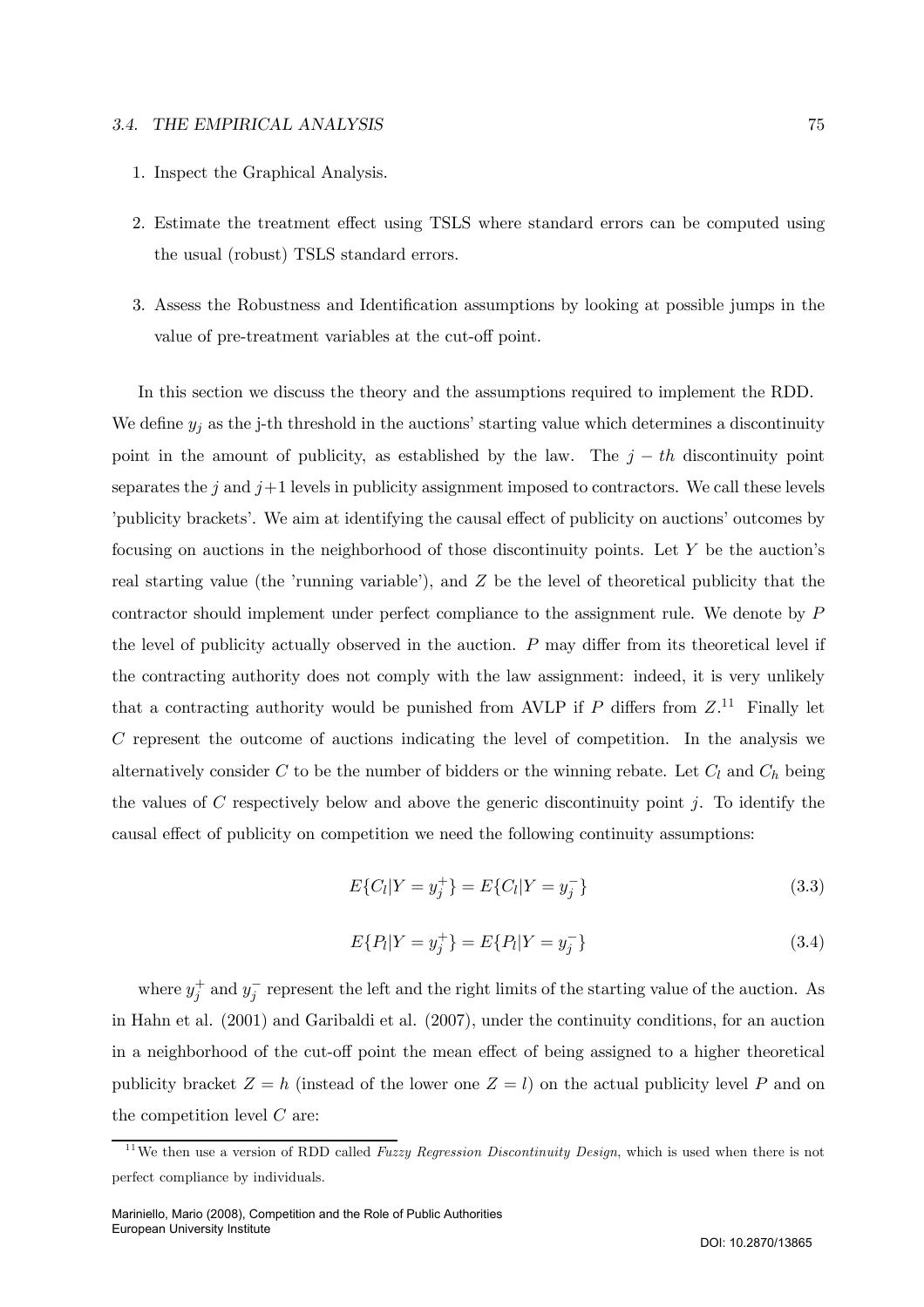1. Inspect the Graphical Analysis.

2. Estimate the treatment effect using TSLS where standard errors can be computed using the usual (robust) TSLS standard errors.

3. Assess the Robustness and Identification assumptions by looking at possible jumps in the value of pre-treatment variables at the cut-off point.

In this section we discuss the theory and the assumptions required to implement the RDD. We define $y_j$ as the j-th threshold in the auctions' starting value which determines a discontinuity point in the amount of publicity, as established by the law. The $j-th$ discontinuity point separates the $j$ and $j+1$ levels in publicity assignment imposed to contractors. We call these levels 'publicity brackets'. We aim at identifying the causal effect of publicity on auctions' outcomes by focusing on auctions in the neighborhood of those discontinuity points. Let $Y$ be the auction's real starting value (the 'running variable'), and $Z$ be the level of theoretical publicity that the contractor should implement under perfect compliance to the assignment rule. We denote by $P$ the level of publicity actually observed in the auction. $P$ may differ from its theoretical level if the contracting authority does not comply with the law assignment: indeed, it is very unlikely that a contracting authority would be punished from AVLP if $P$ differs from $Z$.[11] Finally let $C$ represent the outcome of auctions indicating the level of competition. In the analysis we alternatively consider $C$ to be the number of bidders or the winning rebate. Let $C_l$ and $C_h$ being the values of $C$ respectively below and above the generic discontinuity point $j$. To identify the causal effect of publicity on competition we need the following continuity assumptions:

$$E\{C_l|Y = y_j^+\} = E\{C_l|Y = y_j^-\} \tag{3.3}$$

$$E\{P_l|Y = y_j^+\} = E\{P_l|Y = y_j^-\} \tag{3.4}$$

where $y_j^+$ and $y_j^-$ represent the left and the right limits of the starting value of the auction. As in Hahn et al. (2001) and Garibaldi et al. (2007), under the continuity conditions, for an auction in a neighborhood of the cut-off point the mean effect of being assigned to a higher theoretical publicity bracket $Z = h$ (instead of the lower one $Z = l$) on the actual publicity level $P$ and on the competition level $C$ are:

[11] We then use a version of RDD called *Fuzzy Regression Discontinuity Design*, which is used when there is not perfect compliance by individuals.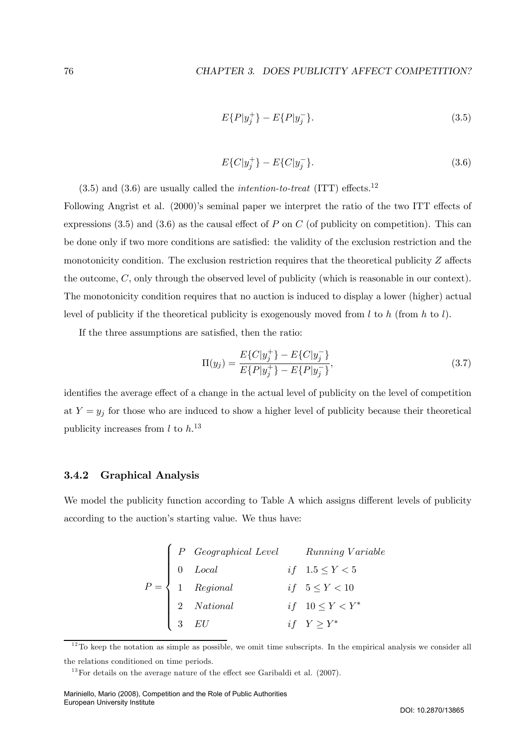$$E\{P|y_j^+\} - E\{P|y_j^-\}. \tag{3.5}$$

$$E\{C|y_j^+\} - E\{C|y_j^-\}. \tag{3.6}$$

(3.5) and (3.6) are usually called the *intention-to-treat* (ITT) effects.[12]

Following Angrist et al. (2000)'s seminal paper we interpret the ratio of the two ITT effects of expressions (3.5) and (3.6) as the causal effect of $P$ on $C$ (of publicity on competition). This can be done only if two more conditions are satisfied: the validity of the exclusion restriction and the monotonicity condition. The exclusion restriction requires that the theoretical publicity $Z$ affects the outcome, $C$, only through the observed level of publicity (which is reasonable in our context). The monotonicity condition requires that no auction is induced to display a lower (higher) actual level of publicity if the theoretical publicity is exogenously moved from $l$ to $h$ (from $h$ to $l$).

If the three assumptions are satisfied, then the ratio:

$$\Pi(y_j) = \frac{E\{C|y_j^+\} - E\{C|y_j^-\}}{E\{P|y_j^+\} - E\{P|y_j^-\}}, \tag{3.7}$$

identifies the average effect of a change in the actual level of publicity on the level of competition at $Y = y_j$ for those who are induced to show a higher level of publicity because their theoretical publicity increases from $l$ to $h$.[13]

### 3.4.2 Graphical Analysis

We model the publicity function according to Table A which assigns different levels of publicity according to the auction's starting value. We thus have:

$$P = \begin{cases} P & \textit{Geographical Level} & & \textit{Running Variable} \\ 0 & \textit{Local} & if & 1.5 \leq Y < 5 \\ 1 & \textit{Regional} & if & 5 \leq Y < 10 \\ 2 & \textit{National} & if & 10 \leq Y < Y^* \\ 3 & \textit{EU} & if & Y \geq Y^* \end{cases}$$

[12] To keep the notation as simple as possible, we omit time subscripts. In the empirical analysis we consider all the relations conditioned on time periods.

[13] For details on the average nature of the effect see Garibaldi et al. (2007).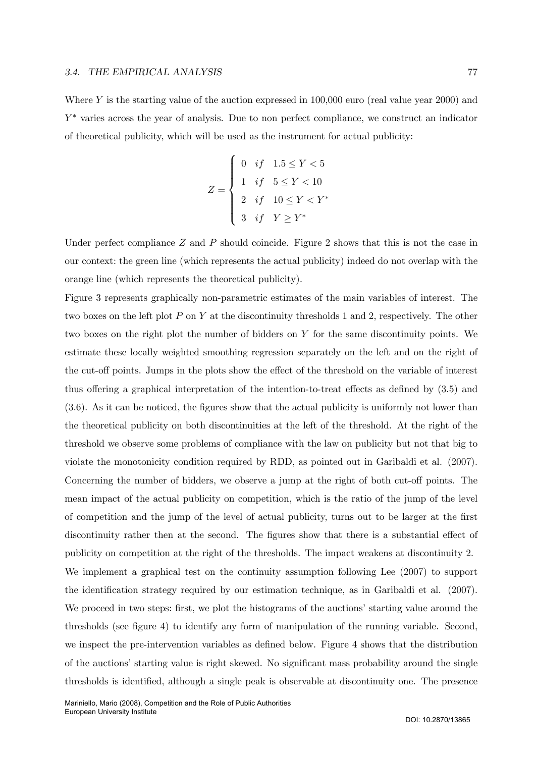Where $Y$ is the starting value of the auction expressed in 100,000 euro (real value year 2000) and $Y^*$ varies across the year of analysis. Due to non perfect compliance, we construct an indicator of theoretical publicity, which will be used as the instrument for actual publicity:

$$Z = \begin{cases} 0 & if \quad 1.5 \leq Y < 5 \\ 1 & if \quad 5 \leq Y < 10 \\ 2 & if \quad 10 \leq Y < Y^* \\ 3 & if \quad Y \geq Y^* \end{cases}$$

Under perfect compliance $Z$ and $P$ should coincide. Figure 2 shows that this is not the case in our context: the green line (which represents the actual publicity) indeed do not overlap with the orange line (which represents the theoretical publicity).

Figure 3 represents graphically non-parametric estimates of the main variables of interest. The two boxes on the left plot $P$ on $Y$ at the discontinuity thresholds 1 and 2, respectively. The other two boxes on the right plot the number of bidders on $Y$ for the same discontinuity points. We estimate these locally weighted smoothing regression separately on the left and on the right of the cut-off points. Jumps in the plots show the effect of the threshold on the variable of interest thus offering a graphical interpretation of the intention-to-treat effects as defined by (3.5) and (3.6). As it can be noticed, the figures show that the actual publicity is uniformly not lower than the theoretical publicity on both discontinuities at the left of the threshold. At the right of the threshold we observe some problems of compliance with the law on publicity but not that big to violate the monotonicity condition required by RDD, as pointed out in Garibaldi et al. (2007). Concerning the number of bidders, we observe a jump at the right of both cut-off points. The mean impact of the actual publicity on competition, which is the ratio of the jump of the level of competition and the jump of the level of actual publicity, turns out to be larger at the first discontinuity rather then at the second. The figures show that there is a substantial effect of publicity on competition at the right of the thresholds. The impact weakens at discontinuity 2.

We implement a graphical test on the continuity assumption following Lee (2007) to support the identification strategy required by our estimation technique, as in Garibaldi et al. (2007). We proceed in two steps: first, we plot the histograms of the auctions' starting value around the thresholds (see figure 4) to identify any form of manipulation of the running variable. Second, we inspect the pre-intervention variables as defined below. Figure 4 shows that the distribution of the auctions' starting value is right skewed. No significant mass probability around the single thresholds is identified, although a single peak is observable at discontinuity one. The presence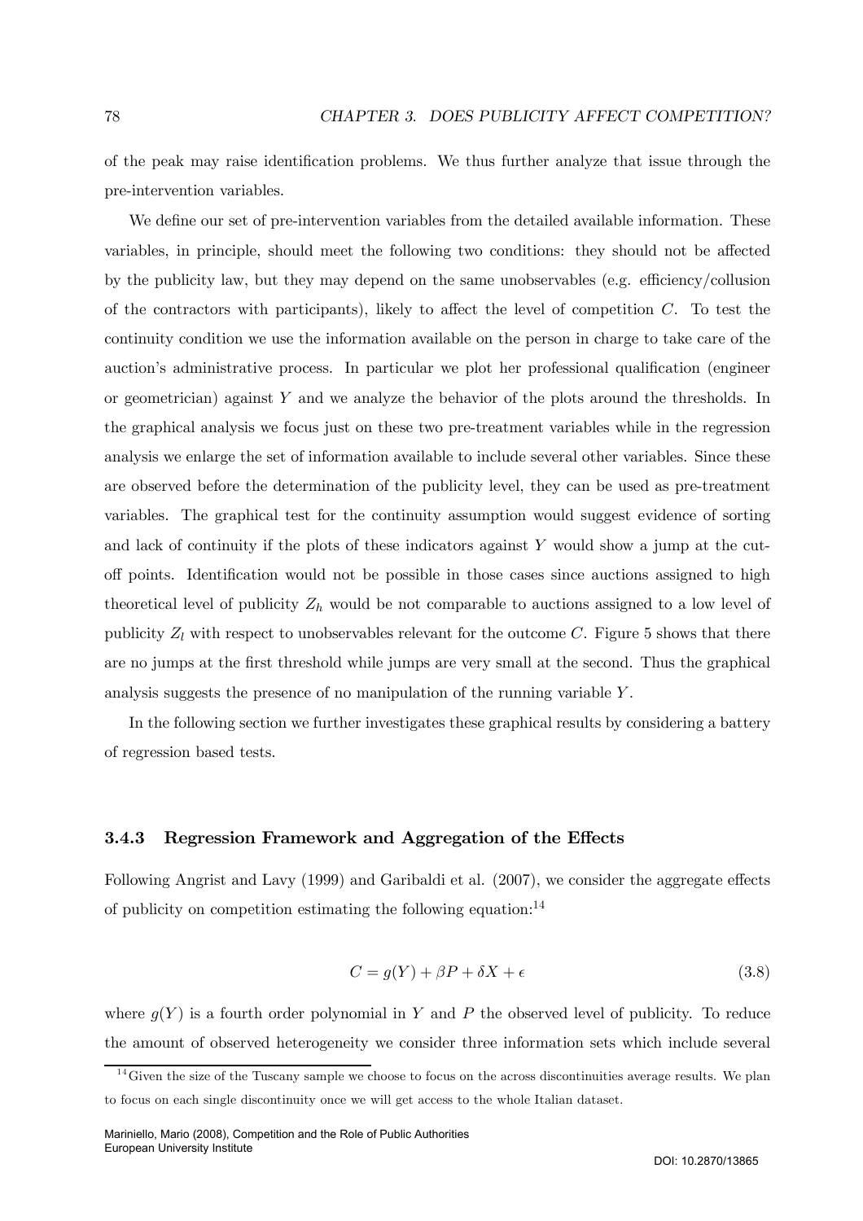of the peak may raise identification problems. We thus further analyze that issue through the pre-intervention variables.

We define our set of pre-intervention variables from the detailed available information. These variables, in principle, should meet the following two conditions: they should not be affected by the publicity law, but they may depend on the same unobservables (e.g. efficiency/collusion of the contractors with participants), likely to affect the level of competition $C$. To test the continuity condition we use the information available on the person in charge to take care of the auction's administrative process. In particular we plot her professional qualification (engineer or geometrician) against $Y$ and we analyze the behavior of the plots around the thresholds. In the graphical analysis we focus just on these two pre-treatment variables while in the regression analysis we enlarge the set of information available to include several other variables. Since these are observed before the determination of the publicity level, they can be used as pre-treatment variables. The graphical test for the continuity assumption would suggest evidence of sorting and lack of continuity if the plots of these indicators against $Y$ would show a jump at the cut-off points. Identification would not be possible in those cases since auctions assigned to high theoretical level of publicity $Z_h$ would be not comparable to auctions assigned to a low level of publicity $Z_l$ with respect to unobservables relevant for the outcome $C$. Figure 5 shows that there are no jumps at the first threshold while jumps are very small at the second. Thus the graphical analysis suggests the presence of no manipulation of the running variable $Y$.

In the following section we further investigates these graphical results by considering a battery of regression based tests.

### 3.4.3 Regression Framework and Aggregation of the Effects

Following Angrist and Lavy (1999) and Garibaldi et al. (2007), we consider the aggregate effects of publicity on competition estimating the following equation:[14]

$$C = g(Y) + \beta P + \delta X + \epsilon \tag{3.8}$$

where $g(Y)$ is a fourth order polynomial in $Y$ and $P$ the observed level of publicity. To reduce the amount of observed heterogeneity we consider three information sets which include several

[14] Given the size of the Tuscany sample we choose to focus on the across discontinuities average results. We plan to focus on each single discontinuity once we will get access to the whole Italian dataset.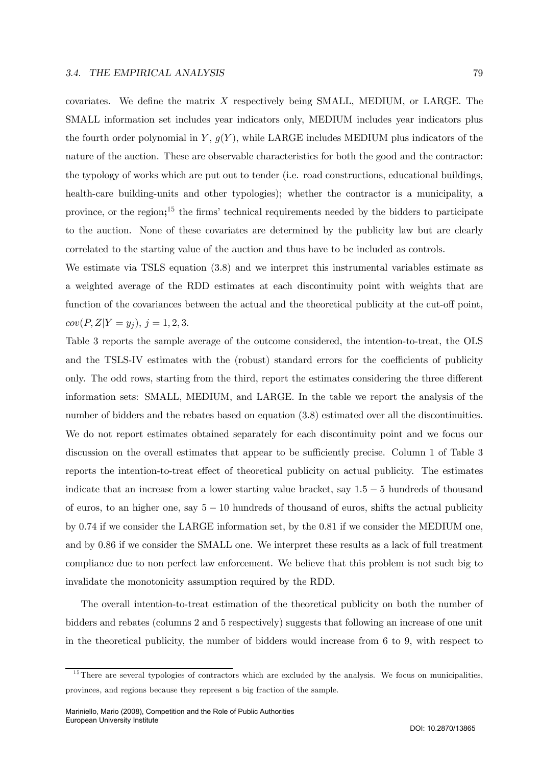covariates. We define the matrix $X$ respectively being SMALL, MEDIUM, or LARGE. The SMALL information set includes year indicators only, MEDIUM includes year indicators plus the fourth order polynomial in $Y$, $g(Y)$, while LARGE includes MEDIUM plus indicators of the nature of the auction. These are observable characteristics for both the good and the contractor: the typology of works which are put out to tender (i.e. road constructions, educational buildings, health-care building-units and other typologies); whether the contractor is a municipality, a province, or the region;[15] the firms' technical requirements needed by the bidders to participate to the auction. None of these covariates are determined by the publicity law but are clearly correlated to the starting value of the auction and thus have to be included as controls.

We estimate via TSLS equation (3.8) and we interpret this instrumental variables estimate as a weighted average of the RDD estimates at each discontinuity point with weights that are function of the covariances between the actual and the theoretical publicity at the cut-off point, $cov(P, Z|Y = y_j)$, $j = 1, 2, 3$.

Table 3 reports the sample average of the outcome considered, the intention-to-treat, the OLS and the TSLS-IV estimates with the (robust) standard errors for the coefficients of publicity only. The odd rows, starting from the third, report the estimates considering the three different information sets: SMALL, MEDIUM, and LARGE. In the table we report the analysis of the number of bidders and the rebates based on equation (3.8) estimated over all the discontinuities. We do not report estimates obtained separately for each discontinuity point and we focus our discussion on the overall estimates that appear to be sufficiently precise. Column 1 of Table 3 reports the intention-to-treat effect of theoretical publicity on actual publicity. The estimates indicate that an increase from a lower starting value bracket, say $1.5 - 5$ hundreds of thousand of euros, to an higher one, say $5 - 10$ hundreds of thousand of euros, shifts the actual publicity by 0.74 if we consider the LARGE information set, by the 0.81 if we consider the MEDIUM one, and by 0.86 if we consider the SMALL one. We interpret these results as a lack of full treatment compliance due to non perfect law enforcement. We believe that this problem is not such big to invalidate the monotonicity assumption required by the RDD.

The overall intention-to-treat estimation of the theoretical publicity on both the number of bidders and rebates (columns 2 and 5 respectively) suggests that following an increase of one unit in the theoretical publicity, the number of bidders would increase from 6 to 9, with respect to

[15] There are several typologies of contractors which are excluded by the analysis. We focus on municipalities, provinces, and regions because they represent a big fraction of the sample.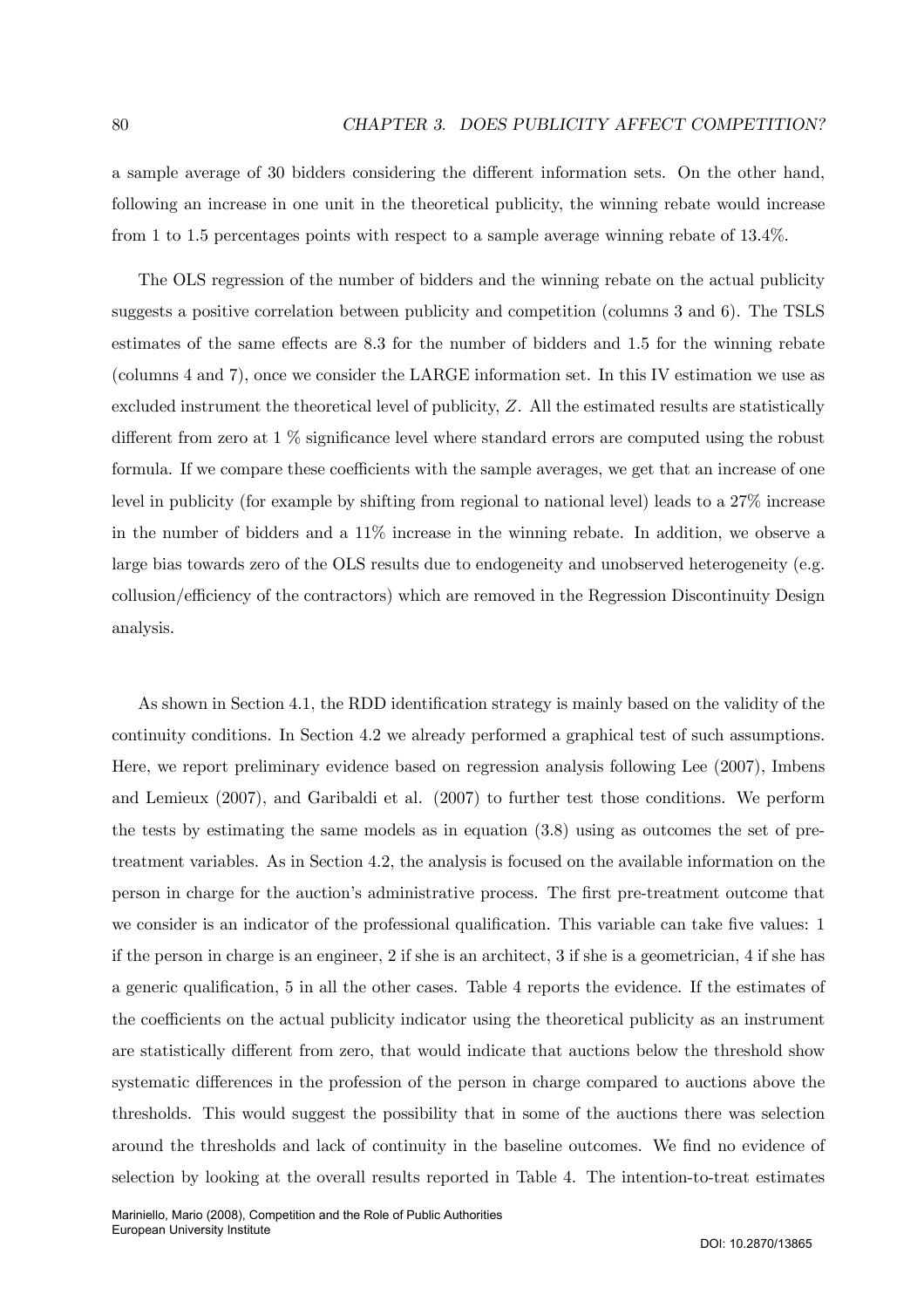a sample average of 30 bidders considering the different information sets. On the other hand, following an increase in one unit in the theoretical publicity, the winning rebate would increase from 1 to 1.5 percentages points with respect to a sample average winning rebate of 13.4%.

The OLS regression of the number of bidders and the winning rebate on the actual publicity suggests a positive correlation between publicity and competition (columns 3 and 6). The TSLS estimates of the same effects are 8.3 for the number of bidders and 1.5 for the winning rebate (columns 4 and 7), once we consider the LARGE information set. In this IV estimation we use as excluded instrument the theoretical level of publicity, $Z$. All the estimated results are statistically different from zero at 1 % significance level where standard errors are computed using the robust formula. If we compare these coefficients with the sample averages, we get that an increase of one level in publicity (for example by shifting from regional to national level) leads to a 27% increase in the number of bidders and a 11% increase in the winning rebate. In addition, we observe a large bias towards zero of the OLS results due to endogeneity and unobserved heterogeneity (e.g. collusion/efficiency of the contractors) which are removed in the Regression Discontinuity Design analysis.

As shown in Section 4.1, the RDD identification strategy is mainly based on the validity of the continuity conditions. In Section 4.2 we already performed a graphical test of such assumptions. Here, we report preliminary evidence based on regression analysis following Lee (2007), Imbens and Lemieux (2007), and Garibaldi et al. (2007) to further test those conditions. We perform the tests by estimating the same models as in equation (3.8) using as outcomes the set of pre-treatment variables. As in Section 4.2, the analysis is focused on the available information on the person in charge for the auction's administrative process. The first pre-treatment outcome that we consider is an indicator of the professional qualification. This variable can take five values: 1 if the person in charge is an engineer, 2 if she is an architect, 3 if she is a geometrician, 4 if she has a generic qualification, 5 in all the other cases. Table 4 reports the evidence. If the estimates of the coefficients on the actual publicity indicator using the theoretical publicity as an instrument are statistically different from zero, that would indicate that auctions below the threshold show systematic differences in the profession of the person in charge compared to auctions above the thresholds. This would suggest the possibility that in some of the auctions there was selection around the thresholds and lack of continuity in the baseline outcomes. We find no evidence of selection by looking at the overall results reported in Table 4. The intention-to-treat estimates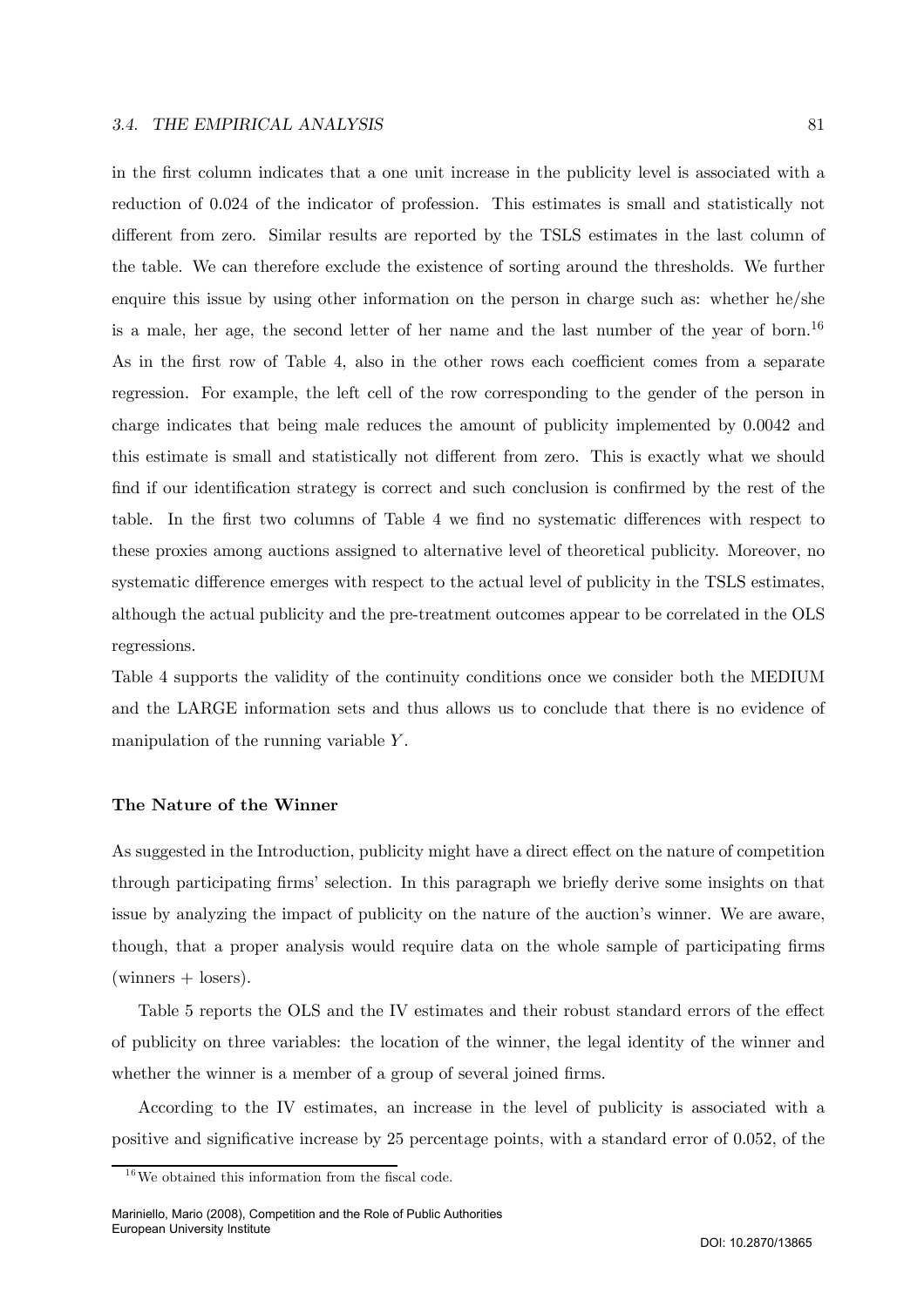in the first column indicates that a one unit increase in the publicity level is associated with a reduction of 0.024 of the indicator of profession. This estimates is small and statistically not different from zero. Similar results are reported by the TSLS estimates in the last column of the table. We can therefore exclude the existence of sorting around the thresholds. We further enquire this issue by using other information on the person in charge such as: whether he/she is a male, her age, the second letter of her name and the last number of the year of born.[16] As in the first row of Table 4, also in the other rows each coefficient comes from a separate regression. For example, the left cell of the row corresponding to the gender of the person in charge indicates that being male reduces the amount of publicity implemented by 0.0042 and this estimate is small and statistically not different from zero. This is exactly what we should find if our identification strategy is correct and such conclusion is confirmed by the rest of the table. In the first two columns of Table 4 we find no systematic differences with respect to these proxies among auctions assigned to alternative level of theoretical publicity. Moreover, no systematic difference emerges with respect to the actual level of publicity in the TSLS estimates, although the actual publicity and the pre-treatment outcomes appear to be correlated in the OLS regressions.

Table 4 supports the validity of the continuity conditions once we consider both the MEDIUM and the LARGE information sets and thus allows us to conclude that there is no evidence of manipulation of the running variable $Y$.

**The Nature of the Winner**

As suggested in the Introduction, publicity might have a direct effect on the nature of competition through participating firms' selection. In this paragraph we briefly derive some insights on that issue by analyzing the impact of publicity on the nature of the auction's winner. We are aware, though, that a proper analysis would require data on the whole sample of participating firms (winners + losers).

Table 5 reports the OLS and the IV estimates and their robust standard errors of the effect of publicity on three variables: the location of the winner, the legal identity of the winner and whether the winner is a member of a group of several joined firms.

According to the IV estimates, an increase in the level of publicity is associated with a positive and significative increase by 25 percentage points, with a standard error of 0.052, of the

[16] We obtained this information from the fiscal code.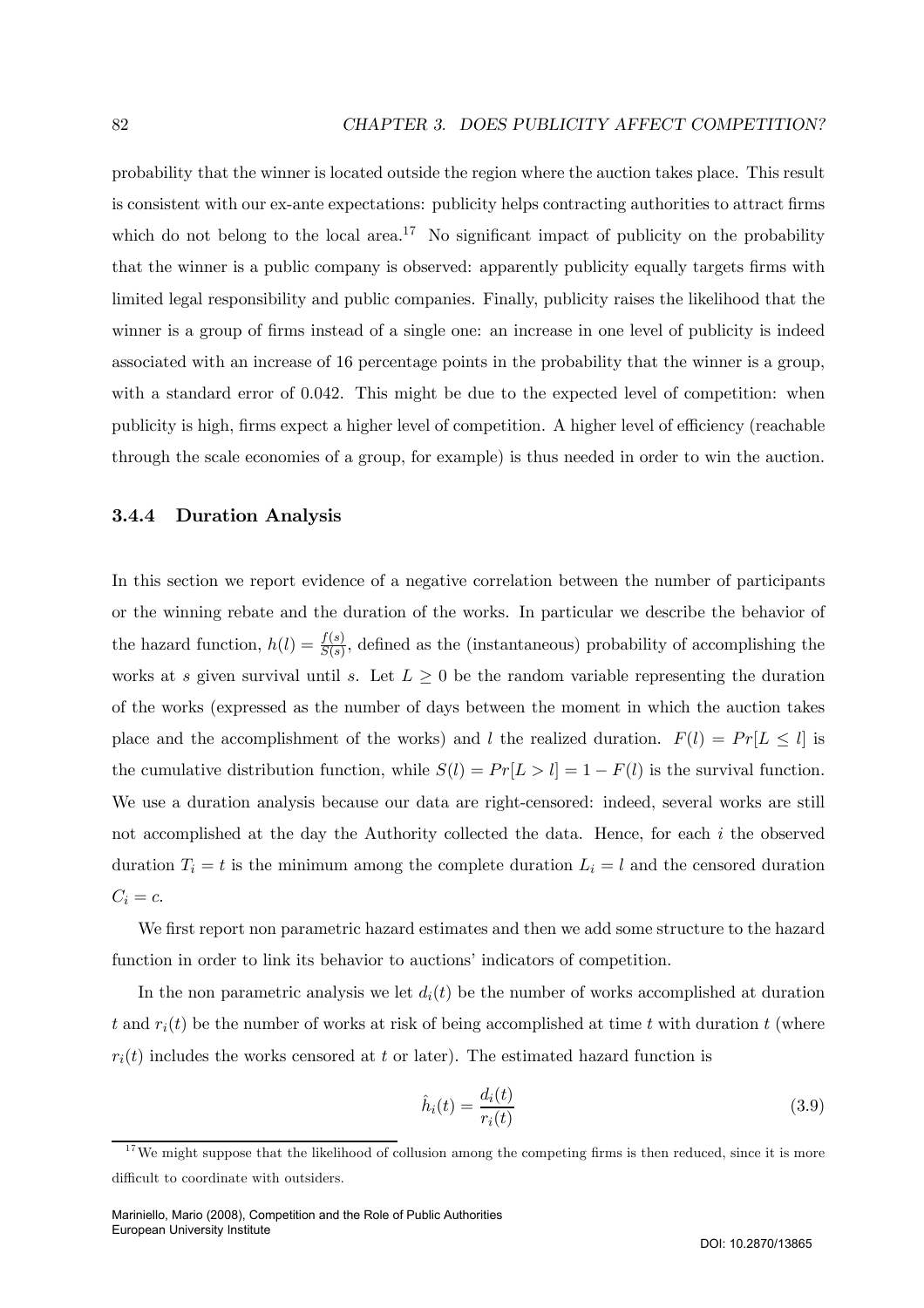probability that the winner is located outside the region where the auction takes place. This result is consistent with our ex-ante expectations: publicity helps contracting authorities to attract firms which do not belong to the local area.[17] No significant impact of publicity on the probability that the winner is a public company is observed: apparently publicity equally targets firms with limited legal responsibility and public companies. Finally, publicity raises the likelihood that the winner is a group of firms instead of a single one: an increase in one level of publicity is indeed associated with an increase of 16 percentage points in the probability that the winner is a group, with a standard error of 0.042. This might be due to the expected level of competition: when publicity is high, firms expect a higher level of competition. A higher level of efficiency (reachable through the scale economies of a group, for example) is thus needed in order to win the auction.

### 3.4.4 Duration Analysis

In this section we report evidence of a negative correlation between the number of participants or the winning rebate and the duration of the works. In particular we describe the behavior of the hazard function, $h(l) = \frac{f(s)}{S(s)}$, defined as the (instantaneous) probability of accomplishing the works at $s$ given survival until $s$. Let $L \geq 0$ be the random variable representing the duration of the works (expressed as the number of days between the moment in which the auction takes place and the accomplishment of the works) and $l$ the realized duration. $F(l) = Pr[L \leq l]$ is the cumulative distribution function, while $S(l) = Pr[L > l] = 1 - F(l)$ is the survival function. We use a duration analysis because our data are right-censored: indeed, several works are still not accomplished at the day the Authority collected the data. Hence, for each $i$ the observed duration $T_i = t$ is the minimum among the complete duration $L_i = l$ and the censored duration $C_i = c$.

We first report non parametric hazard estimates and then we add some structure to the hazard function in order to link its behavior to auctions' indicators of competition.

In the non parametric analysis we let $d_i(t)$ be the number of works accomplished at duration $t$ and $r_i(t)$ be the number of works at risk of being accomplished at time $t$ with duration $t$ (where $r_i(t)$ includes the works censored at $t$ or later). The estimated hazard function is

$$\hat{h}_i(t) = \frac{d_i(t)}{r_i(t)} \tag{3.9}$$

[17] We might suppose that the likelihood of collusion among the competing firms is then reduced, since it is more difficult to coordinate with outsiders.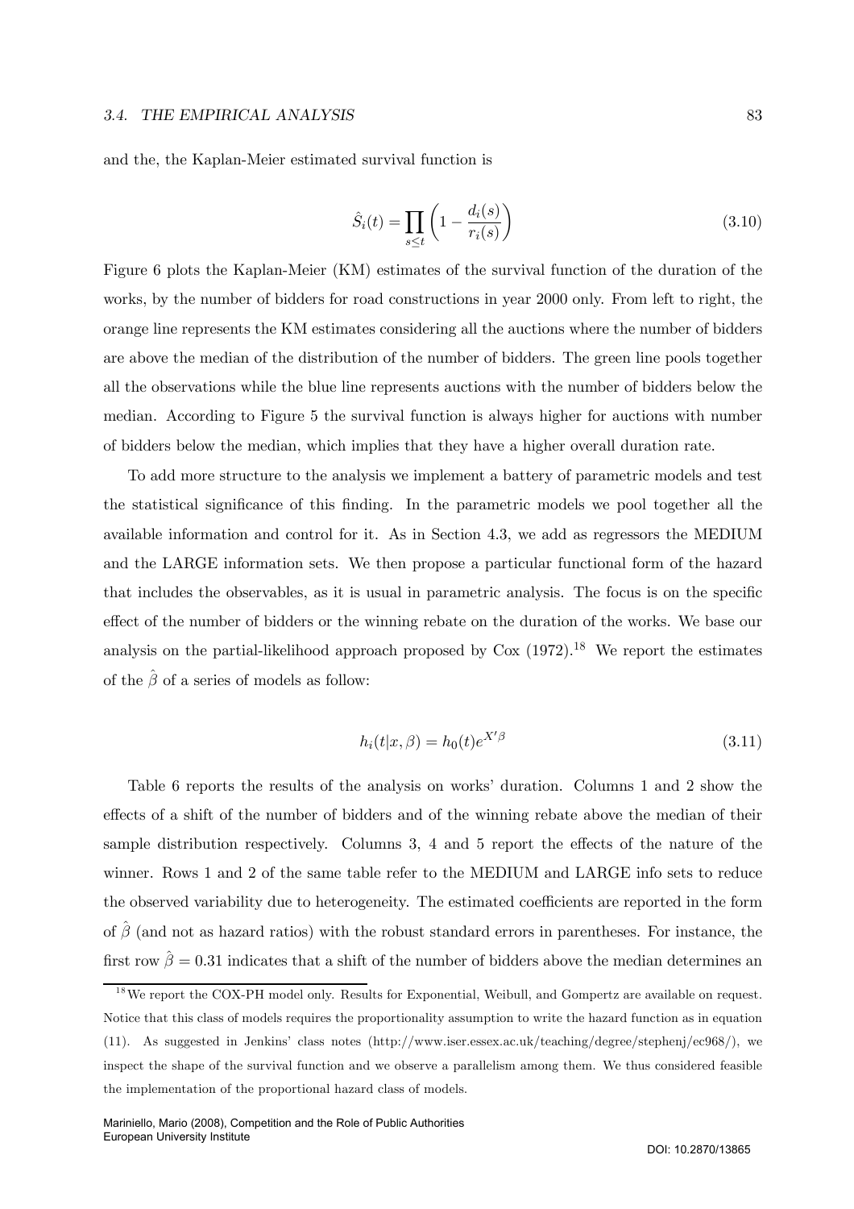and the, the Kaplan-Meier estimated survival function is

$$\hat{S}_i(t) = \prod_{s \leq t} \left(1 - \frac{d_i(s)}{r_i(s)}\right) \tag{3.10}$$

Figure 6 plots the Kaplan-Meier (KM) estimates of the survival function of the duration of the works, by the number of bidders for road constructions in year 2000 only. From left to right, the orange line represents the KM estimates considering all the auctions where the number of bidders are above the median of the distribution of the number of bidders. The green line pools together all the observations while the blue line represents auctions with the number of bidders below the median. According to Figure 5 the survival function is always higher for auctions with number of bidders below the median, which implies that they have a higher overall duration rate.

To add more structure to the analysis we implement a battery of parametric models and test the statistical significance of this finding. In the parametric models we pool together all the available information and control for it. As in Section 4.3, we add as regressors the MEDIUM and the LARGE information sets. We then propose a particular functional form of the hazard that includes the observables, as it is usual in parametric analysis. The focus is on the specific effect of the number of bidders or the winning rebate on the duration of the works. We base our analysis on the partial-likelihood approach proposed by Cox (1972).[18] We report the estimates of the $\hat{\beta}$ of a series of models as follow:

$$h_i(t|x, \beta) = h_0(t)e^{X'\beta} \tag{3.11}$$

Table 6 reports the results of the analysis on works' duration. Columns 1 and 2 show the effects of a shift of the number of bidders and of the winning rebate above the median of their sample distribution respectively. Columns 3, 4 and 5 report the effects of the nature of the winner. Rows 1 and 2 of the same table refer to the MEDIUM and LARGE info sets to reduce the observed variability due to heterogeneity. The estimated coefficients are reported in the form of $\hat{\beta}$ (and not as hazard ratios) with the robust standard errors in parentheses. For instance, the first row $\hat{\beta} = 0.31$ indicates that a shift of the number of bidders above the median determines an

[18] We report the COX-PH model only. Results for Exponential, Weibull, and Gompertz are available on request. Notice that this class of models requires the proportionality assumption to write the hazard function as in equation (11). As suggested in Jenkins' class notes (http://www.iser.essex.ac.uk/teaching/degree/stephenj/ec968/), we inspect the shape of the survival function and we observe a parallelism among them. We thus considered feasible the implementation of the proportional hazard class of models.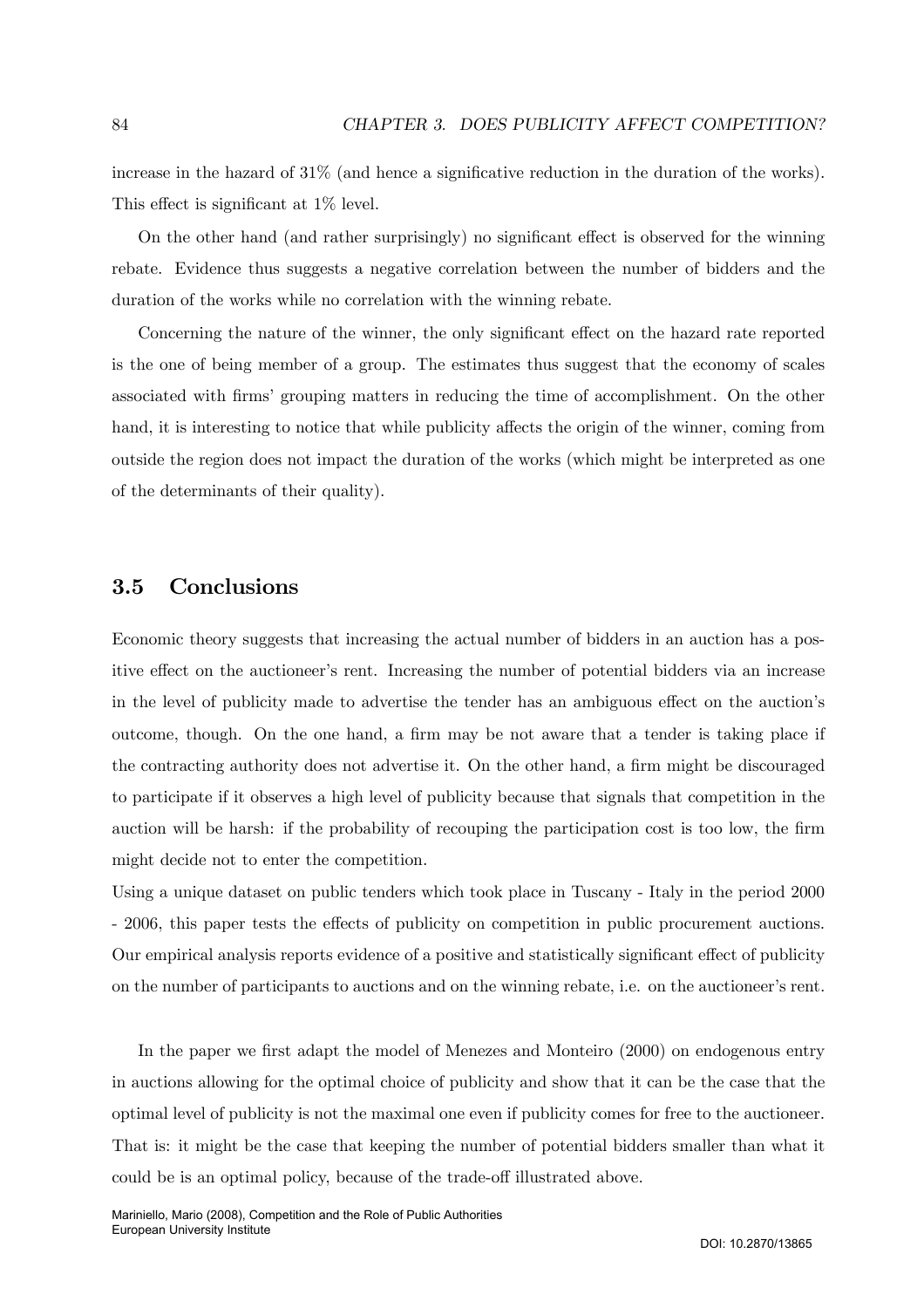increase in the hazard of 31% (and hence a significative reduction in the duration of the works). This effect is significant at 1% level.

On the other hand (and rather surprisingly) no significant effect is observed for the winning rebate. Evidence thus suggests a negative correlation between the number of bidders and the duration of the works while no correlation with the winning rebate.

Concerning the nature of the winner, the only significant effect on the hazard rate reported is the one of being member of a group. The estimates thus suggest that the economy of scales associated with firms' grouping matters in reducing the time of accomplishment. On the other hand, it is interesting to notice that while publicity affects the origin of the winner, coming from outside the region does not impact the duration of the works (which might be interpreted as one of the determinants of their quality).

## 3.5 Conclusions

Economic theory suggests that increasing the actual number of bidders in an auction has a positive effect on the auctioneer's rent. Increasing the number of potential bidders via an increase in the level of publicity made to advertise the tender has an ambiguous effect on the auction's outcome, though. On the one hand, a firm may be not aware that a tender is taking place if the contracting authority does not advertise it. On the other hand, a firm might be discouraged to participate if it observes a high level of publicity because that signals that competition in the auction will be harsh: if the probability of recouping the participation cost is too low, the firm might decide not to enter the competition.

Using a unique dataset on public tenders which took place in Tuscany - Italy in the period 2000 - 2006, this paper tests the effects of publicity on competition in public procurement auctions. Our empirical analysis reports evidence of a positive and statistically significant effect of publicity on the number of participants to auctions and on the winning rebate, i.e. on the auctioneer's rent.

In the paper we first adapt the model of Menezes and Monteiro (2000) on endogenous entry in auctions allowing for the optimal choice of publicity and show that it can be the case that the optimal level of publicity is not the maximal one even if publicity comes for free to the auctioneer. That is: it might be the case that keeping the number of potential bidders smaller than what it could be is an optimal policy, because of the trade-off illustrated above.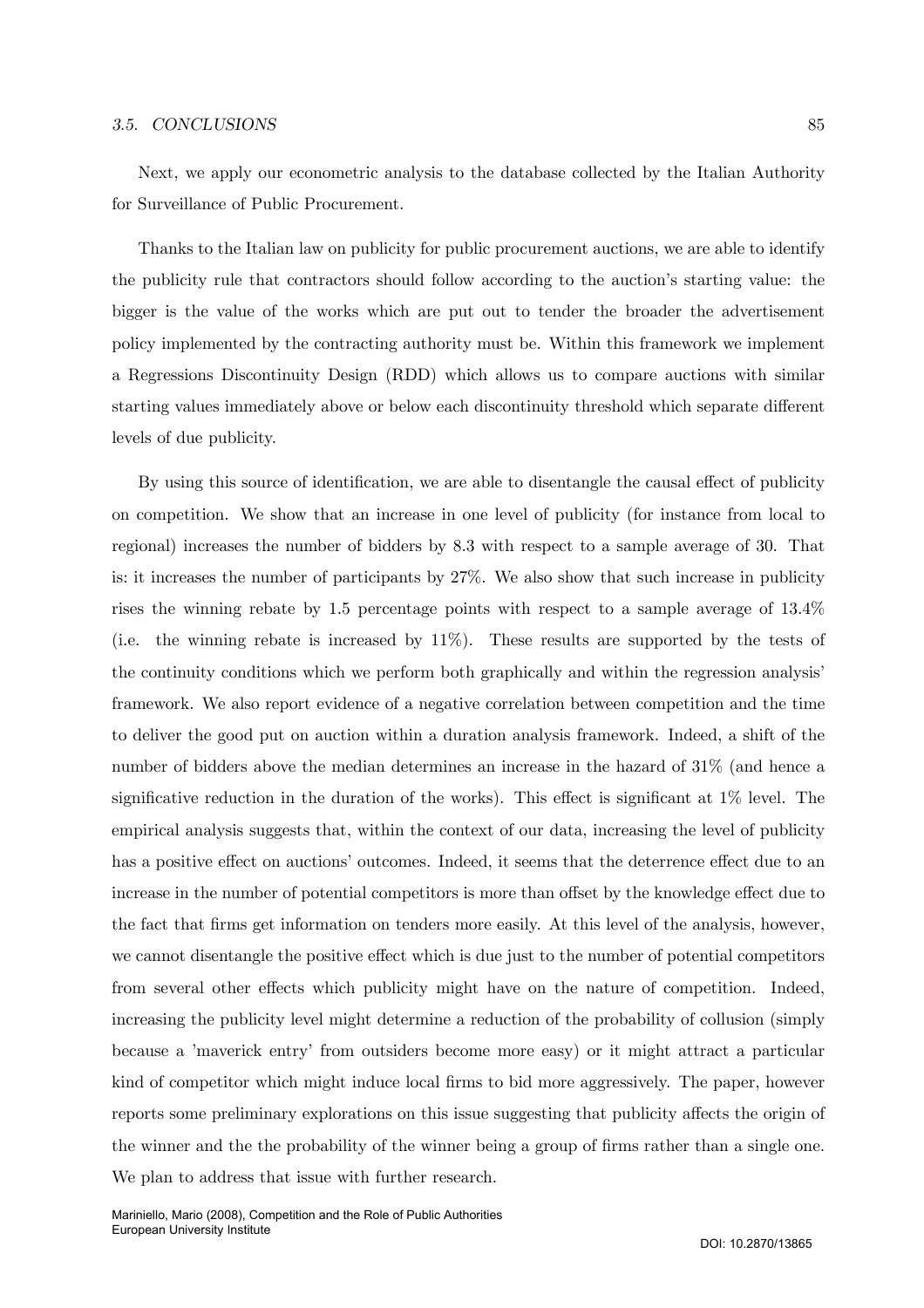Next, we apply our econometric analysis to the database collected by the Italian Authority for Surveillance of Public Procurement.

Thanks to the Italian law on publicity for public procurement auctions, we are able to identify the publicity rule that contractors should follow according to the auction's starting value: the bigger is the value of the works which are put out to tender the broader the advertisement policy implemented by the contracting authority must be. Within this framework we implement a Regressions Discontinuity Design (RDD) which allows us to compare auctions with similar starting values immediately above or below each discontinuity threshold which separate different levels of due publicity.

By using this source of identification, we are able to disentangle the causal effect of publicity on competition. We show that an increase in one level of publicity (for instance from local to regional) increases the number of bidders by 8.3 with respect to a sample average of 30. That is: it increases the number of participants by 27%. We also show that such increase in publicity rises the winning rebate by 1.5 percentage points with respect to a sample average of 13.4% (i.e. the winning rebate is increased by 11%). These results are supported by the tests of the continuity conditions which we perform both graphically and within the regression analysis' framework. We also report evidence of a negative correlation between competition and the time to deliver the good put on auction within a duration analysis framework. Indeed, a shift of the number of bidders above the median determines an increase in the hazard of 31% (and hence a significative reduction in the duration of the works). This effect is significant at 1% level. The empirical analysis suggests that, within the context of our data, increasing the level of publicity has a positive effect on auctions' outcomes. Indeed, it seems that the deterrence effect due to an increase in the number of potential competitors is more than offset by the knowledge effect due to the fact that firms get information on tenders more easily. At this level of the analysis, however, we cannot disentangle the positive effect which is due just to the number of potential competitors from several other effects which publicity might have on the nature of competition. Indeed, increasing the publicity level might determine a reduction of the probability of collusion (simply because a 'maverick entry' from outsiders become more easy) or it might attract a particular kind of competitor which might induce local firms to bid more aggressively. The paper, however reports some preliminary explorations on this issue suggesting that publicity affects the origin of the winner and the the probability of the winner being a group of firms rather than a single one. We plan to address that issue with further research.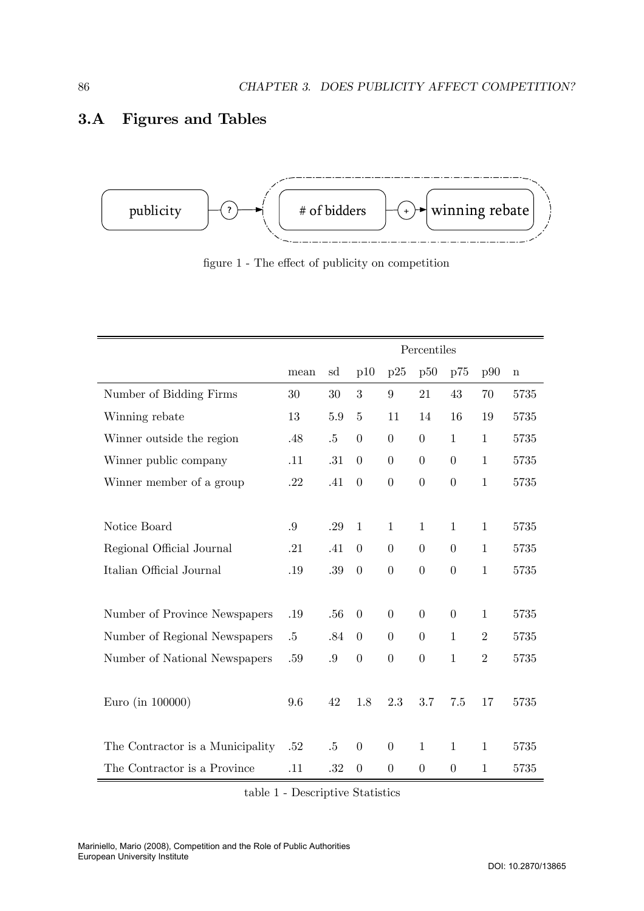## 3.A Figures and Tables

figure 1 - The effect of publicity on competition

| | | | Percentiles | | | | | |
|---|---|---|---|---|---|---|---|---|
| | mean | sd | p10 | p25 | p50 | p75 | p90 | n |
| Number of Bidding Firms | 30 | 30 | 3 | 9 | 21 | 43 | 70 | 5735 |
| Winning rebate | 13 | 5.9 | 5 | 11 | 14 | 16 | 19 | 5735 |
| Winner outside the region | .48 | .5 | 0 | 0 | 0 | 1 | 1 | 5735 |
| Winner public company | .11 | .31 | 0 | 0 | 0 | 0 | 1 | 5735 |
| Winner member of a group | .22 | .41 | 0 | 0 | 0 | 0 | 1 | 5735 |
| Notice Board | .9 | .29 | 1 | 1 | 1 | 1 | 1 | 5735 |
| Regional Official Journal | .21 | .41 | 0 | 0 | 0 | 0 | 1 | 5735 |
| Italian Official Journal | .19 | .39 | 0 | 0 | 0 | 0 | 1 | 5735 |
| Number of Province Newspapers | .19 | .56 | 0 | 0 | 0 | 0 | 1 | 5735 |
| Number of Regional Newspapers | .5 | .84 | 0 | 0 | 0 | 1 | 2 | 5735 |
| Number of National Newspapers | .59 | .9 | 0 | 0 | 0 | 1 | 2 | 5735 |
| Euro (in 100000) | 9.6 | 42 | 1.8 | 2.3 | 3.7 | 7.5 | 17 | 5735 |
| The Contractor is a Municipality | .52 | .5 | 0 | 0 | 1 | 1 | 1 | 5735 |
| The Contractor is a Province | .11 | .32 | 0 | 0 | 0 | 0 | 1 | 5735 |

table 1 - Descriptive Statistics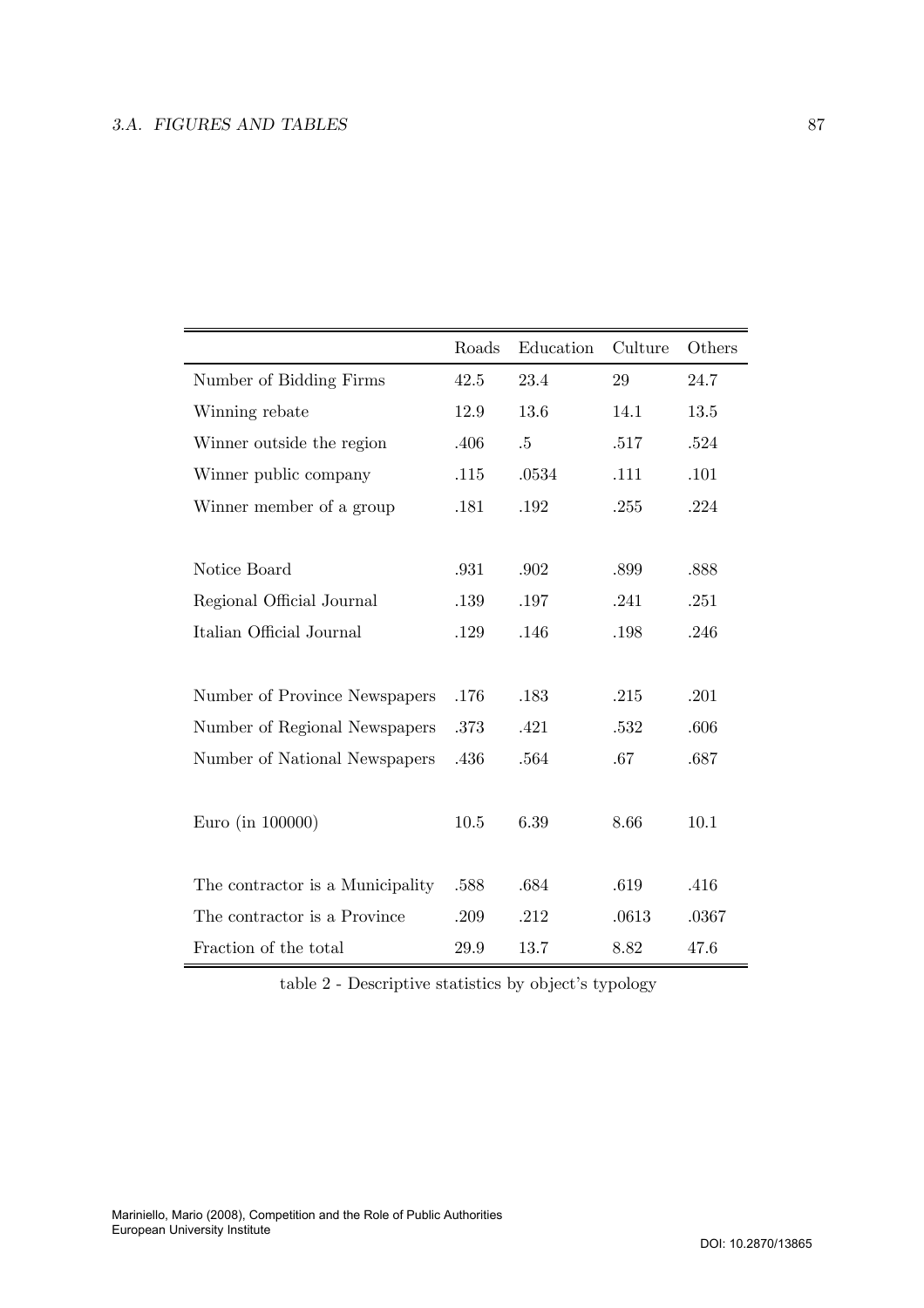| | Roads | Education | Culture | Others |
|---|---|---|---|---|
| Number of Bidding Firms | 42.5 | 23.4 | 29 | 24.7 |
| Winning rebate | 12.9 | 13.6 | 14.1 | 13.5 |
| Winner outside the region | .406 | .5 | .517 | .524 |
| Winner public company | .115 | .0534 | .111 | .101 |
| Winner member of a group | .181 | .192 | .255 | .224 |
| | | | | |
| Notice Board | .931 | .902 | .899 | .888 |
| Regional Official Journal | .139 | .197 | .241 | .251 |
| Italian Official Journal | .129 | .146 | .198 | .246 |
| | | | | |
| Number of Province Newspapers | .176 | .183 | .215 | .201 |
| Number of Regional Newspapers | .373 | .421 | .532 | .606 |
| Number of National Newspapers | .436 | .564 | .67 | .687 |
| | | | | |
| Euro (in 100000) | 10.5 | 6.39 | 8.66 | 10.1 |
| | | | | |
| The contractor is a Municipality | .588 | .684 | .619 | .416 |
| The contractor is a Province | .209 | .212 | .0613 | .0367 |
| Fraction of the total | 29.9 | 13.7 | 8.82 | 47.6 |

table 2 - Descriptive statistics by object's typology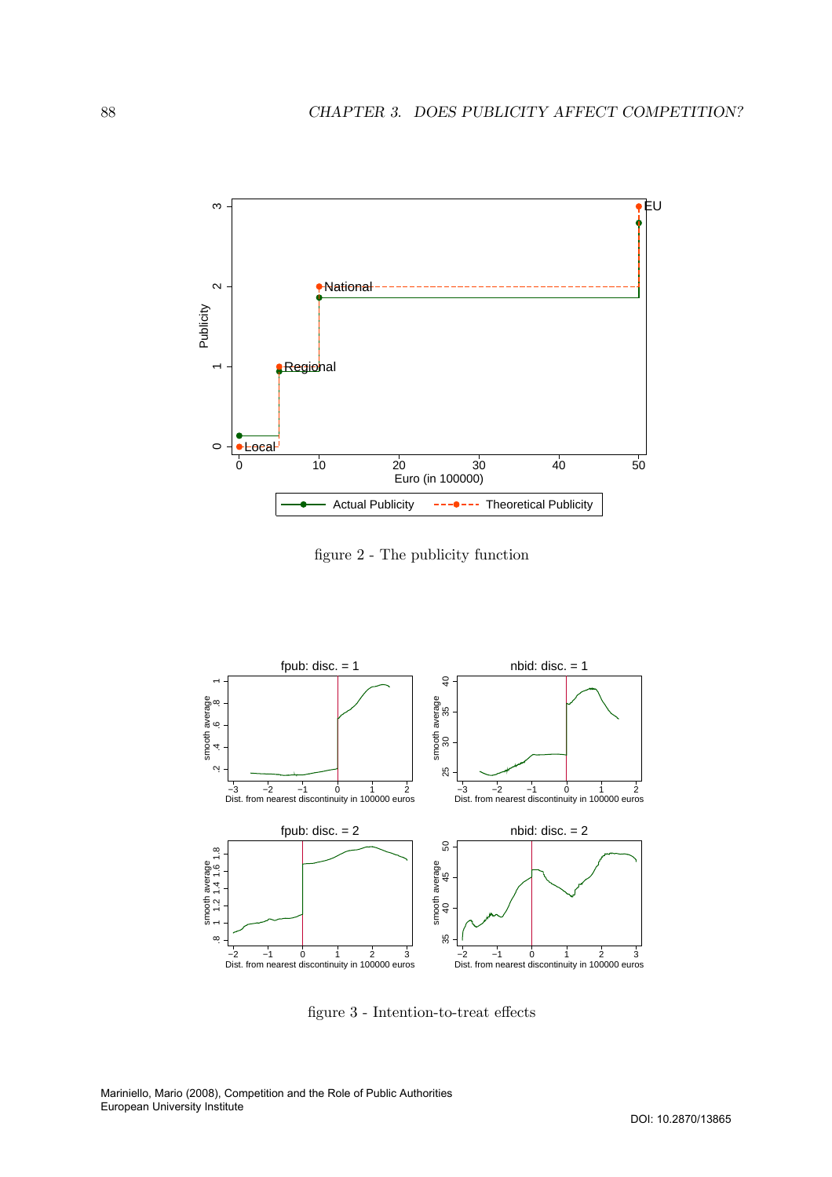figure 2 - The publicity function

figure 3 - Intention-to-treat effects

Mariniello, Mario (2008), Competition and the Role of Public Authorities
European University Institute

DOI: 10.2870/13865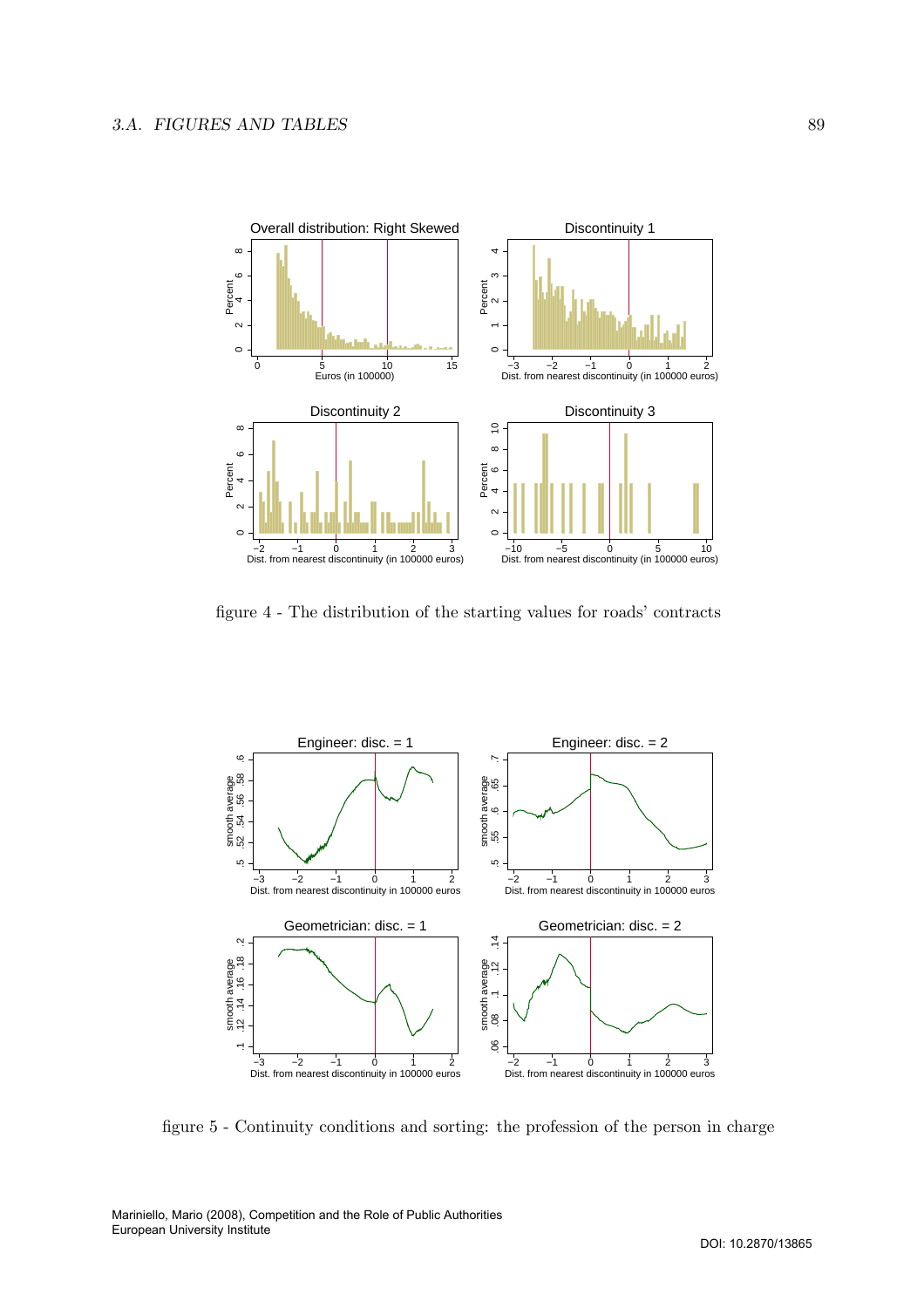figure 4 - The distribution of the starting values for roads' contracts

figure 5 - Continuity conditions and sorting: the profession of the person in charge

Mariniello, Mario (2008), Competition and the Role of Public Authorities
European University Institute

DOI: 10.2870/13865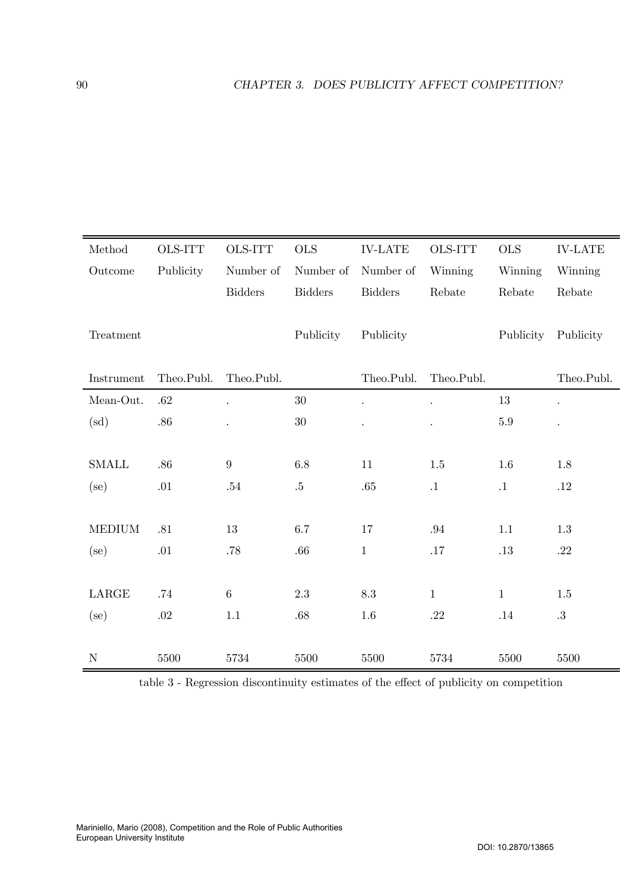| Method | OLS-ITT | OLS-ITT | OLS | IV-LATE | OLS-ITT | OLS | IV-LATE |
|---|---|---|---|---|---|---|---|
| Outcome | Publicity | Number of Bidders | Number of Bidders | Number of Bidders | Winning Rebate | Winning Rebate | Winning Rebate |
| Treatment | | | Publicity | Publicity | | Publicity | Publicity |
| Instrument | Theo.Publ. | Theo.Publ. | | Theo.Publ. | Theo.Publ. | | Theo.Publ. |
| Mean-Out. | .62 | . | 30 | . | . | 13 | . |
| (sd) | .86 | . | 30 | . | . | 5.9 | . |
| SMALL | .86 | 9 | 6.8 | 11 | 1.5 | 1.6 | 1.8 |
| (se) | .01 | .54 | .5 | .65 | .1 | .1 | .12 |
| MEDIUM | .81 | 13 | 6.7 | 17 | .94 | 1.1 | 1.3 |
| (se) | .01 | .78 | .66 | 1 | .17 | .13 | .22 |
| LARGE | .74 | 6 | 2.3 | 8.3 | 1 | 1 | 1.5 |
| (se) | .02 | 1.1 | .68 | 1.6 | .22 | .14 | .3 |
| N | 5500 | 5734 | 5500 | 5500 | 5734 | 5500 | 5500 |

table 3 - Regression discontinuity estimates of the effect of publicity on competition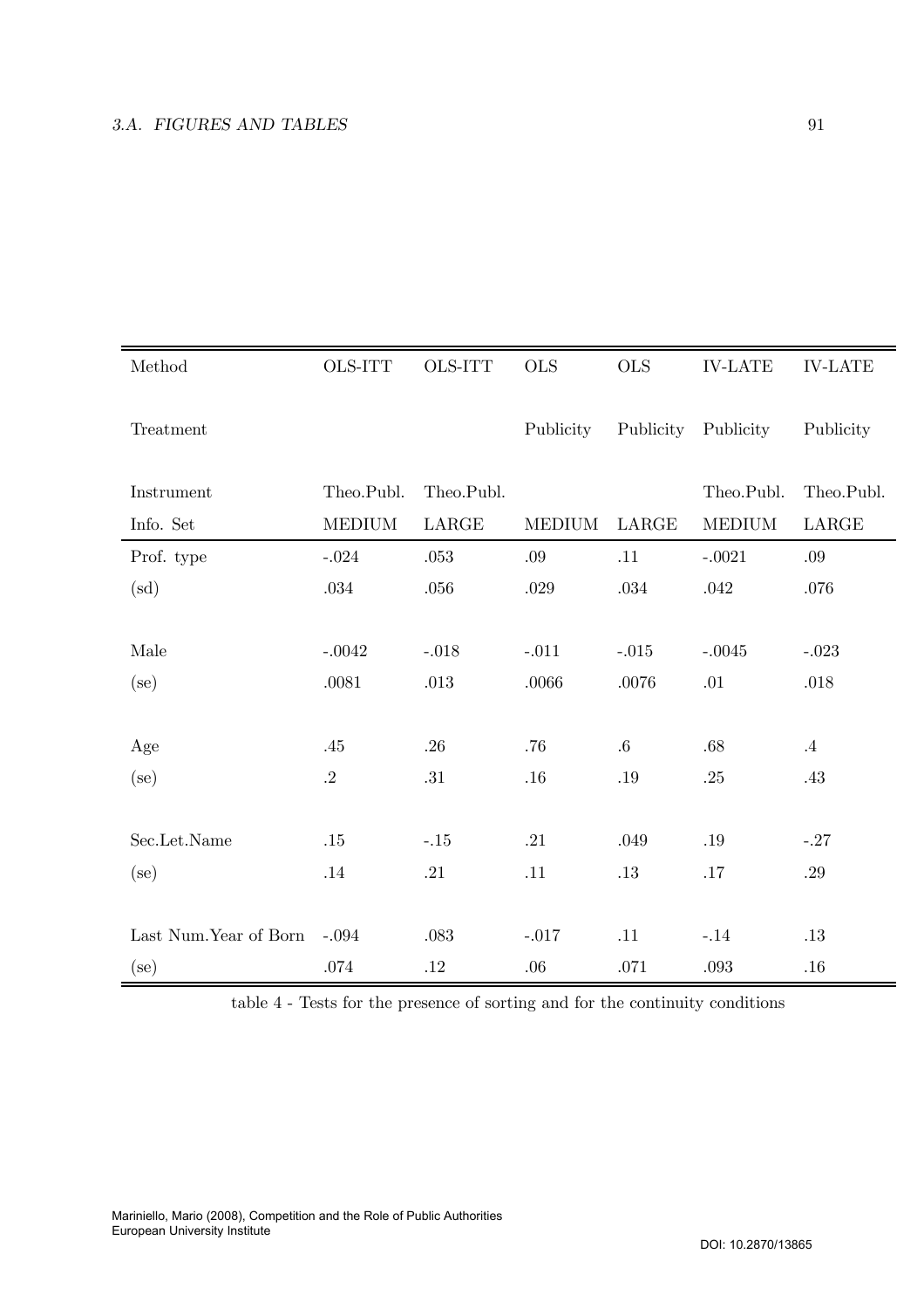| Method | OLS-ITT | OLS-ITT | OLS | OLS | IV-LATE | IV-LATE |
|---|---|---|---|---|---|---|
| Treatment | | | Publicity | Publicity | Publicity | Publicity |
| Instrument | Theo.Publ. | Theo.Publ. | | | Theo.Publ. | Theo.Publ. |
| Info. Set | MEDIUM | LARGE | MEDIUM | LARGE | MEDIUM | LARGE |
| Prof. type | -.024 | .053 | .09 | .11 | -.0021 | .09 |
| (sd) | .034 | .056 | .029 | .034 | .042 | .076 |
| Male | -.0042 | -.018 | -.011 | -.015 | -.0045 | -.023 |
| (se) | .0081 | .013 | .0066 | .0076 | .01 | .018 |
| Age | .45 | .26 | .76 | .6 | .68 | .4 |
| (se) | .2 | .31 | .16 | .19 | .25 | .43 |
| Sec.Let.Name | .15 | -.15 | .21 | .049 | .19 | -.27 |
| (se) | .14 | .21 | .11 | .13 | .17 | .29 |
| Last Num.Year of Born | -.094 | .083 | -.017 | .11 | -.14 | .13 |
| (se) | .074 | .12 | .06 | .071 | .093 | .16 |

table 4 - Tests for the presence of sorting and for the continuity conditions

Mariniello, Mario (2008), Competition and the Role of Public Authorities
European University Institute

DOI: 10.2870/13865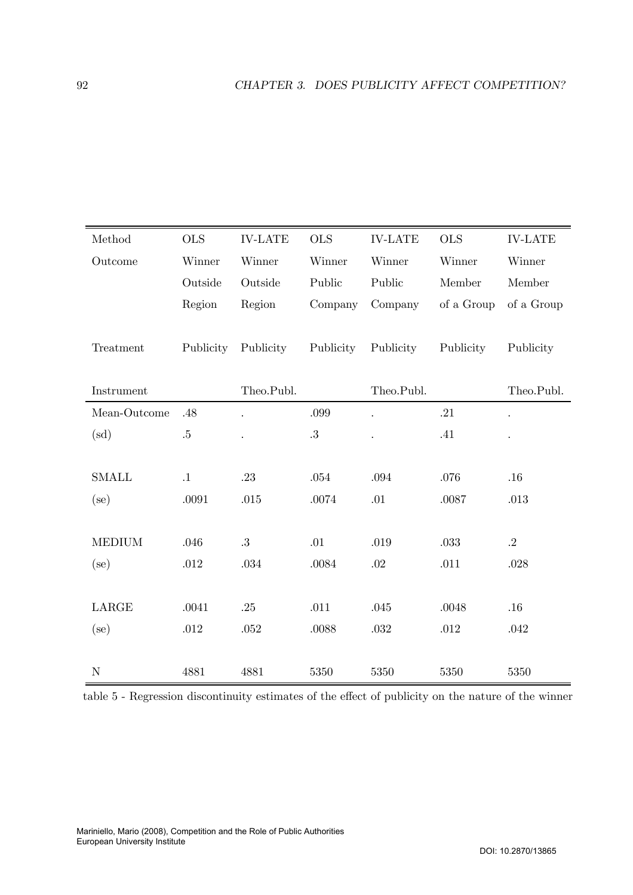| Method | OLS | IV-LATE | OLS | IV-LATE | OLS | IV-LATE |
|---|---|---|---|---|---|---|
| Outcome | Winner Outside Region | Winner Outside Region | Winner Public Company | Winner Public Company | Winner Member of a Group | Winner Member of a Group |
| Treatment | Publicity | Publicity | Publicity | Publicity | Publicity | Publicity |
| Instrument | | Theo.Publ. | | Theo.Publ. | | Theo.Publ. |
| Mean-Outcome | .48 | . | .099 | . | .21 | . |
| (sd) | .5 | . | .3 | . | .41 | . |
| SMALL | .1 | .23 | .054 | .094 | .076 | .16 |
| (se) | .0091 | .015 | .0074 | .01 | .0087 | .013 |
| MEDIUM | .046 | .3 | .01 | .019 | .033 | .2 |
| (se) | .012 | .034 | .0084 | .02 | .011 | .028 |
| LARGE | .0041 | .25 | .011 | .045 | .0048 | .16 |
| (se) | .012 | .052 | .0088 | .032 | .012 | .042 |
| N | 4881 | 4881 | 5350 | 5350 | 5350 | 5350 |

table 5 - Regression discontinuity estimates of the effect of publicity on the nature of the winner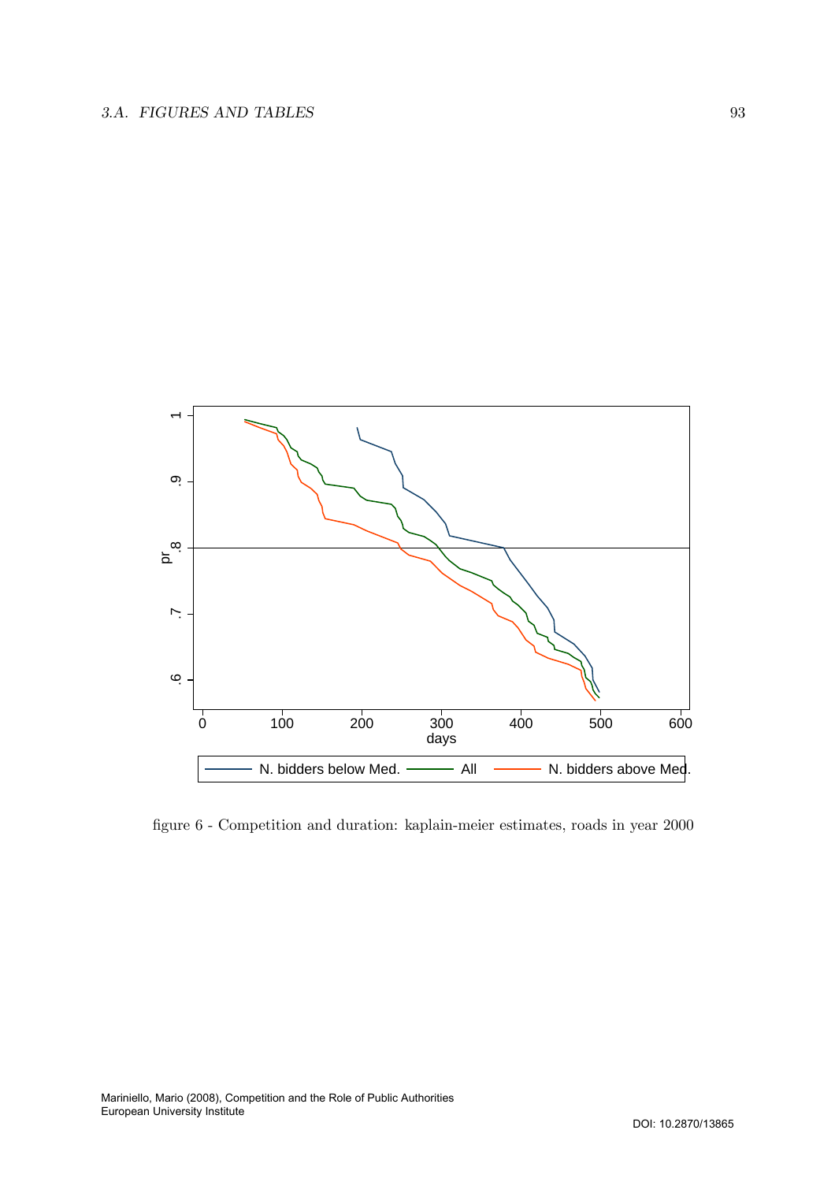figure 6 - Competition and duration: kaplain-meier estimates, roads in year 2000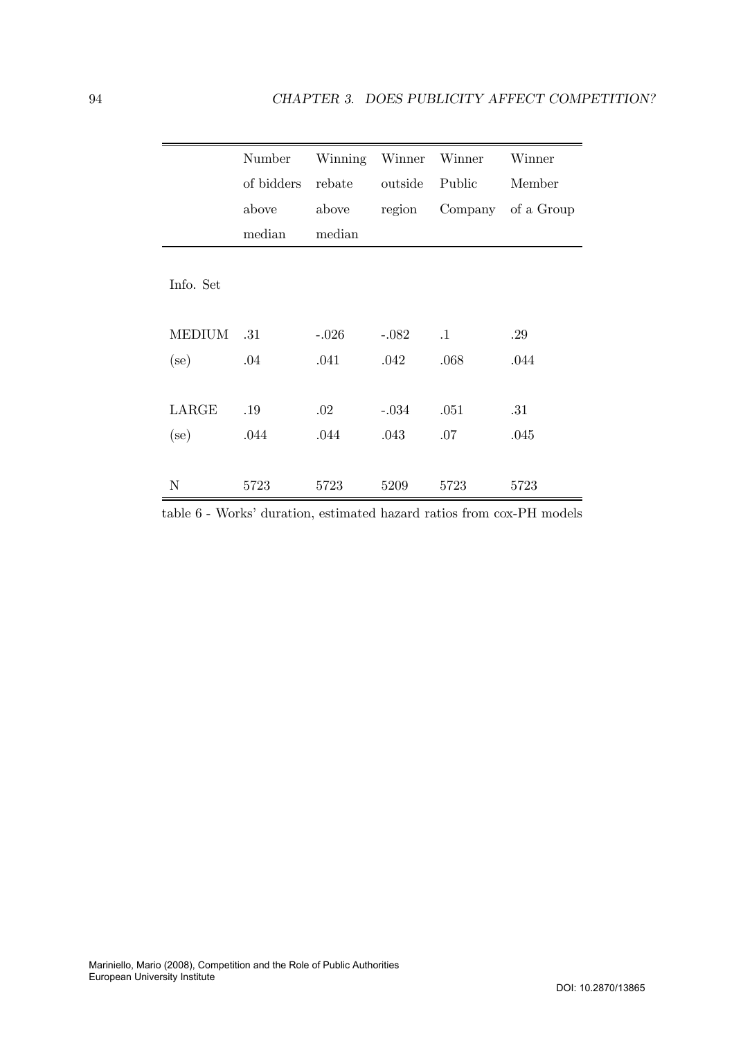| | Number of bidders above median | Winning rebate above median | Winner outside region | Winner Public Company | Winner Member of a Group |
|---|---|---|---|---|---|
| Info. Set | | | | | |
| MEDIUM | .31 | -.026 | -.082 | .1 | .29 |
| (se) | .04 | .041 | .042 | .068 | .044 |
| LARGE | .19 | .02 | -.034 | .051 | .31 |
| (se) | .044 | .044 | .043 | .07 | .045 |
| N | 5723 | 5723 | 5209 | 5723 | 5723 |

table 6 - Works' duration, estimated hazard ratios from cox-PH models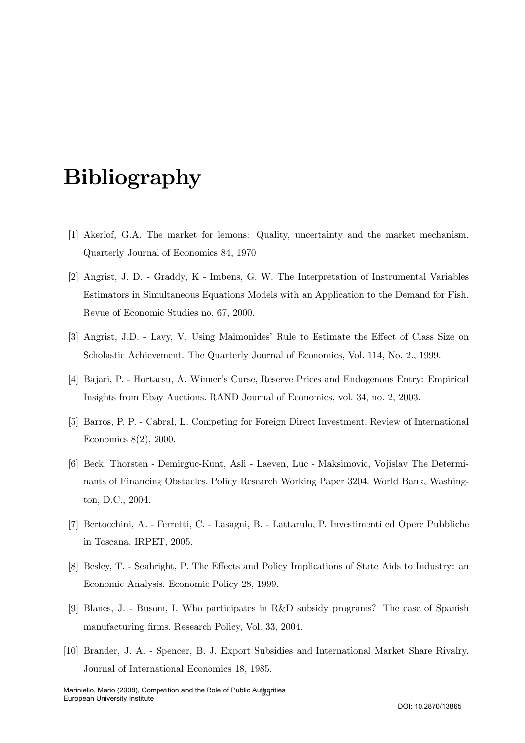# Bibliography

[1] Akerlof, G.A. The market for lemons: Quality, uncertainty and the market mechanism. Quarterly Journal of Economics 84, 1970

[2] Angrist, J. D. - Graddy, K - Imbens, G. W. The Interpretation of Instrumental Variables Estimators in Simultaneous Equations Models with an Application to the Demand for Fish. Revue of Economic Studies no. 67, 2000.

[3] Angrist, J.D. - Lavy, V. Using Maimonides' Rule to Estimate the Effect of Class Size on Scholastic Achievement. The Quarterly Journal of Economics, Vol. 114, No. 2., 1999.

[4] Bajari, P. - Hortacsu, A. Winner's Curse, Reserve Prices and Endogenous Entry: Empirical Insights from Ebay Auctions. RAND Journal of Economics, vol. 34, no. 2, 2003.

[5] Barros, P. P. - Cabral, L. Competing for Foreign Direct Investment. Review of International Economics 8(2), 2000.

[6] Beck, Thorsten - Demirguc-Kunt, Asli - Laeven, Luc - Maksimovic, Vojislav The Determinants of Financing Obstacles. Policy Research Working Paper 3204. World Bank, Washington, D.C., 2004.

[7] Bertocchini, A. - Ferretti, C. - Lasagni, B. - Lattarulo, P. Investimenti ed Opere Pubbliche in Toscana. IRPET, 2005.

[8] Besley, T. - Seabright, P. The Effects and Policy Implications of State Aids to Industry: an Economic Analysis. Economic Policy 28, 1999.

[9] Blanes, J. - Busom, I. Who participates in R&D subsidy programs? The case of Spanish manufacturing firms. Research Policy, Vol. 33, 2004.

[10] Brander, J. A. - Spencer, B. J. Export Subsidies and International Market Share Rivalry. Journal of International Economics 18, 1985.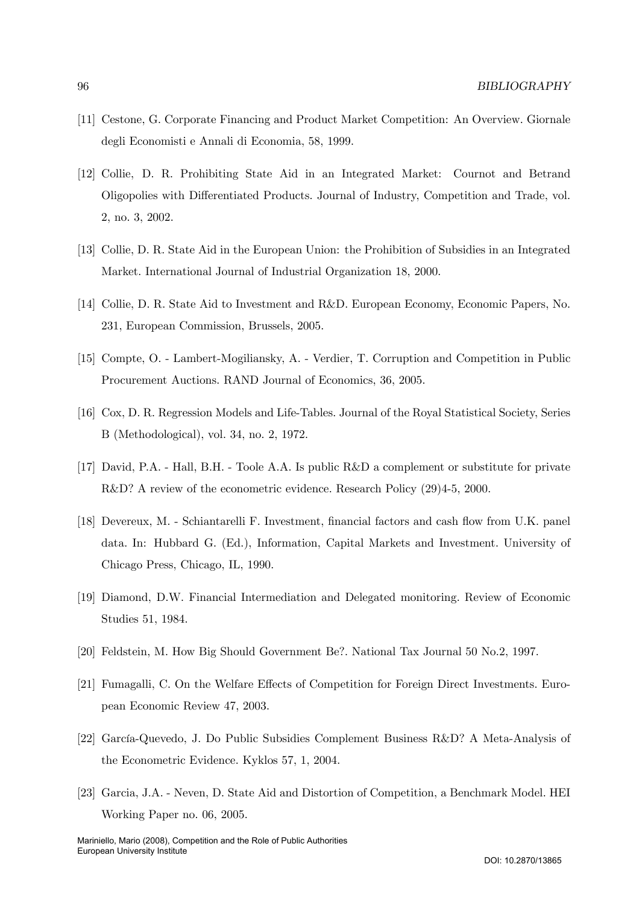[11] Cestone, G. Corporate Financing and Product Market Competition: An Overview. Giornale degli Economisti e Annali di Economia, 58, 1999.

[12] Collie, D. R. Prohibiting State Aid in an Integrated Market: Cournot and Betrand Oligopolies with Differentiated Products. Journal of Industry, Competition and Trade, vol. 2, no. 3, 2002.

[13] Collie, D. R. State Aid in the European Union: the Prohibition of Subsidies in an Integrated Market. International Journal of Industrial Organization 18, 2000.

[14] Collie, D. R. State Aid to Investment and R&D. European Economy, Economic Papers, No. 231, European Commission, Brussels, 2005.

[15] Compte, O. - Lambert-Mogiliansky, A. - Verdier, T. Corruption and Competition in Public Procurement Auctions. RAND Journal of Economics, 36, 2005.

[16] Cox, D. R. Regression Models and Life-Tables. Journal of the Royal Statistical Society, Series B (Methodological), vol. 34, no. 2, 1972.

[17] David, P.A. - Hall, B.H. - Toole A.A. Is public R&D a complement or substitute for private R&D? A review of the econometric evidence. Research Policy (29)4-5, 2000.

[18] Devereux, M. - Schiantarelli F. Investment, financial factors and cash flow from U.K. panel data. In: Hubbard G. (Ed.), Information, Capital Markets and Investment. University of Chicago Press, Chicago, IL, 1990.

[19] Diamond, D.W. Financial Intermediation and Delegated monitoring. Review of Economic Studies 51, 1984.

[20] Feldstein, M. How Big Should Government Be?. National Tax Journal 50 No.2, 1997.

[21] Fumagalli, C. On the Welfare Effects of Competition for Foreign Direct Investments. European Economic Review 47, 2003.

[22] García-Quevedo, J. Do Public Subsidies Complement Business R&D? A Meta-Analysis of the Econometric Evidence. Kyklos 57, 1, 2004.

[23] Garcia, J.A. - Neven, D. State Aid and Distortion of Competition, a Benchmark Model. HEI Working Paper no. 06, 2005.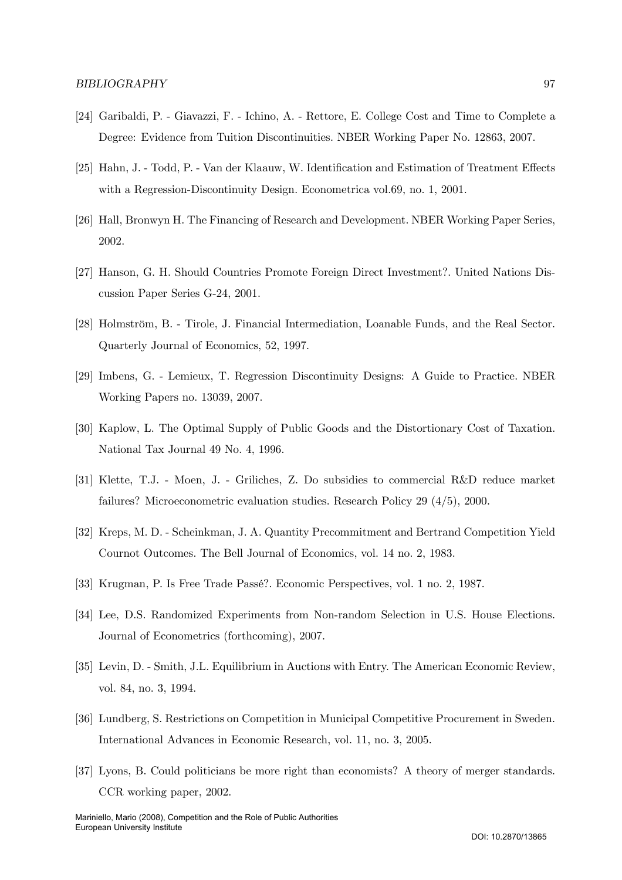[24] Garibaldi, P. - Giavazzi, F. - Ichino, A. - Rettore, E. College Cost and Time to Complete a Degree: Evidence from Tuition Discontinuities. NBER Working Paper No. 12863, 2007.

[25] Hahn, J. - Todd, P. - Van der Klaauw, W. Identification and Estimation of Treatment Effects with a Regression-Discontinuity Design. Econometrica vol.69, no. 1, 2001.

[26] Hall, Bronwyn H. The Financing of Research and Development. NBER Working Paper Series, 2002.

[27] Hanson, G. H. Should Countries Promote Foreign Direct Investment?. United Nations Discussion Paper Series G-24, 2001.

[28] Holmström, B. - Tirole, J. Financial Intermediation, Loanable Funds, and the Real Sector. Quarterly Journal of Economics, 52, 1997.

[29] Imbens, G. - Lemieux, T. Regression Discontinuity Designs: A Guide to Practice. NBER Working Papers no. 13039, 2007.

[30] Kaplow, L. The Optimal Supply of Public Goods and the Distortionary Cost of Taxation. National Tax Journal 49 No. 4, 1996.

[31] Klette, T.J. - Moen, J. - Griliches, Z. Do subsidies to commercial R&D reduce market failures? Microeconometric evaluation studies. Research Policy 29 (4/5), 2000.

[32] Kreps, M. D. - Scheinkman, J. A. Quantity Precommitment and Bertrand Competition Yield Cournot Outcomes. The Bell Journal of Economics, vol. 14 no. 2, 1983.

[33] Krugman, P. Is Free Trade Passé?. Economic Perspectives, vol. 1 no. 2, 1987.

[34] Lee, D.S. Randomized Experiments from Non-random Selection in U.S. House Elections. Journal of Econometrics (forthcoming), 2007.

[35] Levin, D. - Smith, J.L. Equilibrium in Auctions with Entry. The American Economic Review, vol. 84, no. 3, 1994.

[36] Lundberg, S. Restrictions on Competition in Municipal Competitive Procurement in Sweden. International Advances in Economic Research, vol. 11, no. 3, 2005.

[37] Lyons, B. Could politicians be more right than economists? A theory of merger standards. CCR working paper, 2002.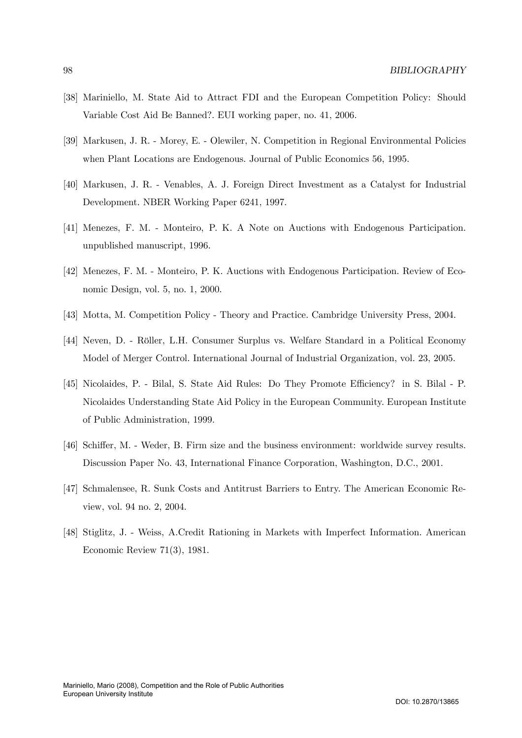[38] Mariniello, M. State Aid to Attract FDI and the European Competition Policy: Should Variable Cost Aid Be Banned?. EUI working paper, no. 41, 2006.

[39] Markusen, J. R. - Morey, E. - Olewiler, N. Competition in Regional Environmental Policies when Plant Locations are Endogenous. Journal of Public Economics 56, 1995.

[40] Markusen, J. R. - Venables, A. J. Foreign Direct Investment as a Catalyst for Industrial Development. NBER Working Paper 6241, 1997.

[41] Menezes, F. M. - Monteiro, P. K. A Note on Auctions with Endogenous Participation. unpublished manuscript, 1996.

[42] Menezes, F. M. - Monteiro, P. K. Auctions with Endogenous Participation. Review of Economic Design, vol. 5, no. 1, 2000.

[43] Motta, M. Competition Policy - Theory and Practice. Cambridge University Press, 2004.

[44] Neven, D. - Röller, L.H. Consumer Surplus vs. Welfare Standard in a Political Economy Model of Merger Control. International Journal of Industrial Organization, vol. 23, 2005.

[45] Nicolaides, P. - Bilal, S. State Aid Rules: Do They Promote Efficiency? in S. Bilal - P. Nicolaides Understanding State Aid Policy in the European Community. European Institute of Public Administration, 1999.

[46] Schiffer, M. - Weder, B. Firm size and the business environment: worldwide survey results. Discussion Paper No. 43, International Finance Corporation, Washington, D.C., 2001.

[47] Schmalensee, R. Sunk Costs and Antitrust Barriers to Entry. The American Economic Review, vol. 94 no. 2, 2004.

[48] Stiglitz, J. - Weiss, A.Credit Rationing in Markets with Imperfect Information. American Economic Review 71(3), 1981.